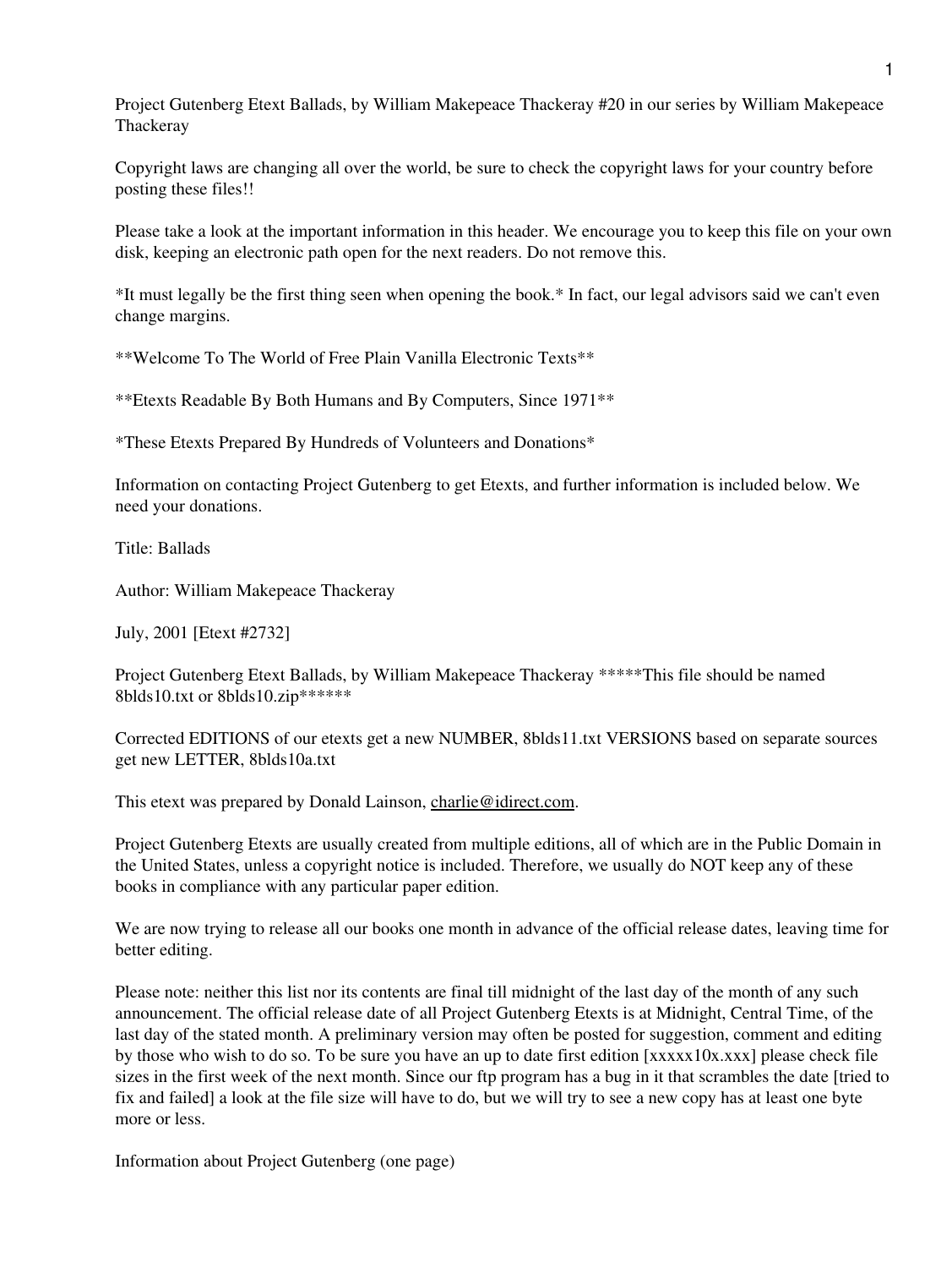Project Gutenberg Etext Ballads, by William Makepeace Thackeray #20 in our series by William Makepeace Thackeray

Copyright laws are changing all over the world, be sure to check the copyright laws for your country before posting these files!!

Please take a look at the important information in this header. We encourage you to keep this file on your own disk, keeping an electronic path open for the next readers. Do not remove this.

*It must legally be the first thing seen when opening the book.* In fact, our legal advisors said we can't even change margins.

**Welcome To The World of Free Plain Vanilla Electronic Texts**

**Etexts Readable By Both Humans and By Computers, Since 1971**

*These Etexts Prepared By Hundreds of Volunteers and Donations*

Information on contacting Project Gutenberg to get Etexts, and further information is included below. We need your donations.

Title: Ballads

Author: William Makepeace Thackeray

July, 2001 [Etext #2732]

Project Gutenberg Etext Ballads, by William Makepeace Thackeray *****This file should be named 8blds10.txt or 8blds10.zip******

Corrected EDITIONS of our etexts get a new NUMBER, 8blds11.txt VERSIONS based on separate sources get new LETTER, 8blds10a.txt

This etext was prepared by Donald Lainson, charlie@idirect.com.

Project Gutenberg Etexts are usually created from multiple editions, all of which are in the Public Domain in the United States, unless a copyright notice is included. Therefore, we usually do NOT keep any of these books in compliance with any particular paper edition.

We are now trying to release all our books one month in advance of the official release dates, leaving time for better editing.

Please note: neither this list nor its contents are final till midnight of the last day of the month of any such announcement. The official release date of all Project Gutenberg Etexts is at Midnight, Central Time, of the last day of the stated month. A preliminary version may often be posted for suggestion, comment and editing by those who wish to do so. To be sure you have an up to date first edition [xxxxx10x.xxx] please check file sizes in the first week of the next month. Since our ftp program has a bug in it that scrambles the date [tried to fix and failed] a look at the file size will have to do, but we will try to see a new copy has at least one byte more or less.

Information about Project Gutenberg (one page)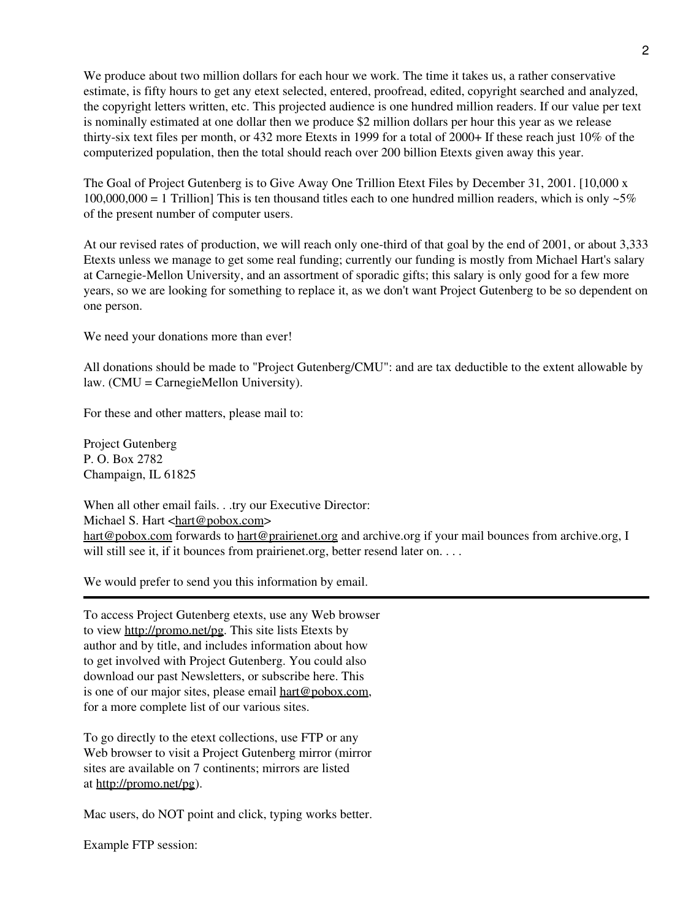We produce about two million dollars for each hour we work. The time it takes us, a rather conservative estimate, is fifty hours to get any etext selected, entered, proofread, edited, copyright searched and analyzed, the copyright letters written, etc. This projected audience is one hundred million readers. If our value per text is nominally estimated at one dollar then we produce $2 million dollars per hour this year as we release thirty-six text files per month, or 432 more Etexts in 1999 for a total of 2000+ If these reach just 10% of the computerized population, then the total should reach over 200 billion Etexts given away this year.

The Goal of Project Gutenberg is to Give Away One Trillion Etext Files by December 31, 2001. [10,000 x 100,000,000 = 1 Trillion] This is ten thousand titles each to one hundred million readers, which is only ~5% of the present number of computer users.

At our revised rates of production, we will reach only one-third of that goal by the end of 2001, or about 3,333 Etexts unless we manage to get some real funding; currently our funding is mostly from Michael Hart's salary at Carnegie-Mellon University, and an assortment of sporadic gifts; this salary is only good for a few more years, so we are looking for something to replace it, as we don't want Project Gutenberg to be so dependent on one person.

We need your donations more than ever!

All donations should be made to "Project Gutenberg/CMU": and are tax deductible to the extent allowable by law. (CMU = CarnegieMellon University).

For these and other matters, please mail to:

Project Gutenberg
P. O. Box 2782
Champaign, IL 61825

When all other email fails. . .try our Executive Director:
Michael S. Hart <hart@pobox.com>
hart@pobox.com forwards to hart@prairienet.org and archive.org if your mail bounces from archive.org, I will still see it, if it bounces from prairienet.org, better resend later on. . . .

We would prefer to send you this information by email.

---

To access Project Gutenberg etexts, use any Web browser to view http://promo.net/pg. This site lists Etexts by author and by title, and includes information about how to get involved with Project Gutenberg. You could also download our past Newsletters, or subscribe here. This is one of our major sites, please email hart@pobox.com, for a more complete list of our various sites.

To go directly to the etext collections, use FTP or any Web browser to visit a Project Gutenberg mirror (mirror sites are available on 7 continents; mirrors are listed at http://promo.net/pg).

Mac users, do NOT point and click, typing works better.

Example FTP session: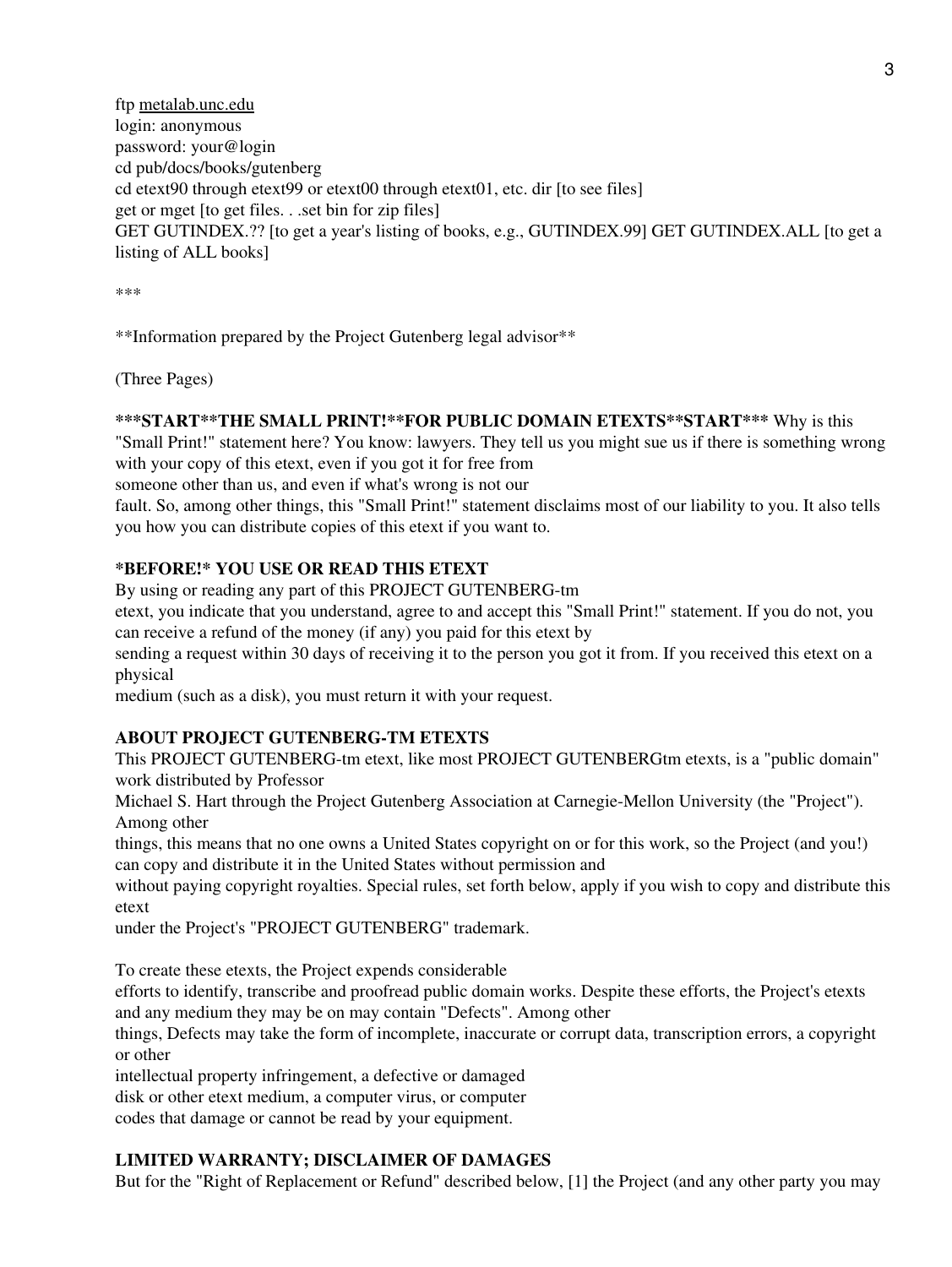ftp metalab.unc.edu
login: anonymous
password: your@login
cd pub/docs/books/gutenberg
cd etext90 through etext99 or etext00 through etext01, etc. dir [to see files]
get or mget [to get files. . .set bin for zip files]
GET GUTINDEX.?? [to get a year's listing of books, e.g., GUTINDEX.99] GET GUTINDEX.ALL [to get a listing of ALL books]

***

**Information prepared by the Project Gutenberg legal advisor**

(Three Pages)

**\*\*\*START\*\*THE SMALL PRINT!\*\*FOR PUBLIC DOMAIN ETEXTS\*\*START\*\*\*** Why is this "Small Print!" statement here? You know: lawyers. They tell us you might sue us if there is something wrong with your copy of this etext, even if you got it for free from someone other than us, and even if what's wrong is not our fault. So, among other things, this "Small Print!" statement disclaims most of our liability to you. It also tells you how you can distribute copies of this etext if you want to.

**\*BEFORE!\* YOU USE OR READ THIS ETEXT**

By using or reading any part of this PROJECT GUTENBERG-tm etext, you indicate that you understand, agree to and accept this "Small Print!" statement. If you do not, you can receive a refund of the money (if any) you paid for this etext by sending a request within 30 days of receiving it to the person you got it from. If you received this etext on a physical medium (such as a disk), you must return it with your request.

**ABOUT PROJECT GUTENBERG-TM ETEXTS**

This PROJECT GUTENBERG-tm etext, like most PROJECT GUTENBERGtm etexts, is a "public domain" work distributed by Professor Michael S. Hart through the Project Gutenberg Association at Carnegie-Mellon University (the "Project"). Among other things, this means that no one owns a United States copyright on or for this work, so the Project (and you!) can copy and distribute it in the United States without permission and without paying copyright royalties. Special rules, set forth below, apply if you wish to copy and distribute this etext under the Project's "PROJECT GUTENBERG" trademark.

To create these etexts, the Project expends considerable efforts to identify, transcribe and proofread public domain works. Despite these efforts, the Project's etexts and any medium they may be on may contain "Defects". Among other things, Defects may take the form of incomplete, inaccurate or corrupt data, transcription errors, a copyright or other intellectual property infringement, a defective or damaged disk or other etext medium, a computer virus, or computer codes that damage or cannot be read by your equipment.

**LIMITED WARRANTY; DISCLAIMER OF DAMAGES**

But for the "Right of Replacement or Refund" described below, [1] the Project (and any other party you may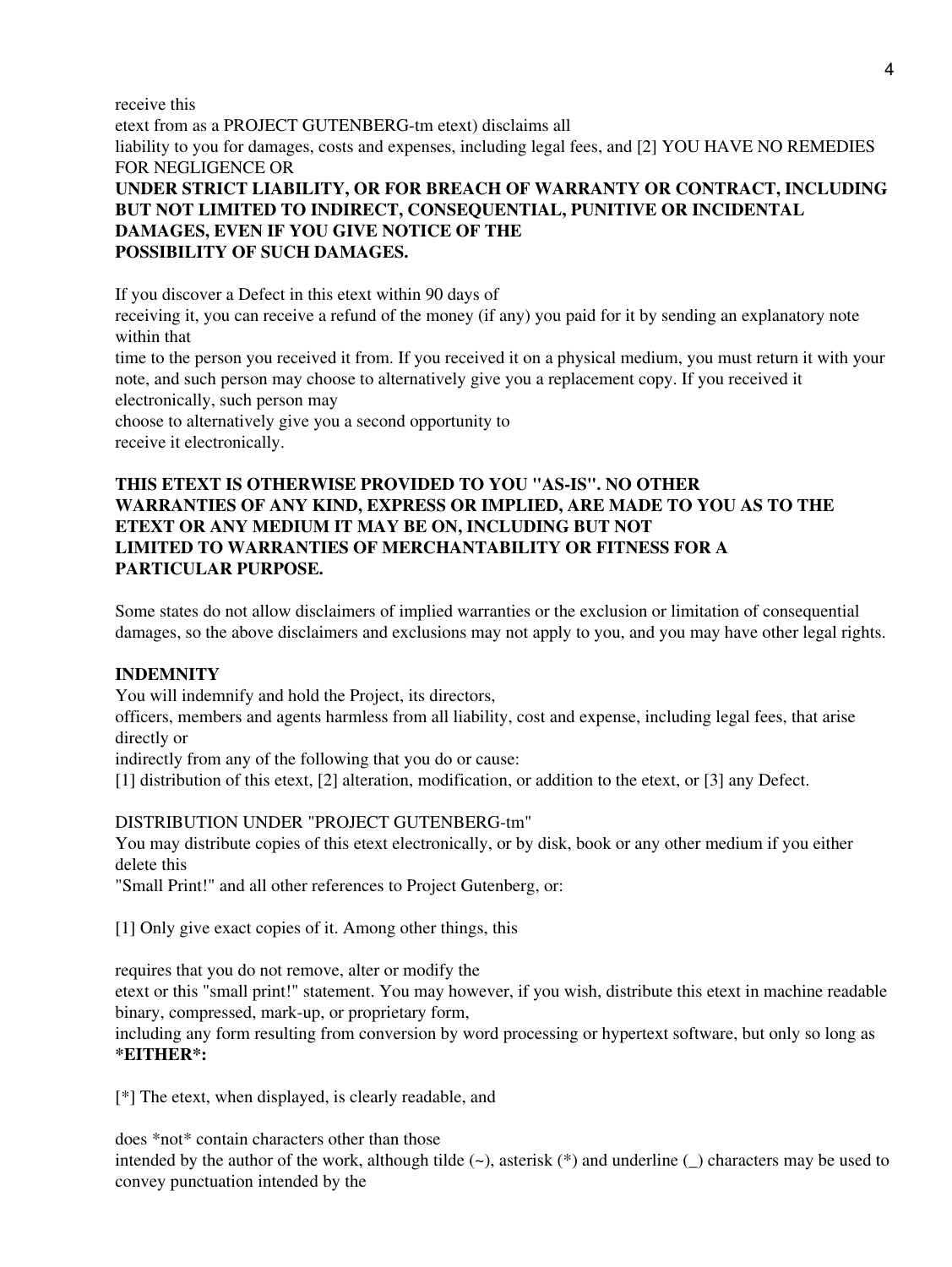receive this
etext from as a PROJECT GUTENBERG-tm etext) disclaims all
liability to you for damages, costs and expenses, including legal fees, and [2] YOU HAVE NO REMEDIES FOR NEGLIGENCE OR
**UNDER STRICT LIABILITY, OR FOR BREACH OF WARRANTY OR CONTRACT, INCLUDING BUT NOT LIMITED TO INDIRECT, CONSEQUENTIAL, PUNITIVE OR INCIDENTAL DAMAGES, EVEN IF YOU GIVE NOTICE OF THE POSSIBILITY OF SUCH DAMAGES.**

If you discover a Defect in this etext within 90 days of
receiving it, you can receive a refund of the money (if any) you paid for it by sending an explanatory note within that
time to the person you received it from. If you received it on a physical medium, you must return it with your note, and such person may choose to alternatively give you a replacement copy. If you received it electronically, such person may
choose to alternatively give you a second opportunity to
receive it electronically.

**THIS ETEXT IS OTHERWISE PROVIDED TO YOU "AS-IS". NO OTHER WARRANTIES OF ANY KIND, EXPRESS OR IMPLIED, ARE MADE TO YOU AS TO THE ETEXT OR ANY MEDIUM IT MAY BE ON, INCLUDING BUT NOT LIMITED TO WARRANTIES OF MERCHANTABILITY OR FITNESS FOR A PARTICULAR PURPOSE.**

Some states do not allow disclaimers of implied warranties or the exclusion or limitation of consequential damages, so the above disclaimers and exclusions may not apply to you, and you may have other legal rights.

**INDEMNITY**
You will indemnify and hold the Project, its directors,
officers, members and agents harmless from all liability, cost and expense, including legal fees, that arise directly or
indirectly from any of the following that you do or cause:
[1] distribution of this etext, [2] alteration, modification, or addition to the etext, or [3] any Defect.

DISTRIBUTION UNDER "PROJECT GUTENBERG-tm"
You may distribute copies of this etext electronically, or by disk, book or any other medium if you either delete this
"Small Print!" and all other references to Project Gutenberg, or:

[1] Only give exact copies of it. Among other things, this

requires that you do not remove, alter or modify the
etext or this "small print!" statement. You may however, if you wish, distribute this etext in machine readable binary, compressed, mark-up, or proprietary form,
including any form resulting from conversion by word processing or hypertext software, but only so long as **\*EITHER\*:**

[*] The etext, when displayed, is clearly readable, and

does *not* contain characters other than those
intended by the author of the work, although tilde (~), asterisk (*) and underline (_) characters may be used to convey punctuation intended by the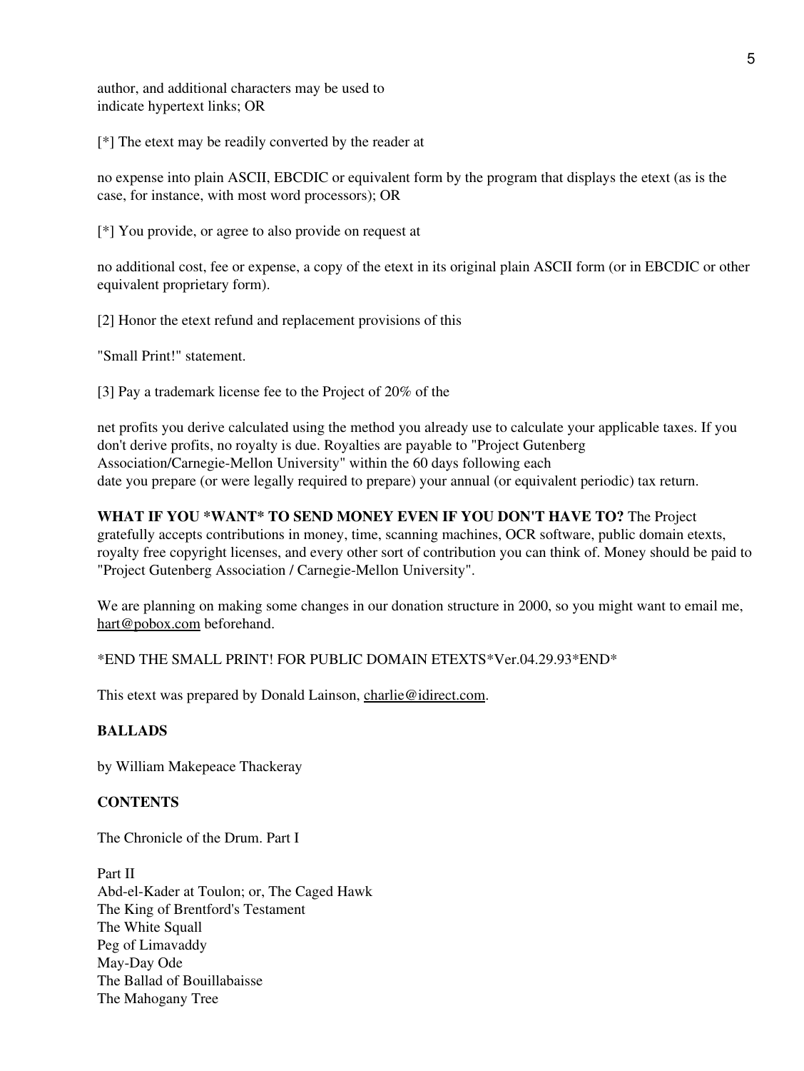author, and additional characters may be used to
indicate hypertext links; OR

[*] The etext may be readily converted by the reader at

no expense into plain ASCII, EBCDIC or equivalent form by the program that displays the etext (as is the case, for instance, with most word processors); OR

[*] You provide, or agree to also provide on request at

no additional cost, fee or expense, a copy of the etext in its original plain ASCII form (or in EBCDIC or other equivalent proprietary form).

[2] Honor the etext refund and replacement provisions of this

"Small Print!" statement.

[3] Pay a trademark license fee to the Project of 20% of the

net profits you derive calculated using the method you already use to calculate your applicable taxes. If you don't derive profits, no royalty is due. Royalties are payable to "Project Gutenberg Association/Carnegie-Mellon University" within the 60 days following each
date you prepare (or were legally required to prepare) your annual (or equivalent periodic) tax return.

**WHAT IF YOU *WANT* TO SEND MONEY EVEN IF YOU DON'T HAVE TO?** The Project gratefully accepts contributions in money, time, scanning machines, OCR software, public domain etexts, royalty free copyright licenses, and every other sort of contribution you can think of. Money should be paid to "Project Gutenberg Association / Carnegie-Mellon University".

We are planning on making some changes in our donation structure in 2000, so you might want to email me, hart@pobox.com beforehand.

*END THE SMALL PRINT! FOR PUBLIC DOMAIN ETEXTS*Ver.04.29.93*END*

This etext was prepared by Donald Lainson, charlie@idirect.com.

## BALLADS

by William Makepeace Thackeray

### CONTENTS

The Chronicle of the Drum. Part I

Part II
Abd-el-Kader at Toulon; or, The Caged Hawk
The King of Brentford's Testament
The White Squall
Peg of Limavaddy
May-Day Ode
The Ballad of Bouillabaisse
The Mahogany Tree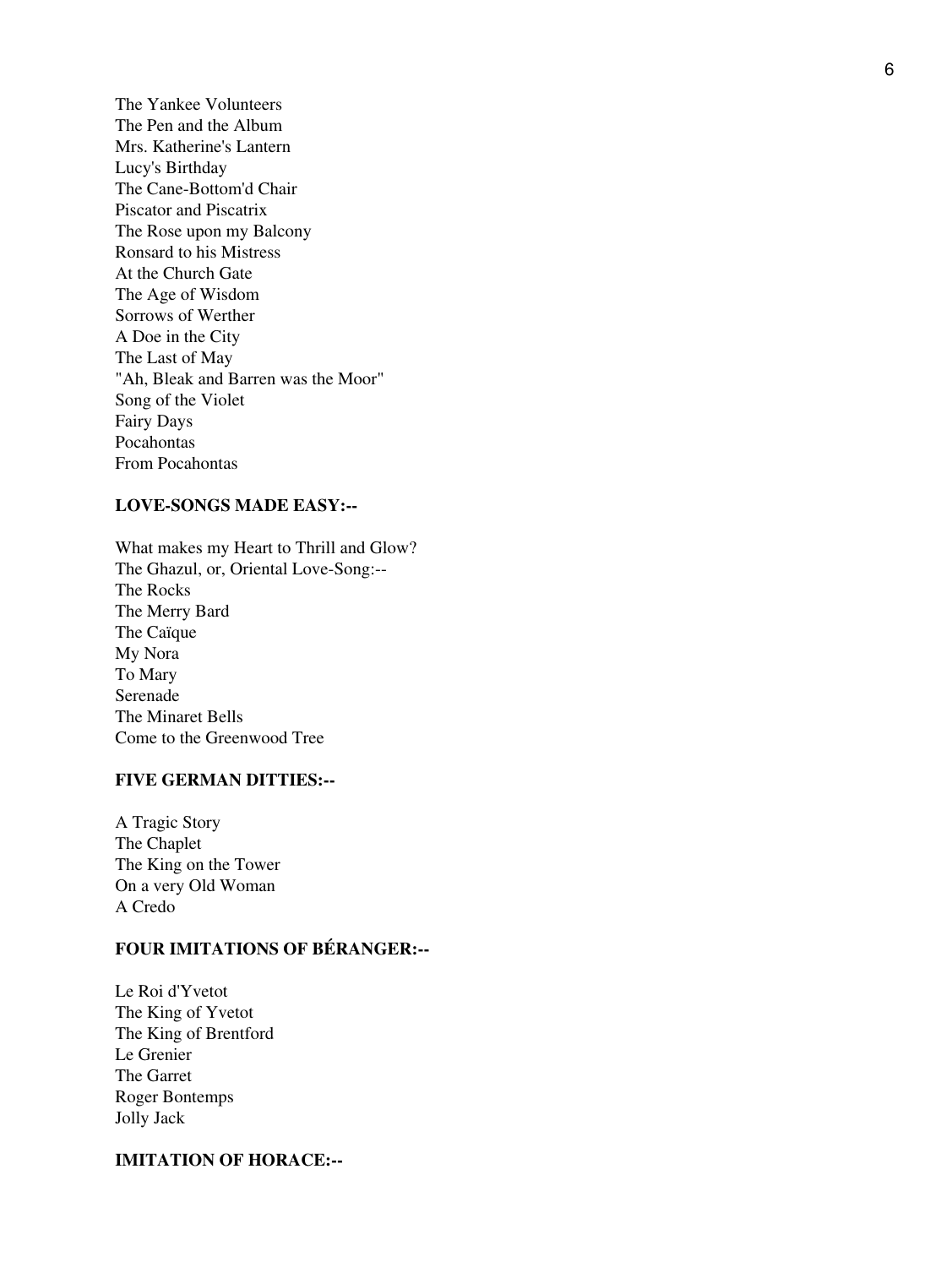The Yankee Volunteers  
The Pen and the Album  
Mrs. Katherine's Lantern  
Lucy's Birthday  
The Cane-Bottom'd Chair  
Piscator and Piscatrix  
The Rose upon my Balcony  
Ronsard to his Mistress  
At the Church Gate  
The Age of Wisdom  
Sorrows of Werther  
A Doe in the City  
The Last of May  
"Ah, Bleak and Barren was the Moor"  
Song of the Violet  
Fairy Days  
Pocahontas  
From Pocahontas

**LOVE-SONGS MADE EASY:--**

What makes my Heart to Thrill and Glow?  
The Ghazul, or, Oriental Love-Song:--  
The Rocks  
The Merry Bard  
The Caïque  
My Nora  
To Mary  
Serenade  
The Minaret Bells  
Come to the Greenwood Tree

**FIVE GERMAN DITTIES:--**

A Tragic Story  
The Chaplet  
The King on the Tower  
On a very Old Woman  
A Credo

**FOUR IMITATIONS OF BÉRANGER:--**

Le Roi d'Yvetot  
The King of Yvetot  
The King of Brentford  
Le Grenier  
The Garret  
Roger Bontemps  
Jolly Jack

**IMITATION OF HORACE:--**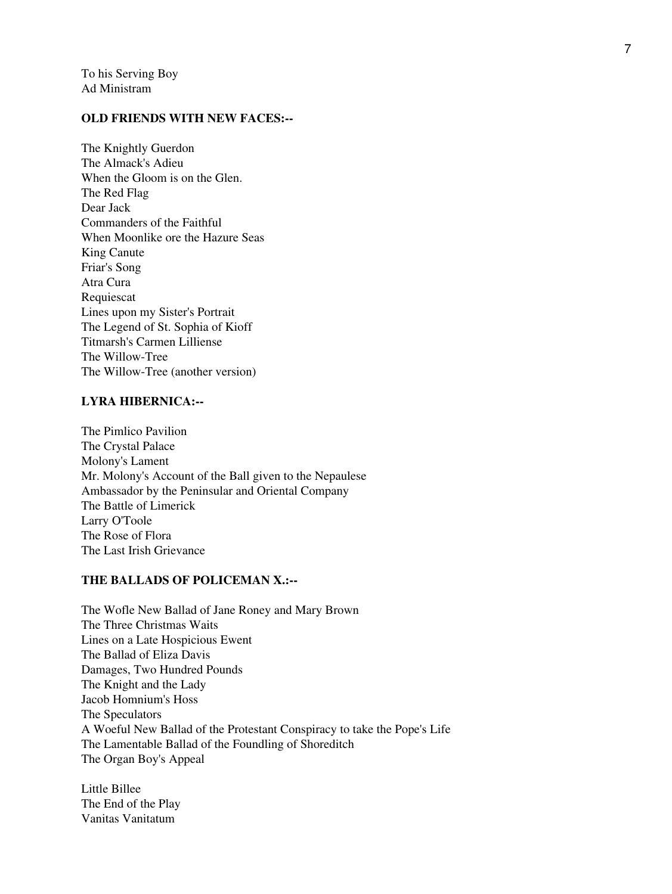To his Serving Boy
Ad Ministram

**OLD FRIENDS WITH NEW FACES:--**

The Knightly Guerdon
The Almack's Adieu
When the Gloom is on the Glen.
The Red Flag
Dear Jack
Commanders of the Faithful
When Moonlike ore the Hazure Seas
King Canute
Friar's Song
Atra Cura
Requiescat
Lines upon my Sister's Portrait
The Legend of St. Sophia of Kioff
Titmarsh's Carmen Lilliense
The Willow-Tree
The Willow-Tree (another version)

**LYRA HIBERNICA:--**

The Pimlico Pavilion
The Crystal Palace
Molony's Lament
Mr. Molony's Account of the Ball given to the Nepaulese Ambassador by the Peninsular and Oriental Company
The Battle of Limerick
Larry O'Toole
The Rose of Flora
The Last Irish Grievance

**THE BALLADS OF POLICEMAN X.:--**

The Wofle New Ballad of Jane Roney and Mary Brown
The Three Christmas Waits
Lines on a Late Hospicious Ewent
The Ballad of Eliza Davis
Damages, Two Hundred Pounds
The Knight and the Lady
Jacob Homnium's Hoss
The Speculators
A Woeful New Ballad of the Protestant Conspiracy to take the Pope's Life
The Lamentable Ballad of the Foundling of Shoreditch
The Organ Boy's Appeal

Little Billee
The End of the Play
Vanitas Vanitatum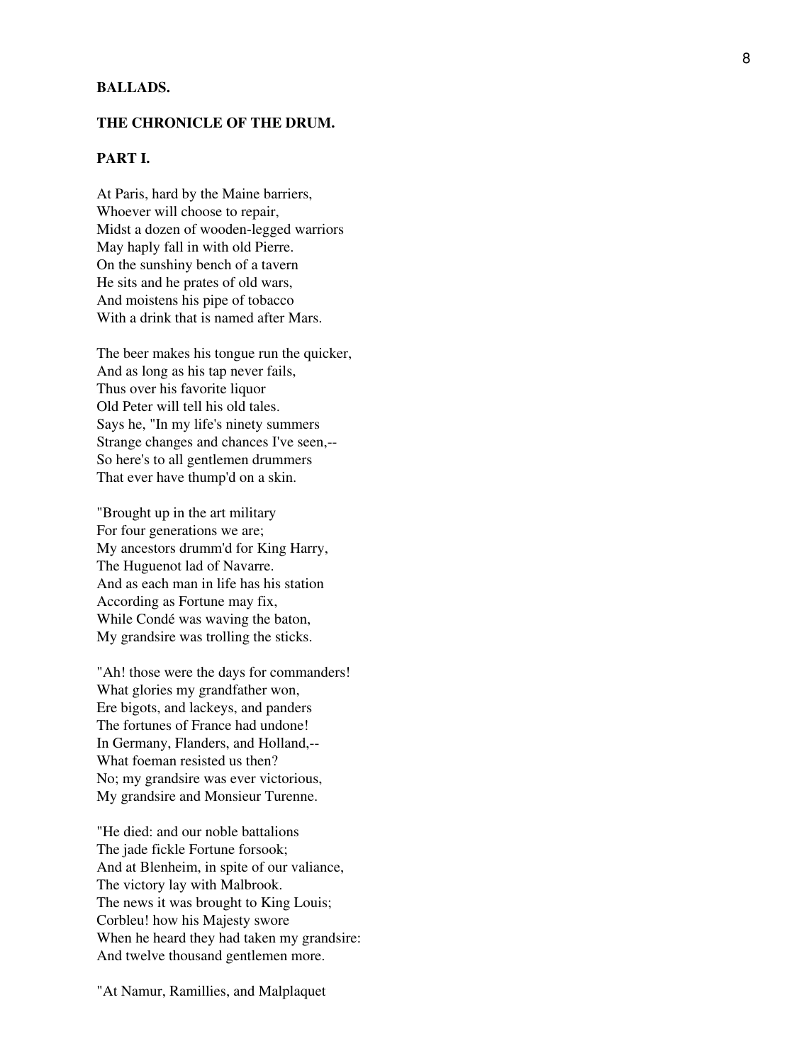**BALLADS.**

**THE CHRONICLE OF THE DRUM.**

**PART I.**

At Paris, hard by the Maine barriers,  
Whoever will choose to repair,  
Midst a dozen of wooden-legged warriors  
May haply fall in with old Pierre.  
On the sunshiny bench of a tavern  
He sits and he prates of old wars,  
And moistens his pipe of tobacco  
With a drink that is named after Mars.

The beer makes his tongue run the quicker,  
And as long as his tap never fails,  
Thus over his favorite liquor  
Old Peter will tell his old tales.  
Says he, "In my life's ninety summers  
Strange changes and chances I've seen,--  
So here's to all gentlemen drummers  
That ever have thump'd on a skin.

"Brought up in the art military  
For four generations we are;  
My ancestors drumm'd for King Harry,  
The Huguenot lad of Navarre.  
And as each man in life has his station  
According as Fortune may fix,  
While Condé was waving the baton,  
My grandsire was trolling the sticks.

"Ah! those were the days for commanders!  
What glories my grandfather won,  
Ere bigots, and lackeys, and panders  
The fortunes of France had undone!  
In Germany, Flanders, and Holland,--  
What foeman resisted us then?  
No; my grandsire was ever victorious,  
My grandsire and Monsieur Turenne.

"He died: and our noble battalions  
The jade fickle Fortune forsook;  
And at Blenheim, in spite of our valiance,  
The victory lay with Malbrook.  
The news it was brought to King Louis;  
Corbleu! how his Majesty swore  
When he heard they had taken my grandsire:  
And twelve thousand gentlemen more.

"At Namur, Ramillies, and Malplaquet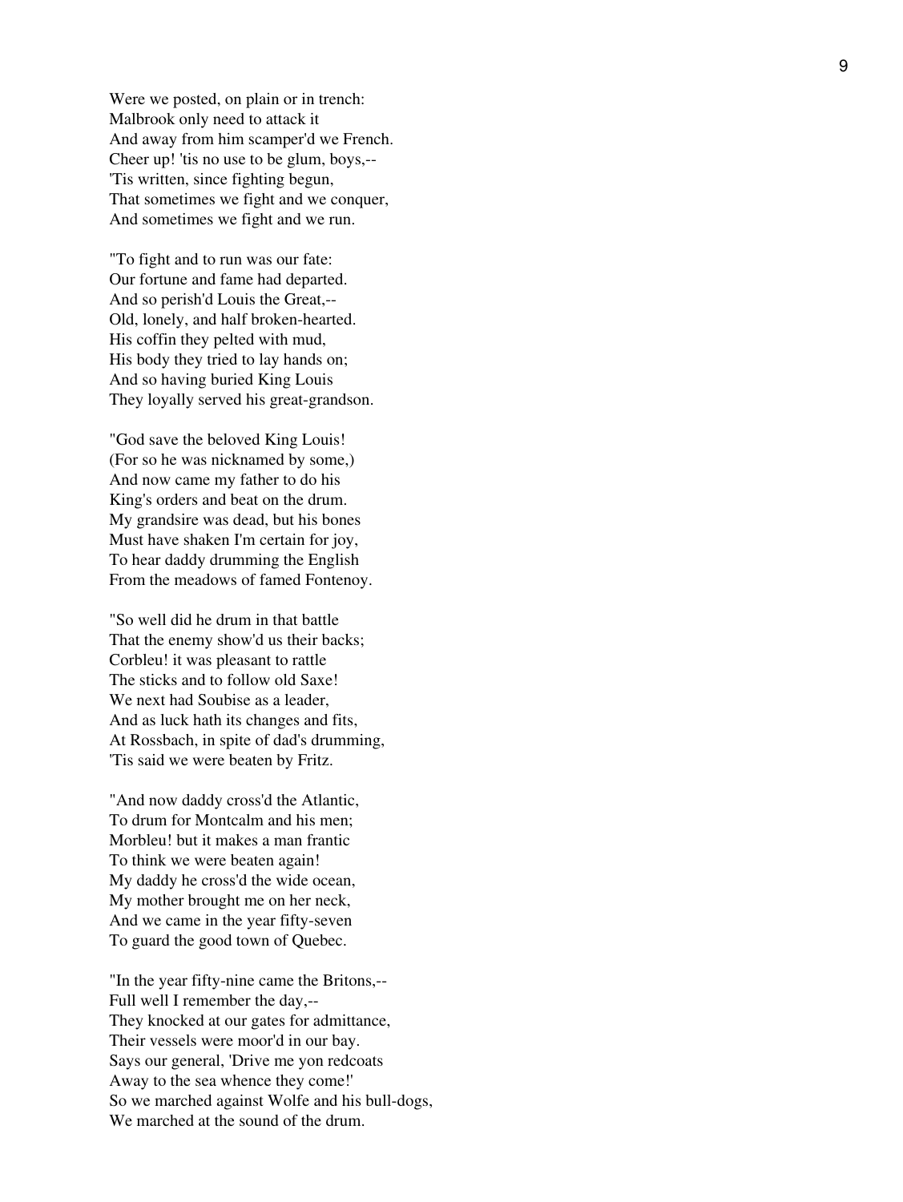Were we posted, on plain or in trench:
Malbrook only need to attack it
And away from him scamper'd we French.
Cheer up! 'tis no use to be glum, boys,--
'Tis written, since fighting begun,
That sometimes we fight and we conquer,
And sometimes we fight and we run.

"To fight and to run was our fate:
Our fortune and fame had departed.
And so perish'd Louis the Great,--
Old, lonely, and half broken-hearted.
His coffin they pelted with mud,
His body they tried to lay hands on;
And so having buried King Louis
They loyally served his great-grandson.

"God save the beloved King Louis!
(For so he was nicknamed by some,)
And now came my father to do his
King's orders and beat on the drum.
My grandsire was dead, but his bones
Must have shaken I'm certain for joy,
To hear daddy drumming the English
From the meadows of famed Fontenoy.

"So well did he drum in that battle
That the enemy show'd us their backs;
Corbleu! it was pleasant to rattle
The sticks and to follow old Saxe!
We next had Soubise as a leader,
And as luck hath its changes and fits,
At Rossbach, in spite of dad's drumming,
'Tis said we were beaten by Fritz.

"And now daddy cross'd the Atlantic,
To drum for Montcalm and his men;
Morbleu! but it makes a man frantic
To think we were beaten again!
My daddy he cross'd the wide ocean,
My mother brought me on her neck,
And we came in the year fifty-seven
To guard the good town of Quebec.

"In the year fifty-nine came the Britons,--
Full well I remember the day,--
They knocked at our gates for admittance,
Their vessels were moor'd in our bay.
Says our general, 'Drive me yon redcoats
Away to the sea whence they come!'
So we marched against Wolfe and his bull-dogs,
We marched at the sound of the drum.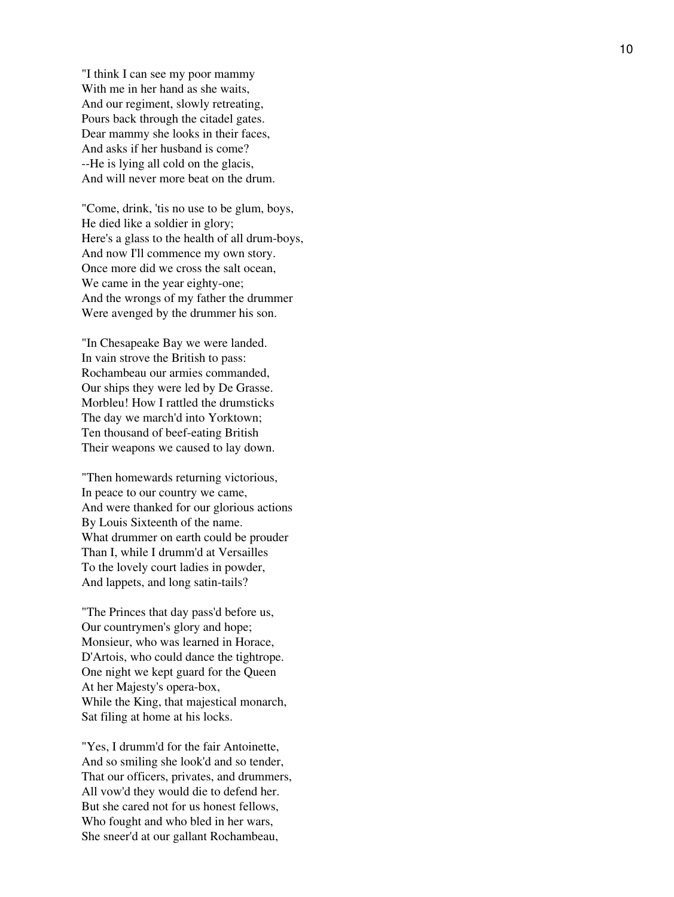"I think I can see my poor mammy
With me in her hand as she waits,
And our regiment, slowly retreating,
Pours back through the citadel gates.
Dear mammy she looks in their faces,
And asks if her husband is come?
--He is lying all cold on the glacis,
And will never more beat on the drum.

"Come, drink, 'tis no use to be glum, boys,
He died like a soldier in glory;
Here's a glass to the health of all drum-boys,
And now I'll commence my own story.
Once more did we cross the salt ocean,
We came in the year eighty-one;
And the wrongs of my father the drummer
Were avenged by the drummer his son.

"In Chesapeake Bay we were landed.
In vain strove the British to pass:
Rochambeau our armies commanded,
Our ships they were led by De Grasse.
Morbleu! How I rattled the drumsticks
The day we march'd into Yorktown;
Ten thousand of beef-eating British
Their weapons we caused to lay down.

"Then homewards returning victorious,
In peace to our country we came,
And were thanked for our glorious actions
By Louis Sixteenth of the name.
What drummer on earth could be prouder
Than I, while I drumm'd at Versailles
To the lovely court ladies in powder,
And lappets, and long satin-tails?

"The Princes that day pass'd before us,
Our countrymen's glory and hope;
Monsieur, who was learned in Horace,
D'Artois, who could dance the tightrope.
One night we kept guard for the Queen
At her Majesty's opera-box,
While the King, that majestical monarch,
Sat filing at home at his locks.

"Yes, I drumm'd for the fair Antoinette,
And so smiling she look'd and so tender,
That our officers, privates, and drummers,
All vow'd they would die to defend her.
But she cared not for us honest fellows,
Who fought and who bled in her wars,
She sneer'd at our gallant Rochambeau,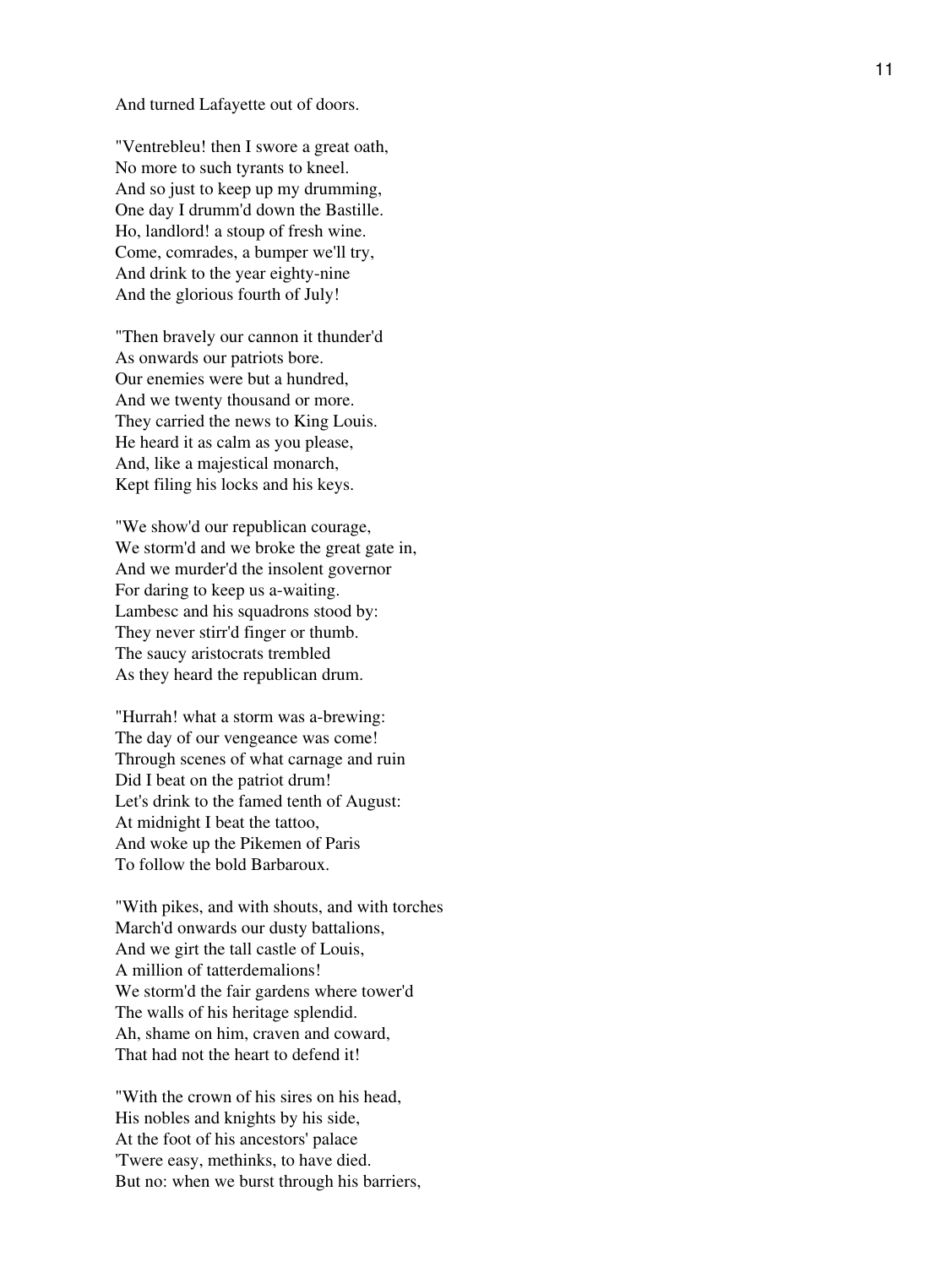And turned Lafayette out of doors.

"Ventrebleu! then I swore a great oath,
No more to such tyrants to kneel.
And so just to keep up my drumming,
One day I drumm'd down the Bastille.
Ho, landlord! a stoup of fresh wine.
Come, comrades, a bumper we'll try,
And drink to the year eighty-nine
And the glorious fourth of July!

"Then bravely our cannon it thunder'd
As onwards our patriots bore.
Our enemies were but a hundred,
And we twenty thousand or more.
They carried the news to King Louis.
He heard it as calm as you please,
And, like a majestical monarch,
Kept filing his locks and his keys.

"We show'd our republican courage,
We storm'd and we broke the great gate in,
And we murder'd the insolent governor
For daring to keep us a-waiting.
Lambesc and his squadrons stood by:
They never stirr'd finger or thumb.
The saucy aristocrats trembled
As they heard the republican drum.

"Hurrah! what a storm was a-brewing:
The day of our vengeance was come!
Through scenes of what carnage and ruin
Did I beat on the patriot drum!
Let's drink to the famed tenth of August:
At midnight I beat the tattoo,
And woke up the Pikemen of Paris
To follow the bold Barbaroux.

"With pikes, and with shouts, and with torches
March'd onwards our dusty battalions,
And we girt the tall castle of Louis,
A million of tatterdemalions!
We storm'd the fair gardens where tower'd
The walls of his heritage splendid.
Ah, shame on him, craven and coward,
That had not the heart to defend it!

"With the crown of his sires on his head,
His nobles and knights by his side,
At the foot of his ancestors' palace
'Twere easy, methinks, to have died.
But no: when we burst through his barriers,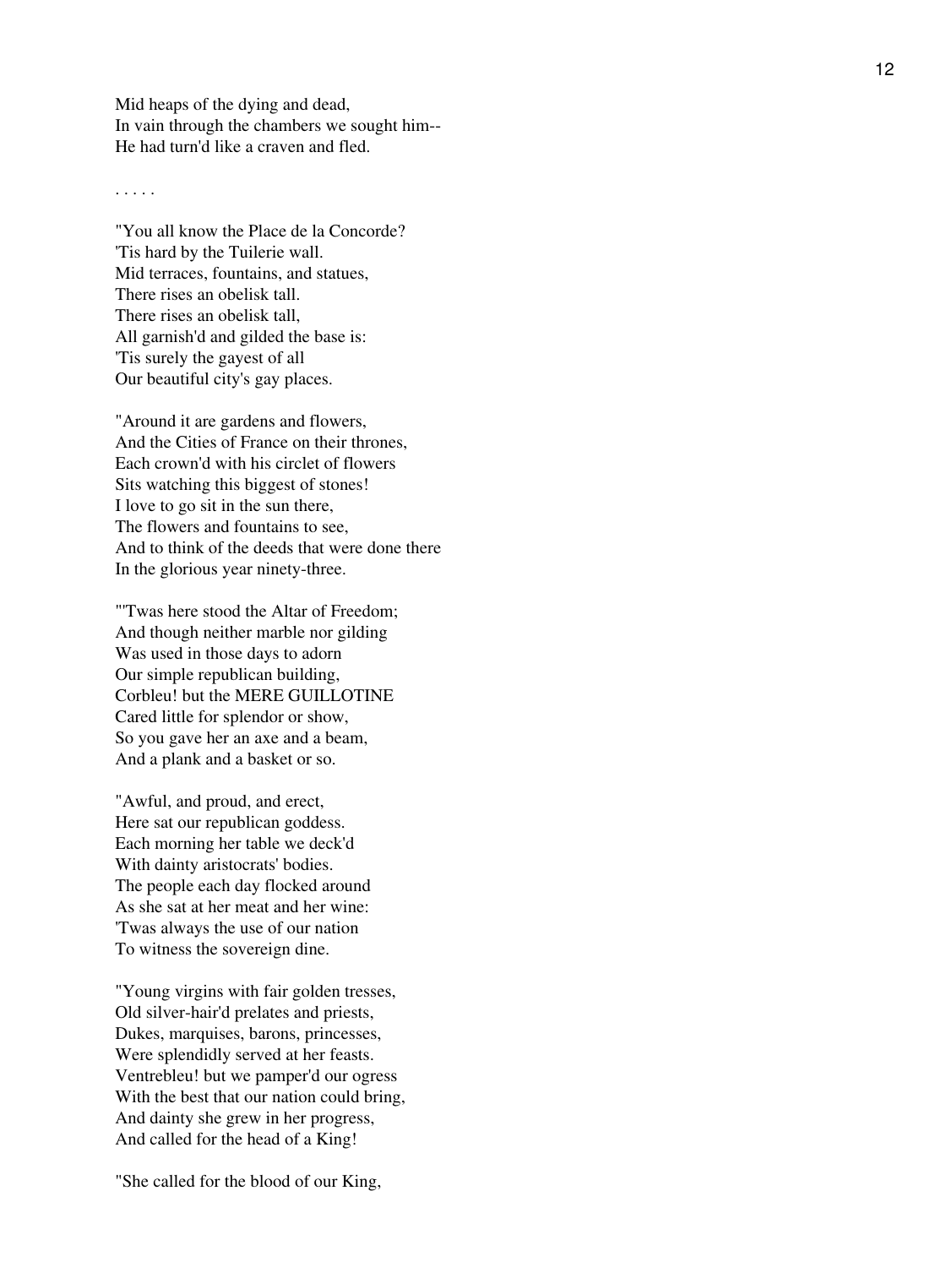Mid heaps of the dying and dead,
In vain through the chambers we sought him--
He had turn'd like a craven and fled.

. . . . .

"You all know the Place de la Concorde?
'Tis hard by the Tuilerie wall.
Mid terraces, fountains, and statues,
There rises an obelisk tall.
There rises an obelisk tall,
All garnish'd and gilded the base is:
'Tis surely the gayest of all
Our beautiful city's gay places.

"Around it are gardens and flowers,
And the Cities of France on their thrones,
Each crown'd with his circlet of flowers
Sits watching this biggest of stones!
I love to go sit in the sun there,
The flowers and fountains to see,
And to think of the deeds that were done there
In the glorious year ninety-three.

"'Twas here stood the Altar of Freedom;
And though neither marble nor gilding
Was used in those days to adorn
Our simple republican building,
Corbleu! but the MERE GUILLOTINE
Cared little for splendor or show,
So you gave her an axe and a beam,
And a plank and a basket or so.

"Awful, and proud, and erect,
Here sat our republican goddess.
Each morning her table we deck'd
With dainty aristocrats' bodies.
The people each day flocked around
As she sat at her meat and her wine:
'Twas always the use of our nation
To witness the sovereign dine.

"Young virgins with fair golden tresses,
Old silver-hair'd prelates and priests,
Dukes, marquises, barons, princesses,
Were splendidly served at her feasts.
Ventrebleu! but we pamper'd our ogress
With the best that our nation could bring,
And dainty she grew in her progress,
And called for the head of a King!

"She called for the blood of our King,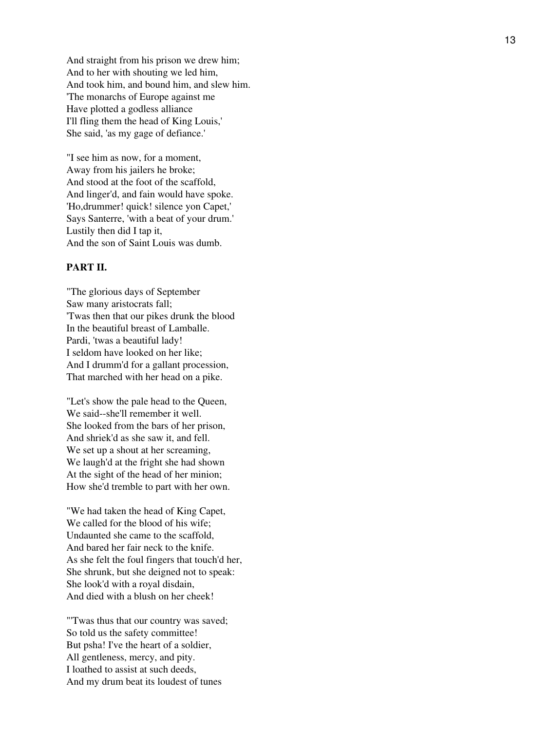And straight from his prison we drew him;
And to her with shouting we led him,
And took him, and bound him, and slew him.
'The monarchs of Europe against me
Have plotted a godless alliance
I'll fling them the head of King Louis,'
She said, 'as my gage of defiance.'

"I see him as now, for a moment,
Away from his jailers he broke;
And stood at the foot of the scaffold,
And linger'd, and fain would have spoke.
'Ho,drummer! quick! silence yon Capet,'
Says Santerre, 'with a beat of your drum.'
Lustily then did I tap it,
And the son of Saint Louis was dumb.

**PART II.**

"The glorious days of September
Saw many aristocrats fall;
'Twas then that our pikes drunk the blood
In the beautiful breast of Lamballe.
Pardi, 'twas a beautiful lady!
I seldom have looked on her like;
And I drumm'd for a gallant procession,
That marched with her head on a pike.

"Let's show the pale head to the Queen,
We said--she'll remember it well.
She looked from the bars of her prison,
And shriek'd as she saw it, and fell.
We set up a shout at her screaming,
We laugh'd at the fright she had shown
At the sight of the head of her minion;
How she'd tremble to part with her own.

"We had taken the head of King Capet,
We called for the blood of his wife;
Undaunted she came to the scaffold,
And bared her fair neck to the knife.
As she felt the foul fingers that touch'd her,
She shrunk, but she deigned not to speak:
She look'd with a royal disdain,
And died with a blush on her cheek!

"'Twas thus that our country was saved;
So told us the safety committee!
But psha! I've the heart of a soldier,
All gentleness, mercy, and pity.
I loathed to assist at such deeds,
And my drum beat its loudest of tunes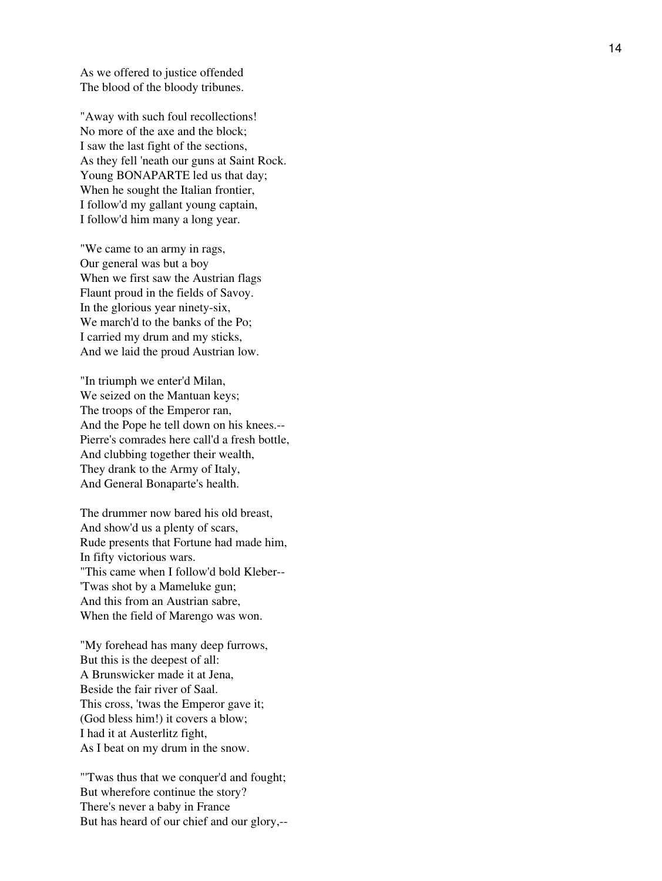As we offered to justice offended  
The blood of the bloody tribunes.

"Away with such foul recollections!  
No more of the axe and the block;  
I saw the last fight of the sections,  
As they fell 'neath our guns at Saint Rock.  
Young BONAPARTE led us that day;  
When he sought the Italian frontier,  
I follow'd my gallant young captain,  
I follow'd him many a long year.

"We came to an army in rags,  
Our general was but a boy  
When we first saw the Austrian flags  
Flaunt proud in the fields of Savoy.  
In the glorious year ninety-six,  
We march'd to the banks of the Po;  
I carried my drum and my sticks,  
And we laid the proud Austrian low.

"In triumph we enter'd Milan,  
We seized on the Mantuan keys;  
The troops of the Emperor ran,  
And the Pope he tell down on his knees.--  
Pierre's comrades here call'd a fresh bottle,  
And clubbing together their wealth,  
They drank to the Army of Italy,  
And General Bonaparte's health.

The drummer now bared his old breast,  
And show'd us a plenty of scars,  
Rude presents that Fortune had made him,  
In fifty victorious wars.  
"This came when I follow'd bold Kleber--  
'Twas shot by a Mameluke gun;  
And this from an Austrian sabre,  
When the field of Marengo was won.

"My forehead has many deep furrows,  
But this is the deepest of all:  
A Brunswicker made it at Jena,  
Beside the fair river of Saal.  
This cross, 'twas the Emperor gave it;  
(God bless him!) it covers a blow;  
I had it at Austerlitz fight,  
As I beat on my drum in the snow.

"'Twas thus that we conquer'd and fought;  
But wherefore continue the story?  
There's never a baby in France  
But has heard of our chief and our glory,--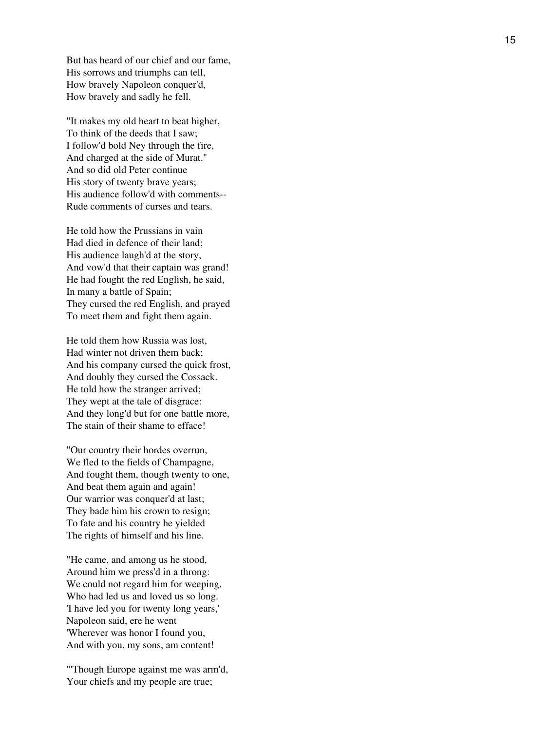But has heard of our chief and our fame,
His sorrows and triumphs can tell,
How bravely Napoleon conquer'd,
How bravely and sadly he fell.

"It makes my old heart to beat higher,
To think of the deeds that I saw;
I follow'd bold Ney through the fire,
And charged at the side of Murat."
And so did old Peter continue
His story of twenty brave years;
His audience follow'd with comments--
Rude comments of curses and tears.

He told how the Prussians in vain
Had died in defence of their land;
His audience laugh'd at the story,
And vow'd that their captain was grand!
He had fought the red English, he said,
In many a battle of Spain;
They cursed the red English, and prayed
To meet them and fight them again.

He told them how Russia was lost,
Had winter not driven them back;
And his company cursed the quick frost,
And doubly they cursed the Cossack.
He told how the stranger arrived;
They wept at the tale of disgrace:
And they long'd but for one battle more,
The stain of their shame to efface!

"Our country their hordes overrun,
We fled to the fields of Champagne,
And fought them, though twenty to one,
And beat them again and again!
Our warrior was conquer'd at last;
They bade him his crown to resign;
To fate and his country he yielded
The rights of himself and his line.

"He came, and among us he stood,
Around him we press'd in a throng:
We could not regard him for weeping,
Who had led us and loved us so long.
'I have led you for twenty long years,'
Napoleon said, ere he went
'Wherever was honor I found you,
And with you, my sons, am content!

"'Though Europe against me was arm'd,
Your chiefs and my people are true;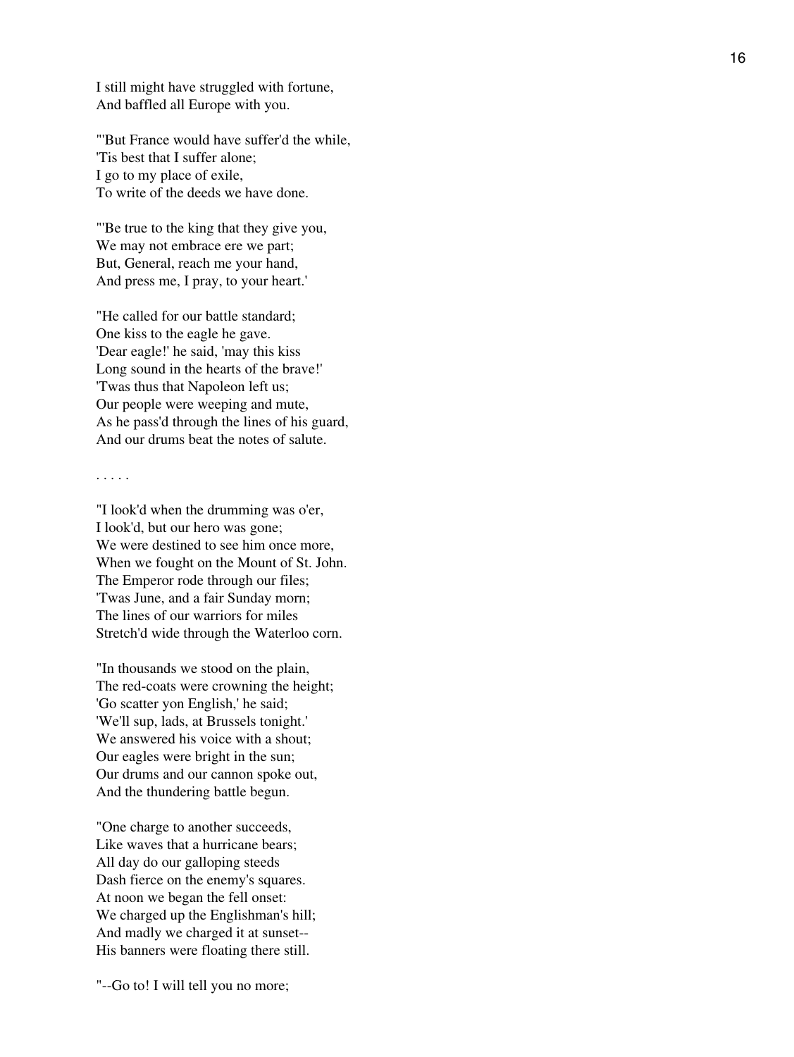I still might have struggled with fortune,
And baffled all Europe with you.

"'But France would have suffer'd the while,
'Tis best that I suffer alone;
I go to my place of exile,
To write of the deeds we have done.

"'Be true to the king that they give you,
We may not embrace ere we part;
But, General, reach me your hand,
And press me, I pray, to your heart.'

"He called for our battle standard;
One kiss to the eagle he gave.
'Dear eagle!' he said, 'may this kiss
Long sound in the hearts of the brave!'
'Twas thus that Napoleon left us;
Our people were weeping and mute,
As he pass'd through the lines of his guard,
And our drums beat the notes of salute.

. . . . .

"I look'd when the drumming was o'er,
I look'd, but our hero was gone;
We were destined to see him once more,
When we fought on the Mount of St. John.
The Emperor rode through our files;
'Twas June, and a fair Sunday morn;
The lines of our warriors for miles
Stretch'd wide through the Waterloo corn.

"In thousands we stood on the plain,
The red-coats were crowning the height;
'Go scatter yon English,' he said;
'We'll sup, lads, at Brussels tonight.'
We answered his voice with a shout;
Our eagles were bright in the sun;
Our drums and our cannon spoke out,
And the thundering battle begun.

"One charge to another succeeds,
Like waves that a hurricane bears;
All day do our galloping steeds
Dash fierce on the enemy's squares.
At noon we began the fell onset:
We charged up the Englishman's hill;
And madly we charged it at sunset--
His banners were floating there still.

"--Go to! I will tell you no more;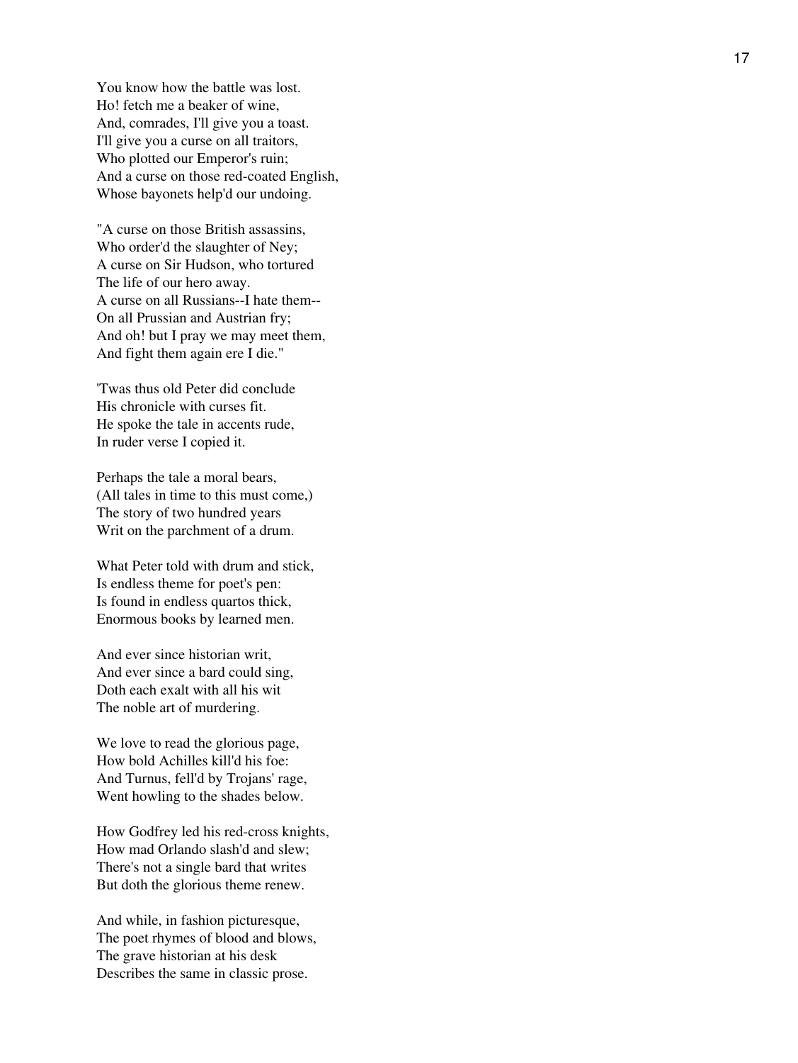You know how the battle was lost.
Ho! fetch me a beaker of wine,
And, comrades, I'll give you a toast.
I'll give you a curse on all traitors,
Who plotted our Emperor's ruin;
And a curse on those red-coated English,
Whose bayonets help'd our undoing.

"A curse on those British assassins,
Who order'd the slaughter of Ney;
A curse on Sir Hudson, who tortured
The life of our hero away.
A curse on all Russians--I hate them--
On all Prussian and Austrian fry;
And oh! but I pray we may meet them,
And fight them again ere I die."

'Twas thus old Peter did conclude
His chronicle with curses fit.
He spoke the tale in accents rude,
In ruder verse I copied it.

Perhaps the tale a moral bears,
(All tales in time to this must come,)
The story of two hundred years
Writ on the parchment of a drum.

What Peter told with drum and stick,
Is endless theme for poet's pen:
Is found in endless quartos thick,
Enormous books by learned men.

And ever since historian writ,
And ever since a bard could sing,
Doth each exalt with all his wit
The noble art of murdering.

We love to read the glorious page,
How bold Achilles kill'd his foe:
And Turnus, fell'd by Trojans' rage,
Went howling to the shades below.

How Godfrey led his red-cross knights,
How mad Orlando slash'd and slew;
There's not a single bard that writes
But doth the glorious theme renew.

And while, in fashion picturesque,
The poet rhymes of blood and blows,
The grave historian at his desk
Describes the same in classic prose.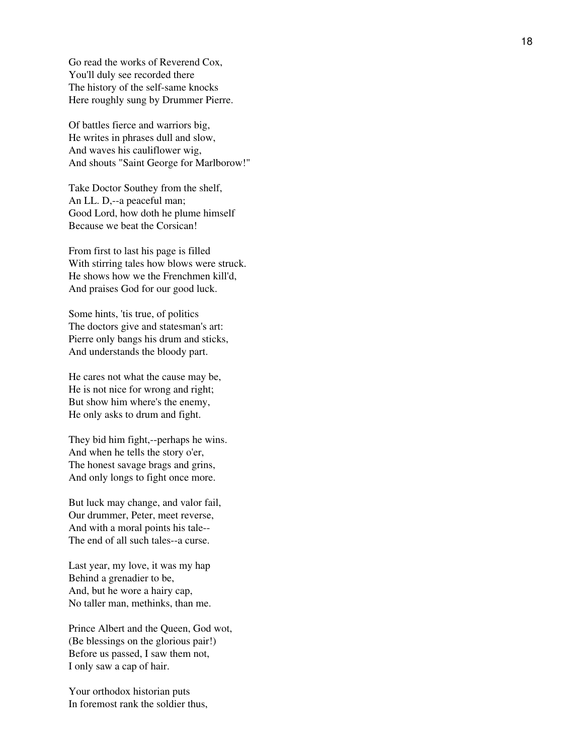Go read the works of Reverend Cox,
You'll duly see recorded there
The history of the self-same knocks
Here roughly sung by Drummer Pierre.

Of battles fierce and warriors big,
He writes in phrases dull and slow,
And waves his cauliflower wig,
And shouts "Saint George for Marlborow!"

Take Doctor Southey from the shelf,
An LL. D,--a peaceful man;
Good Lord, how doth he plume himself
Because we beat the Corsican!

From first to last his page is filled
With stirring tales how blows were struck.
He shows how we the Frenchmen kill'd,
And praises God for our good luck.

Some hints, 'tis true, of politics
The doctors give and statesman's art:
Pierre only bangs his drum and sticks,
And understands the bloody part.

He cares not what the cause may be,
He is not nice for wrong and right;
But show him where's the enemy,
He only asks to drum and fight.

They bid him fight,--perhaps he wins.
And when he tells the story o'er,
The honest savage brags and grins,
And only longs to fight once more.

But luck may change, and valor fail,
Our drummer, Peter, meet reverse,
And with a moral points his tale--
The end of all such tales--a curse.

Last year, my love, it was my hap
Behind a grenadier to be,
And, but he wore a hairy cap,
No taller man, methinks, than me.

Prince Albert and the Queen, God wot,
(Be blessings on the glorious pair!)
Before us passed, I saw them not,
I only saw a cap of hair.

Your orthodox historian puts
In foremost rank the soldier thus,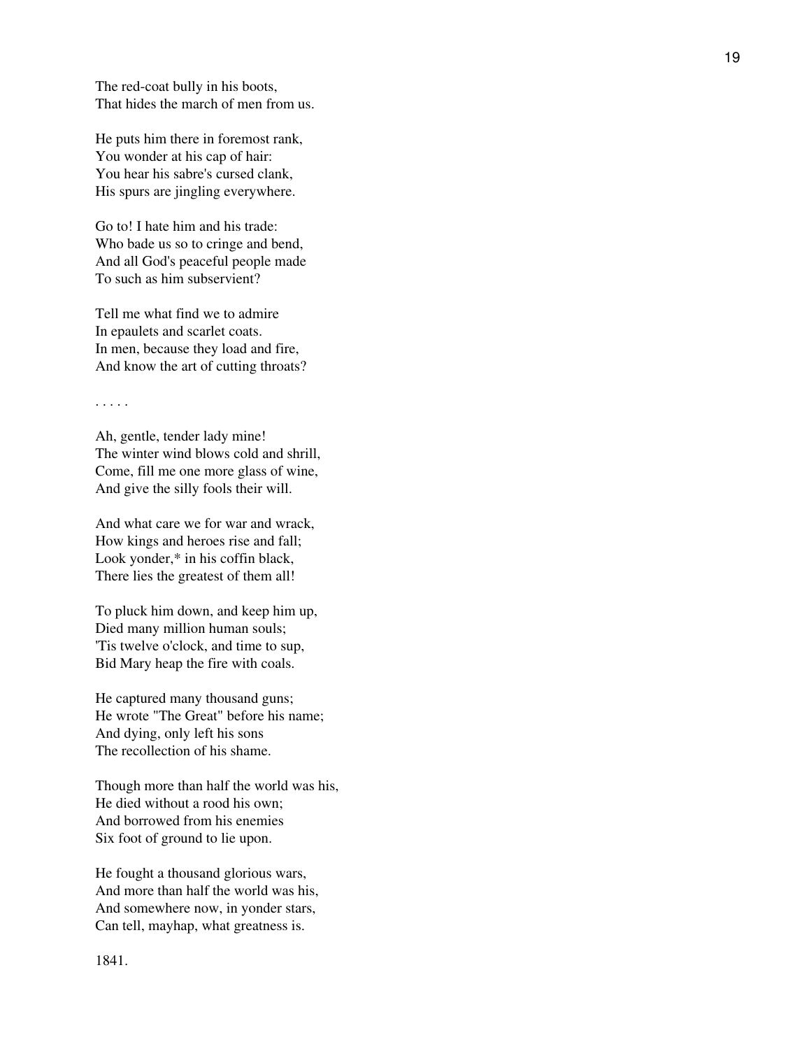The red-coat bully in his boots,
That hides the march of men from us.

He puts him there in foremost rank,
You wonder at his cap of hair:
You hear his sabre's cursed clank,
His spurs are jingling everywhere.

Go to! I hate him and his trade:
Who bade us so to cringe and bend,
And all God's peaceful people made
To such as him subservient?

Tell me what find we to admire
In epaulets and scarlet coats.
In men, because they load and fire,
And know the art of cutting throats?

. . . . .

Ah, gentle, tender lady mine!
The winter wind blows cold and shrill,
Come, fill me one more glass of wine,
And give the silly fools their will.

And what care we for war and wrack,
How kings and heroes rise and fall;
Look yonder,* in his coffin black,
There lies the greatest of them all!

To pluck him down, and keep him up,
Died many million human souls;
'Tis twelve o'clock, and time to sup,
Bid Mary heap the fire with coals.

He captured many thousand guns;
He wrote "The Great" before his name;
And dying, only left his sons
The recollection of his shame.

Though more than half the world was his,
He died without a rood his own;
And borrowed from his enemies
Six foot of ground to lie upon.

He fought a thousand glorious wars,
And more than half the world was his,
And somewhere now, in yonder stars,
Can tell, mayhap, what greatness is.

1841.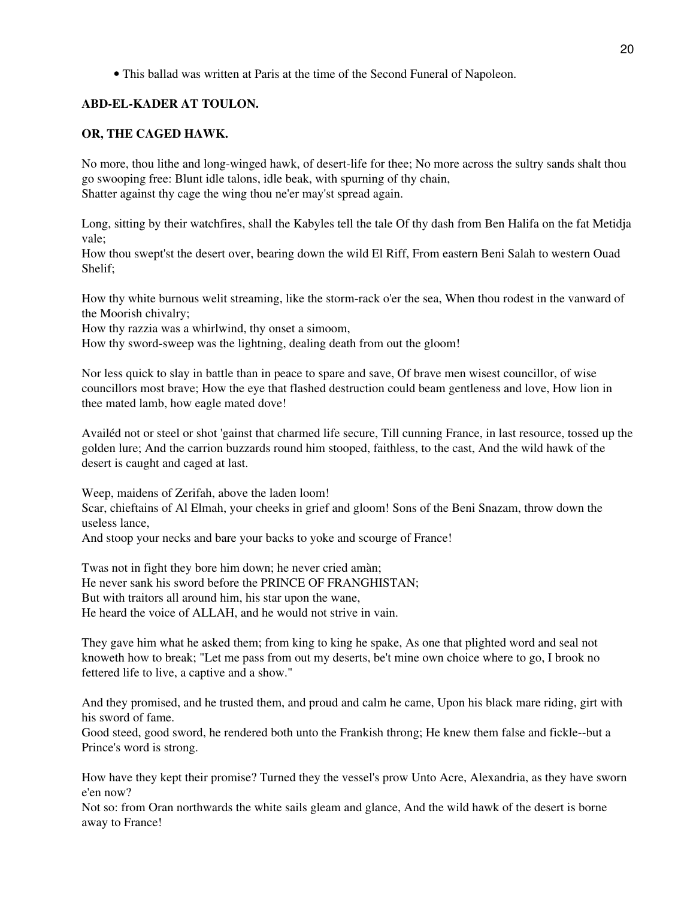- This ballad was written at Paris at the time of the Second Funeral of Napoleon.

**ABD-EL-KADER AT TOULON.**

**OR, THE CAGED HAWK.**

No more, thou lithe and long-winged hawk, of desert-life for thee; No more across the sultry sands shalt thou go swooping free: Blunt idle talons, idle beak, with spurning of thy chain,
Shatter against thy cage the wing thou ne'er may'st spread again.

Long, sitting by their watchfires, shall the Kabyles tell the tale Of thy dash from Ben Halifa on the fat Metidja vale;
How thou swept'st the desert over, bearing down the wild El Riff, From eastern Beni Salah to western Ouad Shelif;

How thy white burnous welit streaming, like the storm-rack o'er the sea, When thou rodest in the vanward of the Moorish chivalry;
How thy razzia was a whirlwind, thy onset a simoom,
How thy sword-sweep was the lightning, dealing death from out the gloom!

Nor less quick to slay in battle than in peace to spare and save, Of brave men wisest councillor, of wise councillors most brave; How the eye that flashed destruction could beam gentleness and love, How lion in thee mated lamb, how eagle mated dove!

Availéd not or steel or shot 'gainst that charmed life secure, Till cunning France, in last resource, tossed up the golden lure; And the carrion buzzards round him stooped, faithless, to the cast, And the wild hawk of the desert is caught and caged at last.

Weep, maidens of Zerifah, above the laden loom!
Scar, chieftains of Al Elmah, your cheeks in grief and gloom! Sons of the Beni Snazam, throw down the useless lance,
And stoop your necks and bare your backs to yoke and scourge of France!

Twas not in fight they bore him down; he never cried amàn;
He never sank his sword before the PRINCE OF FRANGHISTAN;
But with traitors all around him, his star upon the wane,
He heard the voice of ALLAH, and he would not strive in vain.

They gave him what he asked them; from king to king he spake, As one that plighted word and seal not knoweth how to break; "Let me pass from out my deserts, be't mine own choice where to go, I brook no fettered life to live, a captive and a show."

And they promised, and he trusted them, and proud and calm he came, Upon his black mare riding, girt with his sword of fame.
Good steed, good sword, he rendered both unto the Frankish throng; He knew them false and fickle--but a Prince's word is strong.

How have they kept their promise? Turned they the vessel's prow Unto Acre, Alexandria, as they have sworn e'en now?
Not so: from Oran northwards the white sails gleam and glance, And the wild hawk of the desert is borne away to France!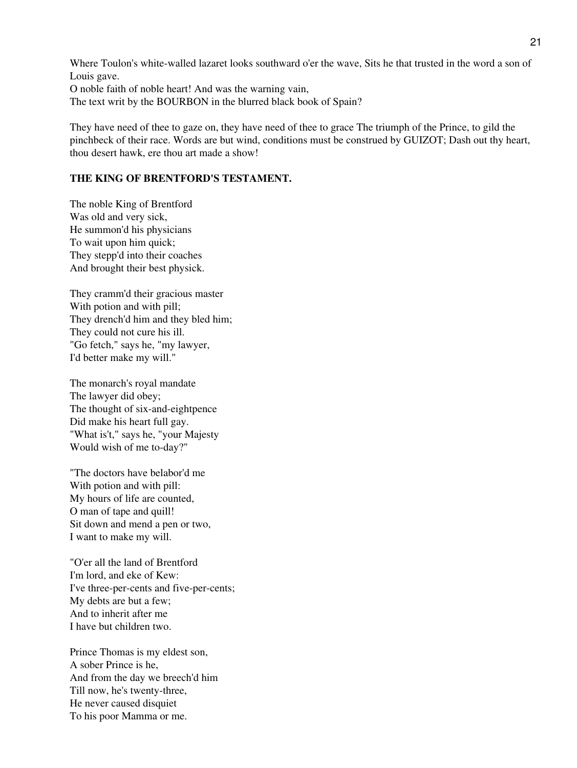Where Toulon's white-walled lazaret looks southward o'er the wave, Sits he that trusted in the word a son of Louis gave.
O noble faith of noble heart! And was the warning vain,
The text writ by the BOURBON in the blurred black book of Spain?

They have need of thee to gaze on, they have need of thee to grace The triumph of the Prince, to gild the pinchbeck of their race. Words are but wind, conditions must be construed by GUIZOT; Dash out thy heart, thou desert hawk, ere thou art made a show!

**THE KING OF BRENTFORD'S TESTAMENT.**

The noble King of Brentford
Was old and very sick,
He summon'd his physicians
To wait upon him quick;
They stepp'd into their coaches
And brought their best physick.

They cramm'd their gracious master
With potion and with pill;
They drench'd him and they bled him;
They could not cure his ill.
"Go fetch," says he, "my lawyer,
I'd better make my will."

The monarch's royal mandate
The lawyer did obey;
The thought of six-and-eightpence
Did make his heart full gay.
"What is't," says he, "your Majesty
Would wish of me to-day?"

"The doctors have belabor'd me
With potion and with pill:
My hours of life are counted,
O man of tape and quill!
Sit down and mend a pen or two,
I want to make my will.

"O'er all the land of Brentford
I'm lord, and eke of Kew:
I've three-per-cents and five-per-cents;
My debts are but a few;
And to inherit after me
I have but children two.

Prince Thomas is my eldest son,
A sober Prince is he,
And from the day we breech'd him
Till now, he's twenty-three,
He never caused disquiet
To his poor Mamma or me.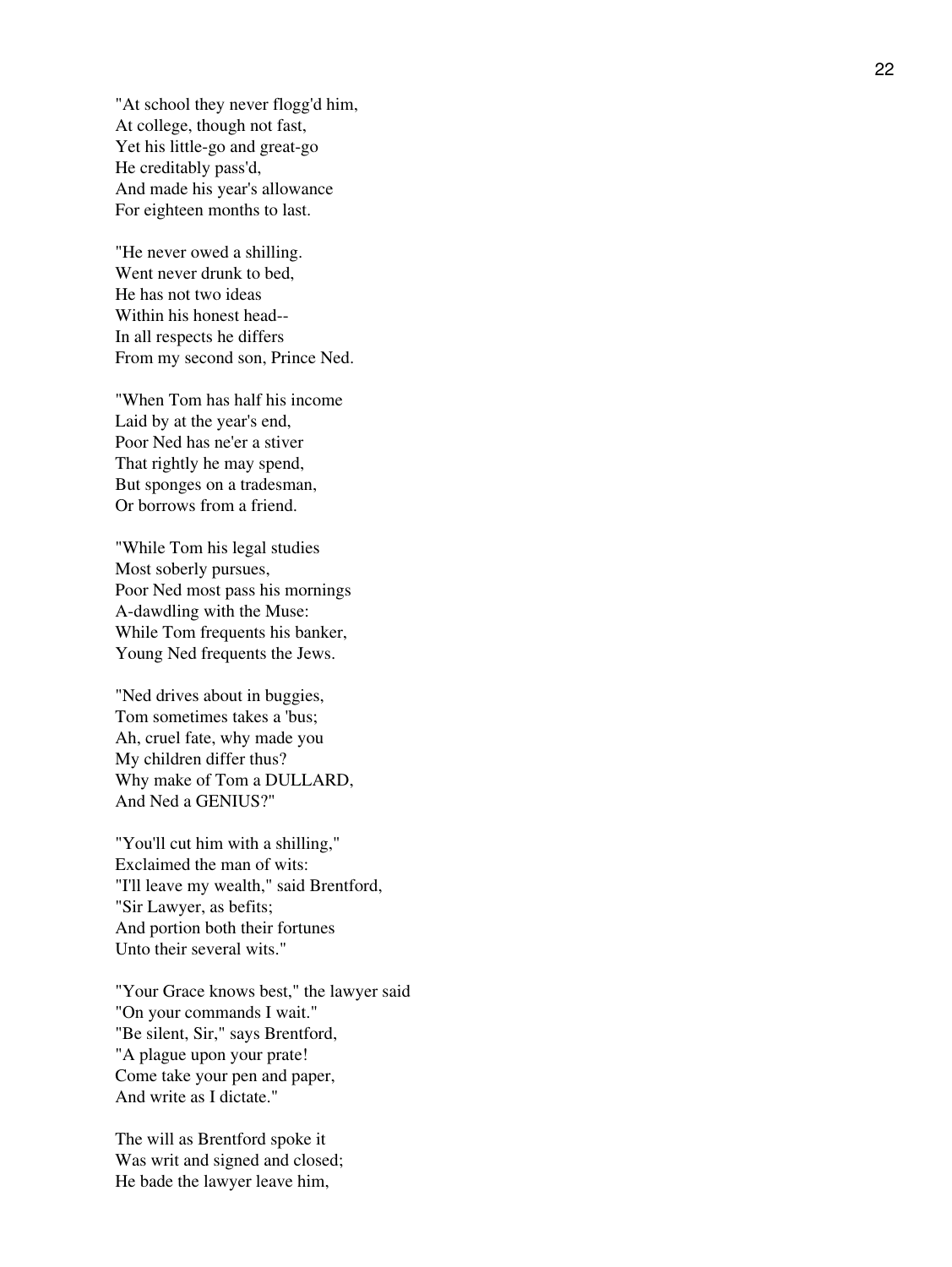"At school they never flogg'd him,  
At college, though not fast,  
Yet his little-go and great-go  
He creditably pass'd,  
And made his year's allowance  
For eighteen months to last.

"He never owed a shilling.  
Went never drunk to bed,  
He has not two ideas  
Within his honest head--  
In all respects he differs  
From my second son, Prince Ned.

"When Tom has half his income  
Laid by at the year's end,  
Poor Ned has ne'er a stiver  
That rightly he may spend,  
But sponges on a tradesman,  
Or borrows from a friend.

"While Tom his legal studies  
Most soberly pursues,  
Poor Ned most pass his mornings  
A-dawdling with the Muse:  
While Tom frequents his banker,  
Young Ned frequents the Jews.

"Ned drives about in buggies,  
Tom sometimes takes a 'bus;  
Ah, cruel fate, why made you  
My children differ thus?  
Why make of Tom a DULLARD,  
And Ned a GENIUS?"

"You'll cut him with a shilling,"  
Exclaimed the man of wits:  
"I'll leave my wealth," said Brentford,  
"Sir Lawyer, as befits;  
And portion both their fortunes  
Unto their several wits."

"Your Grace knows best," the lawyer said  
"On your commands I wait."  
"Be silent, Sir," says Brentford,  
"A plague upon your prate!  
Come take your pen and paper,  
And write as I dictate."

The will as Brentford spoke it  
Was writ and signed and closed;  
He bade the lawyer leave him,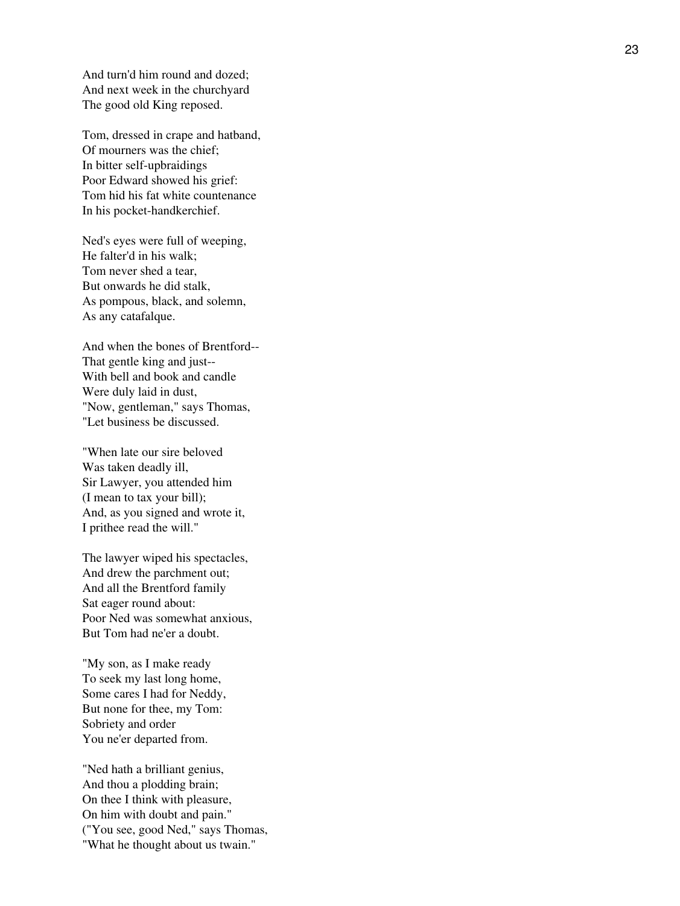And turn'd him round and dozed;
And next week in the churchyard
The good old King reposed.

Tom, dressed in crape and hatband,
Of mourners was the chief;
In bitter self-upbraidings
Poor Edward showed his grief:
Tom hid his fat white countenance
In his pocket-handkerchief.

Ned's eyes were full of weeping,
He falter'd in his walk;
Tom never shed a tear,
But onwards he did stalk,
As pompous, black, and solemn,
As any catafalque.

And when the bones of Brentford--
That gentle king and just--
With bell and book and candle
Were duly laid in dust,
"Now, gentleman," says Thomas,
"Let business be discussed.

"When late our sire beloved
Was taken deadly ill,
Sir Lawyer, you attended him
(I mean to tax your bill);
And, as you signed and wrote it,
I prithee read the will."

The lawyer wiped his spectacles,
And drew the parchment out;
And all the Brentford family
Sat eager round about:
Poor Ned was somewhat anxious,
But Tom had ne'er a doubt.

"My son, as I make ready
To seek my last long home,
Some cares I had for Neddy,
But none for thee, my Tom:
Sobriety and order
You ne'er departed from.

"Ned hath a brilliant genius,
And thou a plodding brain;
On thee I think with pleasure,
On him with doubt and pain."
("You see, good Ned," says Thomas,
"What he thought about us twain."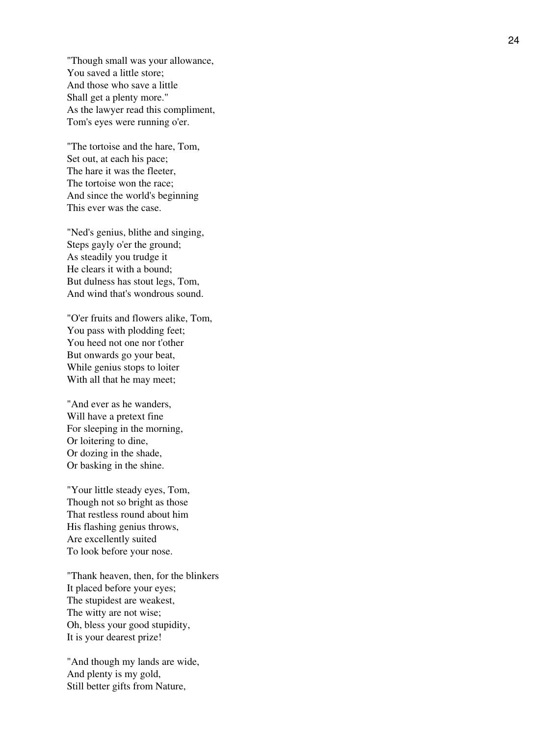"Though small was your allowance,
You saved a little store;
And those who save a little
Shall get a plenty more."
As the lawyer read this compliment,
Tom's eyes were running o'er.

"The tortoise and the hare, Tom,
Set out, at each his pace;
The hare it was the fleeter,
The tortoise won the race;
And since the world's beginning
This ever was the case.

"Ned's genius, blithe and singing,
Steps gayly o'er the ground;
As steadily you trudge it
He clears it with a bound;
But dulness has stout legs, Tom,
And wind that's wondrous sound.

"O'er fruits and flowers alike, Tom,
You pass with plodding feet;
You heed not one nor t'other
But onwards go your beat,
While genius stops to loiter
With all that he may meet;

"And ever as he wanders,
Will have a pretext fine
For sleeping in the morning,
Or loitering to dine,
Or dozing in the shade,
Or basking in the shine.

"Your little steady eyes, Tom,
Though not so bright as those
That restless round about him
His flashing genius throws,
Are excellently suited
To look before your nose.

"Thank heaven, then, for the blinkers
It placed before your eyes;
The stupidest are weakest,
The witty are not wise;
Oh, bless your good stupidity,
It is your dearest prize!

"And though my lands are wide,
And plenty is my gold,
Still better gifts from Nature,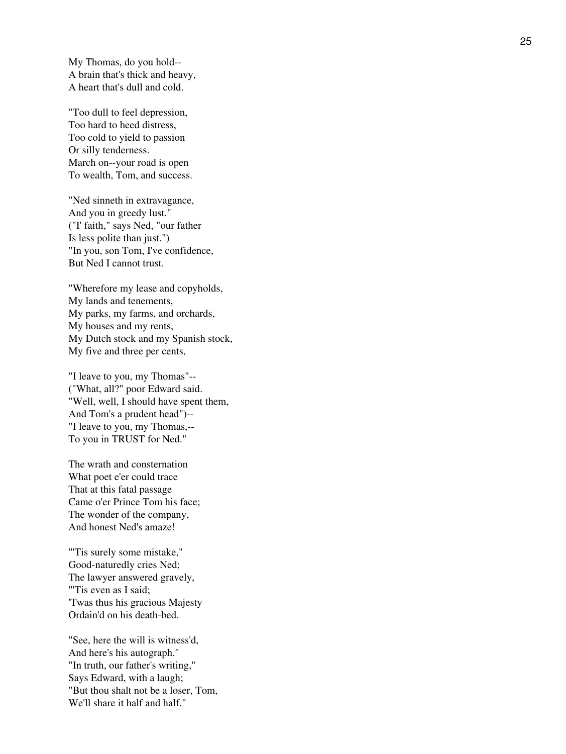My Thomas, do you hold--
A brain that's thick and heavy,
A heart that's dull and cold.

"Too dull to feel depression,
Too hard to heed distress,
Too cold to yield to passion
Or silly tenderness.
March on--your road is open
To wealth, Tom, and success.

"Ned sinneth in extravagance,
And you in greedy lust."
("I' faith," says Ned, "our father
Is less polite than just.")
"In you, son Tom, I've confidence,
But Ned I cannot trust.

"Wherefore my lease and copyholds,
My lands and tenements,
My parks, my farms, and orchards,
My houses and my rents,
My Dutch stock and my Spanish stock,
My five and three per cents,

"I leave to you, my Thomas"--
("What, all?" poor Edward said.
"Well, well, I should have spent them,
And Tom's a prudent head")--
"I leave to you, my Thomas,--
To you in TRUST for Ned."

The wrath and consternation
What poet e'er could trace
That at this fatal passage
Came o'er Prince Tom his face;
The wonder of the company,
And honest Ned's amaze!

"'Tis surely some mistake,"
Good-naturedly cries Ned;
The lawyer answered gravely,
"'Tis even as I said;
'Twas thus his gracious Majesty
Ordain'd on his death-bed.

"See, here the will is witness'd,
And here's his autograph."
"In truth, our father's writing,"
Says Edward, with a laugh;
"But thou shalt not be a loser, Tom,
We'll share it half and half."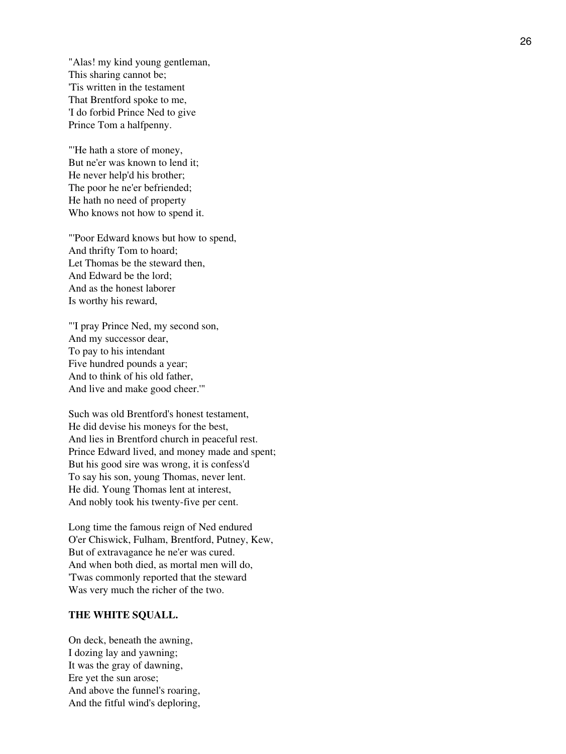"Alas! my kind young gentleman,
This sharing cannot be;
'Tis written in the testament
That Brentford spoke to me,
'I do forbid Prince Ned to give
Prince Tom a halfpenny.

"'He hath a store of money,
But ne'er was known to lend it;
He never help'd his brother;
The poor he ne'er befriended;
He hath no need of property
Who knows not how to spend it.

"'Poor Edward knows but how to spend,
And thrifty Tom to hoard;
Let Thomas be the steward then,
And Edward be the lord;
And as the honest laborer
Is worthy his reward,

"'I pray Prince Ned, my second son,
And my successor dear,
To pay to his intendant
Five hundred pounds a year;
And to think of his old father,
And live and make good cheer.'"

Such was old Brentford's honest testament,
He did devise his moneys for the best,
And lies in Brentford church in peaceful rest.
Prince Edward lived, and money made and spent;
But his good sire was wrong, it is confess'd
To say his son, young Thomas, never lent.
He did. Young Thomas lent at interest,
And nobly took his twenty-five per cent.

Long time the famous reign of Ned endured
O'er Chiswick, Fulham, Brentford, Putney, Kew,
But of extravagance he ne'er was cured.
And when both died, as mortal men will do,
'Twas commonly reported that the steward
Was very much the richer of the two.

**THE WHITE SQUALL.**

On deck, beneath the awning,
I dozing lay and yawning;
It was the gray of dawning,
Ere yet the sun arose;
And above the funnel's roaring,
And the fitful wind's deploring,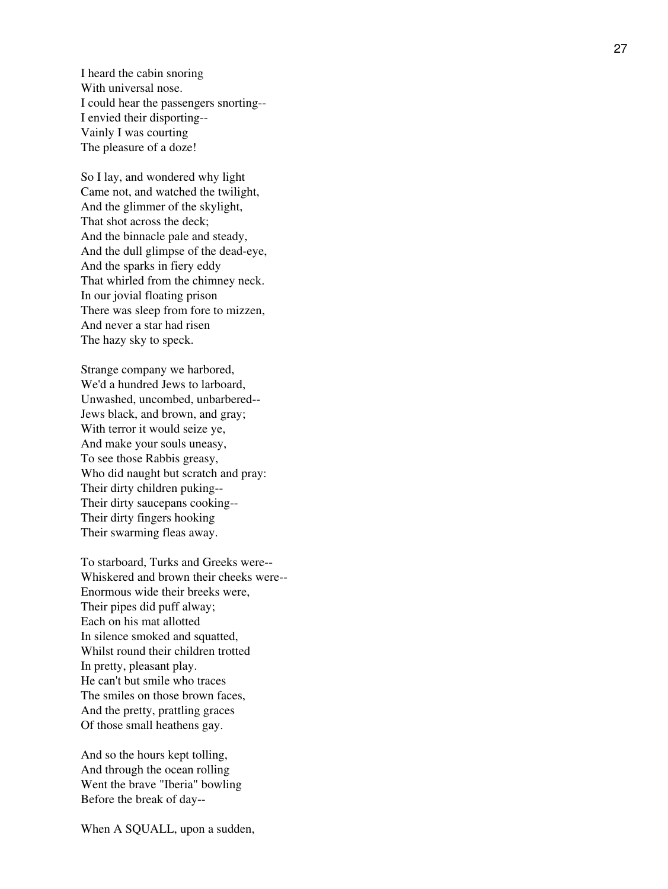I heard the cabin snoring
With universal nose.
I could hear the passengers snorting--
I envied their disporting--
Vainly I was courting
The pleasure of a doze!

So I lay, and wondered why light
Came not, and watched the twilight,
And the glimmer of the skylight,
That shot across the deck;
And the binnacle pale and steady,
And the dull glimpse of the dead-eye,
And the sparks in fiery eddy
That whirled from the chimney neck.
In our jovial floating prison
There was sleep from fore to mizzen,
And never a star had risen
The hazy sky to speck.

Strange company we harbored,
We'd a hundred Jews to larboard,
Unwashed, uncombed, unbarbered--
Jews black, and brown, and gray;
With terror it would seize ye,
And make your souls uneasy,
To see those Rabbis greasy,
Who did naught but scratch and pray:
Their dirty children puking--
Their dirty saucepans cooking--
Their dirty fingers hooking
Their swarming fleas away.

To starboard, Turks and Greeks were--
Whiskered and brown their cheeks were--
Enormous wide their breeks were,
Their pipes did puff alway;
Each on his mat allotted
In silence smoked and squatted,
Whilst round their children trotted
In pretty, pleasant play.
He can't but smile who traces
The smiles on those brown faces,
And the pretty, prattling graces
Of those small heathens gay.

And so the hours kept tolling,
And through the ocean rolling
Went the brave "Iberia" bowling
Before the break of day--

When A SQUALL, upon a sudden,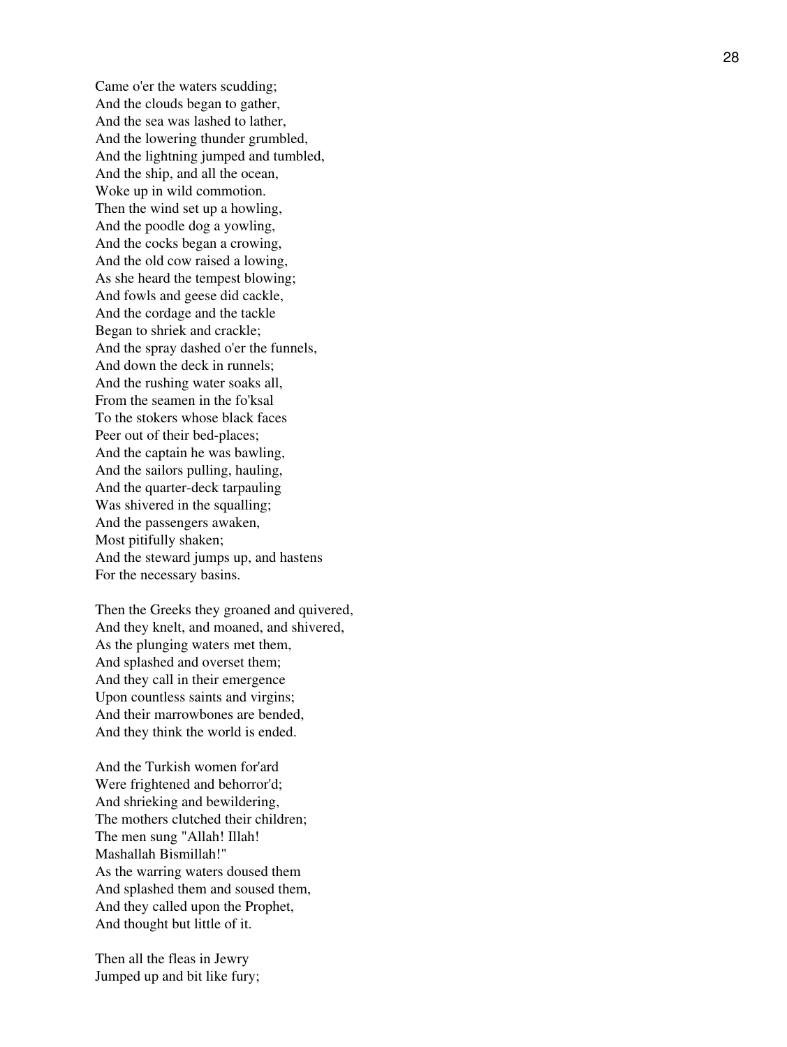Came o'er the waters scudding;
And the clouds began to gather,
And the sea was lashed to lather,
And the lowering thunder grumbled,
And the lightning jumped and tumbled,
And the ship, and all the ocean,
Woke up in wild commotion.
Then the wind set up a howling,
And the poodle dog a yowling,
And the cocks began a crowing,
And the old cow raised a lowing,
As she heard the tempest blowing;
And fowls and geese did cackle,
And the cordage and the tackle
Began to shriek and crackle;
And the spray dashed o'er the funnels,
And down the deck in runnels;
And the rushing water soaks all,
From the seamen in the fo'ksal
To the stokers whose black faces
Peer out of their bed-places;
And the captain he was bawling,
And the sailors pulling, hauling,
And the quarter-deck tarpauling
Was shivered in the squalling;
And the passengers awaken,
Most pitifully shaken;
And the steward jumps up, and hastens
For the necessary basins.

Then the Greeks they groaned and quivered,
And they knelt, and moaned, and shivered,
As the plunging waters met them,
And splashed and overset them;
And they call in their emergence
Upon countless saints and virgins;
And their marrowbones are bended,
And they think the world is ended.

And the Turkish women for'ard
Were frightened and behorror'd;
And shrieking and bewildering,
The mothers clutched their children;
The men sung "Allah! Illah!
Mashallah Bismillah!"
As the warring waters doused them
And splashed them and soused them,
And they called upon the Prophet,
And thought but little of it.

Then all the fleas in Jewry
Jumped up and bit like fury;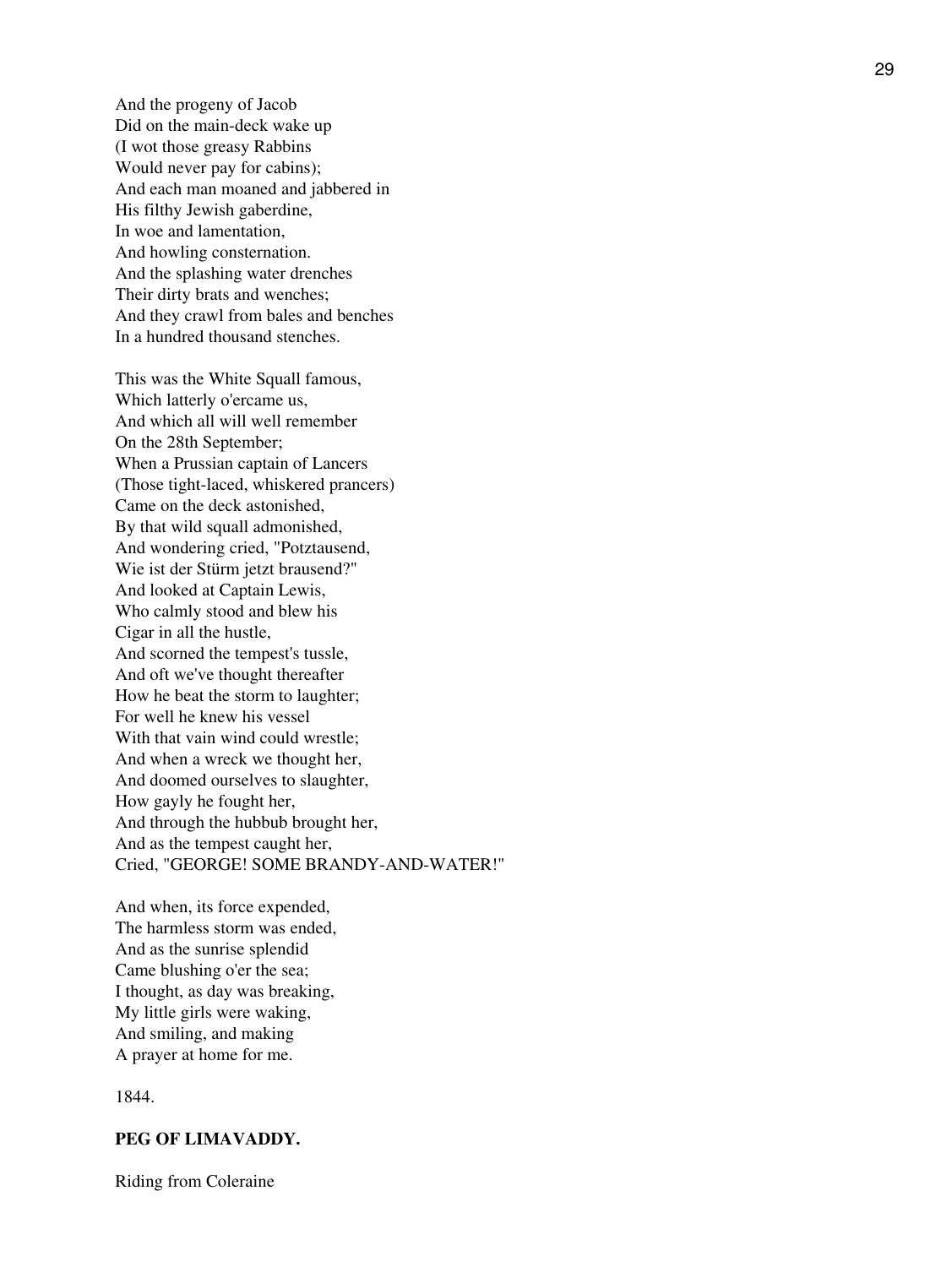And the progeny of Jacob
Did on the main-deck wake up
(I wot those greasy Rabbins
Would never pay for cabins);
And each man moaned and jabbered in
His filthy Jewish gaberdine,
In woe and lamentation,
And howling consternation.
And the splashing water drenches
Their dirty brats and wenches;
And they crawl from bales and benches
In a hundred thousand stenches.

This was the White Squall famous,
Which latterly o'ercame us,
And which all will well remember
On the 28th September;
When a Prussian captain of Lancers
(Those tight-laced, whiskered prancers)
Came on the deck astonished,
By that wild squall admonished,
And wondering cried, "Potztausend,
Wie ist der Stürm jetzt brausend?"
And looked at Captain Lewis,
Who calmly stood and blew his
Cigar in all the hustle,
And scorned the tempest's tussle,
And oft we've thought thereafter
How he beat the storm to laughter;
For well he knew his vessel
With that vain wind could wrestle;
And when a wreck we thought her,
And doomed ourselves to slaughter,
How gayly he fought her,
And through the hubbub brought her,
And as the tempest caught her,
Cried, "GEORGE! SOME BRANDY-AND-WATER!"

And when, its force expended,
The harmless storm was ended,
And as the sunrise splendid
Came blushing o'er the sea;
I thought, as day was breaking,
My little girls were waking,
And smiling, and making
A prayer at home for me.

1844.

**PEG OF LIMAVADDY.**

Riding from Coleraine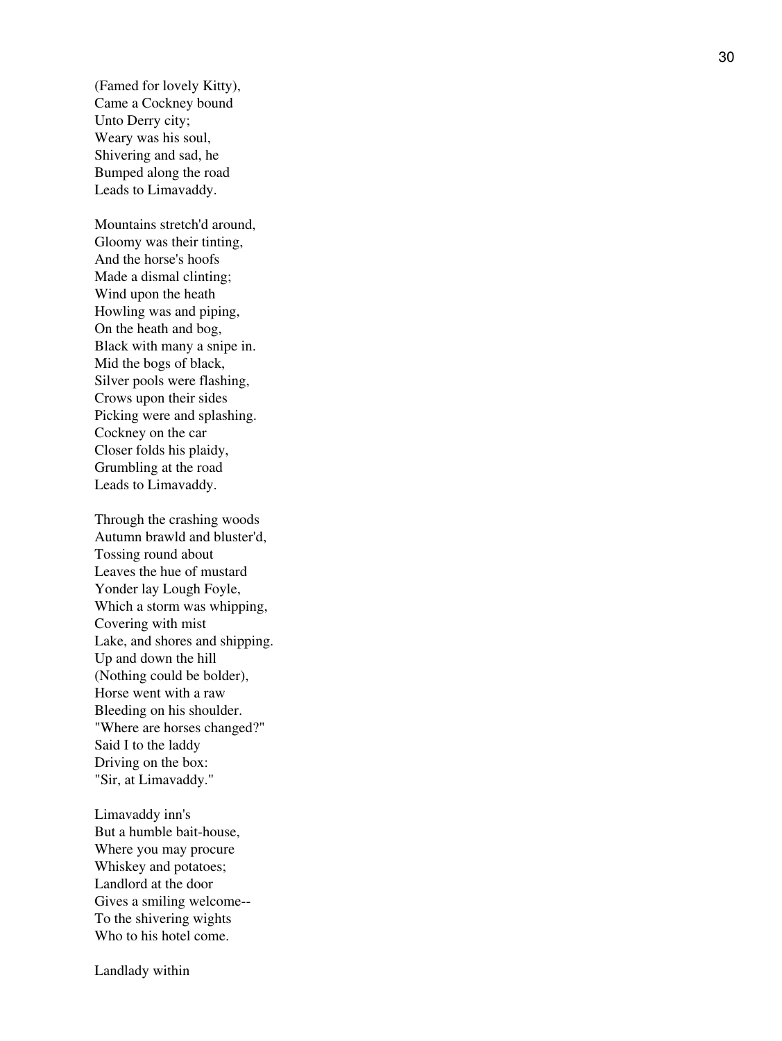(Famed for lovely Kitty),
Came a Cockney bound
Unto Derry city;
Weary was his soul,
Shivering and sad, he
Bumped along the road
Leads to Limavaddy.

Mountains stretch'd around,
Gloomy was their tinting,
And the horse's hoofs
Made a dismal clinting;
Wind upon the heath
Howling was and piping,
On the heath and bog,
Black with many a snipe in.
Mid the bogs of black,
Silver pools were flashing,
Crows upon their sides
Picking were and splashing.
Cockney on the car
Closer folds his plaidy,
Grumbling at the road
Leads to Limavaddy.

Through the crashing woods
Autumn brawld and bluster'd,
Tossing round about
Leaves the hue of mustard
Yonder lay Lough Foyle,
Which a storm was whipping,
Covering with mist
Lake, and shores and shipping.
Up and down the hill
(Nothing could be bolder),
Horse went with a raw
Bleeding on his shoulder.
"Where are horses changed?"
Said I to the laddy
Driving on the box:
"Sir, at Limavaddy."

Limavaddy inn's
But a humble bait-house,
Where you may procure
Whiskey and potatoes;
Landlord at the door
Gives a smiling welcome--
To the shivering wights
Who to his hotel come.

Landlady within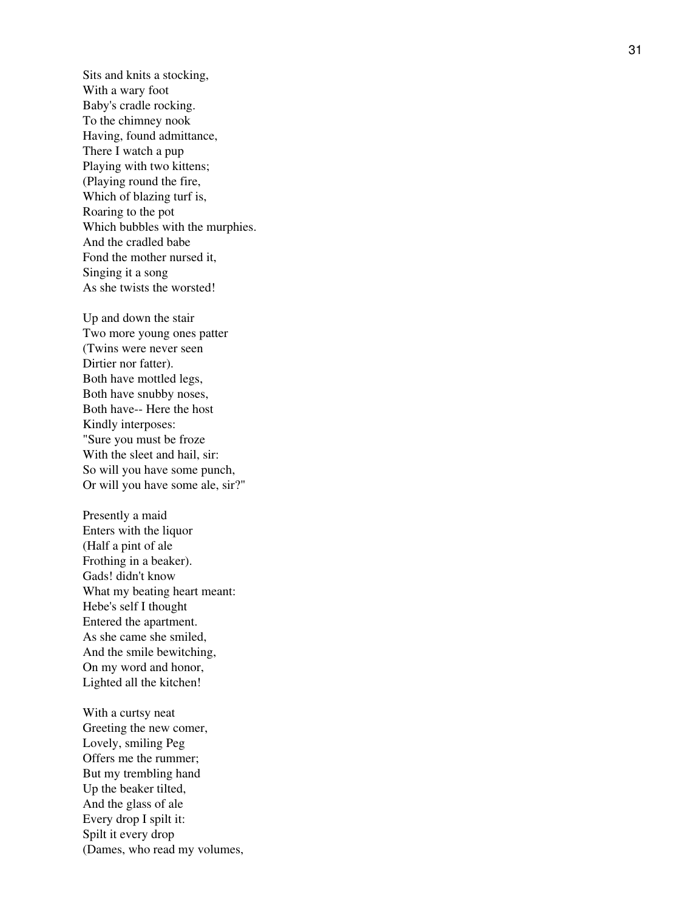Sits and knits a stocking,
With a wary foot
Baby's cradle rocking.
To the chimney nook
Having, found admittance,
There I watch a pup
Playing with two kittens;
(Playing round the fire,
Which of blazing turf is,
Roaring to the pot
Which bubbles with the murphies.
And the cradled babe
Fond the mother nursed it,
Singing it a song
As she twists the worsted!

Up and down the stair
Two more young ones patter
(Twins were never seen
Dirtier nor fatter).
Both have mottled legs,
Both have snubby noses,
Both have-- Here the host
Kindly interposes:
"Sure you must be froze
With the sleet and hail, sir:
So will you have some punch,
Or will you have some ale, sir?"

Presently a maid
Enters with the liquor
(Half a pint of ale
Frothing in a beaker).
Gads! didn't know
What my beating heart meant:
Hebe's self I thought
Entered the apartment.
As she came she smiled,
And the smile bewitching,
On my word and honor,
Lighted all the kitchen!

With a curtsy neat
Greeting the new comer,
Lovely, smiling Peg
Offers me the rummer;
But my trembling hand
Up the beaker tilted,
And the glass of ale
Every drop I spilt it:
Spilt it every drop
(Dames, who read my volumes,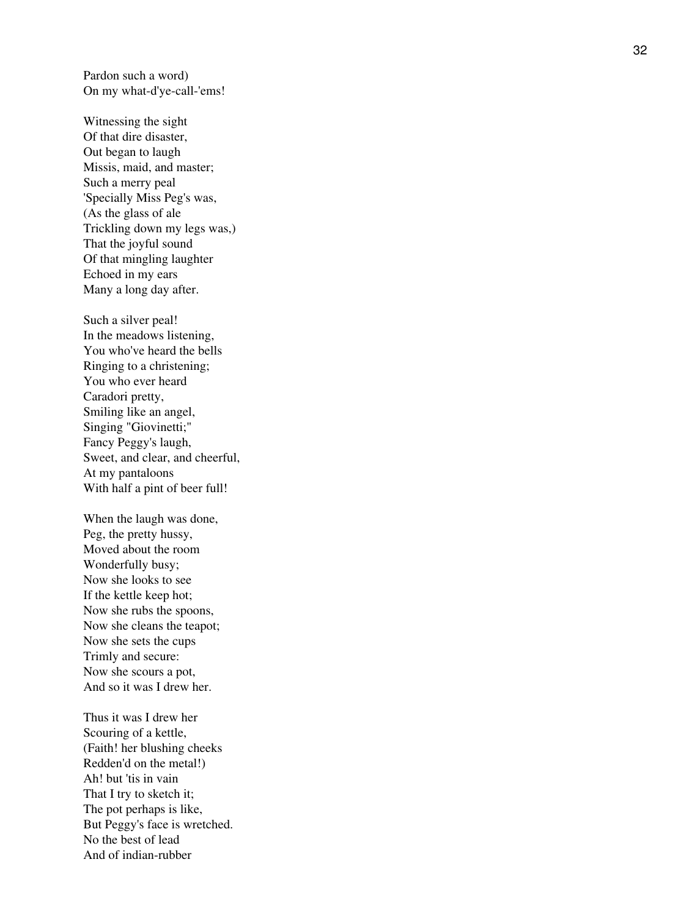Pardon such a word)
On my what-d'ye-call-'ems!

Witnessing the sight
Of that dire disaster,
Out began to laugh
Missis, maid, and master;
Such a merry peal
'Specially Miss Peg's was,
(As the glass of ale
Trickling down my legs was,)
That the joyful sound
Of that mingling laughter
Echoed in my ears
Many a long day after.

Such a silver peal!
In the meadows listening,
You who've heard the bells
Ringing to a christening;
You who ever heard
Caradori pretty,
Smiling like an angel,
Singing "Giovinetti;"
Fancy Peggy's laugh,
Sweet, and clear, and cheerful,
At my pantaloons
With half a pint of beer full!

When the laugh was done,
Peg, the pretty hussy,
Moved about the room
Wonderfully busy;
Now she looks to see
If the kettle keep hot;
Now she rubs the spoons,
Now she cleans the teapot;
Now she sets the cups
Trimly and secure:
Now she scours a pot,
And so it was I drew her.

Thus it was I drew her
Scouring of a kettle,
(Faith! her blushing cheeks
Redden'd on the metal!)
Ah! but 'tis in vain
That I try to sketch it;
The pot perhaps is like,
But Peggy's face is wretched.
No the best of lead
And of indian-rubber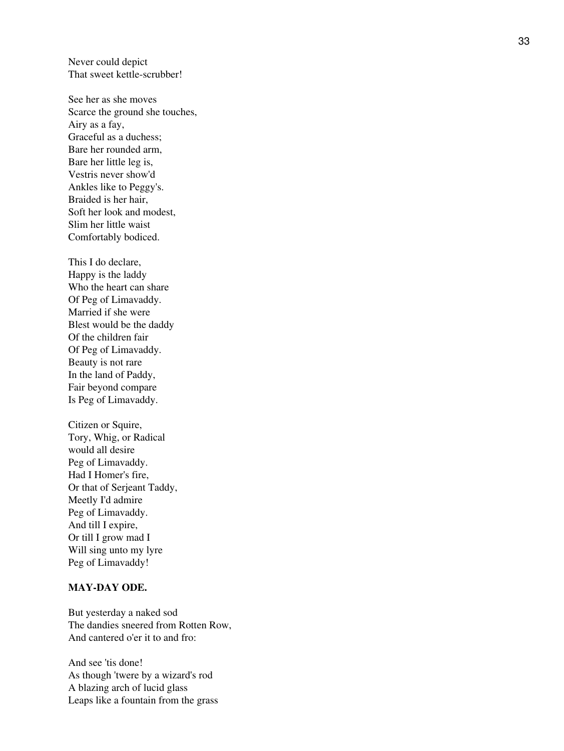Never could depict
That sweet kettle-scrubber!

See her as she moves
Scarce the ground she touches,
Airy as a fay,
Graceful as a duchess;
Bare her rounded arm,
Bare her little leg is,
Vestris never show'd
Ankles like to Peggy's.
Braided is her hair,
Soft her look and modest,
Slim her little waist
Comfortably bodiced.

This I do declare,
Happy is the laddy
Who the heart can share
Of Peg of Limavaddy.
Married if she were
Blest would be the daddy
Of the children fair
Of Peg of Limavaddy.
Beauty is not rare
In the land of Paddy,
Fair beyond compare
Is Peg of Limavaddy.

Citizen or Squire,
Tory, Whig, or Radical
would all desire
Peg of Limavaddy.
Had I Homer's fire,
Or that of Serjeant Taddy,
Meetly I'd admire
Peg of Limavaddy.
And till I expire,
Or till I grow mad I
Will sing unto my lyre
Peg of Limavaddy!

**MAY-DAY ODE.**

But yesterday a naked sod
The dandies sneered from Rotten Row,
And cantered o'er it to and fro:

And see 'tis done!
As though 'twere by a wizard's rod
A blazing arch of lucid glass
Leaps like a fountain from the grass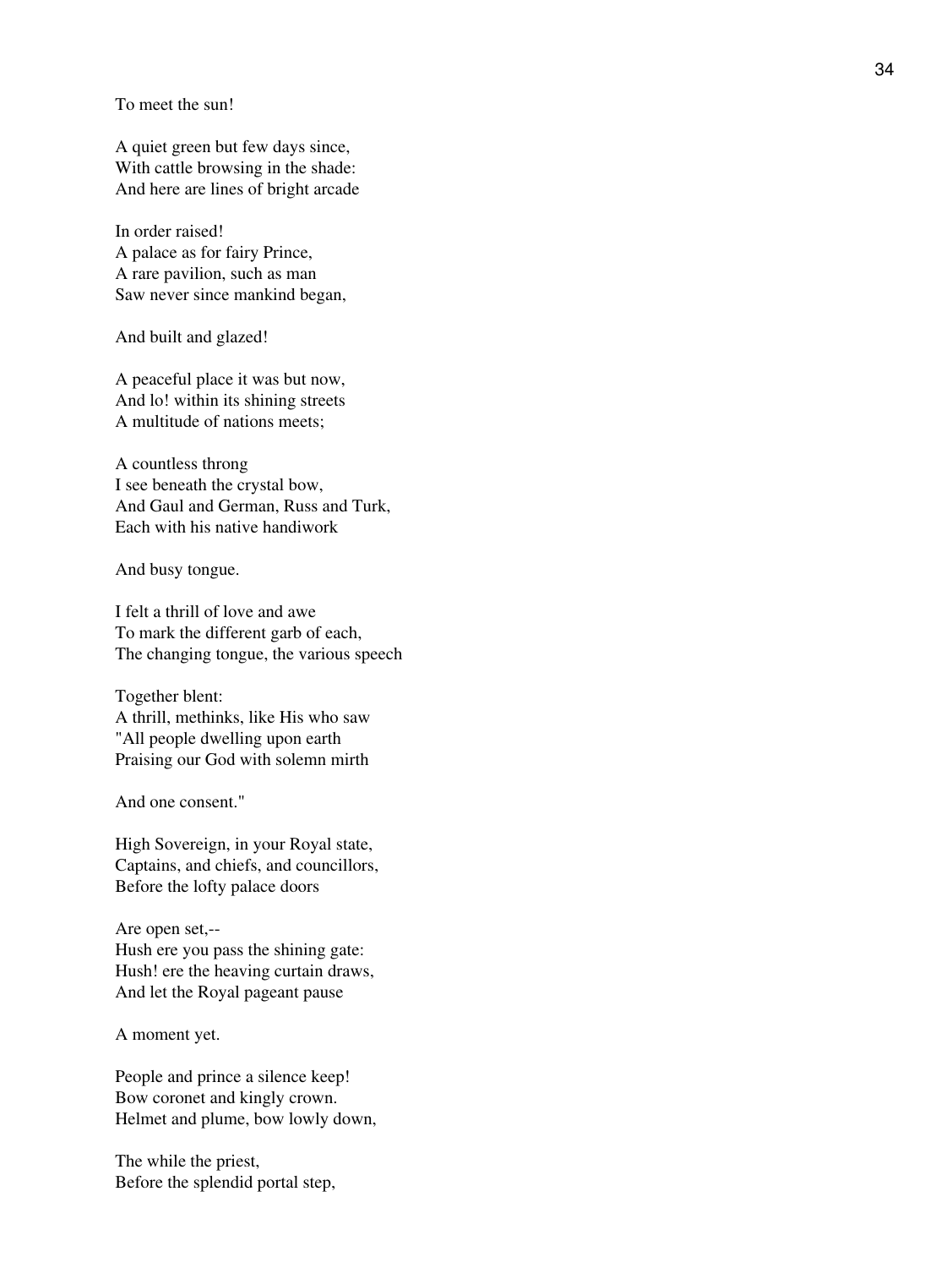To meet the sun!

A quiet green but few days since,
With cattle browsing in the shade:
And here are lines of bright arcade

In order raised!
A palace as for fairy Prince,
A rare pavilion, such as man
Saw never since mankind began,

And built and glazed!

A peaceful place it was but now,
And lo! within its shining streets
A multitude of nations meets;

A countless throng
I see beneath the crystal bow,
And Gaul and German, Russ and Turk,
Each with his native handiwork

And busy tongue.

I felt a thrill of love and awe
To mark the different garb of each,
The changing tongue, the various speech

Together blent:
A thrill, methinks, like His who saw
"All people dwelling upon earth
Praising our God with solemn mirth

And one consent."

High Sovereign, in your Royal state,
Captains, and chiefs, and councillors,
Before the lofty palace doors

Are open set,--
Hush ere you pass the shining gate:
Hush! ere the heaving curtain draws,
And let the Royal pageant pause

A moment yet.

People and prince a silence keep!
Bow coronet and kingly crown.
Helmet and plume, bow lowly down,

The while the priest,
Before the splendid portal step,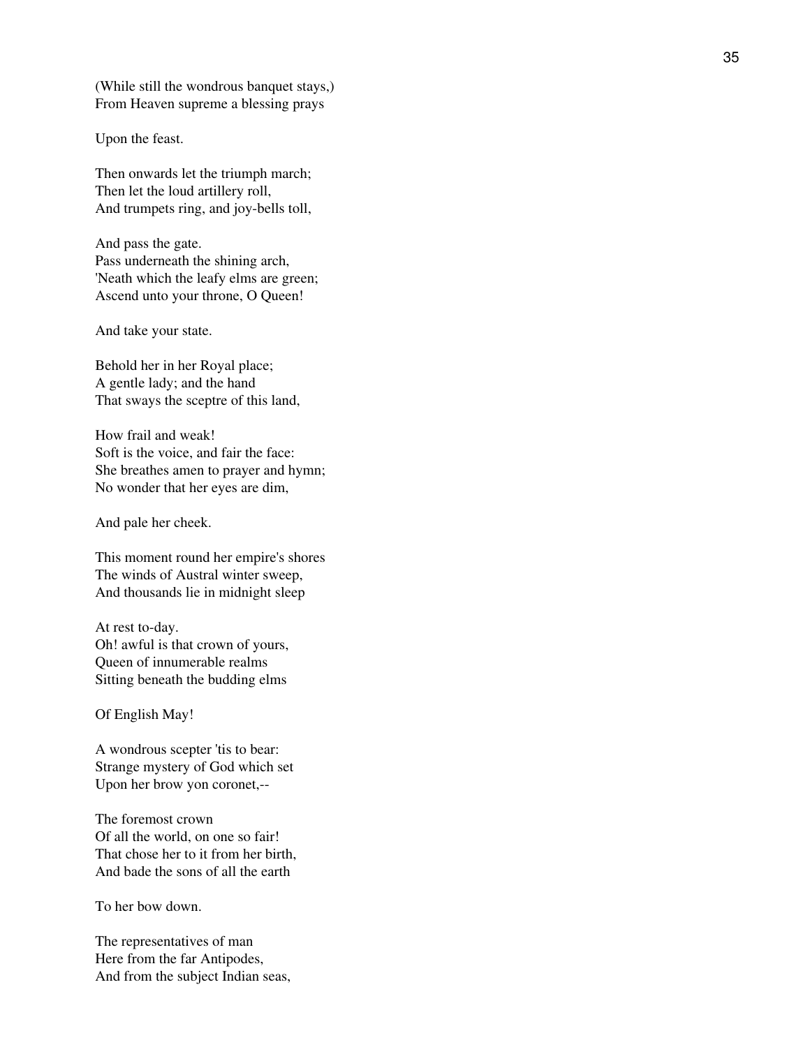(While still the wondrous banquet stays,)
From Heaven supreme a blessing prays

Upon the feast.

Then onwards let the triumph march;
Then let the loud artillery roll,
And trumpets ring, and joy-bells toll,

And pass the gate.
Pass underneath the shining arch,
'Neath which the leafy elms are green;
Ascend unto your throne, O Queen!

And take your state.

Behold her in her Royal place;
A gentle lady; and the hand
That sways the sceptre of this land,

How frail and weak!
Soft is the voice, and fair the face:
She breathes amen to prayer and hymn;
No wonder that her eyes are dim,

And pale her cheek.

This moment round her empire's shores
The winds of Austral winter sweep,
And thousands lie in midnight sleep

At rest to-day.
Oh! awful is that crown of yours,
Queen of innumerable realms
Sitting beneath the budding elms

Of English May!

A wondrous scepter 'tis to bear:
Strange mystery of God which set
Upon her brow yon coronet,--

The foremost crown
Of all the world, on one so fair!
That chose her to it from her birth,
And bade the sons of all the earth

To her bow down.

The representatives of man
Here from the far Antipodes,
And from the subject Indian seas,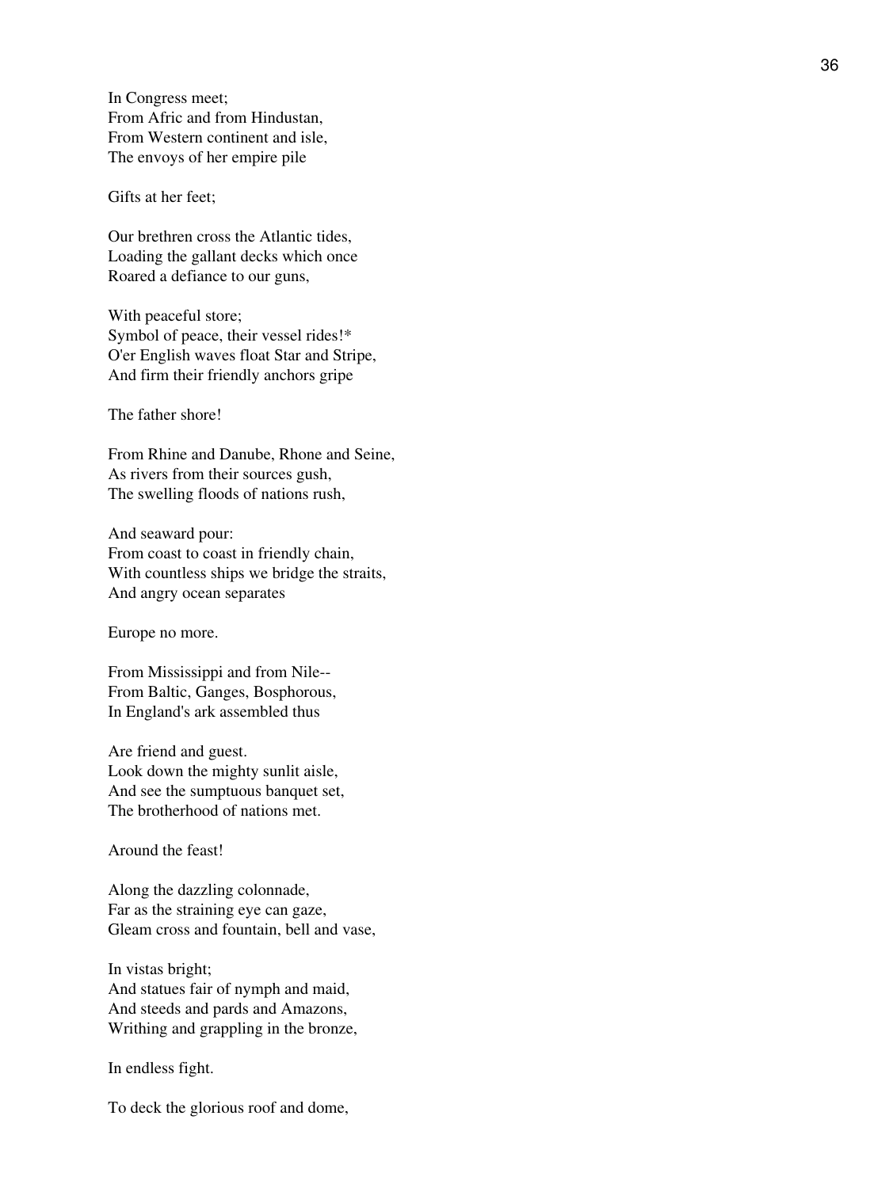In Congress meet;  
From Afric and from Hindustan,  
From Western continent and isle,  
The envoys of her empire pile

Gifts at her feet;

Our brethren cross the Atlantic tides,  
Loading the gallant decks which once  
Roared a defiance to our guns,

With peaceful store;  
Symbol of peace, their vessel rides!*  
O'er English waves float Star and Stripe,  
And firm their friendly anchors gripe

The father shore!

From Rhine and Danube, Rhone and Seine,  
As rivers from their sources gush,  
The swelling floods of nations rush,

And seaward pour:  
From coast to coast in friendly chain,  
With countless ships we bridge the straits,  
And angry ocean separates

Europe no more.

From Mississippi and from Nile--  
From Baltic, Ganges, Bosphorous,  
In England's ark assembled thus

Are friend and guest.  
Look down the mighty sunlit aisle,  
And see the sumptuous banquet set,  
The brotherhood of nations met.

Around the feast!

Along the dazzling colonnade,  
Far as the straining eye can gaze,  
Gleam cross and fountain, bell and vase,

In vistas bright;  
And statues fair of nymph and maid,  
And steeds and pards and Amazons,  
Writhing and grappling in the bronze,

In endless fight.

To deck the glorious roof and dome,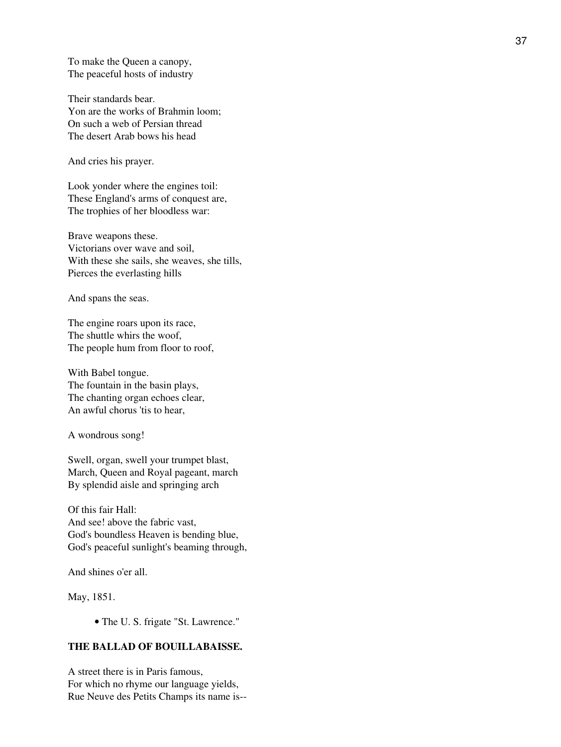To make the Queen a canopy,
The peaceful hosts of industry

Their standards bear.
Yon are the works of Brahmin loom;
On such a web of Persian thread
The desert Arab bows his head

And cries his prayer.

Look yonder where the engines toil:
These England's arms of conquest are,
The trophies of her bloodless war:

Brave weapons these.
Victorians over wave and soil,
With these she sails, she weaves, she tills,
Pierces the everlasting hills

And spans the seas.

The engine roars upon its race,
The shuttle whirs the woof,
The people hum from floor to roof,

With Babel tongue.
The fountain in the basin plays,
The chanting organ echoes clear,
An awful chorus 'tis to hear,

A wondrous song!

Swell, organ, swell your trumpet blast,
March, Queen and Royal pageant, march
By splendid aisle and springing arch

Of this fair Hall:
And see! above the fabric vast,
God's boundless Heaven is bending blue,
God's peaceful sunlight's beaming through,

And shines o'er all.

May, 1851.

- The U. S. frigate "St. Lawrence."

**THE BALLAD OF BOUILLABAISSE.**

A street there is in Paris famous,
For which no rhyme our language yields,
Rue Neuve des Petits Champs its name is--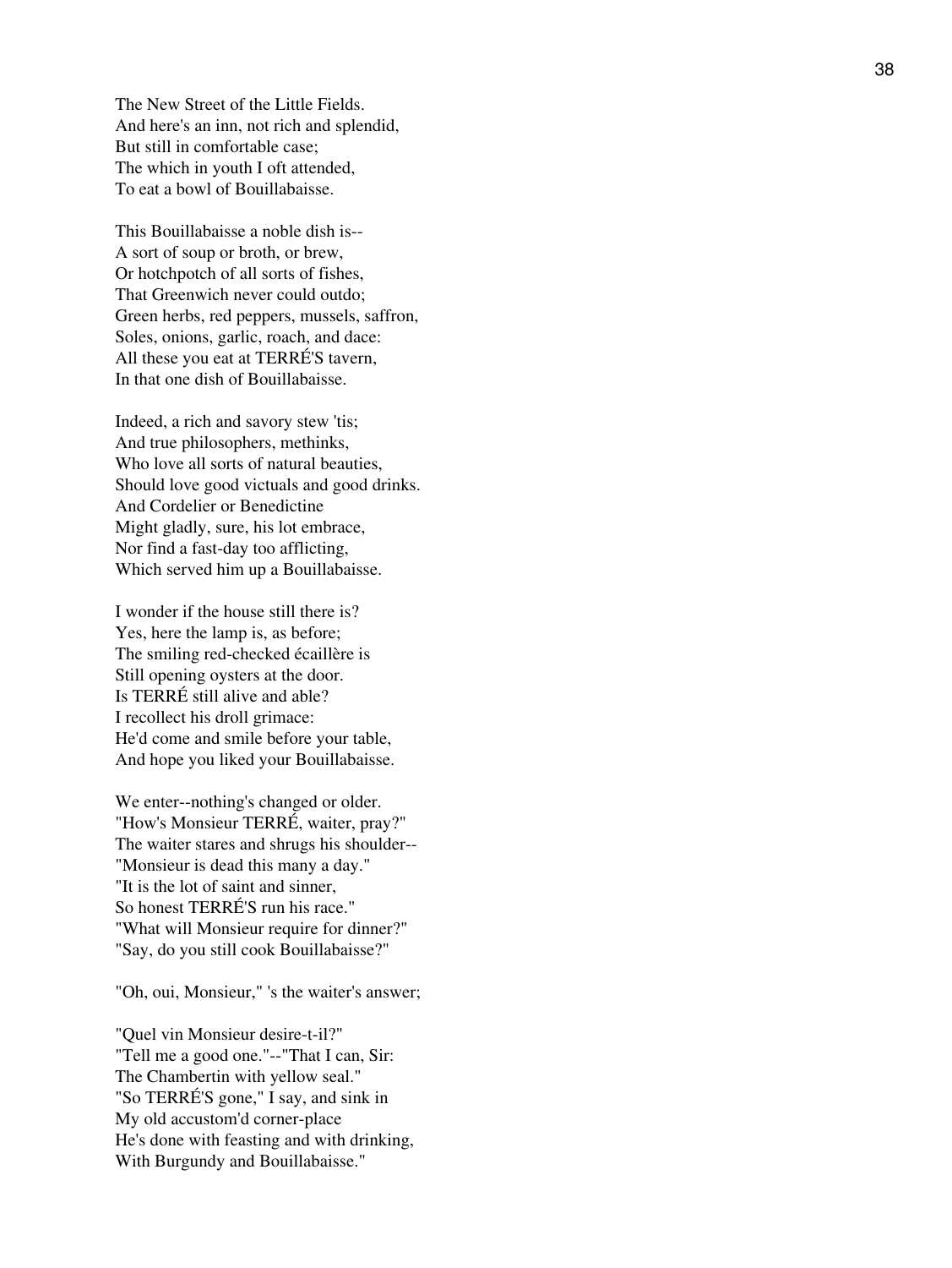The New Street of the Little Fields.  
And here's an inn, not rich and splendid,  
But still in comfortable case;  
The which in youth I oft attended,  
To eat a bowl of Bouillabaisse.

This Bouillabaisse a noble dish is--  
A sort of soup or broth, or brew,  
Or hotchpotch of all sorts of fishes,  
That Greenwich never could outdo;  
Green herbs, red peppers, mussels, saffron,  
Soles, onions, garlic, roach, and dace:  
All these you eat at TERRÉ'S tavern,  
In that one dish of Bouillabaisse.

Indeed, a rich and savory stew 'tis;  
And true philosophers, methinks,  
Who love all sorts of natural beauties,  
Should love good victuals and good drinks.  
And Cordelier or Benedictine  
Might gladly, sure, his lot embrace,  
Nor find a fast-day too afflicting,  
Which served him up a Bouillabaisse.

I wonder if the house still there is?  
Yes, here the lamp is, as before;  
The smiling red-checked écaillère is  
Still opening oysters at the door.  
Is TERRÉ still alive and able?  
I recollect his droll grimace:  
He'd come and smile before your table,  
And hope you liked your Bouillabaisse.

We enter--nothing's changed or older.  
"How's Monsieur TERRÉ, waiter, pray?"  
The waiter stares and shrugs his shoulder--  
"Monsieur is dead this many a day."  
"It is the lot of saint and sinner,  
So honest TERRÉ'S run his race."  
"What will Monsieur require for dinner?"  
"Say, do you still cook Bouillabaisse?"

"Oh, oui, Monsieur," 's the waiter's answer;

"Quel vin Monsieur desire-t-il?"  
"Tell me a good one."--"That I can, Sir:  
The Chambertin with yellow seal."  
"So TERRÉ'S gone," I say, and sink in  
My old accustom'd corner-place  
He's done with feasting and with drinking,  
With Burgundy and Bouillabaisse."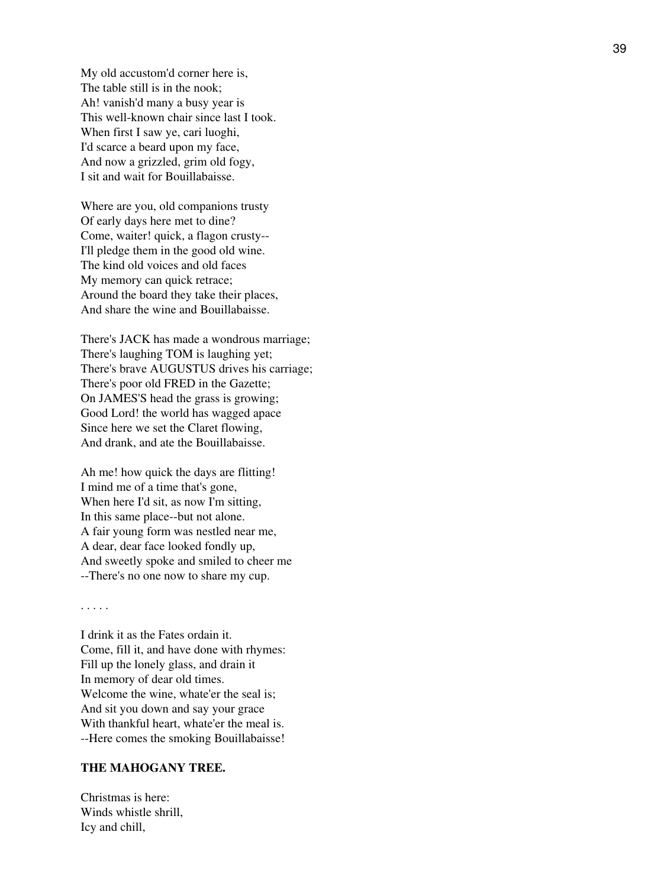My old accustom'd corner here is,
The table still is in the nook;
Ah! vanish'd many a busy year is
This well-known chair since last I took.
When first I saw ye, cari luoghi,
I'd scarce a beard upon my face,
And now a grizzled, grim old fogy,
I sit and wait for Bouillabaisse.

Where are you, old companions trusty
Of early days here met to dine?
Come, waiter! quick, a flagon crusty--
I'll pledge them in the good old wine.
The kind old voices and old faces
My memory can quick retrace;
Around the board they take their places,
And share the wine and Bouillabaisse.

There's JACK has made a wondrous marriage;
There's laughing TOM is laughing yet;
There's brave AUGUSTUS drives his carriage;
There's poor old FRED in the Gazette;
On JAMES'S head the grass is growing;
Good Lord! the world has wagged apace
Since here we set the Claret flowing,
And drank, and ate the Bouillabaisse.

Ah me! how quick the days are flitting!
I mind me of a time that's gone,
When here I'd sit, as now I'm sitting,
In this same place--but not alone.
A fair young form was nestled near me,
A dear, dear face looked fondly up,
And sweetly spoke and smiled to cheer me
--There's no one now to share my cup.

. . . . .

I drink it as the Fates ordain it.
Come, fill it, and have done with rhymes:
Fill up the lonely glass, and drain it
In memory of dear old times.
Welcome the wine, whate'er the seal is;
And sit you down and say your grace
With thankful heart, whate'er the meal is.
--Here comes the smoking Bouillabaisse!

**THE MAHOGANY TREE.**

Christmas is here:
Winds whistle shrill,
Icy and chill,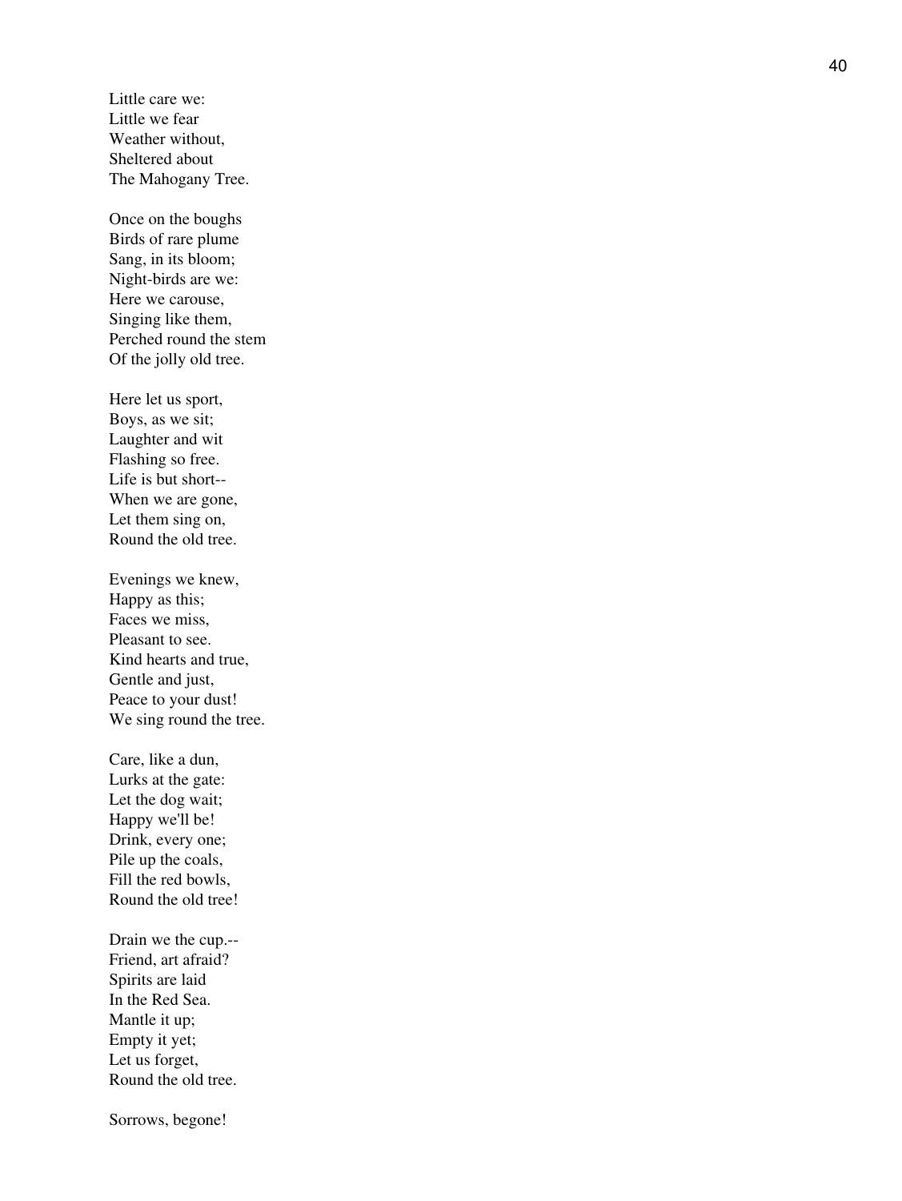Little care we:
Little we fear
Weather without,
Sheltered about
The Mahogany Tree.

Once on the boughs
Birds of rare plume
Sang, in its bloom;
Night-birds are we:
Here we carouse,
Singing like them,
Perched round the stem
Of the jolly old tree.

Here let us sport,
Boys, as we sit;
Laughter and wit
Flashing so free.
Life is but short--
When we are gone,
Let them sing on,
Round the old tree.

Evenings we knew,
Happy as this;
Faces we miss,
Pleasant to see.
Kind hearts and true,
Gentle and just,
Peace to your dust!
We sing round the tree.

Care, like a dun,
Lurks at the gate:
Let the dog wait;
Happy we'll be!
Drink, every one;
Pile up the coals,
Fill the red bowls,
Round the old tree!

Drain we the cup.--
Friend, art afraid?
Spirits are laid
In the Red Sea.
Mantle it up;
Empty it yet;
Let us forget,
Round the old tree.

Sorrows, begone!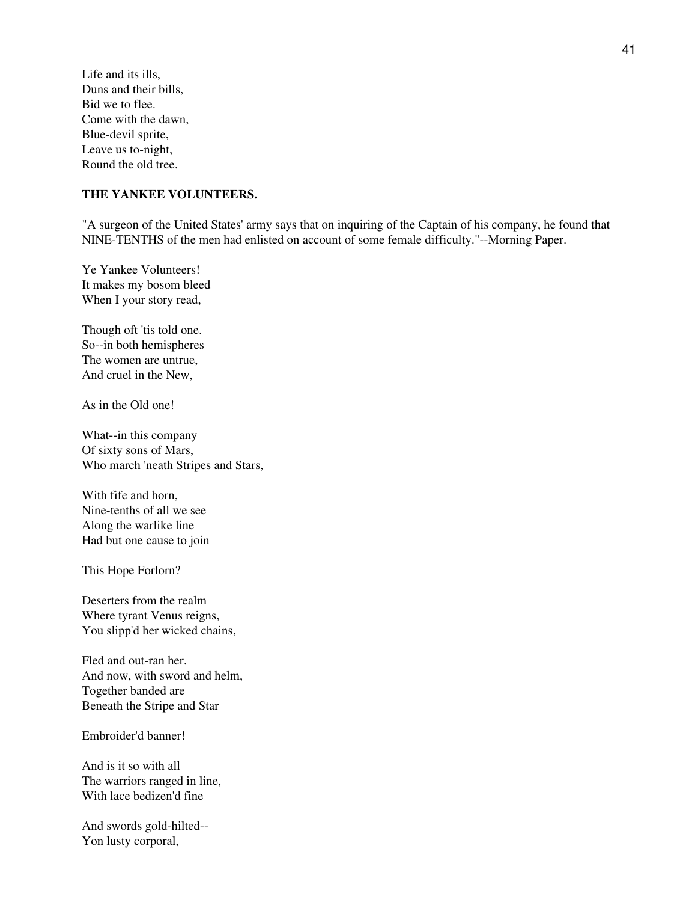Life and its ills,
Duns and their bills,
Bid we to flee.
Come with the dawn,
Blue-devil sprite,
Leave us to-night,
Round the old tree.

**THE YANKEE VOLUNTEERS.**

"A surgeon of the United States' army says that on inquiring of the Captain of his company, he found that NINE-TENTHS of the men had enlisted on account of some female difficulty."--Morning Paper.

Ye Yankee Volunteers!
It makes my bosom bleed
When I your story read,

Though oft 'tis told one.
So--in both hemispheres
The women are untrue,
And cruel in the New,

As in the Old one!

What--in this company
Of sixty sons of Mars,
Who march 'neath Stripes and Stars,

With fife and horn,
Nine-tenths of all we see
Along the warlike line
Had but one cause to join

This Hope Forlorn?

Deserters from the realm
Where tyrant Venus reigns,
You slipp'd her wicked chains,

Fled and out-ran her.
And now, with sword and helm,
Together banded are
Beneath the Stripe and Star

Embroider'd banner!

And is it so with all
The warriors ranged in line,
With lace bedizen'd fine

And swords gold-hilted--
Yon lusty corporal,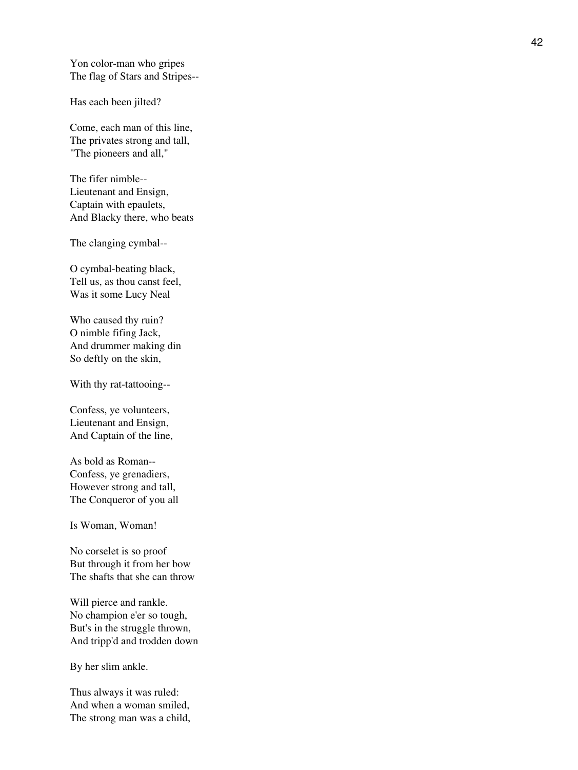Yon color-man who gripes
The flag of Stars and Stripes--

Has each been jilted?

Come, each man of this line,
The privates strong and tall,
"The pioneers and all,"

The fifer nimble--
Lieutenant and Ensign,
Captain with epaulets,
And Blacky there, who beats

The clanging cymbal--

O cymbal-beating black,
Tell us, as thou canst feel,
Was it some Lucy Neal

Who caused thy ruin?
O nimble fifing Jack,
And drummer making din
So deftly on the skin,

With thy rat-tattooing--

Confess, ye volunteers,
Lieutenant and Ensign,
And Captain of the line,

As bold as Roman--
Confess, ye grenadiers,
However strong and tall,
The Conqueror of you all

Is Woman, Woman!

No corselet is so proof
But through it from her bow
The shafts that she can throw

Will pierce and rankle.
No champion e'er so tough,
But's in the struggle thrown,
And tripp'd and trodden down

By her slim ankle.

Thus always it was ruled:
And when a woman smiled,
The strong man was a child,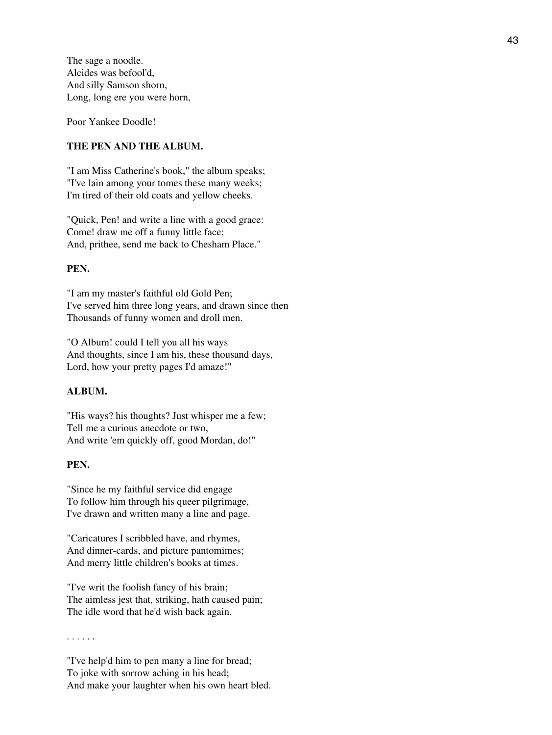The sage a noodle.
Alcides was befool'd,
And silly Samson shorn,
Long, long ere you were horn,

Poor Yankee Doodle!

**THE PEN AND THE ALBUM.**

"I am Miss Catherine's book," the album speaks;
"I've lain among your tomes these many weeks;
I'm tired of their old coats and yellow cheeks.

"Quick, Pen! and write a line with a good grace:
Come! draw me off a funny little face;
And, prithee, send me back to Chesham Place."

**PEN.**

"I am my master's faithful old Gold Pen;
I've served him three long years, and drawn since then
Thousands of funny women and droll men.

"O Album! could I tell you all his ways
And thoughts, since I am his, these thousand days,
Lord, how your pretty pages I'd amaze!"

**ALBUM.**

"His ways? his thoughts? Just whisper me a few;
Tell me a curious anecdote or two,
And write 'em quickly off, good Mordan, do!"

**PEN.**

"Since he my faithful service did engage
To follow him through his queer pilgrimage,
I've drawn and written many a line and page.

"Caricatures I scribbled have, and rhymes,
And dinner-cards, and picture pantomimes;
And merry little children's books at times.

"I've writ the foolish fancy of his brain;
The aimless jest that, striking, hath caused pain;
The idle word that he'd wish back again.

. . . . . .

"I've help'd him to pen many a line for bread;
To joke with sorrow aching in his head;
And make your laughter when his own heart bled.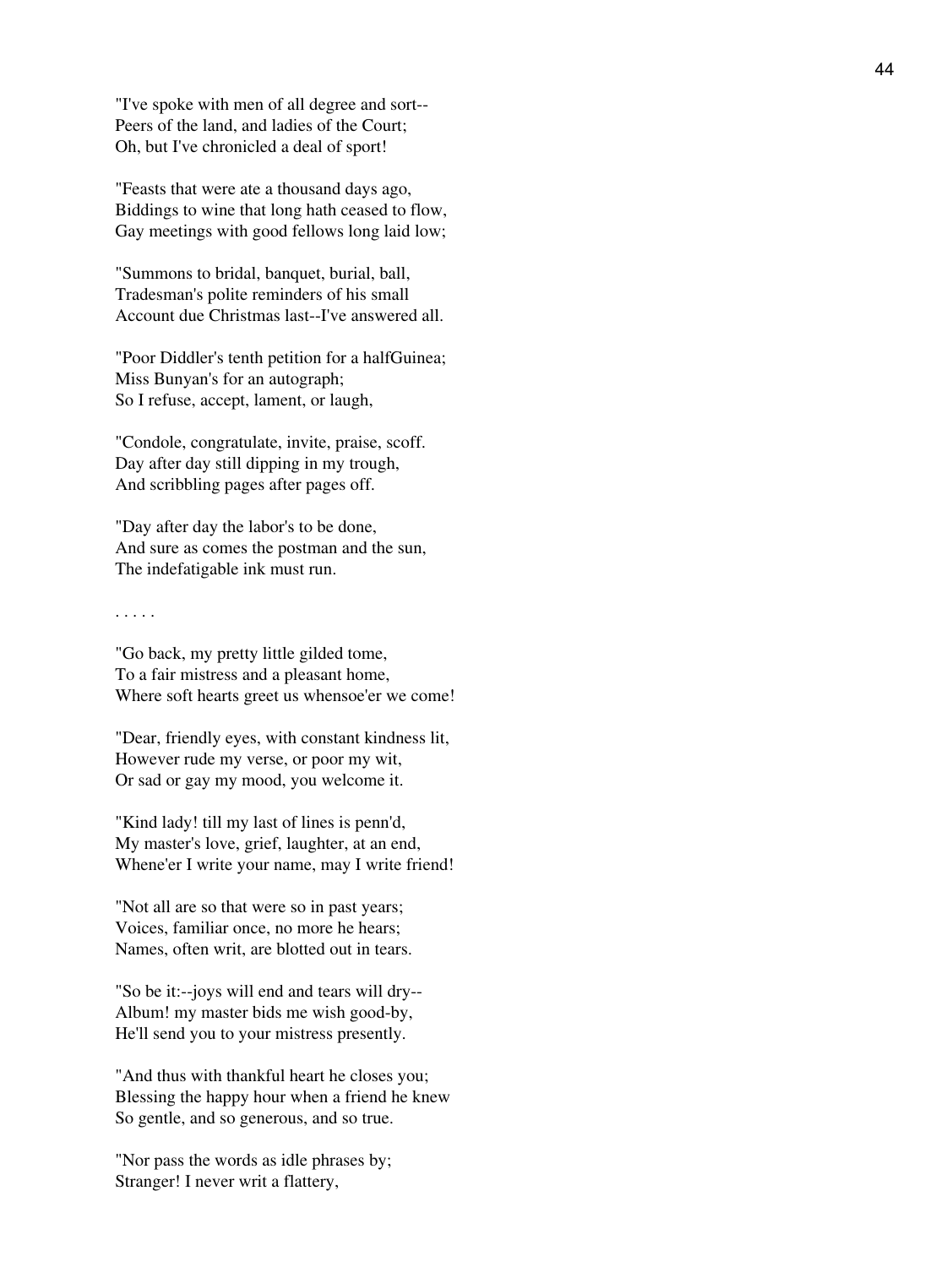"I've spoke with men of all degree and sort--
Peers of the land, and ladies of the Court;
Oh, but I've chronicled a deal of sport!

"Feasts that were ate a thousand days ago,
Biddings to wine that long hath ceased to flow,
Gay meetings with good fellows long laid low;

"Summons to bridal, banquet, burial, ball,
Tradesman's polite reminders of his small
Account due Christmas last--I've answered all.

"Poor Diddler's tenth petition for a halfGuinea;
Miss Bunyan's for an autograph;
So I refuse, accept, lament, or laugh,

"Condole, congratulate, invite, praise, scoff.
Day after day still dipping in my trough,
And scribbling pages after pages off.

"Day after day the labor's to be done,
And sure as comes the postman and the sun,
The indefatigable ink must run.

. . . . .

"Go back, my pretty little gilded tome,
To a fair mistress and a pleasant home,
Where soft hearts greet us whensoe'er we come!

"Dear, friendly eyes, with constant kindness lit,
However rude my verse, or poor my wit,
Or sad or gay my mood, you welcome it.

"Kind lady! till my last of lines is penn'd,
My master's love, grief, laughter, at an end,
Whene'er I write your name, may I write friend!

"Not all are so that were so in past years;
Voices, familiar once, no more he hears;
Names, often writ, are blotted out in tears.

"So be it:--joys will end and tears will dry--
Album! my master bids me wish good-by,
He'll send you to your mistress presently.

"And thus with thankful heart he closes you;
Blessing the happy hour when a friend he knew
So gentle, and so generous, and so true.

"Nor pass the words as idle phrases by;
Stranger! I never writ a flattery,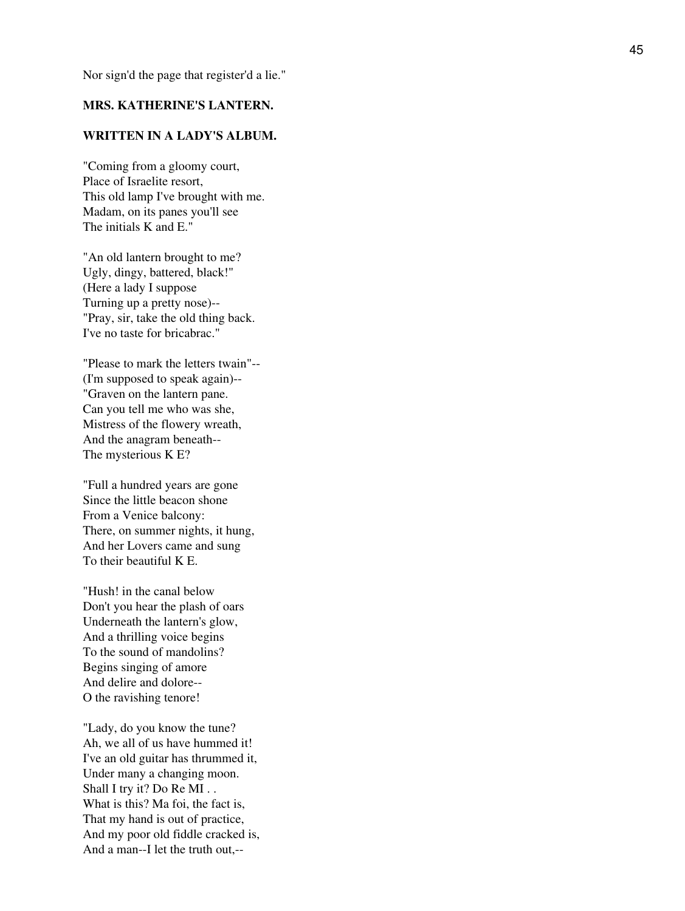Nor sign'd the page that register'd a lie."

### MRS. KATHERINE'S LANTERN.

### WRITTEN IN A LADY'S ALBUM.

"Coming from a gloomy court,  
Place of Israelite resort,  
This old lamp I've brought with me.  
Madam, on its panes you'll see  
The initials K and E."

"An old lantern brought to me?  
Ugly, dingy, battered, black!"  
(Here a lady I suppose  
Turning up a pretty nose)--  
"Pray, sir, take the old thing back.  
I've no taste for bricabrac."

"Please to mark the letters twain"--  
(I'm supposed to speak again)--  
"Graven on the lantern pane.  
Can you tell me who was she,  
Mistress of the flowery wreath,  
And the anagram beneath--  
The mysterious K E?

"Full a hundred years are gone  
Since the little beacon shone  
From a Venice balcony:  
There, on summer nights, it hung,  
And her Lovers came and sung  
To their beautiful K E.

"Hush! in the canal below  
Don't you hear the plash of oars  
Underneath the lantern's glow,  
And a thrilling voice begins  
To the sound of mandolins?  
Begins singing of amore  
And delire and dolore--  
O the ravishing tenore!

"Lady, do you know the tune?  
Ah, we all of us have hummed it!  
I've an old guitar has thrummed it,  
Under many a changing moon.  
Shall I try it? Do Re MI . .  
What is this? Ma foi, the fact is,  
That my hand is out of practice,  
And my poor old fiddle cracked is,  
And a man--I let the truth out,--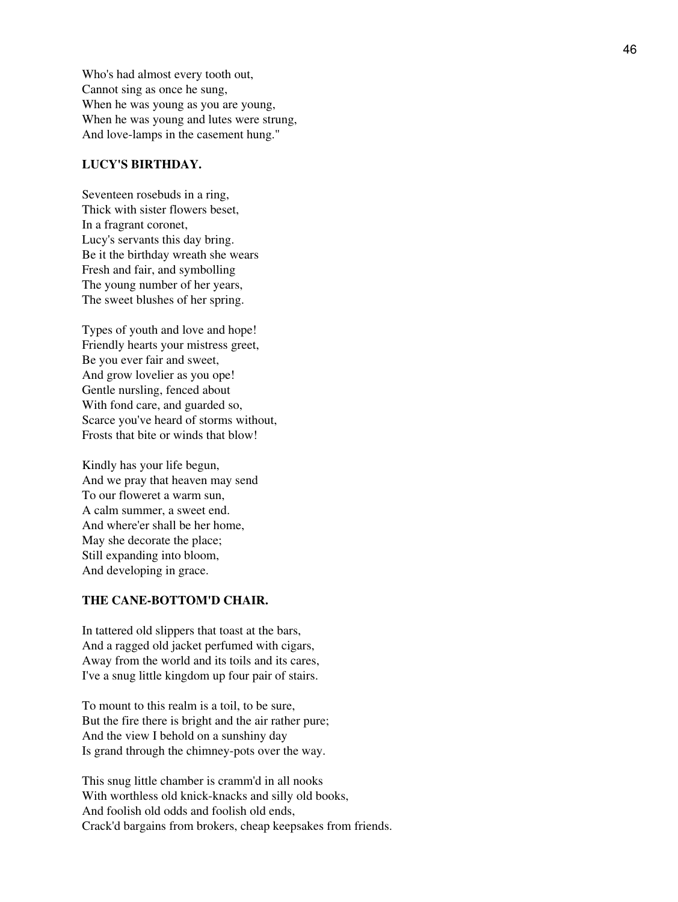Who's had almost every tooth out,
Cannot sing as once he sung,
When he was young as you are young,
When he was young and lutes were strung,
And love-lamps in the casement hung."

### LUCY'S BIRTHDAY.

Seventeen rosebuds in a ring,
Thick with sister flowers beset,
In a fragrant coronet,
Lucy's servants this day bring.
Be it the birthday wreath she wears
Fresh and fair, and symbolling
The young number of her years,
The sweet blushes of her spring.

Types of youth and love and hope!
Friendly hearts your mistress greet,
Be you ever fair and sweet,
And grow lovelier as you ope!
Gentle nursling, fenced about
With fond care, and guarded so,
Scarce you've heard of storms without,
Frosts that bite or winds that blow!

Kindly has your life begun,
And we pray that heaven may send
To our floweret a warm sun,
A calm summer, a sweet end.
And where'er shall be her home,
May she decorate the place;
Still expanding into bloom,
And developing in grace.

### THE CANE-BOTTOM'D CHAIR.

In tattered old slippers that toast at the bars,
And a ragged old jacket perfumed with cigars,
Away from the world and its toils and its cares,
I've a snug little kingdom up four pair of stairs.

To mount to this realm is a toil, to be sure,
But the fire there is bright and the air rather pure;
And the view I behold on a sunshiny day
Is grand through the chimney-pots over the way.

This snug little chamber is cramm'd in all nooks
With worthless old knick-knacks and silly old books,
And foolish old odds and foolish old ends,
Crack'd bargains from brokers, cheap keepsakes from friends.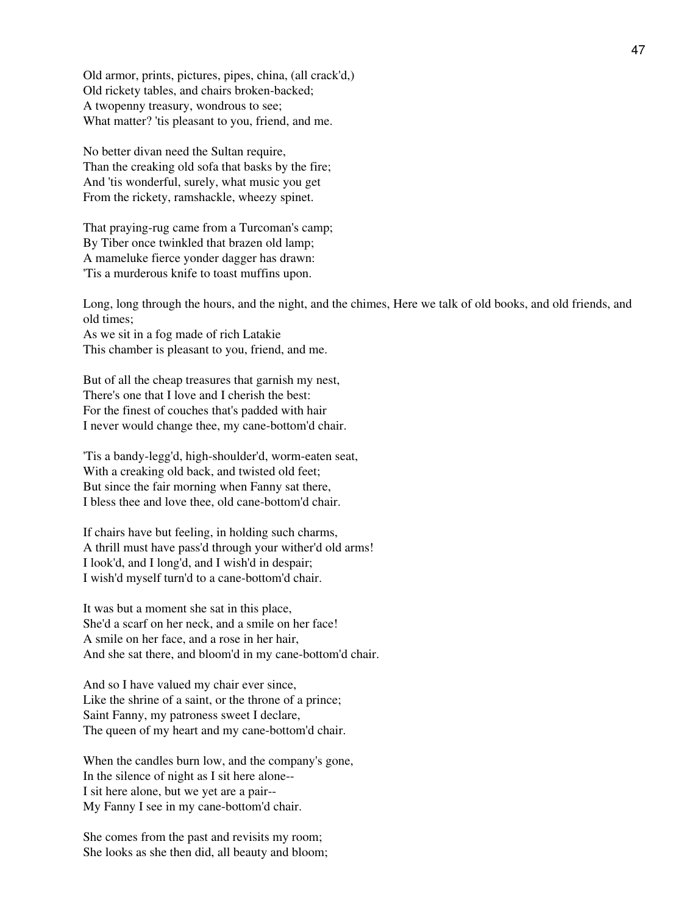Old armor, prints, pictures, pipes, china, (all crack'd,)
Old rickety tables, and chairs broken-backed;
A twopenny treasury, wondrous to see;
What matter? 'tis pleasant to you, friend, and me.

No better divan need the Sultan require,
Than the creaking old sofa that basks by the fire;
And 'tis wonderful, surely, what music you get
From the rickety, ramshackle, wheezy spinet.

That praying-rug came from a Turcoman's camp;
By Tiber once twinkled that brazen old lamp;
A mameluke fierce yonder dagger has drawn:
'Tis a murderous knife to toast muffins upon.

Long, long through the hours, and the night, and the chimes, Here we talk of old books, and old friends, and old times;
As we sit in a fog made of rich Latakie
This chamber is pleasant to you, friend, and me.

But of all the cheap treasures that garnish my nest,
There's one that I love and I cherish the best:
For the finest of couches that's padded with hair
I never would change thee, my cane-bottom'd chair.

'Tis a bandy-legg'd, high-shoulder'd, worm-eaten seat,
With a creaking old back, and twisted old feet;
But since the fair morning when Fanny sat there,
I bless thee and love thee, old cane-bottom'd chair.

If chairs have but feeling, in holding such charms,
A thrill must have pass'd through your wither'd old arms!
I look'd, and I long'd, and I wish'd in despair;
I wish'd myself turn'd to a cane-bottom'd chair.

It was but a moment she sat in this place,
She'd a scarf on her neck, and a smile on her face!
A smile on her face, and a rose in her hair,
And she sat there, and bloom'd in my cane-bottom'd chair.

And so I have valued my chair ever since,
Like the shrine of a saint, or the throne of a prince;
Saint Fanny, my patroness sweet I declare,
The queen of my heart and my cane-bottom'd chair.

When the candles burn low, and the company's gone,
In the silence of night as I sit here alone--
I sit here alone, but we yet are a pair--
My Fanny I see in my cane-bottom'd chair.

She comes from the past and revisits my room;
She looks as she then did, all beauty and bloom;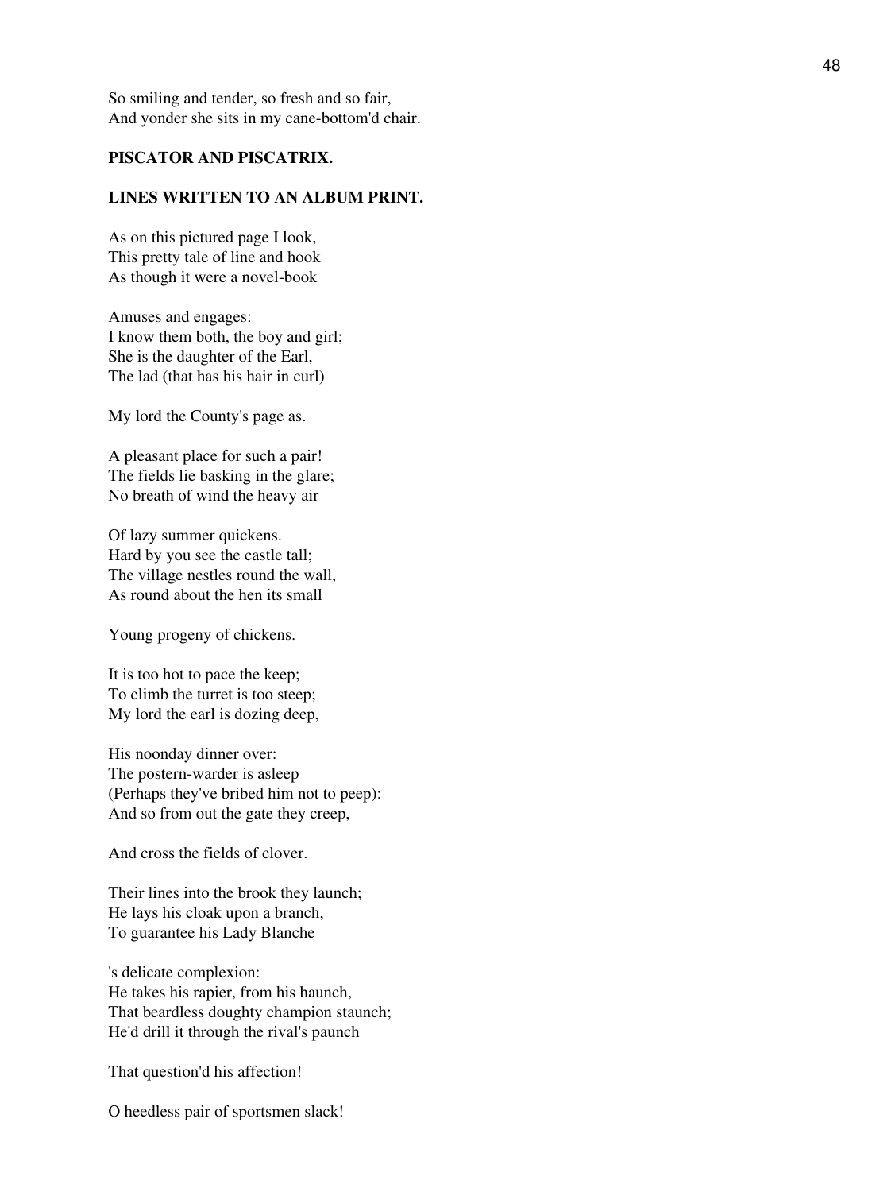So smiling and tender, so fresh and so fair,
And yonder she sits in my cane-bottom'd chair.

**PISCATOR AND PISCATRIX.**

**LINES WRITTEN TO AN ALBUM PRINT.**

As on this pictured page I look,
This pretty tale of line and hook
As though it were a novel-book

Amuses and engages:
I know them both, the boy and girl;
She is the daughter of the Earl,
The lad (that has his hair in curl)

My lord the County's page as.

A pleasant place for such a pair!
The fields lie basking in the glare;
No breath of wind the heavy air

Of lazy summer quickens.
Hard by you see the castle tall;
The village nestles round the wall,
As round about the hen its small

Young progeny of chickens.

It is too hot to pace the keep;
To climb the turret is too steep;
My lord the earl is dozing deep,

His noonday dinner over:
The postern-warder is asleep
(Perhaps they've bribed him not to peep):
And so from out the gate they creep,

And cross the fields of clover.

Their lines into the brook they launch;
He lays his cloak upon a branch,
To guarantee his Lady Blanche

's delicate complexion:
He takes his rapier, from his haunch,
That beardless doughty champion staunch;
He'd drill it through the rival's paunch

That question'd his affection!

O heedless pair of sportsmen slack!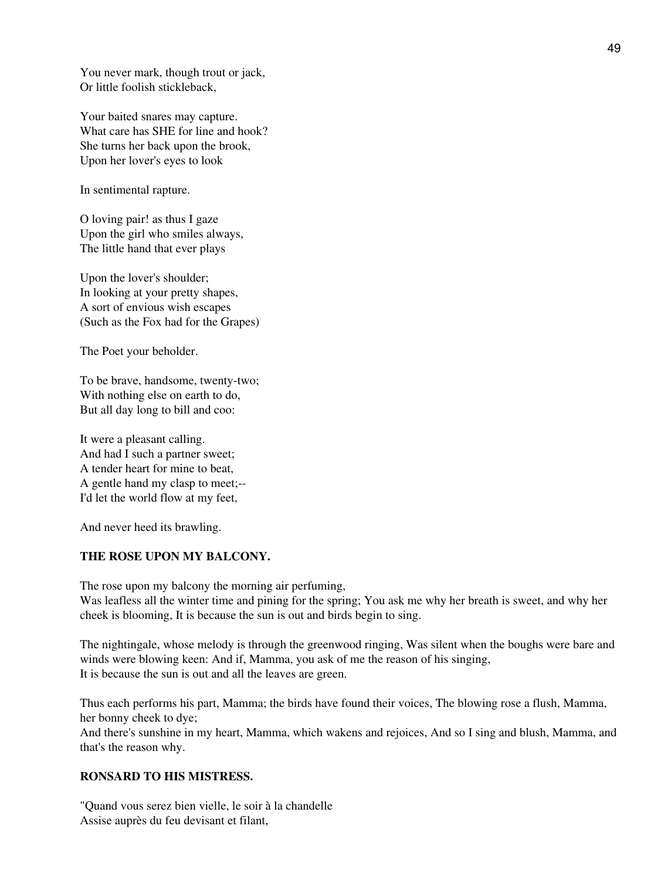You never mark, though trout or jack,
Or little foolish stickleback,

Your baited snares may capture.
What care has SHE for line and hook?
She turns her back upon the brook,
Upon her lover's eyes to look

In sentimental rapture.

O loving pair! as thus I gaze
Upon the girl who smiles always,
The little hand that ever plays

Upon the lover's shoulder;
In looking at your pretty shapes,
A sort of envious wish escapes
(Such as the Fox had for the Grapes)

The Poet your beholder.

To be brave, handsome, twenty-two;
With nothing else on earth to do,
But all day long to bill and coo:

It were a pleasant calling.
And had I such a partner sweet;
A tender heart for mine to beat,
A gentle hand my clasp to meet;--
I'd let the world flow at my feet,

And never heed its brawling.

**THE ROSE UPON MY BALCONY.**

The rose upon my balcony the morning air perfuming,
Was leafless all the winter time and pining for the spring; You ask me why her breath is sweet, and why her cheek is blooming, It is because the sun is out and birds begin to sing.

The nightingale, whose melody is through the greenwood ringing, Was silent when the boughs were bare and winds were blowing keen: And if, Mamma, you ask of me the reason of his singing,
It is because the sun is out and all the leaves are green.

Thus each performs his part, Mamma; the birds have found their voices, The blowing rose a flush, Mamma, her bonny cheek to dye;
And there's sunshine in my heart, Mamma, which wakens and rejoices, And so I sing and blush, Mamma, and that's the reason why.

**RONSARD TO HIS MISTRESS.**

"Quand vous serez bien vielle, le soir à la chandelle
Assise auprès du feu devisant et filant,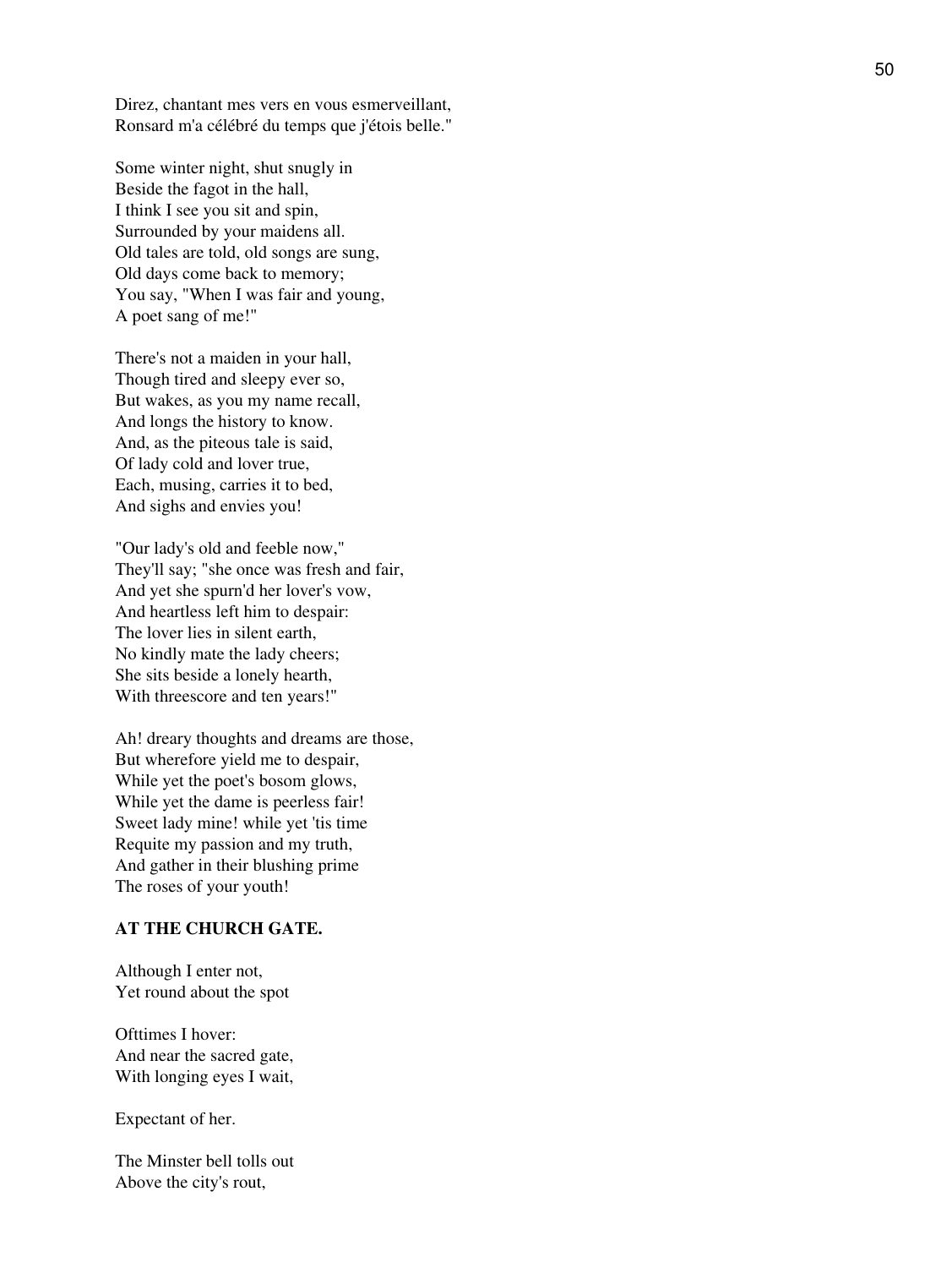Direz, chantant mes vers en vous esmerveillant,
Ronsard m'a célébré du temps que j'étois belle."

Some winter night, shut snugly in
Beside the fagot in the hall,
I think I see you sit and spin,
Surrounded by your maidens all.
Old tales are told, old songs are sung,
Old days come back to memory;
You say, "When I was fair and young,
A poet sang of me!"

There's not a maiden in your hall,
Though tired and sleepy ever so,
But wakes, as you my name recall,
And longs the history to know.
And, as the piteous tale is said,
Of lady cold and lover true,
Each, musing, carries it to bed,
And sighs and envies you!

"Our lady's old and feeble now,"
They'll say; "she once was fresh and fair,
And yet she spurn'd her lover's vow,
And heartless left him to despair:
The lover lies in silent earth,
No kindly mate the lady cheers;
She sits beside a lonely hearth,
With threescore and ten years!"

Ah! dreary thoughts and dreams are those,
But wherefore yield me to despair,
While yet the poet's bosom glows,
While yet the dame is peerless fair!
Sweet lady mine! while yet 'tis time
Requite my passion and my truth,
And gather in their blushing prime
The roses of your youth!

**AT THE CHURCH GATE.**

Although I enter not,
Yet round about the spot

Ofttimes I hover:
And near the sacred gate,
With longing eyes I wait,

Expectant of her.

The Minster bell tolls out
Above the city's rout,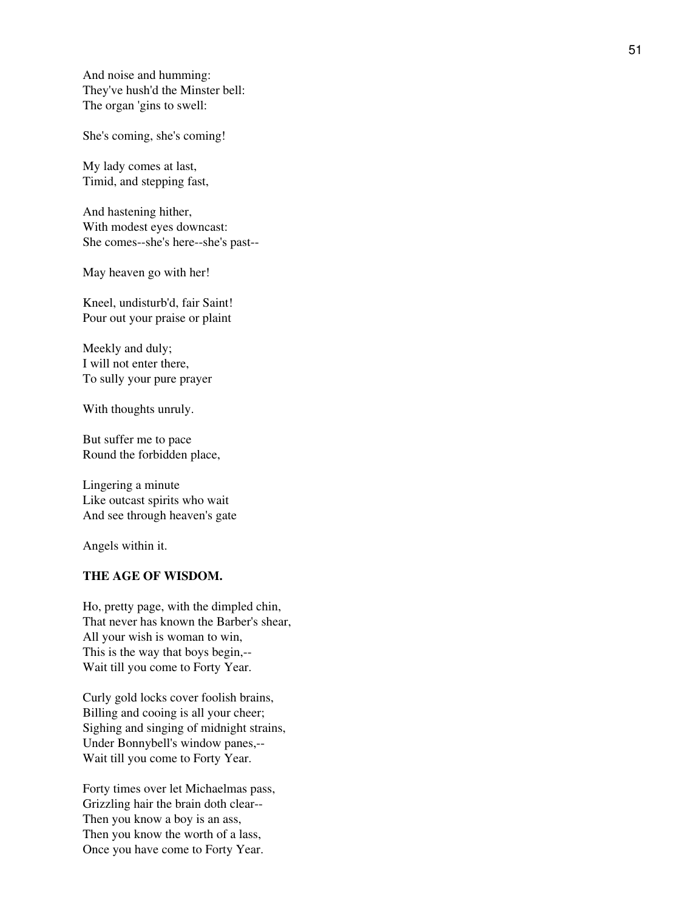And noise and humming:
They've hush'd the Minster bell:
The organ 'gins to swell:

She's coming, she's coming!

My lady comes at last,
Timid, and stepping fast,

And hastening hither,
With modest eyes downcast:
She comes--she's here--she's past--

May heaven go with her!

Kneel, undisturb'd, fair Saint!
Pour out your praise or plaint

Meekly and duly;
I will not enter there,
To sully your pure prayer

With thoughts unruly.

But suffer me to pace
Round the forbidden place,

Lingering a minute
Like outcast spirits who wait
And see through heaven's gate

Angels within it.

**THE AGE OF WISDOM.**

Ho, pretty page, with the dimpled chin,
That never has known the Barber's shear,
All your wish is woman to win,
This is the way that boys begin,--
Wait till you come to Forty Year.

Curly gold locks cover foolish brains,
Billing and cooing is all your cheer;
Sighing and singing of midnight strains,
Under Bonnybell's window panes,--
Wait till you come to Forty Year.

Forty times over let Michaelmas pass,
Grizzling hair the brain doth clear--
Then you know a boy is an ass,
Then you know the worth of a lass,
Once you have come to Forty Year.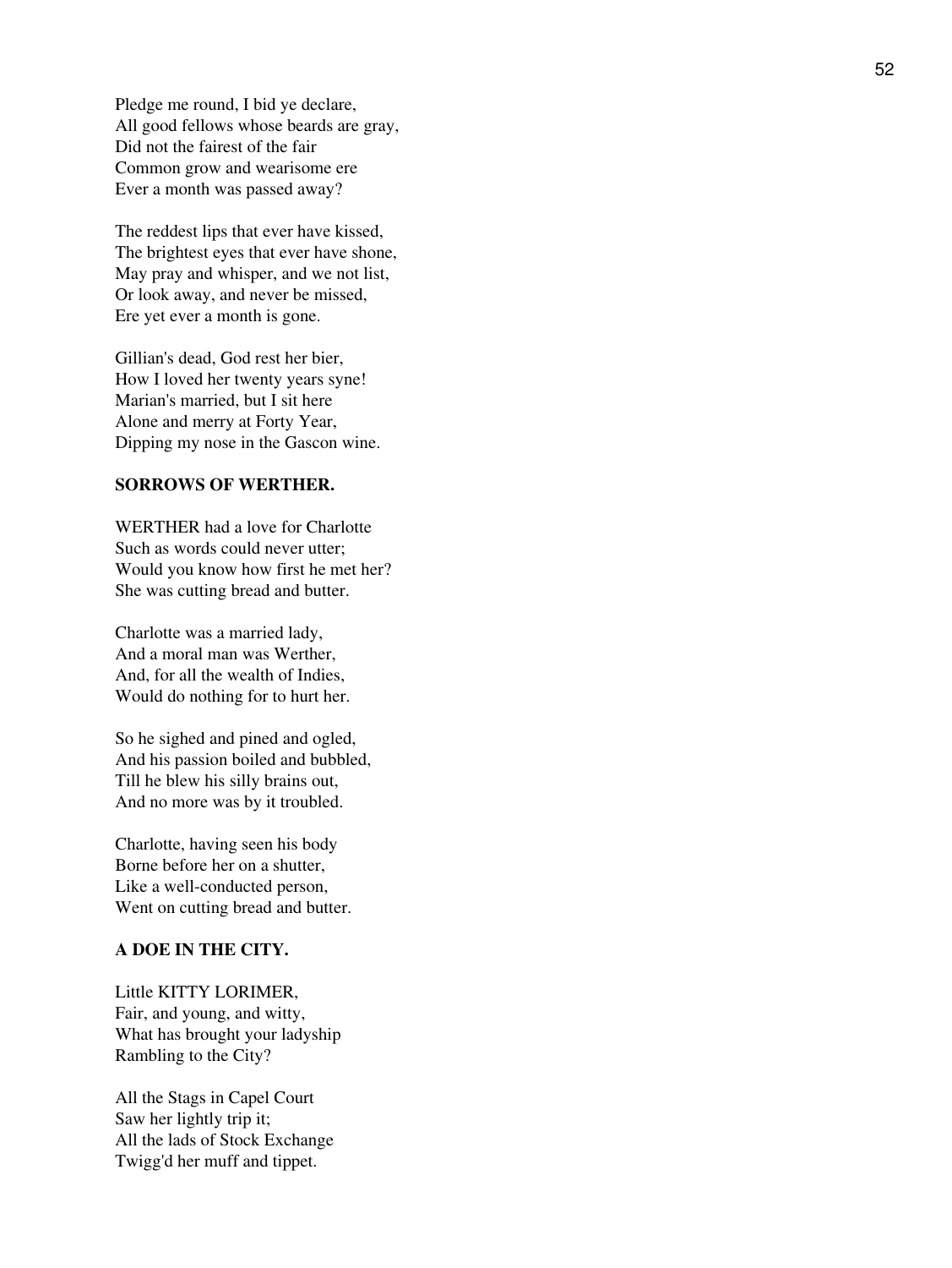Pledge me round, I bid ye declare,
All good fellows whose beards are gray,
Did not the fairest of the fair
Common grow and wearisome ere
Ever a month was passed away?

The reddest lips that ever have kissed,
The brightest eyes that ever have shone,
May pray and whisper, and we not list,
Or look away, and never be missed,
Ere yet ever a month is gone.

Gillian's dead, God rest her bier,
How I loved her twenty years syne!
Marian's married, but I sit here
Alone and merry at Forty Year,
Dipping my nose in the Gascon wine.

### SORROWS OF WERTHER.

WERTHER had a love for Charlotte
Such as words could never utter;
Would you know how first he met her?
She was cutting bread and butter.

Charlotte was a married lady,
And a moral man was Werther,
And, for all the wealth of Indies,
Would do nothing for to hurt her.

So he sighed and pined and ogled,
And his passion boiled and bubbled,
Till he blew his silly brains out,
And no more was by it troubled.

Charlotte, having seen his body
Borne before her on a shutter,
Like a well-conducted person,
Went on cutting bread and butter.

### A DOE IN THE CITY.

Little KITTY LORIMER,
Fair, and young, and witty,
What has brought your ladyship
Rambling to the City?

All the Stags in Capel Court
Saw her lightly trip it;
All the lads of Stock Exchange
Twigg'd her muff and tippet.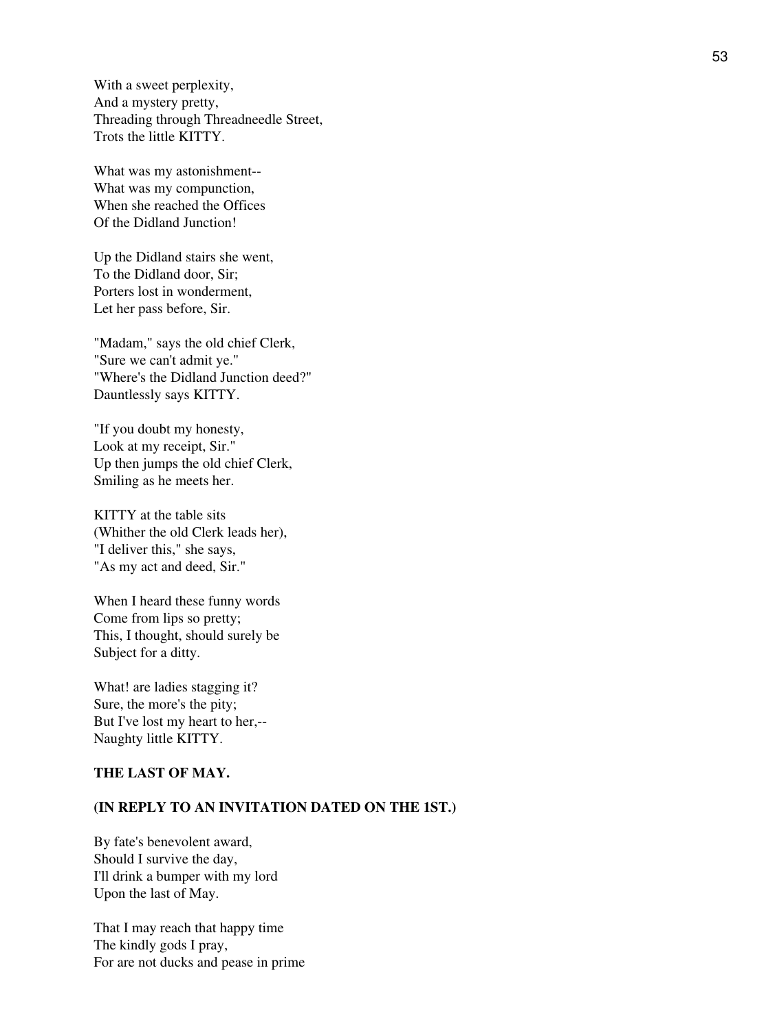With a sweet perplexity,
And a mystery pretty,
Threading through Threadneedle Street,
Trots the little KITTY.

What was my astonishment--
What was my compunction,
When she reached the Offices
Of the Didland Junction!

Up the Didland stairs she went,
To the Didland door, Sir;
Porters lost in wonderment,
Let her pass before, Sir.

"Madam," says the old chief Clerk,
"Sure we can't admit ye."
"Where's the Didland Junction deed?"
Dauntlessly says KITTY.

"If you doubt my honesty,
Look at my receipt, Sir."
Up then jumps the old chief Clerk,
Smiling as he meets her.

KITTY at the table sits
(Whither the old Clerk leads her),
"I deliver this," she says,
"As my act and deed, Sir."

When I heard these funny words
Come from lips so pretty;
This, I thought, should surely be
Subject for a ditty.

What! are ladies stagging it?
Sure, the more's the pity;
But I've lost my heart to her,--
Naughty little KITTY.

**THE LAST OF MAY.**

**(IN REPLY TO AN INVITATION DATED ON THE 1ST.)**

By fate's benevolent award,
Should I survive the day,
I'll drink a bumper with my lord
Upon the last of May.

That I may reach that happy time
The kindly gods I pray,
For are not ducks and pease in prime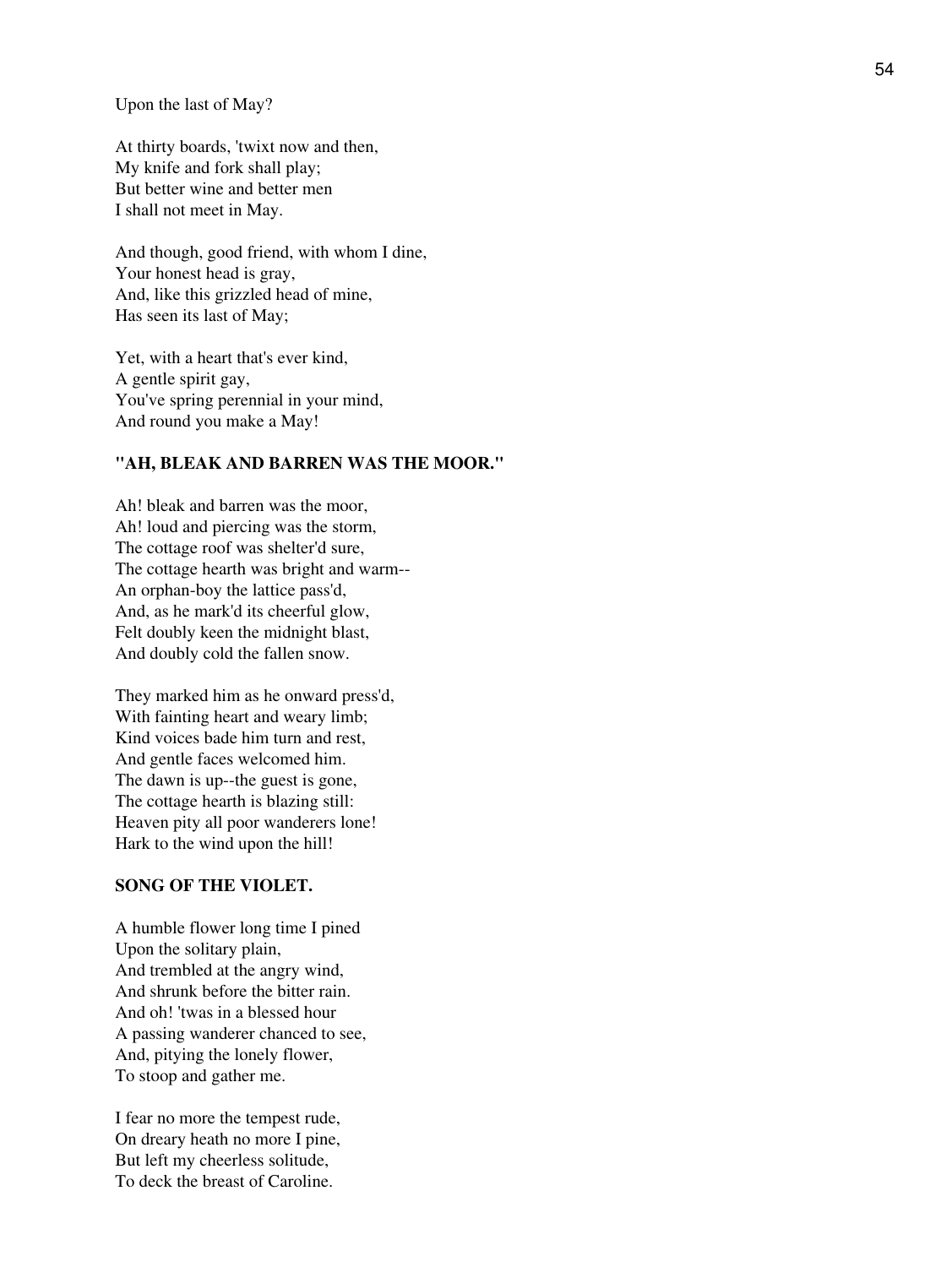Upon the last of May?

At thirty boards, 'twixt now and then,
My knife and fork shall play;
But better wine and better men
I shall not meet in May.

And though, good friend, with whom I dine,
Your honest head is gray,
And, like this grizzled head of mine,
Has seen its last of May;

Yet, with a heart that's ever kind,
A gentle spirit gay,
You've spring perennial in your mind,
And round you make a May!

### "AH, BLEAK AND BARREN WAS THE MOOR."

Ah! bleak and barren was the moor,
Ah! loud and piercing was the storm,
The cottage roof was shelter'd sure,
The cottage hearth was bright and warm--
An orphan-boy the lattice pass'd,
And, as he mark'd its cheerful glow,
Felt doubly keen the midnight blast,
And doubly cold the fallen snow.

They marked him as he onward press'd,
With fainting heart and weary limb;
Kind voices bade him turn and rest,
And gentle faces welcomed him.
The dawn is up--the guest is gone,
The cottage hearth is blazing still:
Heaven pity all poor wanderers lone!
Hark to the wind upon the hill!

### SONG OF THE VIOLET.

A humble flower long time I pined
Upon the solitary plain,
And trembled at the angry wind,
And shrunk before the bitter rain.
And oh! 'twas in a blessed hour
A passing wanderer chanced to see,
And, pitying the lonely flower,
To stoop and gather me.

I fear no more the tempest rude,
On dreary heath no more I pine,
But left my cheerless solitude,
To deck the breast of Caroline.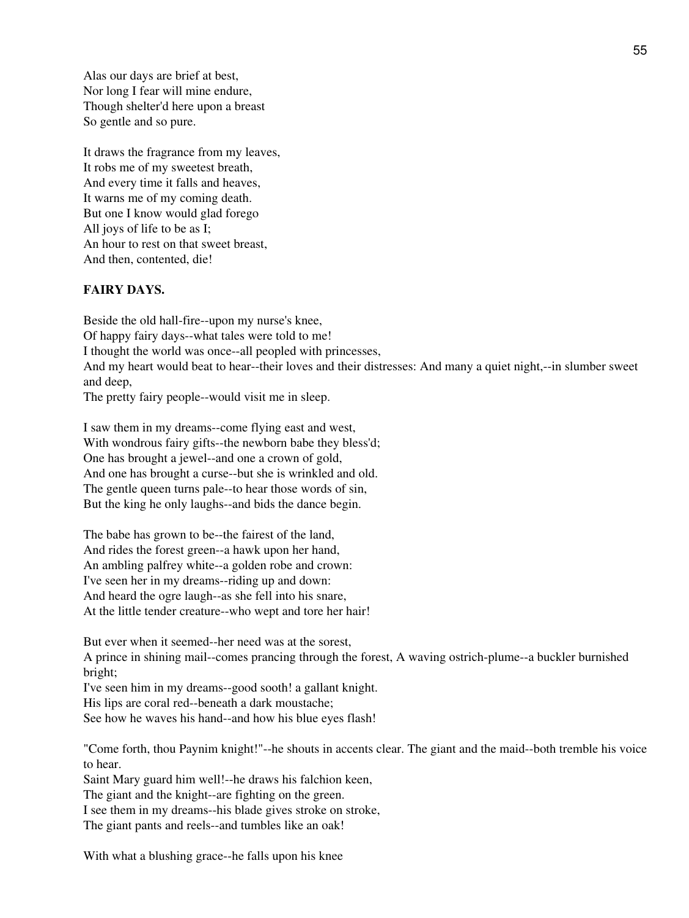Alas our days are brief at best,
Nor long I fear will mine endure,
Though shelter'd here upon a breast
So gentle and so pure.

It draws the fragrance from my leaves,
It robs me of my sweetest breath,
And every time it falls and heaves,
It warns me of my coming death.
But one I know would glad forego
All joys of life to be as I;
An hour to rest on that sweet breast,
And then, contented, die!

**FAIRY DAYS.**

Beside the old hall-fire--upon my nurse's knee,
Of happy fairy days--what tales were told to me!
I thought the world was once--all peopled with princesses,
And my heart would beat to hear--their loves and their distresses: And many a quiet night,--in slumber sweet and deep,
The pretty fairy people--would visit me in sleep.

I saw them in my dreams--come flying east and west,
With wondrous fairy gifts--the newborn babe they bless'd;
One has brought a jewel--and one a crown of gold,
And one has brought a curse--but she is wrinkled and old.
The gentle queen turns pale--to hear those words of sin,
But the king he only laughs--and bids the dance begin.

The babe has grown to be--the fairest of the land,
And rides the forest green--a hawk upon her hand,
An ambling palfrey white--a golden robe and crown:
I've seen her in my dreams--riding up and down:
And heard the ogre laugh--as she fell into his snare,
At the little tender creature--who wept and tore her hair!

But ever when it seemed--her need was at the sorest,
A prince in shining mail--comes prancing through the forest, A waving ostrich-plume--a buckler burnished bright;
I've seen him in my dreams--good sooth! a gallant knight.
His lips are coral red--beneath a dark moustache;
See how he waves his hand--and how his blue eyes flash!

"Come forth, thou Paynim knight!"--he shouts in accents clear. The giant and the maid--both tremble his voice to hear.
Saint Mary guard him well!--he draws his falchion keen,
The giant and the knight--are fighting on the green.
I see them in my dreams--his blade gives stroke on stroke,
The giant pants and reels--and tumbles like an oak!

With what a blushing grace--he falls upon his knee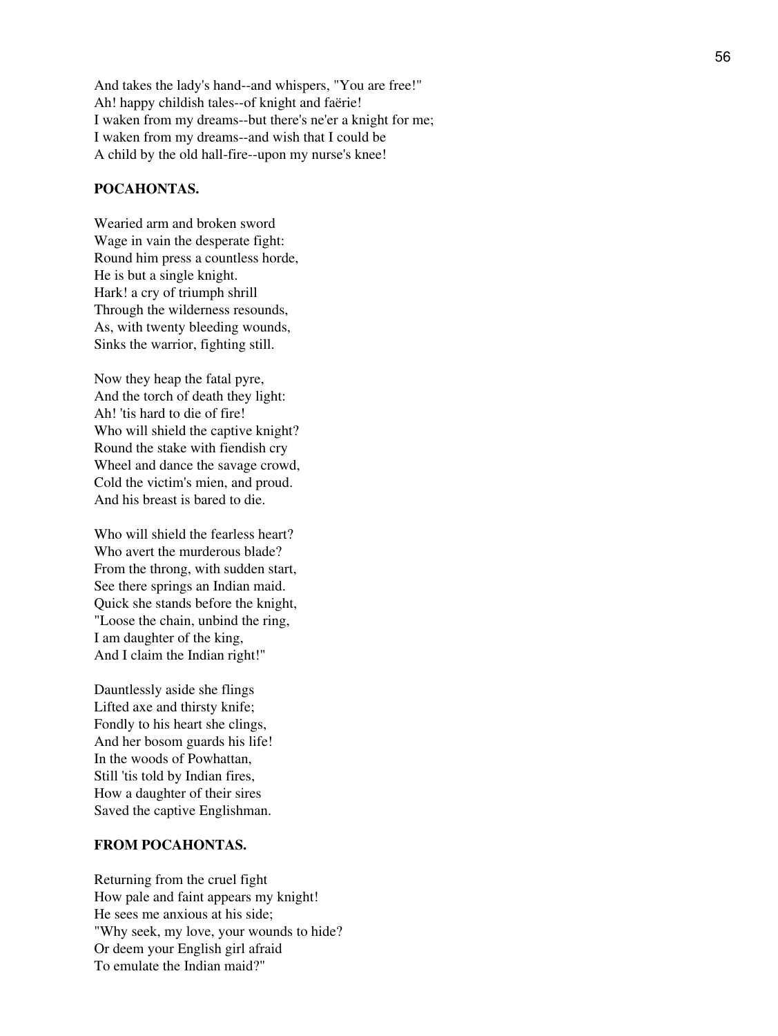And takes the lady's hand--and whispers, "You are free!"  
Ah! happy childish tales--of knight and faërie!  
I waken from my dreams--but there's ne'er a knight for me;  
I waken from my dreams--and wish that I could be  
A child by the old hall-fire--upon my nurse's knee!

**POCAHONTAS.**

Wearied arm and broken sword  
Wage in vain the desperate fight:  
Round him press a countless horde,  
He is but a single knight.  
Hark! a cry of triumph shrill  
Through the wilderness resounds,  
As, with twenty bleeding wounds,  
Sinks the warrior, fighting still.

Now they heap the fatal pyre,  
And the torch of death they light:  
Ah! 'tis hard to die of fire!  
Who will shield the captive knight?  
Round the stake with fiendish cry  
Wheel and dance the savage crowd,  
Cold the victim's mien, and proud.  
And his breast is bared to die.

Who will shield the fearless heart?  
Who avert the murderous blade?  
From the throng, with sudden start,  
See there springs an Indian maid.  
Quick she stands before the knight,  
"Loose the chain, unbind the ring,  
I am daughter of the king,  
And I claim the Indian right!"

Dauntlessly aside she flings  
Lifted axe and thirsty knife;  
Fondly to his heart she clings,  
And her bosom guards his life!  
In the woods of Powhattan,  
Still 'tis told by Indian fires,  
How a daughter of their sires  
Saved the captive Englishman.

**FROM POCAHONTAS.**

Returning from the cruel fight  
How pale and faint appears my knight!  
He sees me anxious at his side;  
"Why seek, my love, your wounds to hide?  
Or deem your English girl afraid  
To emulate the Indian maid?"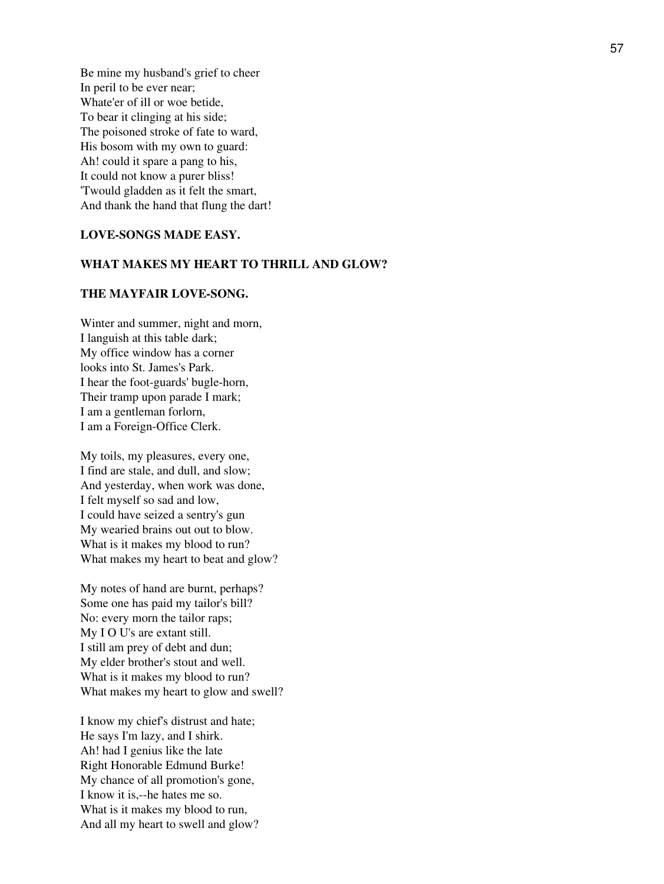Be mine my husband's grief to cheer
In peril to be ever near;
Whate'er of ill or woe betide,
To bear it clinging at his side;
The poisoned stroke of fate to ward,
His bosom with my own to guard:
Ah! could it spare a pang to his,
It could not know a purer bliss!
'Twould gladden as it felt the smart,
And thank the hand that flung the dart!

**LOVE-SONGS MADE EASY.**

**WHAT MAKES MY HEART TO THRILL AND GLOW?**

**THE MAYFAIR LOVE-SONG.**

Winter and summer, night and morn,
I languish at this table dark;
My office window has a corner
looks into St. James's Park.
I hear the foot-guards' bugle-horn,
Their tramp upon parade I mark;
I am a gentleman forlorn,
I am a Foreign-Office Clerk.

My toils, my pleasures, every one,
I find are stale, and dull, and slow;
And yesterday, when work was done,
I felt myself so sad and low,
I could have seized a sentry's gun
My wearied brains out out to blow.
What is it makes my blood to run?
What makes my heart to beat and glow?

My notes of hand are burnt, perhaps?
Some one has paid my tailor's bill?
No: every morn the tailor raps;
My I O U's are extant still.
I still am prey of debt and dun;
My elder brother's stout and well.
What is it makes my blood to run?
What makes my heart to glow and swell?

I know my chief's distrust and hate;
He says I'm lazy, and I shirk.
Ah! had I genius like the late
Right Honorable Edmund Burke!
My chance of all promotion's gone,
I know it is,--he hates me so.
What is it makes my blood to run,
And all my heart to swell and glow?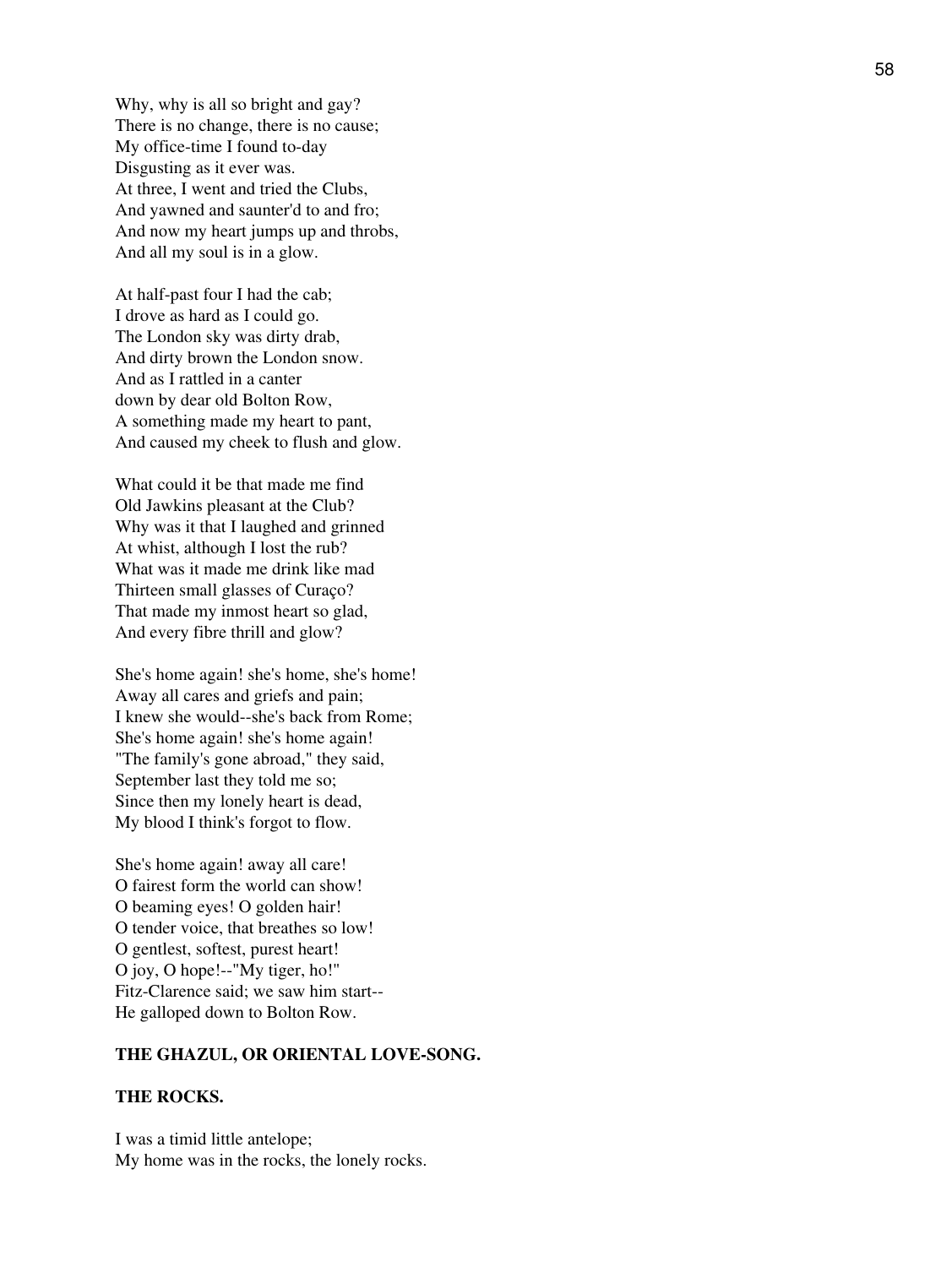Why, why is all so bright and gay?
There is no change, there is no cause;
My office-time I found to-day
Disgusting as it ever was.
At three, I went and tried the Clubs,
And yawned and saunter'd to and fro;
And now my heart jumps up and throbs,
And all my soul is in a glow.

At half-past four I had the cab;
I drove as hard as I could go.
The London sky was dirty drab,
And dirty brown the London snow.
And as I rattled in a canter
down by dear old Bolton Row,
A something made my heart to pant,
And caused my cheek to flush and glow.

What could it be that made me find
Old Jawkins pleasant at the Club?
Why was it that I laughed and grinned
At whist, although I lost the rub?
What was it made me drink like mad
Thirteen small glasses of Curaço?
That made my inmost heart so glad,
And every fibre thrill and glow?

She's home again! she's home, she's home!
Away all cares and griefs and pain;
I knew she would--she's back from Rome;
She's home again! she's home again!
"The family's gone abroad," they said,
September last they told me so;
Since then my lonely heart is dead,
My blood I think's forgot to flow.

She's home again! away all care!
O fairest form the world can show!
O beaming eyes! O golden hair!
O tender voice, that breathes so low!
O gentlest, softest, purest heart!
O joy, O hope!--"My tiger, ho!"
Fitz-Clarence said; we saw him start--
He galloped down to Bolton Row.

## THE GHAZUL, OR ORIENTAL LOVE-SONG.

### THE ROCKS.

I was a timid little antelope;
My home was in the rocks, the lonely rocks.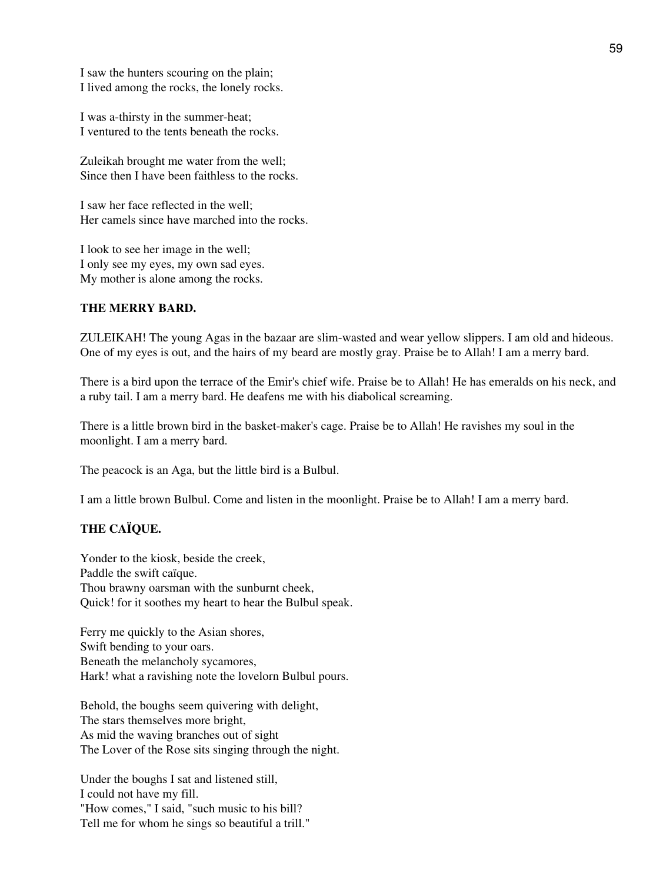I saw the hunters scouring on the plain;
I lived among the rocks, the lonely rocks.

I was a-thirsty in the summer-heat;
I ventured to the tents beneath the rocks.

Zuleikah brought me water from the well;
Since then I have been faithless to the rocks.

I saw her face reflected in the well;
Her camels since have marched into the rocks.

I look to see her image in the well;
I only see my eyes, my own sad eyes.
My mother is alone among the rocks.

**THE MERRY BARD.**

ZULEIKAH! The young Agas in the bazaar are slim-wasted and wear yellow slippers. I am old and hideous. One of my eyes is out, and the hairs of my beard are mostly gray. Praise be to Allah! I am a merry bard.

There is a bird upon the terrace of the Emir's chief wife. Praise be to Allah! He has emeralds on his neck, and a ruby tail. I am a merry bard. He deafens me with his diabolical screaming.

There is a little brown bird in the basket-maker's cage. Praise be to Allah! He ravishes my soul in the moonlight. I am a merry bard.

The peacock is an Aga, but the little bird is a Bulbul.

I am a little brown Bulbul. Come and listen in the moonlight. Praise be to Allah! I am a merry bard.

**THE CAÏQUE.**

Yonder to the kiosk, beside the creek,
Paddle the swift caïque.
Thou brawny oarsman with the sunburnt cheek,
Quick! for it soothes my heart to hear the Bulbul speak.

Ferry me quickly to the Asian shores,
Swift bending to your oars.
Beneath the melancholy sycamores,
Hark! what a ravishing note the lovelorn Bulbul pours.

Behold, the boughs seem quivering with delight,
The stars themselves more bright,
As mid the waving branches out of sight
The Lover of the Rose sits singing through the night.

Under the boughs I sat and listened still,
I could not have my fill.
"How comes," I said, "such music to his bill?
Tell me for whom he sings so beautiful a trill."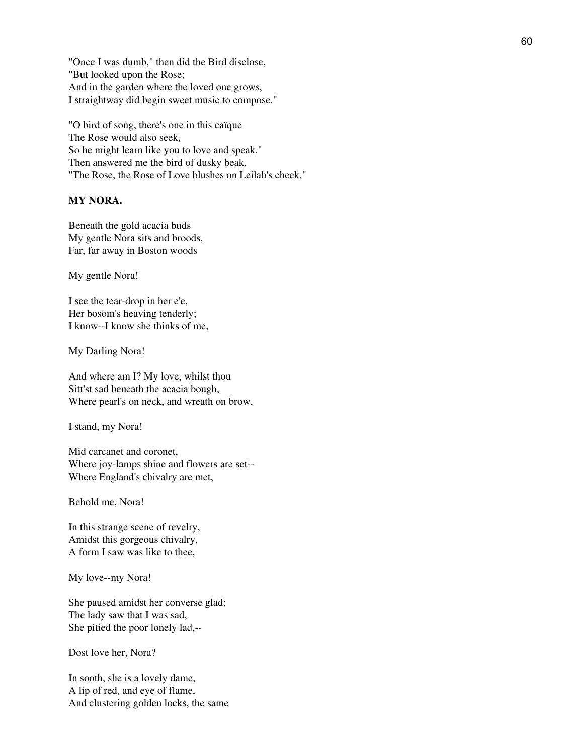"Once I was dumb," then did the Bird disclose,
"But looked upon the Rose;
And in the garden where the loved one grows,
I straightway did begin sweet music to compose."

"O bird of song, there's one in this caïque
The Rose would also seek,
So he might learn like you to love and speak."
Then answered me the bird of dusky beak,
"The Rose, the Rose of Love blushes on Leilah's cheek."

**MY NORA.**

Beneath the gold acacia buds
My gentle Nora sits and broods,
Far, far away in Boston woods

My gentle Nora!

I see the tear-drop in her e'e,
Her bosom's heaving tenderly;
I know--I know she thinks of me,

My Darling Nora!

And where am I? My love, whilst thou
Sitt'st sad beneath the acacia bough,
Where pearl's on neck, and wreath on brow,

I stand, my Nora!

Mid carcanet and coronet,
Where joy-lamps shine and flowers are set--
Where England's chivalry are met,

Behold me, Nora!

In this strange scene of revelry,
Amidst this gorgeous chivalry,
A form I saw was like to thee,

My love--my Nora!

She paused amidst her converse glad;
The lady saw that I was sad,
She pitied the poor lonely lad,--

Dost love her, Nora?

In sooth, she is a lovely dame,
A lip of red, and eye of flame,
And clustering golden locks, the same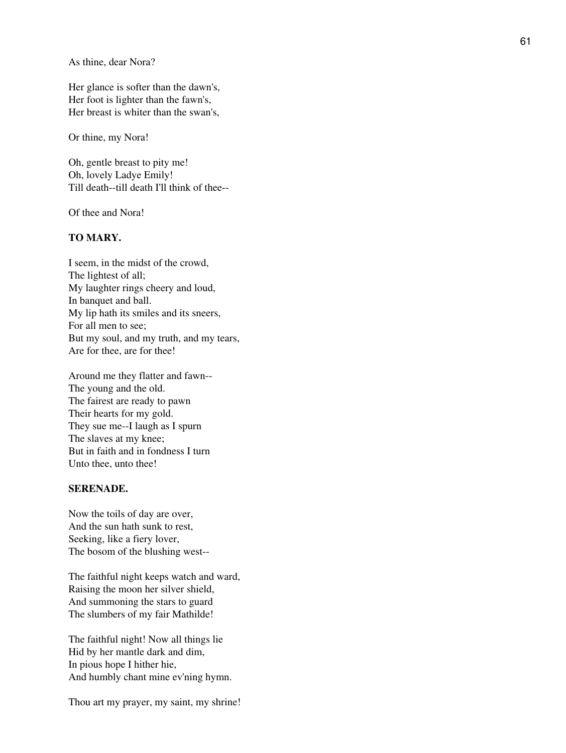As thine, dear Nora?

Her glance is softer than the dawn's,
Her foot is lighter than the fawn's,
Her breast is whiter than the swan's,

Or thine, my Nora!

Oh, gentle breast to pity me!
Oh, lovely Ladye Emily!
Till death--till death I'll think of thee--

Of thee and Nora!

**TO MARY.**

I seem, in the midst of the crowd,
The lightest of all;
My laughter rings cheery and loud,
In banquet and ball.
My lip hath its smiles and its sneers,
For all men to see;
But my soul, and my truth, and my tears,
Are for thee, are for thee!

Around me they flatter and fawn--
The young and the old.
The fairest are ready to pawn
Their hearts for my gold.
They sue me--I laugh as I spurn
The slaves at my knee;
But in faith and in fondness I turn
Unto thee, unto thee!

**SERENADE.**

Now the toils of day are over,
And the sun hath sunk to rest,
Seeking, like a fiery lover,
The bosom of the blushing west--

The faithful night keeps watch and ward,
Raising the moon her silver shield,
And summoning the stars to guard
The slumbers of my fair Mathilde!

The faithful night! Now all things lie
Hid by her mantle dark and dim,
In pious hope I hither hie,
And humbly chant mine ev'ning hymn.

Thou art my prayer, my saint, my shrine!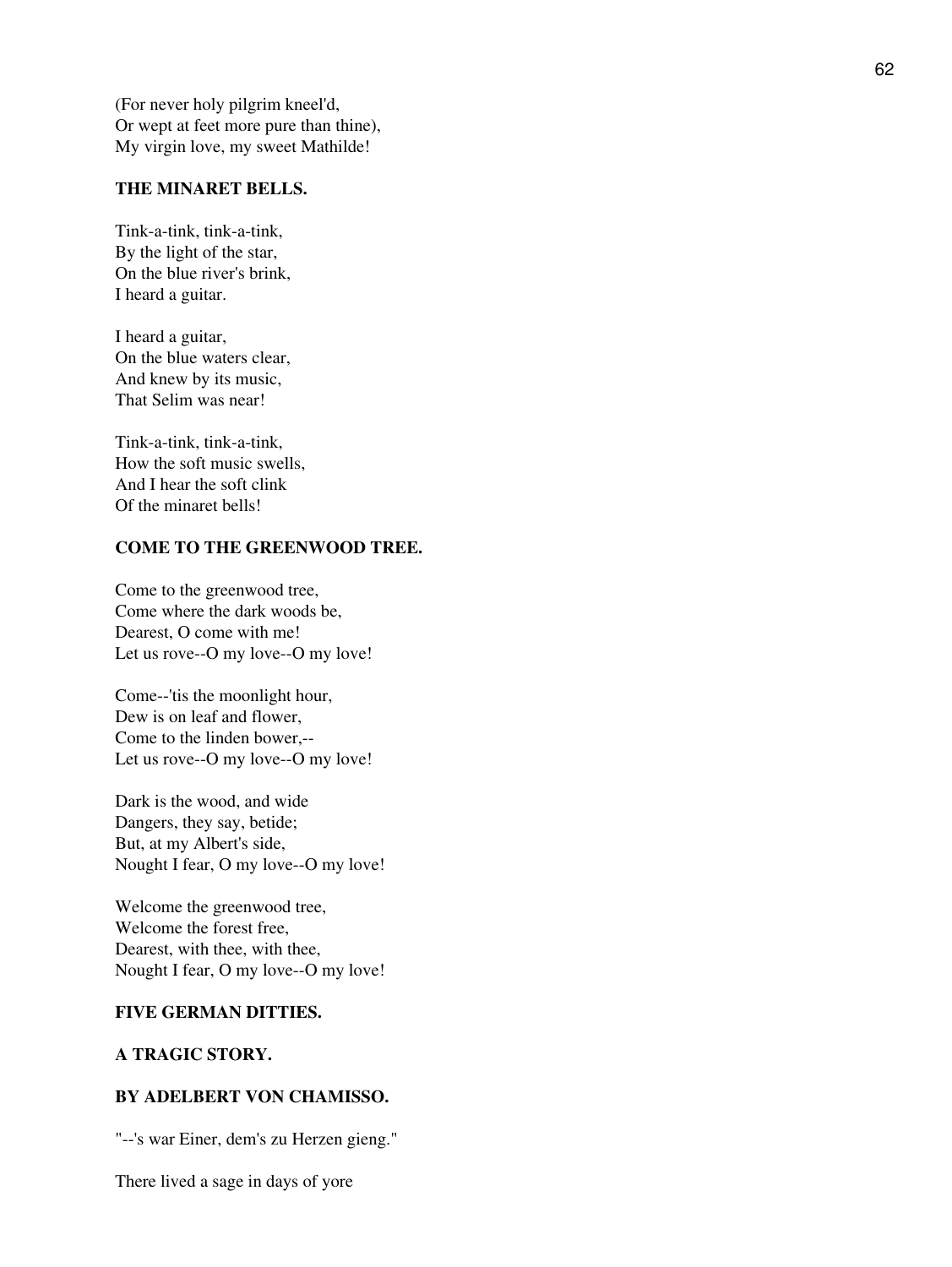(For never holy pilgrim kneel'd,
Or wept at feet more pure than thine),
My virgin love, my sweet Mathilde!

### THE MINARET BELLS.

Tink-a-tink, tink-a-tink,
By the light of the star,
On the blue river's brink,
I heard a guitar.

I heard a guitar,
On the blue waters clear,
And knew by its music,
That Selim was near!

Tink-a-tink, tink-a-tink,
How the soft music swells,
And I hear the soft clink
Of the minaret bells!

### COME TO THE GREENWOOD TREE.

Come to the greenwood tree,
Come where the dark woods be,
Dearest, O come with me!
Let us rove--O my love--O my love!

Come--'tis the moonlight hour,
Dew is on leaf and flower,
Come to the linden bower,--
Let us rove--O my love--O my love!

Dark is the wood, and wide
Dangers, they say, betide;
But, at my Albert's side,
Nought I fear, O my love--O my love!

Welcome the greenwood tree,
Welcome the forest free,
Dearest, with thee, with thee,
Nought I fear, O my love--O my love!

### FIVE GERMAN DITTIES.

### A TRAGIC STORY.

### BY ADELBERT VON CHAMISSO.

"--'s war Einer, dem's zu Herzen gieng."

There lived a sage in days of yore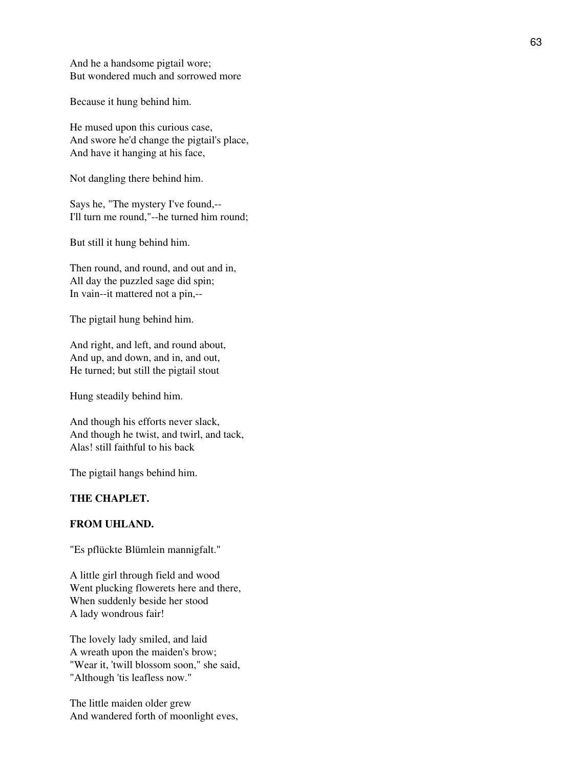And he a handsome pigtail wore;
But wondered much and sorrowed more

Because it hung behind him.

He mused upon this curious case,
And swore he'd change the pigtail's place,
And have it hanging at his face,

Not dangling there behind him.

Says he, "The mystery I've found,--
I'll turn me round,"--he turned him round;

But still it hung behind him.

Then round, and round, and out and in,
All day the puzzled sage did spin;
In vain--it mattered not a pin,--

The pigtail hung behind him.

And right, and left, and round about,
And up, and down, and in, and out,
He turned; but still the pigtail stout

Hung steadily behind him.

And though his efforts never slack,
And though he twist, and twirl, and tack,
Alas! still faithful to his back

The pigtail hangs behind him.

**THE CHAPLET.**

**FROM UHLAND.**

"Es pflückte Blümlein mannigfalt."

A little girl through field and wood
Went plucking flowerets here and there,
When suddenly beside her stood
A lady wondrous fair!

The lovely lady smiled, and laid
A wreath upon the maiden's brow;
"Wear it, 'twill blossom soon," she said,
"Although 'tis leafless now."

The little maiden older grew
And wandered forth of moonlight eves,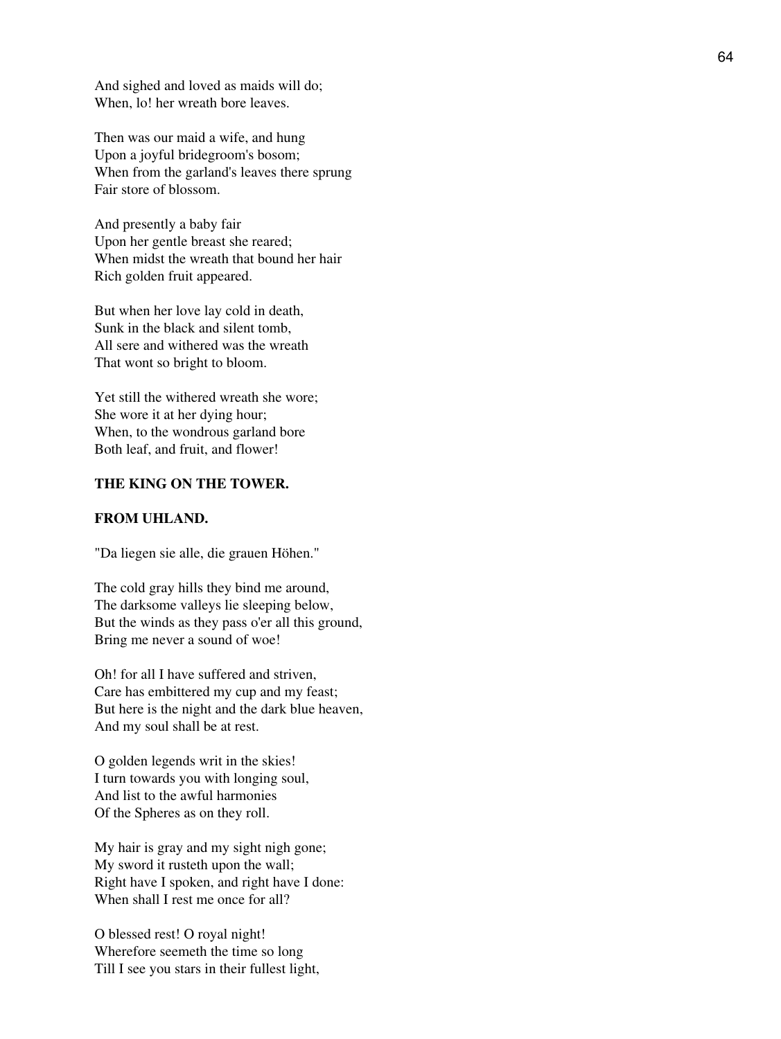And sighed and loved as maids will do;
When, lo! her wreath bore leaves.

Then was our maid a wife, and hung
Upon a joyful bridegroom's bosom;
When from the garland's leaves there sprung
Fair store of blossom.

And presently a baby fair
Upon her gentle breast she reared;
When midst the wreath that bound her hair
Rich golden fruit appeared.

But when her love lay cold in death,
Sunk in the black and silent tomb,
All sere and withered was the wreath
That wont so bright to bloom.

Yet still the withered wreath she wore;
She wore it at her dying hour;
When, to the wondrous garland bore
Both leaf, and fruit, and flower!

**THE KING ON THE TOWER.**

**FROM UHLAND.**

"Da liegen sie alle, die grauen Höhen."

The cold gray hills they bind me around,
The darksome valleys lie sleeping below,
But the winds as they pass o'er all this ground,
Bring me never a sound of woe!

Oh! for all I have suffered and striven,
Care has embittered my cup and my feast;
But here is the night and the dark blue heaven,
And my soul shall be at rest.

O golden legends writ in the skies!
I turn towards you with longing soul,
And list to the awful harmonies
Of the Spheres as on they roll.

My hair is gray and my sight nigh gone;
My sword it rusteth upon the wall;
Right have I spoken, and right have I done:
When shall I rest me once for all?

O blessed rest! O royal night!
Wherefore seemeth the time so long
Till I see you stars in their fullest light,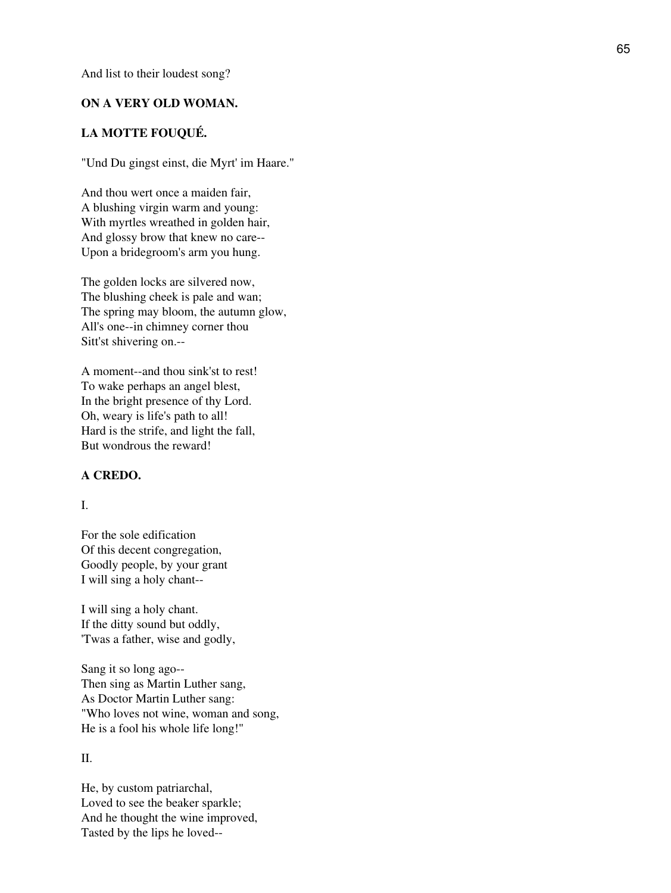And list to their loudest song?

### ON A VERY OLD WOMAN.

### LA MOTTE FOUQUÉ.

"Und Du gingst einst, die Myrt' im Haare."

And thou wert once a maiden fair,  
A blushing virgin warm and young:  
With myrtles wreathed in golden hair,  
And glossy brow that knew no care--  
Upon a bridegroom's arm you hung.

The golden locks are silvered now,  
The blushing cheek is pale and wan;  
The spring may bloom, the autumn glow,  
All's one--in chimney corner thou  
Sitt'st shivering on.--

A moment--and thou sink'st to rest!  
To wake perhaps an angel blest,  
In the bright presence of thy Lord.  
Oh, weary is life's path to all!  
Hard is the strife, and light the fall,  
But wondrous the reward!

### A CREDO.

I.

For the sole edification  
Of this decent congregation,  
Goodly people, by your grant  
I will sing a holy chant--

I will sing a holy chant.  
If the ditty sound but oddly,  
'Twas a father, wise and godly,

Sang it so long ago--  
Then sing as Martin Luther sang,  
As Doctor Martin Luther sang:  
"Who loves not wine, woman and song,  
He is a fool his whole life long!"

II.

He, by custom patriarchal,  
Loved to see the beaker sparkle;  
And he thought the wine improved,  
Tasted by the lips he loved--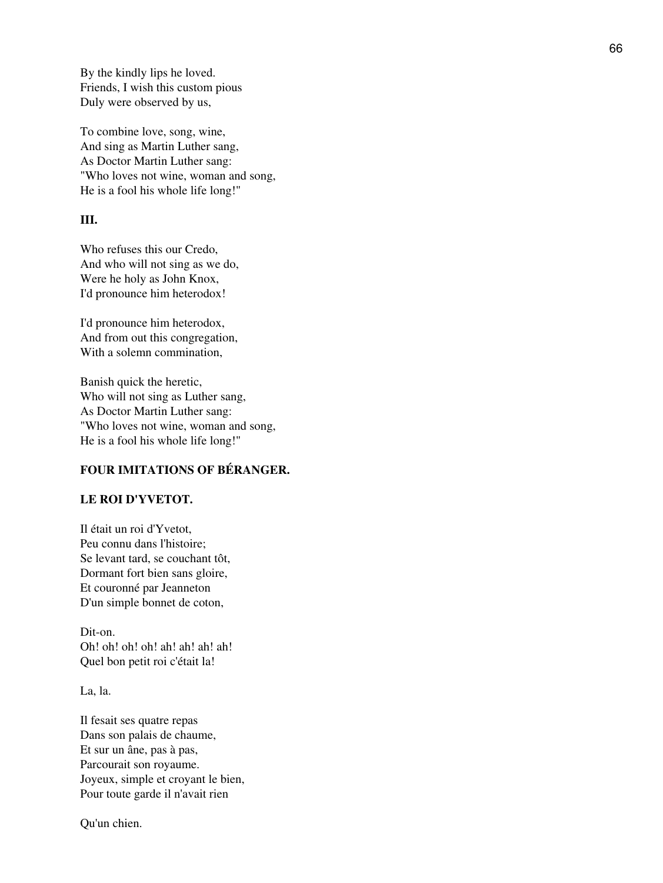By the kindly lips he loved.
Friends, I wish this custom pious
Duly were observed by us,

To combine love, song, wine,
And sing as Martin Luther sang,
As Doctor Martin Luther sang:
"Who loves not wine, woman and song,
He is a fool his whole life long!"

**III.**

Who refuses this our Credo,
And who will not sing as we do,
Were he holy as John Knox,
I'd pronounce him heterodox!

I'd pronounce him heterodox,
And from out this congregation,
With a solemn commination,

Banish quick the heretic,
Who will not sing as Luther sang,
As Doctor Martin Luther sang:
"Who loves not wine, woman and song,
He is a fool his whole life long!"

## FOUR IMITATIONS OF BÉRANGER.

### LE ROI D'YVETOT.

Il était un roi d'Yvetot,
Peu connu dans l'histoire;
Se levant tard, se couchant tôt,
Dormant fort bien sans gloire,
Et couronné par Jeanneton
D'un simple bonnet de coton,

Dit-on.
Oh! oh! oh! oh! ah! ah! ah! ah!
Quel bon petit roi c'était la!

La, la.

Il fesait ses quatre repas
Dans son palais de chaume,
Et sur un âne, pas à pas,
Parcourait son royaume.
Joyeux, simple et croyant le bien,
Pour toute garde il n'avait rien

Qu'un chien.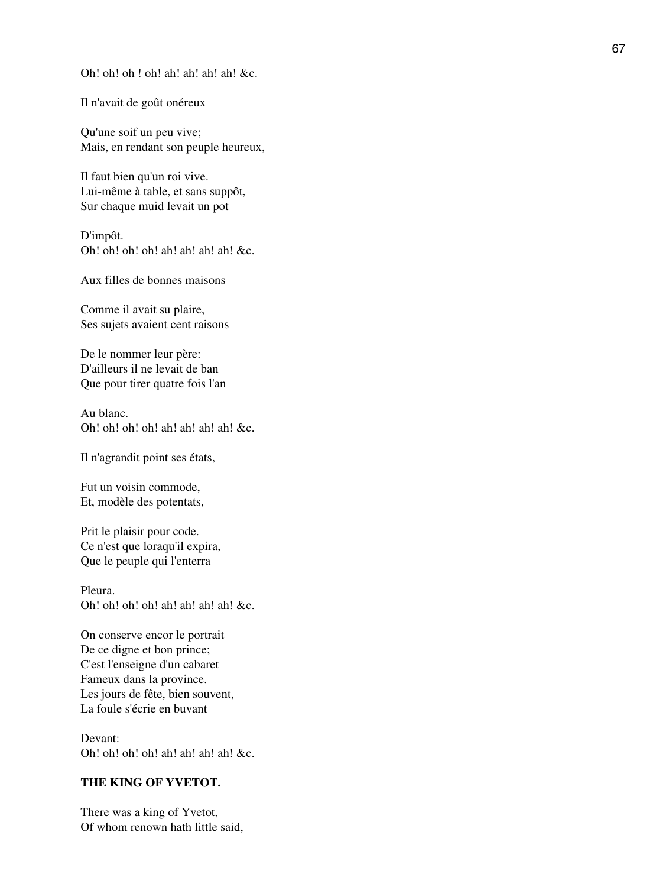Oh! oh! oh ! oh! ah! ah! ah! ah! &c.

Il n'avait de goût onéreux

Qu'une soif un peu vive;
Mais, en rendant son peuple heureux,

Il faut bien qu'un roi vive.
Lui-même à table, et sans suppôt,
Sur chaque muid levait un pot

D'impôt.
Oh! oh! oh! oh! ah! ah! ah! ah! &c.

Aux filles de bonnes maisons

Comme il avait su plaire,
Ses sujets avaient cent raisons

De le nommer leur père:
D'ailleurs il ne levait de ban
Que pour tirer quatre fois l'an

Au blanc.
Oh! oh! oh! oh! ah! ah! ah! ah! &c.

Il n'agrandit point ses états,

Fut un voisin commode,
Et, modèle des potentats,

Prit le plaisir pour code.
Ce n'est que loraqu'il expira,
Que le peuple qui l'enterra

Pleura.
Oh! oh! oh! oh! ah! ah! ah! ah! &c.

On conserve encor le portrait
De ce digne et bon prince;
C'est l'enseigne d'un cabaret
Fameux dans la province.
Les jours de fête, bien souvent,
La foule s'écrie en buvant

Devant:
Oh! oh! oh! oh! ah! ah! ah! ah! &c.

**THE KING OF YVETOT.**

There was a king of Yvetot,
Of whom renown hath little said,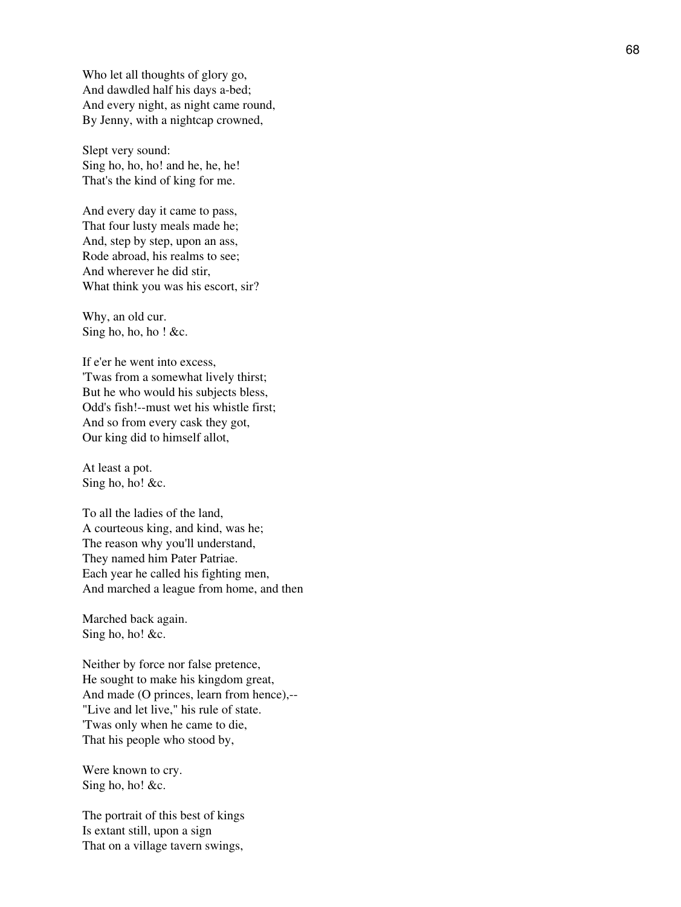Who let all thoughts of glory go,
And dawdled half his days a-bed;
And every night, as night came round,
By Jenny, with a nightcap crowned,

Slept very sound:
Sing ho, ho, ho! and he, he, he!
That's the kind of king for me.

And every day it came to pass,
That four lusty meals made he;
And, step by step, upon an ass,
Rode abroad, his realms to see;
And wherever he did stir,
What think you was his escort, sir?

Why, an old cur.
Sing ho, ho, ho ! &c.

If e'er he went into excess,
'Twas from a somewhat lively thirst;
But he who would his subjects bless,
Odd's fish!--must wet his whistle first;
And so from every cask they got,
Our king did to himself allot,

At least a pot.
Sing ho, ho! &c.

To all the ladies of the land,
A courteous king, and kind, was he;
The reason why you'll understand,
They named him Pater Patriae.
Each year he called his fighting men,
And marched a league from home, and then

Marched back again.
Sing ho, ho! &c.

Neither by force nor false pretence,
He sought to make his kingdom great,
And made (O princes, learn from hence),--
"Live and let live," his rule of state.
'Twas only when he came to die,
That his people who stood by,

Were known to cry.
Sing ho, ho! &c.

The portrait of this best of kings
Is extant still, upon a sign
That on a village tavern swings,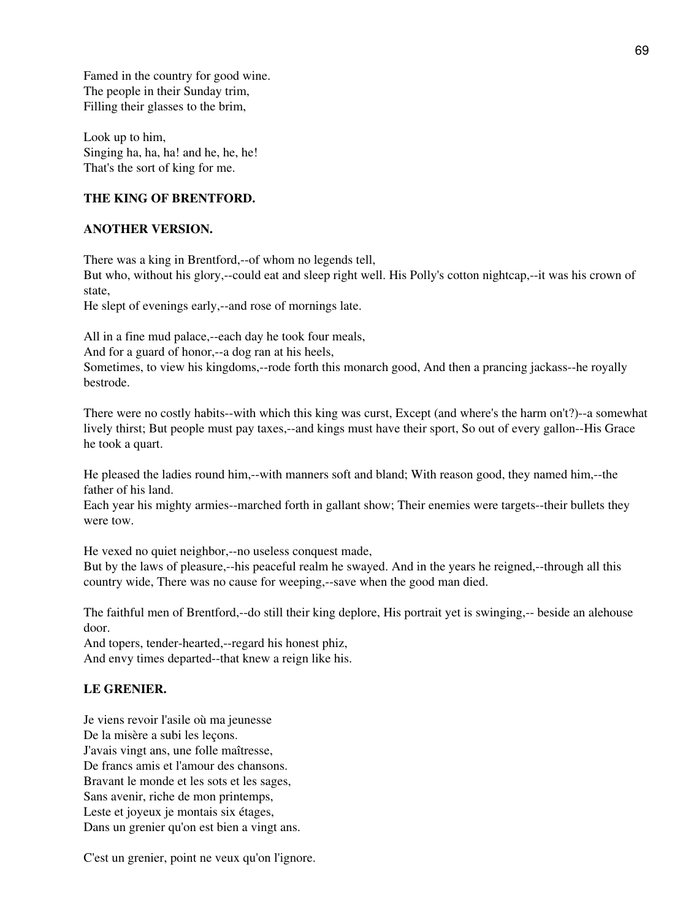Famed in the country for good wine.
The people in their Sunday trim,
Filling their glasses to the brim,

Look up to him,
Singing ha, ha, ha! and he, he, he!
That's the sort of king for me.

**THE KING OF BRENTFORD.**

**ANOTHER VERSION.**

There was a king in Brentford,--of whom no legends tell,
But who, without his glory,--could eat and sleep right well. His Polly's cotton nightcap,--it was his crown of state,
He slept of evenings early,--and rose of mornings late.

All in a fine mud palace,--each day he took four meals,
And for a guard of honor,--a dog ran at his heels,
Sometimes, to view his kingdoms,--rode forth this monarch good, And then a prancing jackass--he royally bestrode.

There were no costly habits--with which this king was curst, Except (and where's the harm on't?)--a somewhat lively thirst; But people must pay taxes,--and kings must have their sport, So out of every gallon--His Grace he took a quart.

He pleased the ladies round him,--with manners soft and bland; With reason good, they named him,--the father of his land.
Each year his mighty armies--marched forth in gallant show; Their enemies were targets--their bullets they were tow.

He vexed no quiet neighbor,--no useless conquest made,
But by the laws of pleasure,--his peaceful realm he swayed. And in the years he reigned,--through all this country wide, There was no cause for weeping,--save when the good man died.

The faithful men of Brentford,--do still their king deplore, His portrait yet is swinging,-- beside an alehouse door.
And topers, tender-hearted,--regard his honest phiz,
And envy times departed--that knew a reign like his.

**LE GRENIER.**

Je viens revoir l'asile où ma jeunesse
De la misère a subi les leçons.
J'avais vingt ans, une folle maîtresse,
De francs amis et l'amour des chansons.
Bravant le monde et les sots et les sages,
Sans avenir, riche de mon printemps,
Leste et joyeux je montais six étages,
Dans un grenier qu'on est bien a vingt ans.

C'est un grenier, point ne veux qu'on l'ignore.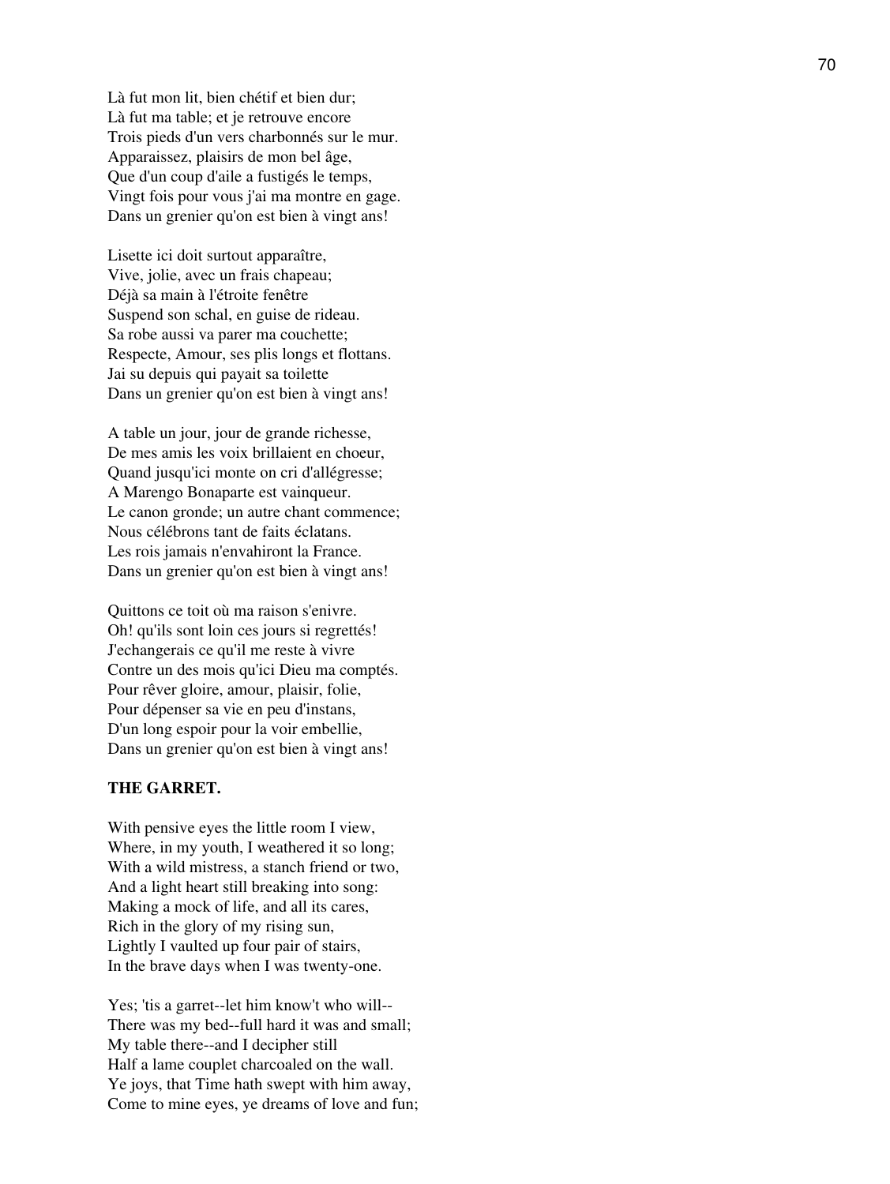Là fut mon lit, bien chétif et bien dur;
Là fut ma table; et je retrouve encore
Trois pieds d'un vers charbonnés sur le mur.
Apparaissez, plaisirs de mon bel âge,
Que d'un coup d'aile a fustigés le temps,
Vingt fois pour vous j'ai ma montre en gage.
Dans un grenier qu'on est bien à vingt ans!

Lisette ici doit surtout apparaître,
Vive, jolie, avec un frais chapeau;
Déjà sa main à l'étroite fenêtre
Suspend son schal, en guise de rideau.
Sa robe aussi va parer ma couchette;
Respecte, Amour, ses plis longs et flottans.
Jai su depuis qui payait sa toilette
Dans un grenier qu'on est bien à vingt ans!

A table un jour, jour de grande richesse,
De mes amis les voix brillaient en choeur,
Quand jusqu'ici monte on cri d'allégresse;
A Marengo Bonaparte est vainqueur.
Le canon gronde; un autre chant commence;
Nous célébrons tant de faits éclatans.
Les rois jamais n'envahiront la France.
Dans un grenier qu'on est bien à vingt ans!

Quittons ce toit où ma raison s'enivre.
Oh! qu'ils sont loin ces jours si regrettés!
J'echangerais ce qu'il me reste à vivre
Contre un des mois qu'ici Dieu ma comptés.
Pour rêver gloire, amour, plaisir, folie,
Pour dépenser sa vie en peu d'instans,
D'un long espoir pour la voir embellie,
Dans un grenier qu'on est bien à vingt ans!

**THE GARRET.**

With pensive eyes the little room I view,
Where, in my youth, I weathered it so long;
With a wild mistress, a stanch friend or two,
And a light heart still breaking into song:
Making a mock of life, and all its cares,
Rich in the glory of my rising sun,
Lightly I vaulted up four pair of stairs,
In the brave days when I was twenty-one.

Yes; 'tis a garret--let him know't who will--
There was my bed--full hard it was and small;
My table there--and I decipher still
Half a lame couplet charcoaled on the wall.
Ye joys, that Time hath swept with him away,
Come to mine eyes, ye dreams of love and fun;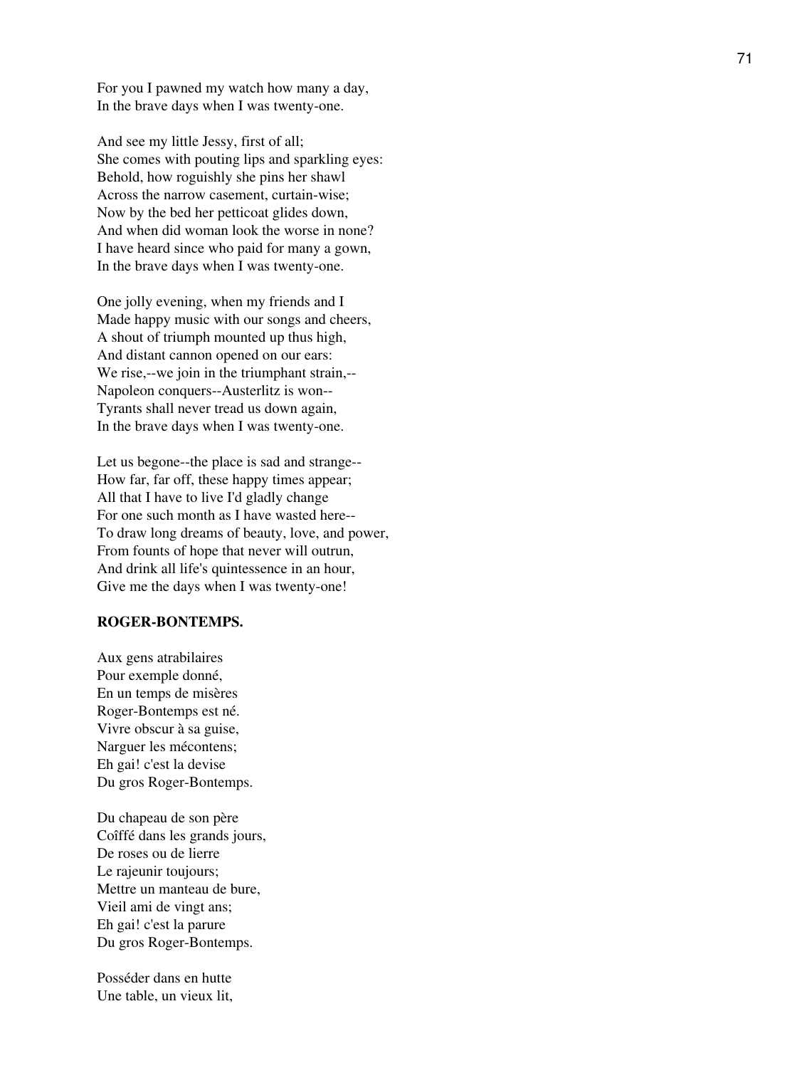For you I pawned my watch how many a day,
In the brave days when I was twenty-one.

And see my little Jessy, first of all;
She comes with pouting lips and sparkling eyes:
Behold, how roguishly she pins her shawl
Across the narrow casement, curtain-wise;
Now by the bed her petticoat glides down,
And when did woman look the worse in none?
I have heard since who paid for many a gown,
In the brave days when I was twenty-one.

One jolly evening, when my friends and I
Made happy music with our songs and cheers,
A shout of triumph mounted up thus high,
And distant cannon opened on our ears:
We rise,--we join in the triumphant strain,--
Napoleon conquers--Austerlitz is won--
Tyrants shall never tread us down again,
In the brave days when I was twenty-one.

Let us begone--the place is sad and strange--
How far, far off, these happy times appear;
All that I have to live I'd gladly change
For one such month as I have wasted here--
To draw long dreams of beauty, love, and power,
From founts of hope that never will outrun,
And drink all life's quintessence in an hour,
Give me the days when I was twenty-one!

**ROGER-BONTEMPS.**

Aux gens atrabilaires
Pour exemple donné,
En un temps de misères
Roger-Bontemps est né.
Vivre obscur à sa guise,
Narguer les mécontens;
Eh gai! c'est la devise
Du gros Roger-Bontemps.

Du chapeau de son père
Coîffé dans les grands jours,
De roses ou de lierre
Le rajeunir toujours;
Mettre un manteau de bure,
Vieil ami de vingt ans;
Eh gai! c'est la parure
Du gros Roger-Bontemps.

Posséder dans en hutte
Une table, un vieux lit,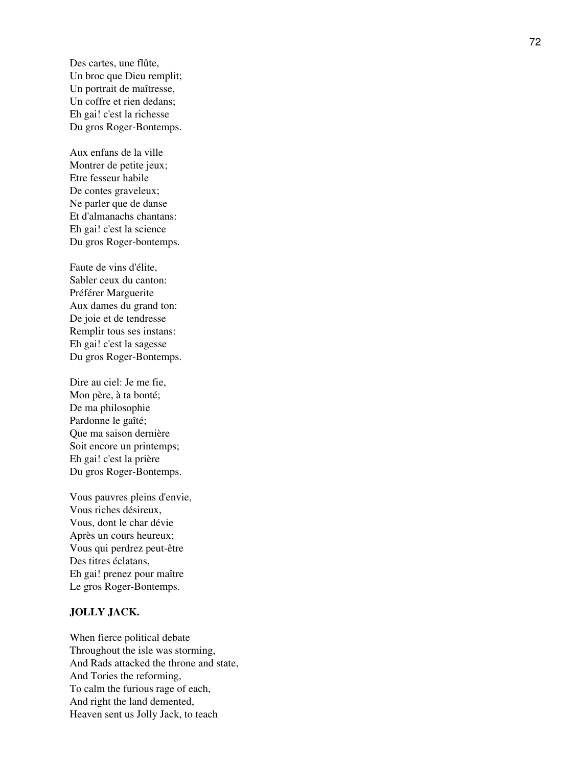Des cartes, une flûte,
Un broc que Dieu remplit;
Un portrait de maîtresse,
Un coffre et rien dedans;
Eh gai! c'est la richesse
Du gros Roger-Bontemps.

Aux enfans de la ville
Montrer de petite jeux;
Etre fesseur habile
De contes graveleux;
Ne parler que de danse
Et d'almanachs chantans:
Eh gai! c'est la science
Du gros Roger-bontemps.

Faute de vins d'élite,
Sabler ceux du canton:
Préférer Marguerite
Aux dames du grand ton:
De joie et de tendresse
Remplir tous ses instans:
Eh gai! c'est la sagesse
Du gros Roger-Bontemps.

Dire au ciel: Je me fie,
Mon père, à ta bonté;
De ma philosophie
Pardonne le gaîté;
Que ma saison dernière
Soit encore un printemps;
Eh gai! c'est la prière
Du gros Roger-Bontemps.

Vous pauvres pleins d'envie,
Vous riches désireux,
Vous, dont le char dévie
Après un cours heureux;
Vous qui perdrez peut-être
Des titres éclatans,
Eh gai! prenez pour maître
Le gros Roger-Bontemps.

**JOLLY JACK.**

When fierce political debate
Throughout the isle was storming,
And Rads attacked the throne and state,
And Tories the reforming,
To calm the furious rage of each,
And right the land demented,
Heaven sent us Jolly Jack, to teach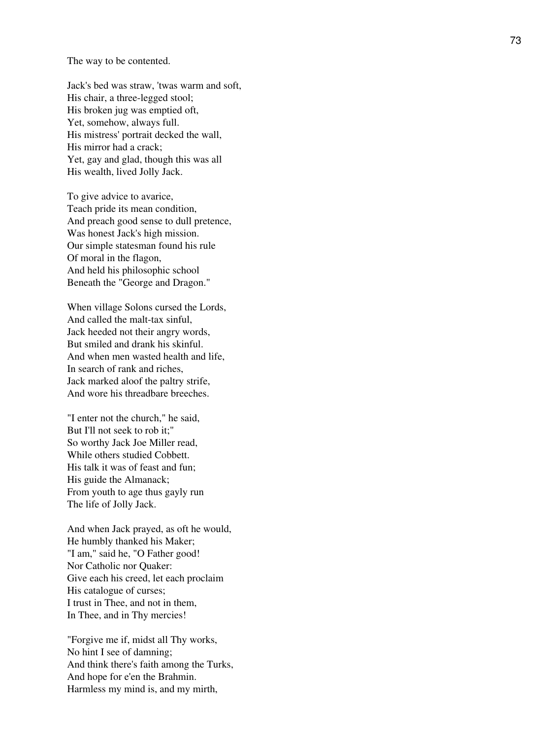The way to be contented.

Jack's bed was straw, 'twas warm and soft,
His chair, a three-legged stool;
His broken jug was emptied oft,
Yet, somehow, always full.
His mistress' portrait decked the wall,
His mirror had a crack;
Yet, gay and glad, though this was all
His wealth, lived Jolly Jack.

To give advice to avarice,
Teach pride its mean condition,
And preach good sense to dull pretence,
Was honest Jack's high mission.
Our simple statesman found his rule
Of moral in the flagon,
And held his philosophic school
Beneath the "George and Dragon."

When village Solons cursed the Lords,
And called the malt-tax sinful,
Jack heeded not their angry words,
But smiled and drank his skinful.
And when men wasted health and life,
In search of rank and riches,
Jack marked aloof the paltry strife,
And wore his threadbare breeches.

"I enter not the church," he said,
But I'll not seek to rob it;"
So worthy Jack Joe Miller read,
While others studied Cobbett.
His talk it was of feast and fun;
His guide the Almanack;
From youth to age thus gayly run
The life of Jolly Jack.

And when Jack prayed, as oft he would,
He humbly thanked his Maker;
"I am," said he, "O Father good!
Nor Catholic nor Quaker:
Give each his creed, let each proclaim
His catalogue of curses;
I trust in Thee, and not in them,
In Thee, and in Thy mercies!

"Forgive me if, midst all Thy works,
No hint I see of damning;
And think there's faith among the Turks,
And hope for e'en the Brahmin.
Harmless my mind is, and my mirth,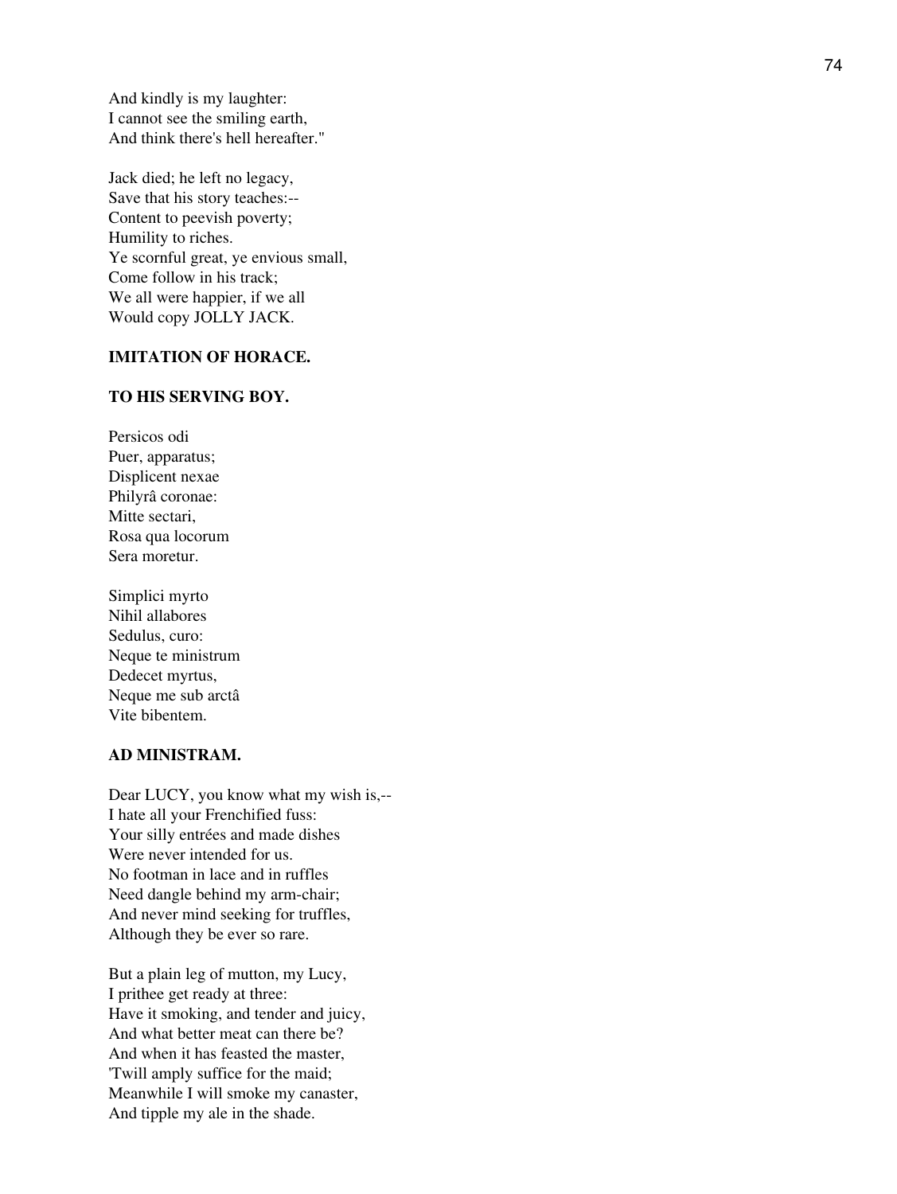And kindly is my laughter:
I cannot see the smiling earth,
And think there's hell hereafter."

Jack died; he left no legacy,
Save that his story teaches:--
Content to peevish poverty;
Humility to riches.
Ye scornful great, ye envious small,
Come follow in his track;
We all were happier, if we all
Would copy JOLLY JACK.

**IMITATION OF HORACE.**

**TO HIS SERVING BOY.**

Persicos odi
Puer, apparatus;
Displicent nexae
Philyrâ coronae:
Mitte sectari,
Rosa qua locorum
Sera moretur.

Simplici myrto
Nihil allabores
Sedulus, curo:
Neque te ministrum
Dedecet myrtus,
Neque me sub arctâ
Vite bibentem.

**AD MINISTRAM.**

Dear LUCY, you know what my wish is,--
I hate all your Frenchified fuss:
Your silly entrées and made dishes
Were never intended for us.
No footman in lace and in ruffles
Need dangle behind my arm-chair;
And never mind seeking for truffles,
Although they be ever so rare.

But a plain leg of mutton, my Lucy,
I prithee get ready at three:
Have it smoking, and tender and juicy,
And what better meat can there be?
And when it has feasted the master,
'Twill amply suffice for the maid;
Meanwhile I will smoke my canaster,
And tipple my ale in the shade.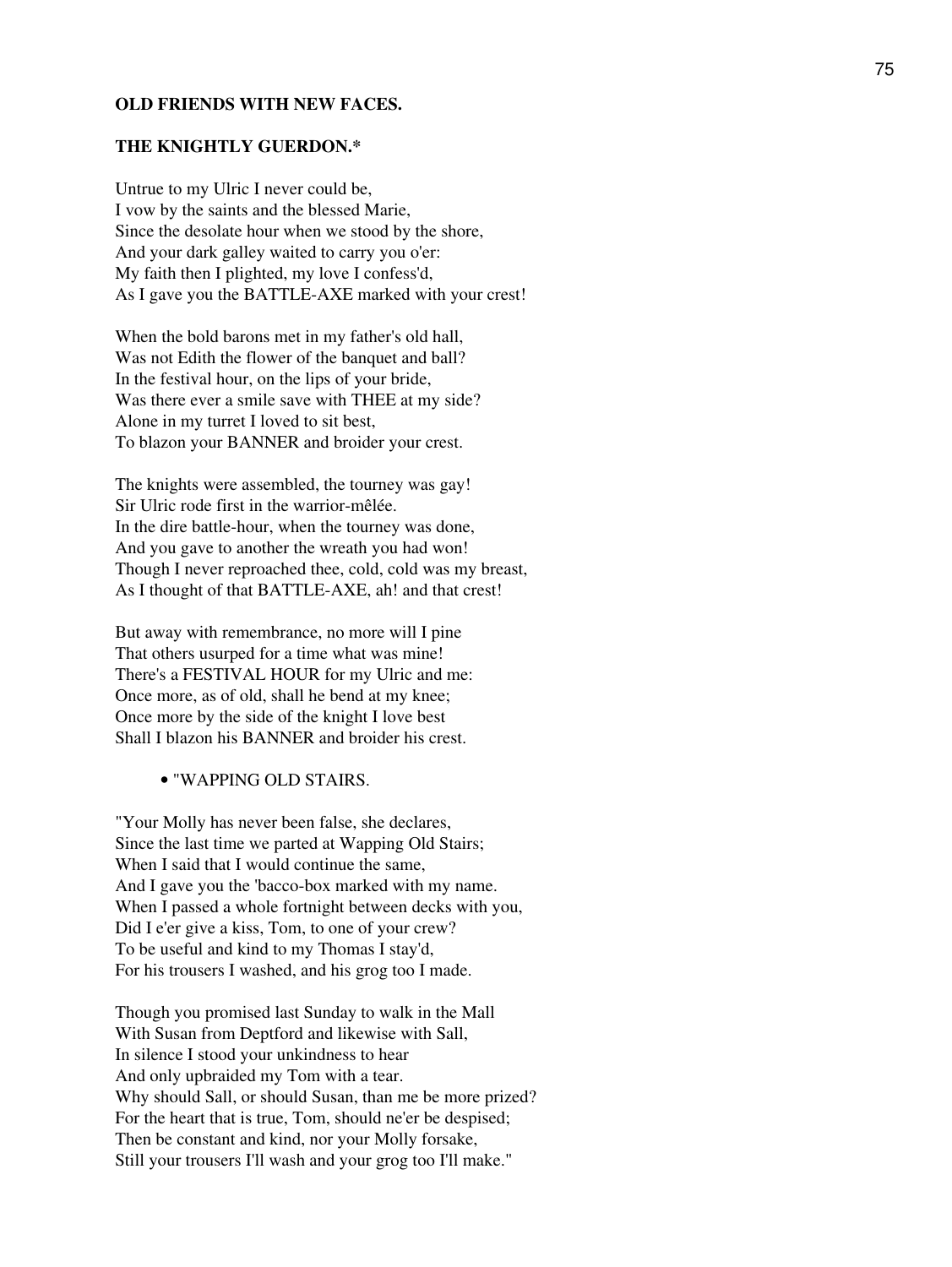## OLD FRIENDS WITH NEW FACES.

### THE KNIGHTLY GUERDON.*

Untrue to my Ulric I never could be,
I vow by the saints and the blessed Marie,
Since the desolate hour when we stood by the shore,
And your dark galley waited to carry you o'er:
My faith then I plighted, my love I confess'd,
As I gave you the BATTLE-AXE marked with your crest!

When the bold barons met in my father's old hall,
Was not Edith the flower of the banquet and ball?
In the festival hour, on the lips of your bride,
Was there ever a smile save with THEE at my side?
Alone in my turret I loved to sit best,
To blazon your BANNER and broider your crest.

The knights were assembled, the tourney was gay!
Sir Ulric rode first in the warrior-mêlée.
In the dire battle-hour, when the tourney was done,
And you gave to another the wreath you had won!
Though I never reproached thee, cold, cold was my breast,
As I thought of that BATTLE-AXE, ah! and that crest!

But away with remembrance, no more will I pine
That others usurped for a time what was mine!
There's a FESTIVAL HOUR for my Ulric and me:
Once more, as of old, shall he bend at my knee;
Once more by the side of the knight I love best
Shall I blazon his BANNER and broider his crest.

- "WAPPING OLD STAIRS.

"Your Molly has never been false, she declares,
Since the last time we parted at Wapping Old Stairs;
When I said that I would continue the same,
And I gave you the 'bacco-box marked with my name.
When I passed a whole fortnight between decks with you,
Did I e'er give a kiss, Tom, to one of your crew?
To be useful and kind to my Thomas I stay'd,
For his trousers I washed, and his grog too I made.

Though you promised last Sunday to walk in the Mall
With Susan from Deptford and likewise with Sall,
In silence I stood your unkindness to hear
And only upbraided my Tom with a tear.
Why should Sall, or should Susan, than me be more prized?
For the heart that is true, Tom, should ne'er be despised;
Then be constant and kind, nor your Molly forsake,
Still your trousers I'll wash and your grog too I'll make."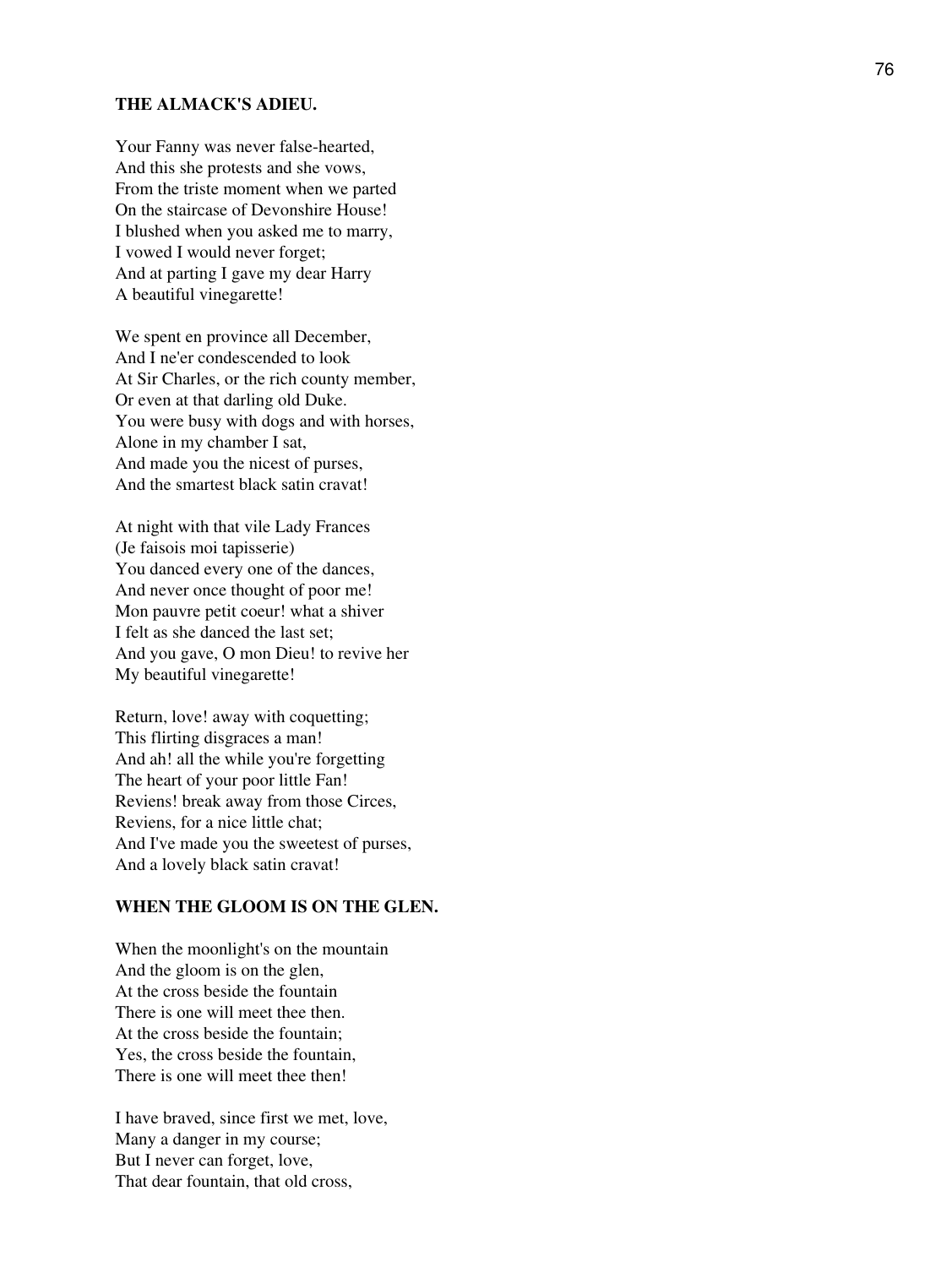### THE ALMACK'S ADIEU.

Your Fanny was never false-hearted,  
And this she protests and she vows,  
From the triste moment when we parted  
On the staircase of Devonshire House!  
I blushed when you asked me to marry,  
I vowed I would never forget;  
And at parting I gave my dear Harry  
A beautiful vinegarette!

We spent en province all December,  
And I ne'er condescended to look  
At Sir Charles, or the rich county member,  
Or even at that darling old Duke.  
You were busy with dogs and with horses,  
Alone in my chamber I sat,  
And made you the nicest of purses,  
And the smartest black satin cravat!

At night with that vile Lady Frances  
(Je faisois moi tapisserie)  
You danced every one of the dances,  
And never once thought of poor me!  
Mon pauvre petit coeur! what a shiver  
I felt as she danced the last set;  
And you gave, O mon Dieu! to revive her  
My beautiful vinegarette!

Return, love! away with coquetting;  
This flirting disgraces a man!  
And ah! all the while you're forgetting  
The heart of your poor little Fan!  
Reviens! break away from those Circes,  
Reviens, for a nice little chat;  
And I've made you the sweetest of purses,  
And a lovely black satin cravat!

### WHEN THE GLOOM IS ON THE GLEN.

When the moonlight's on the mountain  
And the gloom is on the glen,  
At the cross beside the fountain  
There is one will meet thee then.  
At the cross beside the fountain;  
Yes, the cross beside the fountain,  
There is one will meet thee then!

I have braved, since first we met, love,  
Many a danger in my course;  
But I never can forget, love,  
That dear fountain, that old cross,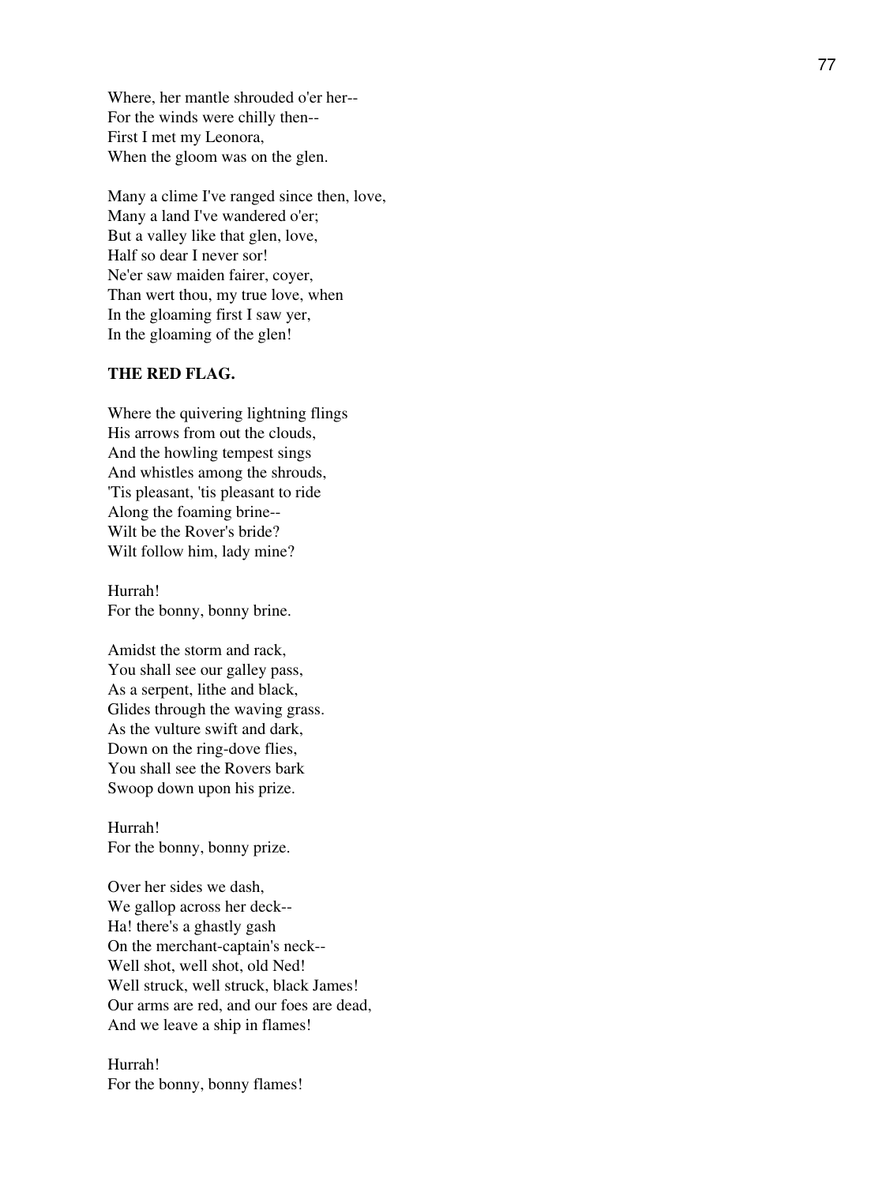Where, her mantle shrouded o'er her--
For the winds were chilly then--
First I met my Leonora,
When the gloom was on the glen.

Many a clime I've ranged since then, love,
Many a land I've wandered o'er;
But a valley like that glen, love,
Half so dear I never sor!
Ne'er saw maiden fairer, coyer,
Than wert thou, my true love, when
In the gloaming first I saw yer,
In the gloaming of the glen!

**THE RED FLAG.**

Where the quivering lightning flings
His arrows from out the clouds,
And the howling tempest sings
And whistles among the shrouds,
'Tis pleasant, 'tis pleasant to ride
Along the foaming brine--
Wilt be the Rover's bride?
Wilt follow him, lady mine?

Hurrah!
For the bonny, bonny brine.

Amidst the storm and rack,
You shall see our galley pass,
As a serpent, lithe and black,
Glides through the waving grass.
As the vulture swift and dark,
Down on the ring-dove flies,
You shall see the Rovers bark
Swoop down upon his prize.

Hurrah!
For the bonny, bonny prize.

Over her sides we dash,
We gallop across her deck--
Ha! there's a ghastly gash
On the merchant-captain's neck--
Well shot, well shot, old Ned!
Well struck, well struck, black James!
Our arms are red, and our foes are dead,
And we leave a ship in flames!

Hurrah!
For the bonny, bonny flames!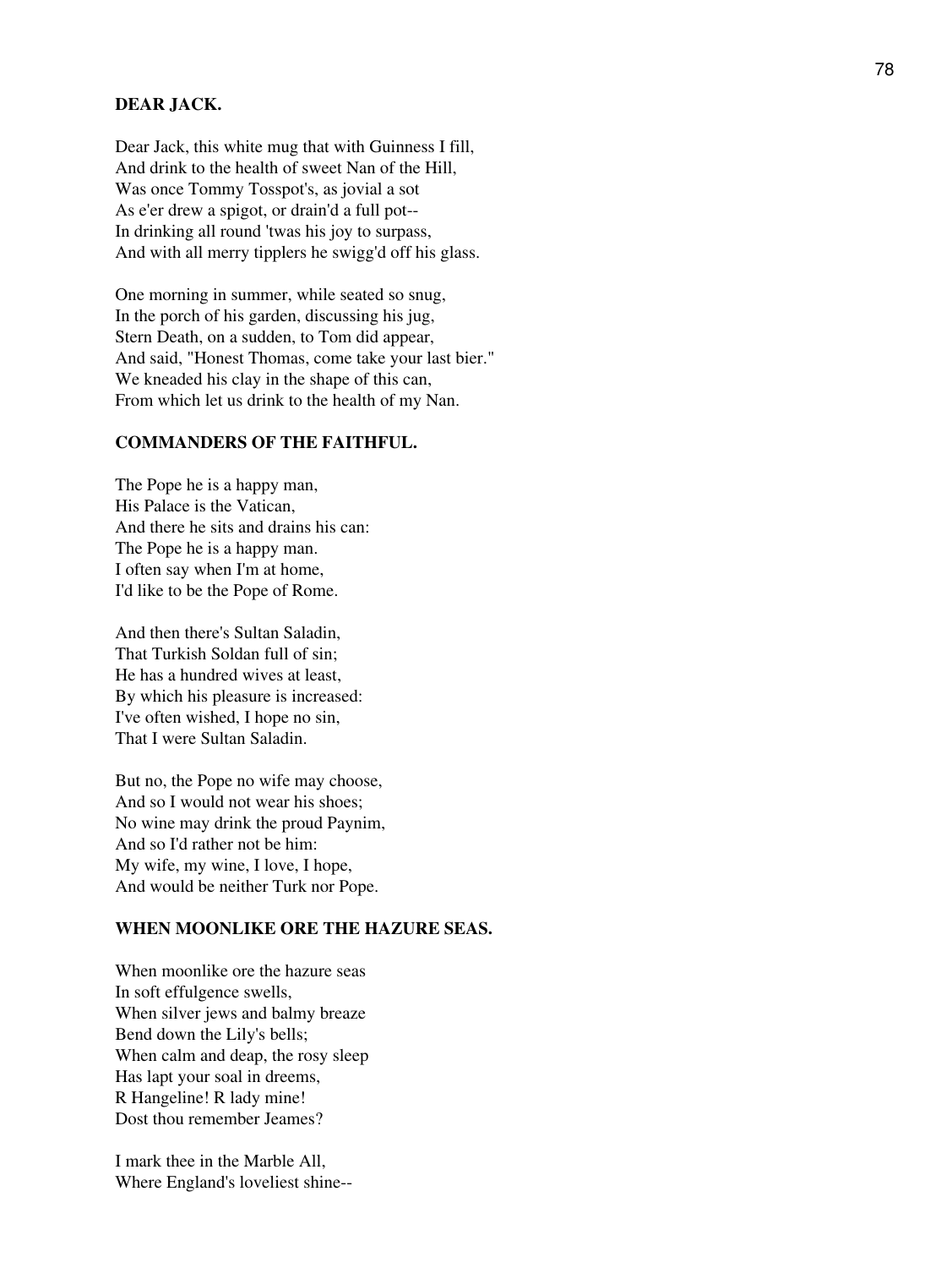### DEAR JACK.

Dear Jack, this white mug that with Guinness I fill,  
And drink to the health of sweet Nan of the Hill,  
Was once Tommy Tosspot's, as jovial a sot  
As e'er drew a spigot, or drain'd a full pot--  
In drinking all round 'twas his joy to surpass,  
And with all merry tipplers he swigg'd off his glass.

One morning in summer, while seated so snug,  
In the porch of his garden, discussing his jug,  
Stern Death, on a sudden, to Tom did appear,  
And said, "Honest Thomas, come take your last bier."  
We kneaded his clay in the shape of this can,  
From which let us drink to the health of my Nan.

### COMMANDERS OF THE FAITHFUL.

The Pope he is a happy man,  
His Palace is the Vatican,  
And there he sits and drains his can:  
The Pope he is a happy man.  
I often say when I'm at home,  
I'd like to be the Pope of Rome.

And then there's Sultan Saladin,  
That Turkish Soldan full of sin;  
He has a hundred wives at least,  
By which his pleasure is increased:  
I've often wished, I hope no sin,  
That I were Sultan Saladin.

But no, the Pope no wife may choose,  
And so I would not wear his shoes;  
No wine may drink the proud Paynim,  
And so I'd rather not be him:  
My wife, my wine, I love, I hope,  
And would be neither Turk nor Pope.

### WHEN MOONLIKE ORE THE HAZURE SEAS.

When moonlike ore the hazure seas  
In soft effulgence swells,  
When silver jews and balmy breaze  
Bend down the Lily's bells;  
When calm and deap, the rosy sleep  
Has lapt your soal in dreems,  
R Hangeline! R lady mine!  
Dost thou remember Jeames?

I mark thee in the Marble All,  
Where England's loveliest shine--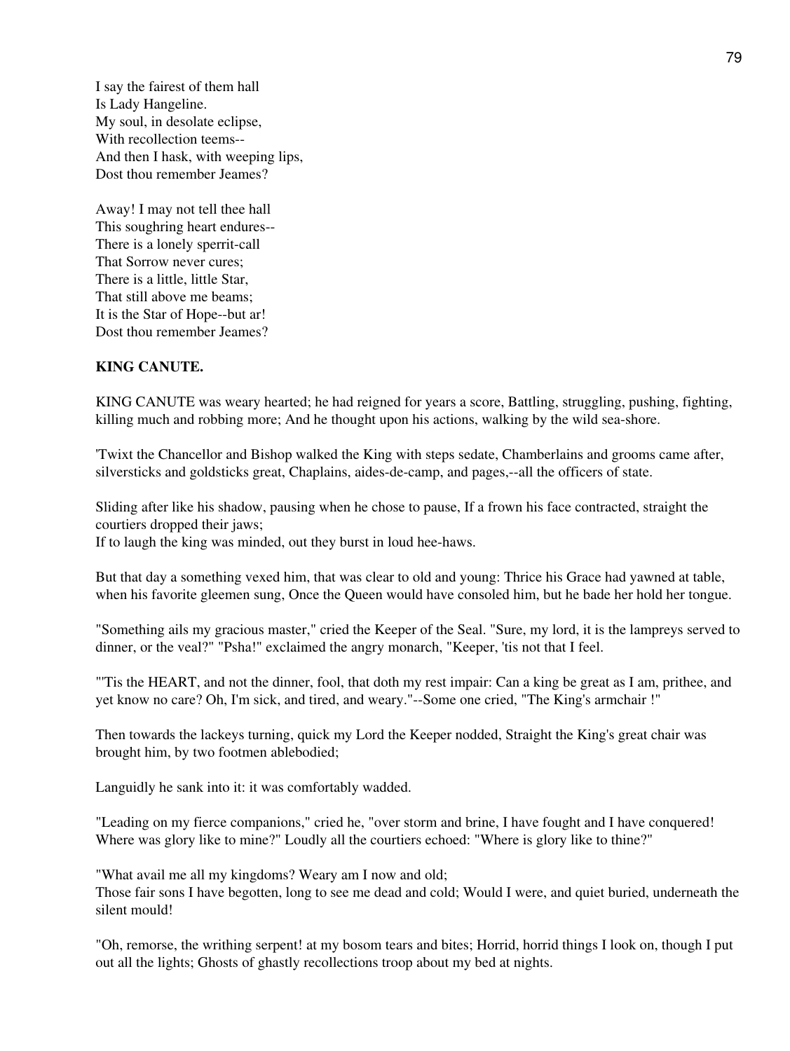I say the fairest of them hall
Is Lady Hangeline.
My soul, in desolate eclipse,
With recollection teems--
And then I hask, with weeping lips,
Dost thou remember Jeames?

Away! I may not tell thee hall
This soughring heart endures--
There is a lonely sperrit-call
That Sorrow never cures;
There is a little, little Star,
That still above me beams;
It is the Star of Hope--but ar!
Dost thou remember Jeames?

**KING CANUTE.**

KING CANUTE was weary hearted; he had reigned for years a score, Battling, struggling, pushing, fighting, killing much and robbing more; And he thought upon his actions, walking by the wild sea-shore.

'Twixt the Chancellor and Bishop walked the King with steps sedate, Chamberlains and grooms came after, silversticks and goldsticks great, Chaplains, aides-de-camp, and pages,--all the officers of state.

Sliding after like his shadow, pausing when he chose to pause, If a frown his face contracted, straight the courtiers dropped their jaws;
If to laugh the king was minded, out they burst in loud hee-haws.

But that day a something vexed him, that was clear to old and young: Thrice his Grace had yawned at table, when his favorite gleemen sung, Once the Queen would have consoled him, but he bade her hold her tongue.

"Something ails my gracious master," cried the Keeper of the Seal. "Sure, my lord, it is the lampreys served to dinner, or the veal?" "Psha!" exclaimed the angry monarch, "Keeper, 'tis not that I feel.

"'Tis the HEART, and not the dinner, fool, that doth my rest impair: Can a king be great as I am, prithee, and yet know no care? Oh, I'm sick, and tired, and weary."--Some one cried, "The King's armchair !"

Then towards the lackeys turning, quick my Lord the Keeper nodded, Straight the King's great chair was brought him, by two footmen ablebodied;

Languidly he sank into it: it was comfortably wadded.

"Leading on my fierce companions," cried he, "over storm and brine, I have fought and I have conquered! Where was glory like to mine?" Loudly all the courtiers echoed: "Where is glory like to thine?"

"What avail me all my kingdoms? Weary am I now and old;
Those fair sons I have begotten, long to see me dead and cold; Would I were, and quiet buried, underneath the silent mould!

"Oh, remorse, the writhing serpent! at my bosom tears and bites; Horrid, horrid things I look on, though I put out all the lights; Ghosts of ghastly recollections troop about my bed at nights.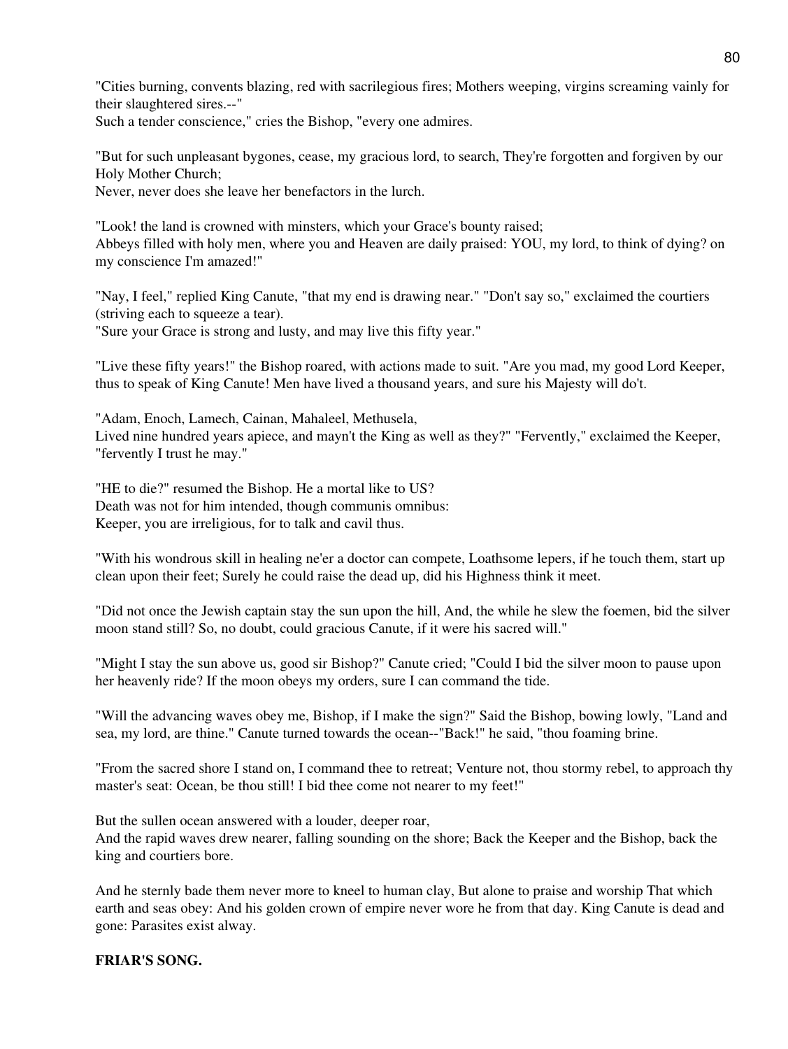"Cities burning, convents blazing, red with sacrilegious fires; Mothers weeping, virgins screaming vainly for their slaughtered sires.--"
Such a tender conscience," cries the Bishop, "every one admires.

"But for such unpleasant bygones, cease, my gracious lord, to search, They're forgotten and forgiven by our Holy Mother Church;
Never, never does she leave her benefactors in the lurch.

"Look! the land is crowned with minsters, which your Grace's bounty raised;
Abbeys filled with holy men, where you and Heaven are daily praised: YOU, my lord, to think of dying? on my conscience I'm amazed!"

"Nay, I feel," replied King Canute, "that my end is drawing near." "Don't say so," exclaimed the courtiers (striving each to squeeze a tear).
"Sure your Grace is strong and lusty, and may live this fifty year."

"Live these fifty years!" the Bishop roared, with actions made to suit. "Are you mad, my good Lord Keeper, thus to speak of King Canute! Men have lived a thousand years, and sure his Majesty will do't.

"Adam, Enoch, Lamech, Cainan, Mahaleel, Methusela,
Lived nine hundred years apiece, and mayn't the King as well as they?" "Fervently," exclaimed the Keeper, "fervently I trust he may."

"HE to die?" resumed the Bishop. He a mortal like to US?
Death was not for him intended, though communis omnibus:
Keeper, you are irreligious, for to talk and cavil thus.

"With his wondrous skill in healing ne'er a doctor can compete, Loathsome lepers, if he touch them, start up clean upon their feet; Surely he could raise the dead up, did his Highness think it meet.

"Did not once the Jewish captain stay the sun upon the hill, And, the while he slew the foemen, bid the silver moon stand still? So, no doubt, could gracious Canute, if it were his sacred will."

"Might I stay the sun above us, good sir Bishop?" Canute cried; "Could I bid the silver moon to pause upon her heavenly ride? If the moon obeys my orders, sure I can command the tide.

"Will the advancing waves obey me, Bishop, if I make the sign?" Said the Bishop, bowing lowly, "Land and sea, my lord, are thine." Canute turned towards the ocean--"Back!" he said, "thou foaming brine.

"From the sacred shore I stand on, I command thee to retreat; Venture not, thou stormy rebel, to approach thy master's seat: Ocean, be thou still! I bid thee come not nearer to my feet!"

But the sullen ocean answered with a louder, deeper roar,
And the rapid waves drew nearer, falling sounding on the shore; Back the Keeper and the Bishop, back the king and courtiers bore.

And he sternly bade them never more to kneel to human clay, But alone to praise and worship That which earth and seas obey: And his golden crown of empire never wore he from that day. King Canute is dead and gone: Parasites exist alway.

**FRIAR'S SONG.**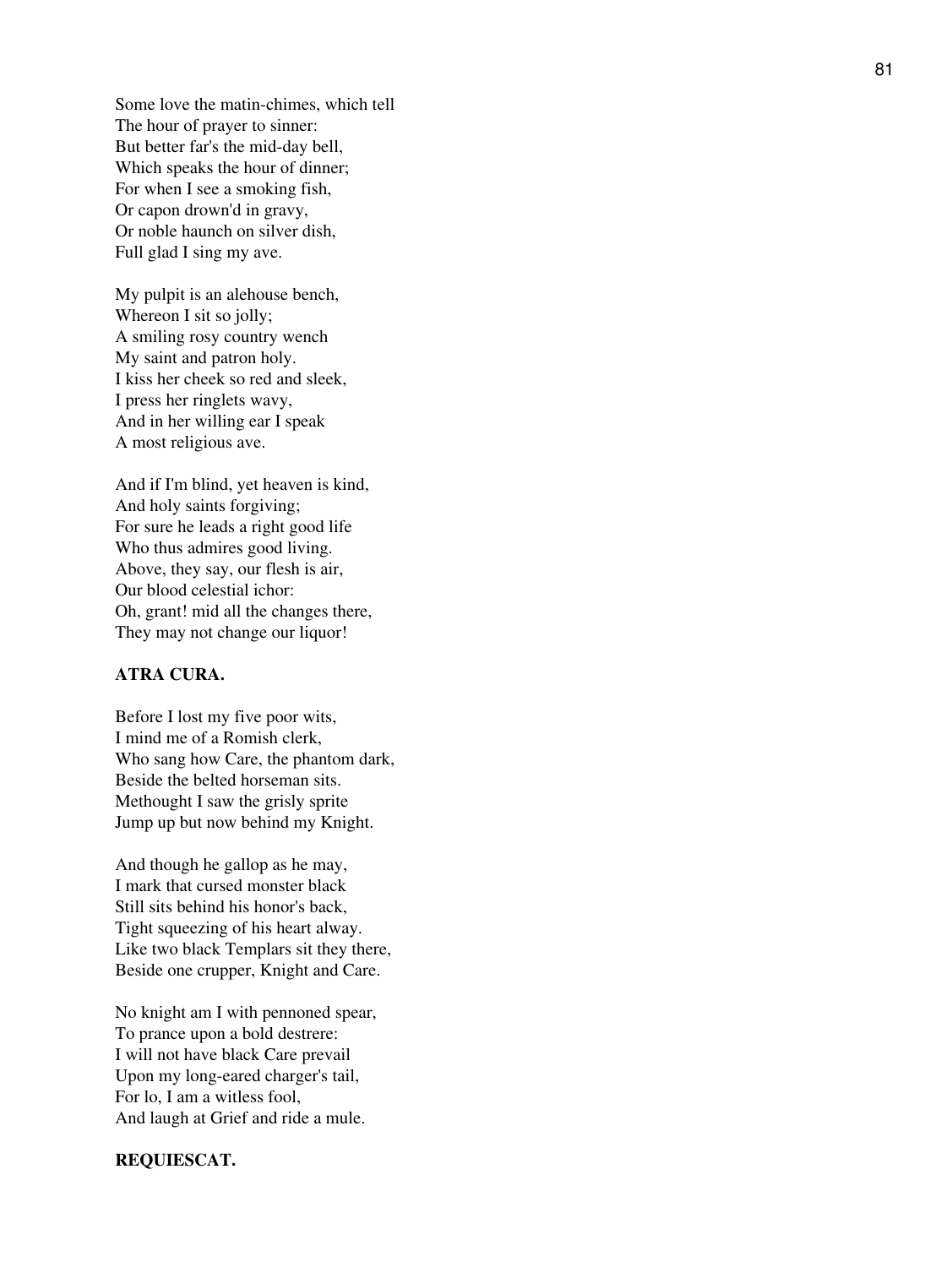Some love the matin-chimes, which tell
The hour of prayer to sinner:
But better far's the mid-day bell,
Which speaks the hour of dinner;
For when I see a smoking fish,
Or capon drown'd in gravy,
Or noble haunch on silver dish,
Full glad I sing my ave.

My pulpit is an alehouse bench,
Whereon I sit so jolly;
A smiling rosy country wench
My saint and patron holy.
I kiss her cheek so red and sleek,
I press her ringlets wavy,
And in her willing ear I speak
A most religious ave.

And if I'm blind, yet heaven is kind,
And holy saints forgiving;
For sure he leads a right good life
Who thus admires good living.
Above, they say, our flesh is air,
Our blood celestial ichor:
Oh, grant! mid all the changes there,
They may not change our liquor!

### ATRA CURA.

Before I lost my five poor wits,
I mind me of a Romish clerk,
Who sang how Care, the phantom dark,
Beside the belted horseman sits.
Methought I saw the grisly sprite
Jump up but now behind my Knight.

And though he gallop as he may,
I mark that cursed monster black
Still sits behind his honor's back,
Tight squeezing of his heart alway.
Like two black Templars sit they there,
Beside one crupper, Knight and Care.

No knight am I with pennoned spear,
To prance upon a bold destrere:
I will not have black Care prevail
Upon my long-eared charger's tail,
For lo, I am a witless fool,
And laugh at Grief and ride a mule.

### REQUIESCAT.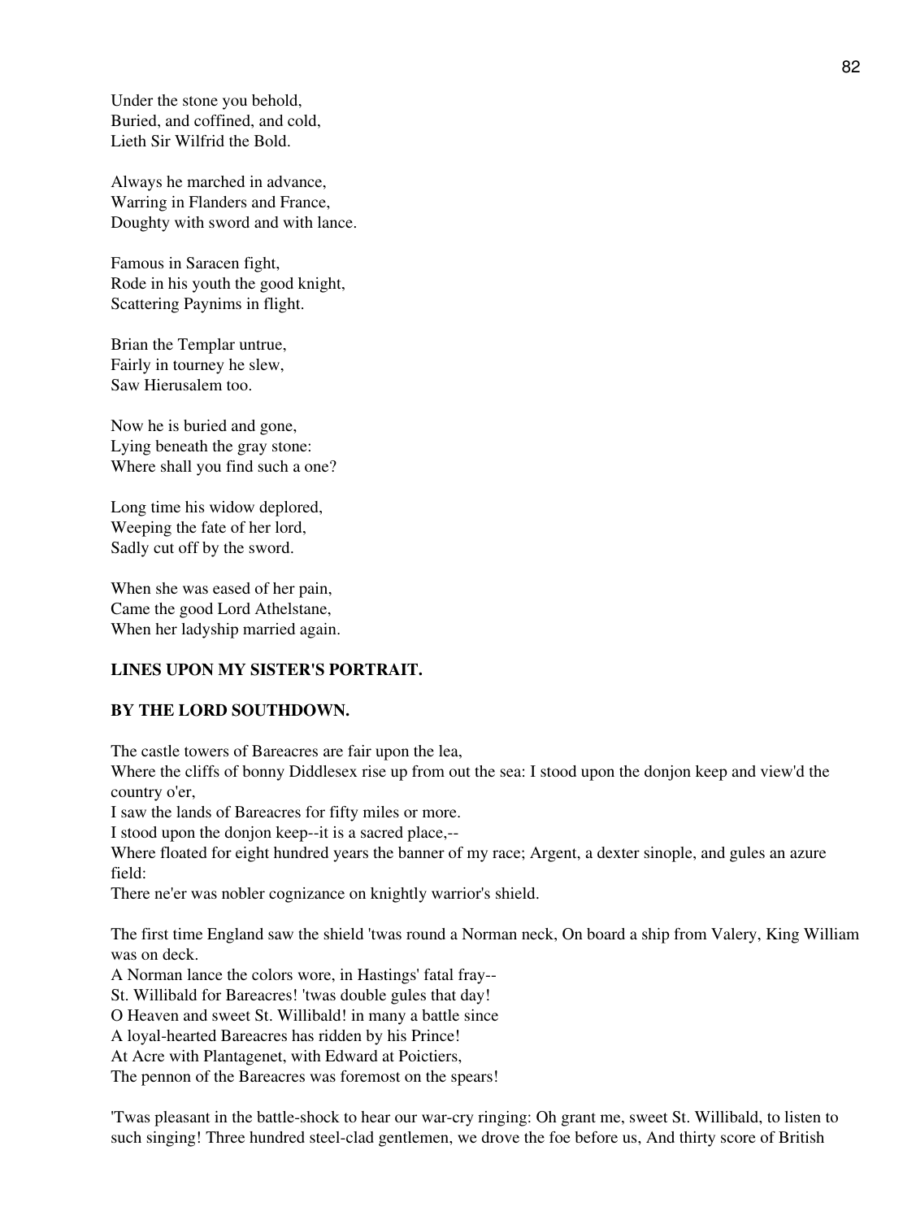Under the stone you behold,
Buried, and coffined, and cold,
Lieth Sir Wilfrid the Bold.

Always he marched in advance,
Warring in Flanders and France,
Doughty with sword and with lance.

Famous in Saracen fight,
Rode in his youth the good knight,
Scattering Paynims in flight.

Brian the Templar untrue,
Fairly in tourney he slew,
Saw Hierusalem too.

Now he is buried and gone,
Lying beneath the gray stone:
Where shall you find such a one?

Long time his widow deplored,
Weeping the fate of her lord,
Sadly cut off by the sword.

When she was eased of her pain,
Came the good Lord Athelstane,
When her ladyship married again.

**LINES UPON MY SISTER'S PORTRAIT.**

**BY THE LORD SOUTHDOWN.**

The castle towers of Bareacres are fair upon the lea,
Where the cliffs of bonny Diddlesex rise up from out the sea: I stood upon the donjon keep and view'd the country o'er,
I saw the lands of Bareacres for fifty miles or more.
I stood upon the donjon keep--it is a sacred place,--
Where floated for eight hundred years the banner of my race; Argent, a dexter sinople, and gules an azure field:
There ne'er was nobler cognizance on knightly warrior's shield.

The first time England saw the shield 'twas round a Norman neck, On board a ship from Valery, King William was on deck.
A Norman lance the colors wore, in Hastings' fatal fray--
St. Willibald for Bareacres! 'twas double gules that day!
O Heaven and sweet St. Willibald! in many a battle since
A loyal-hearted Bareacres has ridden by his Prince!
At Acre with Plantagenet, with Edward at Poictiers,
The pennon of the Bareacres was foremost on the spears!

'Twas pleasant in the battle-shock to hear our war-cry ringing: Oh grant me, sweet St. Willibald, to listen to such singing! Three hundred steel-clad gentlemen, we drove the foe before us, And thirty score of British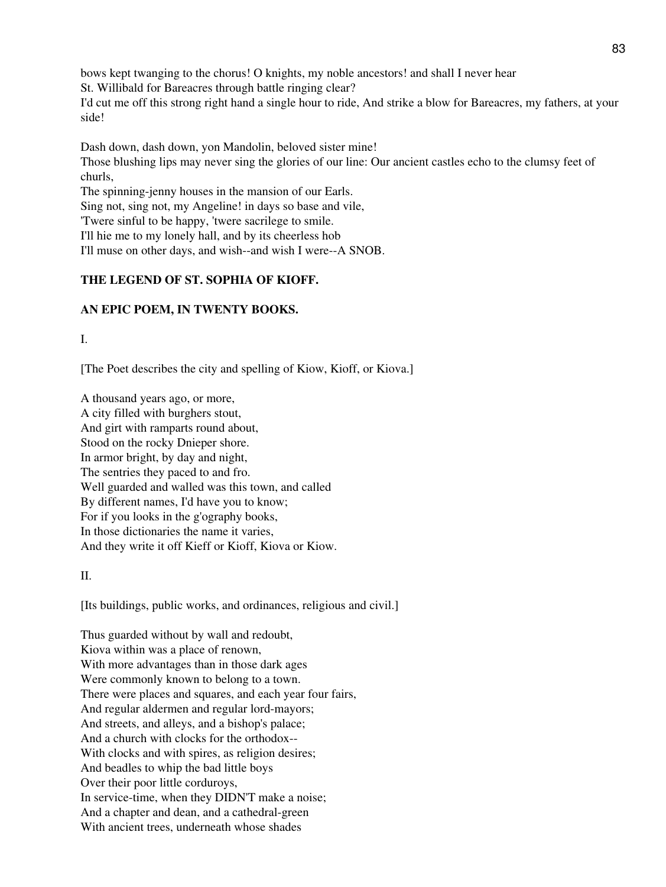bows kept twanging to the chorus! O knights, my noble ancestors! and shall I never hear
St. Willibald for Bareacres through battle ringing clear?
I'd cut me off this strong right hand a single hour to ride, And strike a blow for Bareacres, my fathers, at your side!

Dash down, dash down, yon Mandolin, beloved sister mine!
Those blushing lips may never sing the glories of our line: Our ancient castles echo to the clumsy feet of churls,
The spinning-jenny houses in the mansion of our Earls.
Sing not, sing not, my Angeline! in days so base and vile,
'Twere sinful to be happy, 'twere sacrilege to smile.
I'll hie me to my lonely hall, and by its cheerless hob
I'll muse on other days, and wish--and wish I were--A SNOB.

**THE LEGEND OF ST. SOPHIA OF KIOFF.**

**AN EPIC POEM, IN TWENTY BOOKS.**

I.

[The Poet describes the city and spelling of Kiow, Kioff, or Kiova.]

A thousand years ago, or more,
A city filled with burghers stout,
And girt with ramparts round about,
Stood on the rocky Dnieper shore.
In armor bright, by day and night,
The sentries they paced to and fro.
Well guarded and walled was this town, and called
By different names, I'd have you to know;
For if you looks in the g'ography books,
In those dictionaries the name it varies,
And they write it off Kieff or Kioff, Kiova or Kiow.

II.

[Its buildings, public works, and ordinances, religious and civil.]

Thus guarded without by wall and redoubt,
Kiova within was a place of renown,
With more advantages than in those dark ages
Were commonly known to belong to a town.
There were places and squares, and each year four fairs,
And regular aldermen and regular lord-mayors;
And streets, and alleys, and a bishop's palace;
And a church with clocks for the orthodox--
With clocks and with spires, as religion desires;
And beadles to whip the bad little boys
Over their poor little corduroys,
In service-time, when they DIDN'T make a noise;
And a chapter and dean, and a cathedral-green
With ancient trees, underneath whose shades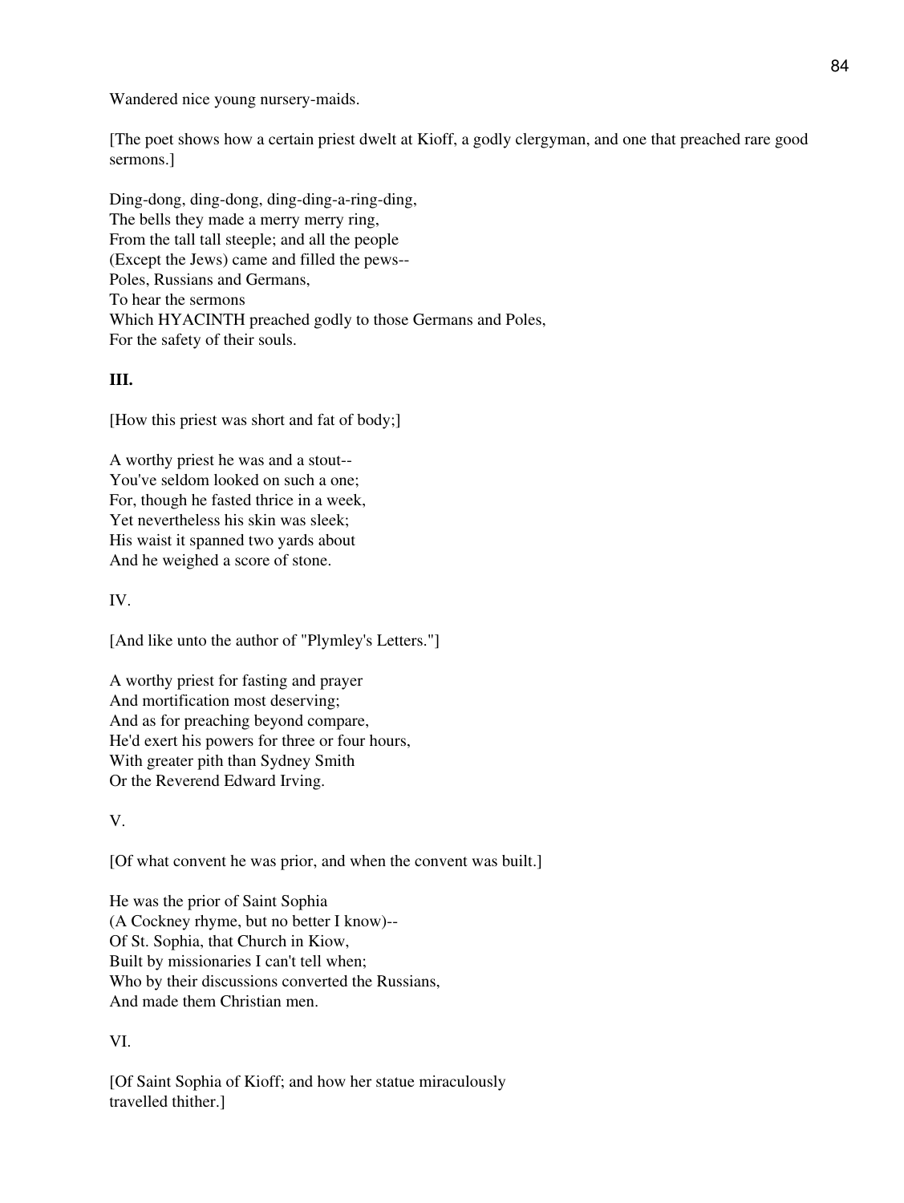Wandered nice young nursery-maids.

[The poet shows how a certain priest dwelt at Kioff, a godly clergyman, and one that preached rare good sermons.]

Ding-dong, ding-dong, ding-ding-a-ring-ding,
The bells they made a merry merry ring,
From the tall tall steeple; and all the people
(Except the Jews) came and filled the pews--
Poles, Russians and Germans,
To hear the sermons
Which HYACINTH preached godly to those Germans and Poles,
For the safety of their souls.

**III.**

[How this priest was short and fat of body;]

A worthy priest he was and a stout--
You've seldom looked on such a one;
For, though he fasted thrice in a week,
Yet nevertheless his skin was sleek;
His waist it spanned two yards about
And he weighed a score of stone.

IV.

[And like unto the author of "Plymley's Letters."]

A worthy priest for fasting and prayer
And mortification most deserving;
And as for preaching beyond compare,
He'd exert his powers for three or four hours,
With greater pith than Sydney Smith
Or the Reverend Edward Irving.

V.

[Of what convent he was prior, and when the convent was built.]

He was the prior of Saint Sophia
(A Cockney rhyme, but no better I know)--
Of St. Sophia, that Church in Kiow,
Built by missionaries I can't tell when;
Who by their discussions converted the Russians,
And made them Christian men.

VI.

[Of Saint Sophia of Kioff; and how her statue miraculously
travelled thither.]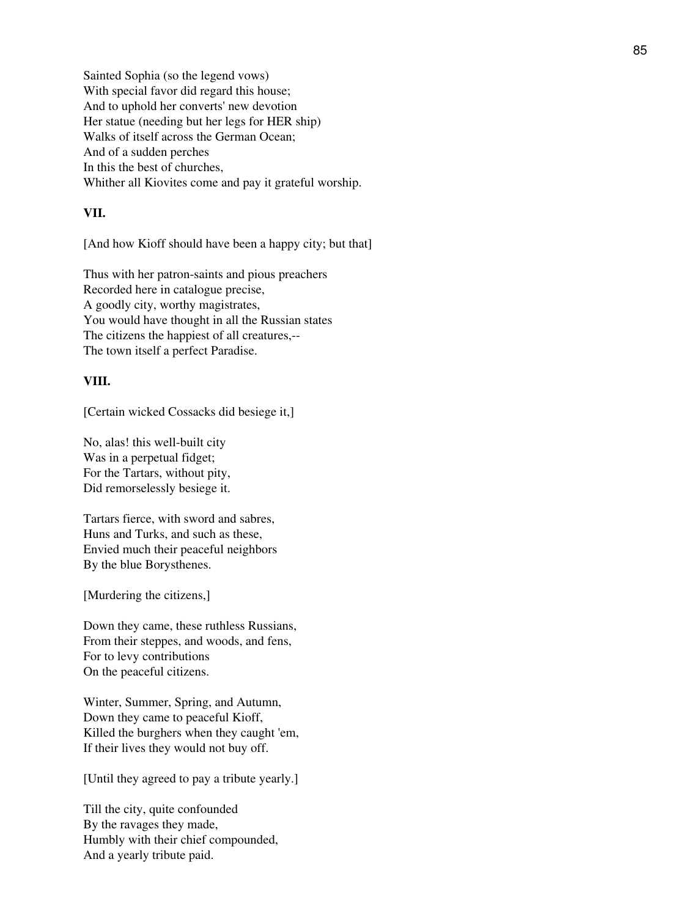Sainted Sophia (so the legend vows)
With special favor did regard this house;
And to uphold her converts' new devotion
Her statue (needing but her legs for HER ship)
Walks of itself across the German Ocean;
And of a sudden perches
In this the best of churches,
Whither all Kiovites come and pay it grateful worship.

**VII.**

[And how Kioff should have been a happy city; but that]

Thus with her patron-saints and pious preachers
Recorded here in catalogue precise,
A goodly city, worthy magistrates,
You would have thought in all the Russian states
The citizens the happiest of all creatures,--
The town itself a perfect Paradise.

**VIII.**

[Certain wicked Cossacks did besiege it,]

No, alas! this well-built city
Was in a perpetual fidget;
For the Tartars, without pity,
Did remorselessly besiege it.

Tartars fierce, with sword and sabres,
Huns and Turks, and such as these,
Envied much their peaceful neighbors
By the blue Borysthenes.

[Murdering the citizens,]

Down they came, these ruthless Russians,
From their steppes, and woods, and fens,
For to levy contributions
On the peaceful citizens.

Winter, Summer, Spring, and Autumn,
Down they came to peaceful Kioff,
Killed the burghers when they caught 'em,
If their lives they would not buy off.

[Until they agreed to pay a tribute yearly.]

Till the city, quite confounded
By the ravages they made,
Humbly with their chief compounded,
And a yearly tribute paid.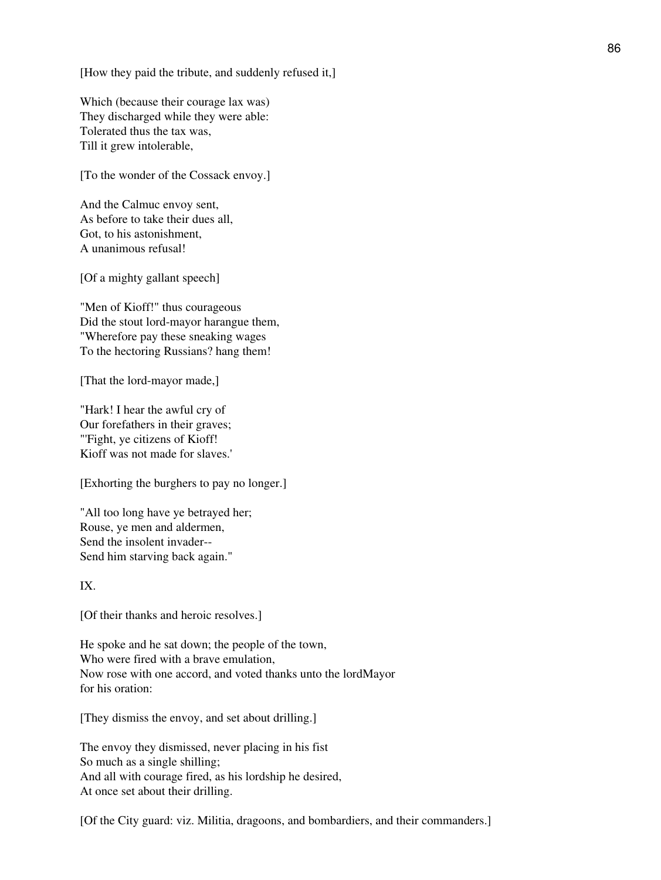[How they paid the tribute, and suddenly refused it,]

Which (because their courage lax was)
They discharged while they were able:
Tolerated thus the tax was,
Till it grew intolerable,

[To the wonder of the Cossack envoy.]

And the Calmuc envoy sent,
As before to take their dues all,
Got, to his astonishment,
A unanimous refusal!

[Of a mighty gallant speech]

"Men of Kioff!" thus courageous
Did the stout lord-mayor harangue them,
"Wherefore pay these sneaking wages
To the hectoring Russians? hang them!

[That the lord-mayor made,]

"Hark! I hear the awful cry of
Our forefathers in their graves;
"'Fight, ye citizens of Kioff!
Kioff was not made for slaves.'

[Exhorting the burghers to pay no longer.]

"All too long have ye betrayed her;
Rouse, ye men and aldermen,
Send the insolent invader--
Send him starving back again."

IX.

[Of their thanks and heroic resolves.]

He spoke and he sat down; the people of the town,
Who were fired with a brave emulation,
Now rose with one accord, and voted thanks unto the lordMayor
for his oration:

[They dismiss the envoy, and set about drilling.]

The envoy they dismissed, never placing in his fist
So much as a single shilling;
And all with courage fired, as his lordship he desired,
At once set about their drilling.

[Of the City guard: viz. Militia, dragoons, and bombardiers, and their commanders.]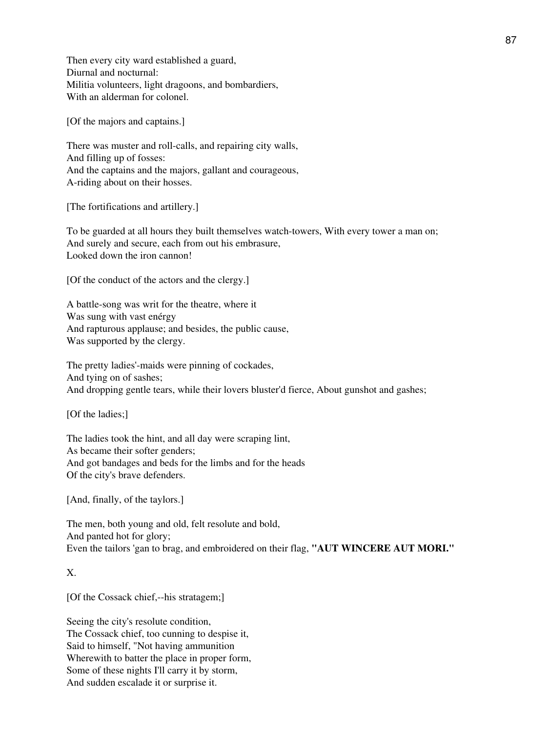Then every city ward established a guard,
Diurnal and nocturnal:
Militia volunteers, light dragoons, and bombardiers,
With an alderman for colonel.

[Of the majors and captains.]

There was muster and roll-calls, and repairing city walls,
And filling up of fosses:
And the captains and the majors, gallant and courageous,
A-riding about on their hosses.

[The fortifications and artillery.]

To be guarded at all hours they built themselves watch-towers, With every tower a man on;
And surely and secure, each from out his embrasure,
Looked down the iron cannon!

[Of the conduct of the actors and the clergy.]

A battle-song was writ for the theatre, where it
Was sung with vast enérgy
And rapturous applause; and besides, the public cause,
Was supported by the clergy.

The pretty ladies'-maids were pinning of cockades,
And tying on of sashes;
And dropping gentle tears, while their lovers bluster'd fierce, About gunshot and gashes;

[Of the ladies;]

The ladies took the hint, and all day were scraping lint,
As became their softer genders;
And got bandages and beds for the limbs and for the heads
Of the city's brave defenders.

[And, finally, of the taylors.]

The men, both young and old, felt resolute and bold,
And panted hot for glory;
Even the tailors 'gan to brag, and embroidered on their flag, **"AUT WINCERE AUT MORI."**

X.

[Of the Cossack chief,--his stratagem;]

Seeing the city's resolute condition,
The Cossack chief, too cunning to despise it,
Said to himself, "Not having ammunition
Wherewith to batter the place in proper form,
Some of these nights I'll carry it by storm,
And sudden escalade it or surprise it.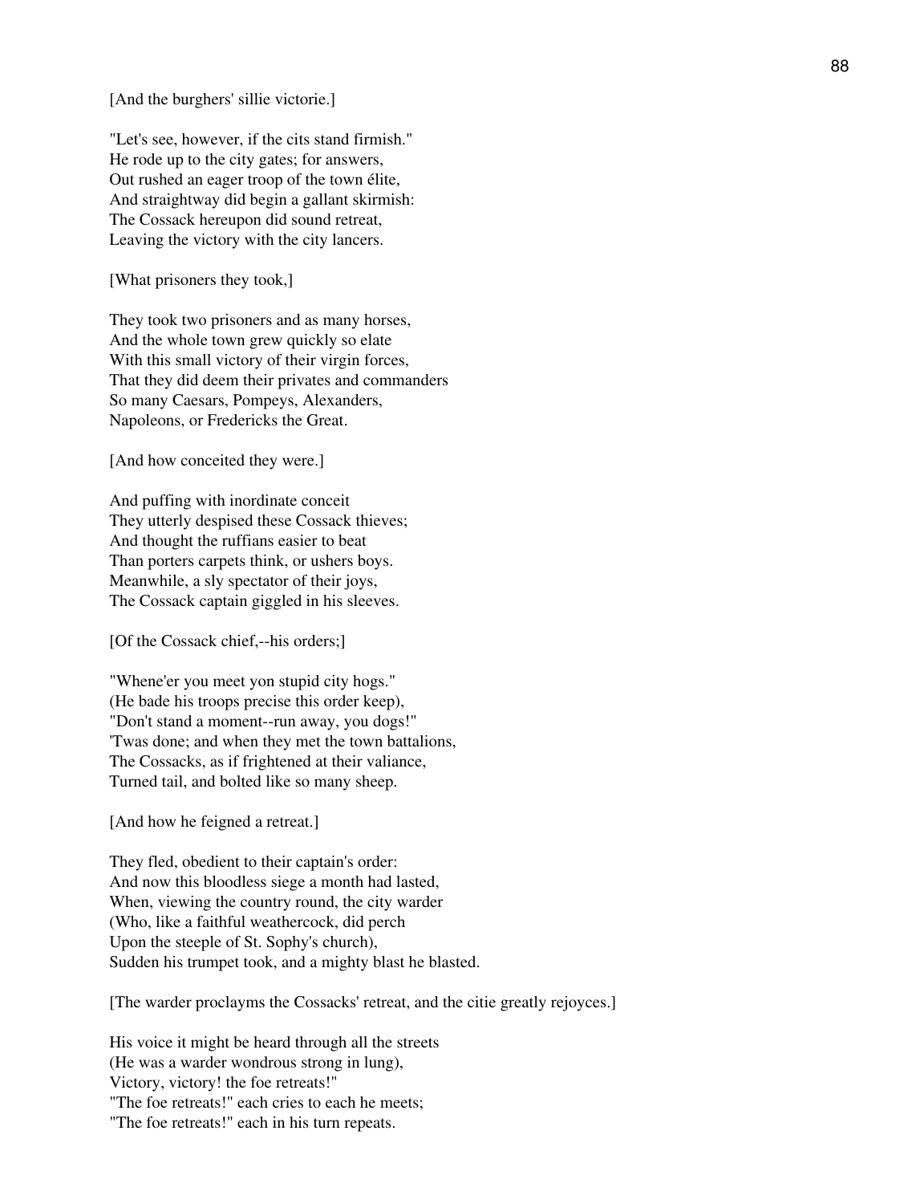[And the burghers' sillie victorie.]

"Let's see, however, if the cits stand firmish."
He rode up to the city gates; for answers,
Out rushed an eager troop of the town élite,
And straightway did begin a gallant skirmish:
The Cossack hereupon did sound retreat,
Leaving the victory with the city lancers.

[What prisoners they took,]

They took two prisoners and as many horses,
And the whole town grew quickly so elate
With this small victory of their virgin forces,
That they did deem their privates and commanders
So many Caesars, Pompeys, Alexanders,
Napoleons, or Fredericks the Great.

[And how conceited they were.]

And puffing with inordinate conceit
They utterly despised these Cossack thieves;
And thought the ruffians easier to beat
Than porters carpets think, or ushers boys.
Meanwhile, a sly spectator of their joys,
The Cossack captain giggled in his sleeves.

[Of the Cossack chief,--his orders;]

"Whene'er you meet yon stupid city hogs."
(He bade his troops precise this order keep),
"Don't stand a moment--run away, you dogs!"
'Twas done; and when they met the town battalions,
The Cossacks, as if frightened at their valiance,
Turned tail, and bolted like so many sheep.

[And how he feigned a retreat.]

They fled, obedient to their captain's order:
And now this bloodless siege a month had lasted,
When, viewing the country round, the city warder
(Who, like a faithful weathercock, did perch
Upon the steeple of St. Sophy's church),
Sudden his trumpet took, and a mighty blast he blasted.

[The warder proclayms the Cossacks' retreat, and the citie greatly rejoyces.]

His voice it might be heard through all the streets
(He was a warder wondrous strong in lung),
Victory, victory! the foe retreats!"
"The foe retreats!" each cries to each he meets;
"The foe retreats!" each in his turn repeats.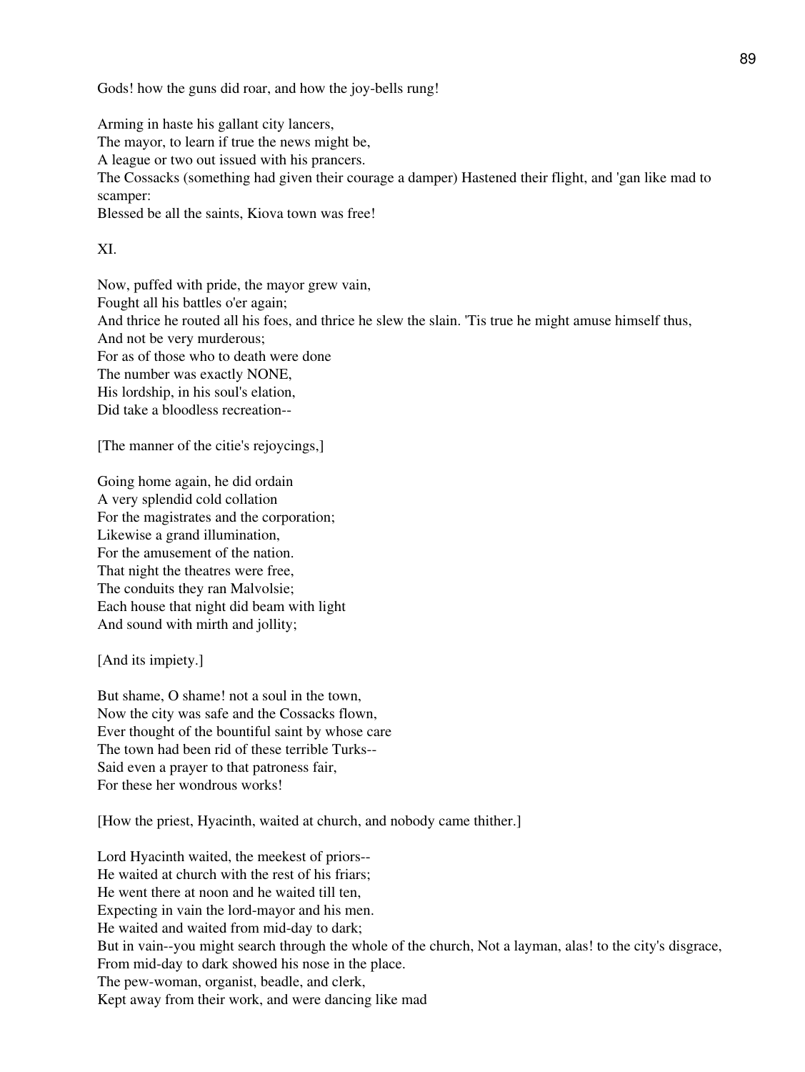Gods! how the guns did roar, and how the joy-bells rung!

Arming in haste his gallant city lancers,
The mayor, to learn if true the news might be,
A league or two out issued with his prancers.
The Cossacks (something had given their courage a damper) Hastened their flight, and 'gan like mad to scamper:
Blessed be all the saints, Kiova town was free!

XI.

Now, puffed with pride, the mayor grew vain,
Fought all his battles o'er again;
And thrice he routed all his foes, and thrice he slew the slain. 'Tis true he might amuse himself thus,
And not be very murderous;
For as of those who to death were done
The number was exactly NONE,
His lordship, in his soul's elation,
Did take a bloodless recreation--

[The manner of the citie's rejoycings,]

Going home again, he did ordain
A very splendid cold collation
For the magistrates and the corporation;
Likewise a grand illumination,
For the amusement of the nation.
That night the theatres were free,
The conduits they ran Malvolsie;
Each house that night did beam with light
And sound with mirth and jollity;

[And its impiety.]

But shame, O shame! not a soul in the town,
Now the city was safe and the Cossacks flown,
Ever thought of the bountiful saint by whose care
The town had been rid of these terrible Turks--
Said even a prayer to that patroness fair,
For these her wondrous works!

[How the priest, Hyacinth, waited at church, and nobody came thither.]

Lord Hyacinth waited, the meekest of priors--
He waited at church with the rest of his friars;
He went there at noon and he waited till ten,
Expecting in vain the lord-mayor and his men.
He waited and waited from mid-day to dark;
But in vain--you might search through the whole of the church, Not a layman, alas! to the city's disgrace,
From mid-day to dark showed his nose in the place.
The pew-woman, organist, beadle, and clerk,
Kept away from their work, and were dancing like mad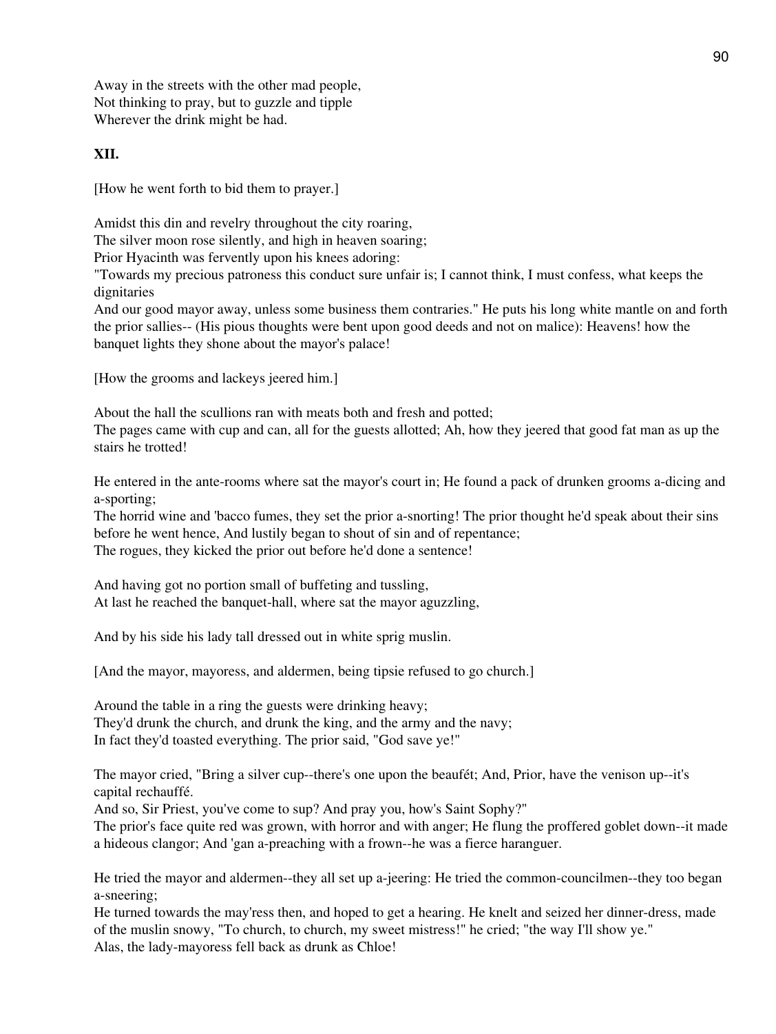Away in the streets with the other mad people,
Not thinking to pray, but to guzzle and tipple
Wherever the drink might be had.

**XII.**

[How he went forth to bid them to prayer.]

Amidst this din and revelry throughout the city roaring,
The silver moon rose silently, and high in heaven soaring;
Prior Hyacinth was fervently upon his knees adoring:
"Towards my precious patroness this conduct sure unfair is; I cannot think, I must confess, what keeps the dignitaries
And our good mayor away, unless some business them contraries." He puts his long white mantle on and forth the prior sallies-- (His pious thoughts were bent upon good deeds and not on malice): Heavens! how the banquet lights they shone about the mayor's palace!

[How the grooms and lackeys jeered him.]

About the hall the scullions ran with meats both and fresh and potted;
The pages came with cup and can, all for the guests allotted; Ah, how they jeered that good fat man as up the stairs he trotted!

He entered in the ante-rooms where sat the mayor's court in; He found a pack of drunken grooms a-dicing and a-sporting;
The horrid wine and 'bacco fumes, they set the prior a-snorting! The prior thought he'd speak about their sins before he went hence, And lustily began to shout of sin and of repentance;
The rogues, they kicked the prior out before he'd done a sentence!

And having got no portion small of buffeting and tussling,
At last he reached the banquet-hall, where sat the mayor aguzzling,

And by his side his lady tall dressed out in white sprig muslin.

[And the mayor, mayoress, and aldermen, being tipsie refused to go church.]

Around the table in a ring the guests were drinking heavy;
They'd drunk the church, and drunk the king, and the army and the navy;
In fact they'd toasted everything. The prior said, "God save ye!"

The mayor cried, "Bring a silver cup--there's one upon the beaufét; And, Prior, have the venison up--it's capital rechauffé.
And so, Sir Priest, you've come to sup? And pray you, how's Saint Sophy?"
The prior's face quite red was grown, with horror and with anger; He flung the proffered goblet down--it made a hideous clangor; And 'gan a-preaching with a frown--he was a fierce haranguer.

He tried the mayor and aldermen--they all set up a-jeering: He tried the common-councilmen--they too began a-sneering;
He turned towards the may'ress then, and hoped to get a hearing. He knelt and seized her dinner-dress, made of the muslin snowy, "To church, to church, my sweet mistress!" he cried; "the way I'll show ye."
Alas, the lady-mayoress fell back as drunk as Chloe!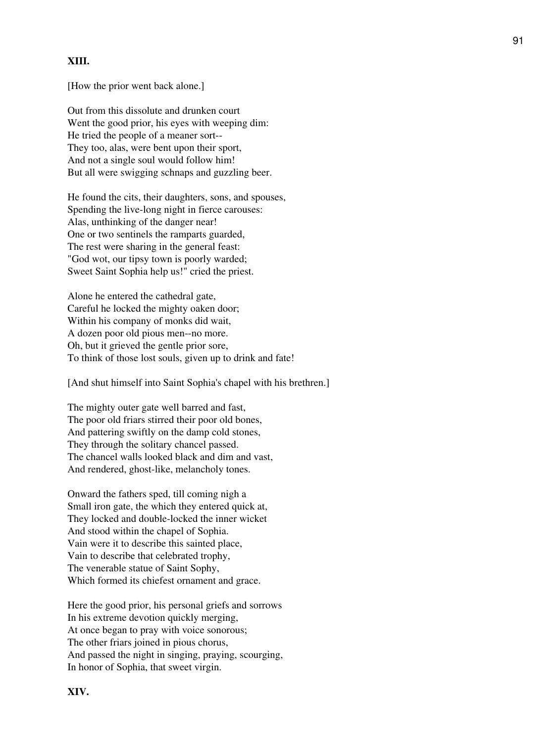**XIII.**

[How the prior went back alone.]

Out from this dissolute and drunken court
Went the good prior, his eyes with weeping dim:
He tried the people of a meaner sort--
They too, alas, were bent upon their sport,
And not a single soul would follow him!
But all were swigging schnaps and guzzling beer.

He found the cits, their daughters, sons, and spouses,
Spending the live-long night in fierce carouses:
Alas, unthinking of the danger near!
One or two sentinels the ramparts guarded,
The rest were sharing in the general feast:
"God wot, our tipsy town is poorly warded;
Sweet Saint Sophia help us!" cried the priest.

Alone he entered the cathedral gate,
Careful he locked the mighty oaken door;
Within his company of monks did wait,
A dozen poor old pious men--no more.
Oh, but it grieved the gentle prior sore,
To think of those lost souls, given up to drink and fate!

[And shut himself into Saint Sophia's chapel with his brethren.]

The mighty outer gate well barred and fast,
The poor old friars stirred their poor old bones,
And pattering swiftly on the damp cold stones,
They through the solitary chancel passed.
The chancel walls looked black and dim and vast,
And rendered, ghost-like, melancholy tones.

Onward the fathers sped, till coming nigh a
Small iron gate, the which they entered quick at,
They locked and double-locked the inner wicket
And stood within the chapel of Sophia.
Vain were it to describe this sainted place,
Vain to describe that celebrated trophy,
The venerable statue of Saint Sophy,
Which formed its chiefest ornament and grace.

Here the good prior, his personal griefs and sorrows
In his extreme devotion quickly merging,
At once began to pray with voice sonorous;
The other friars joined in pious chorus,
And passed the night in singing, praying, scourging,
In honor of Sophia, that sweet virgin.

**XIV.**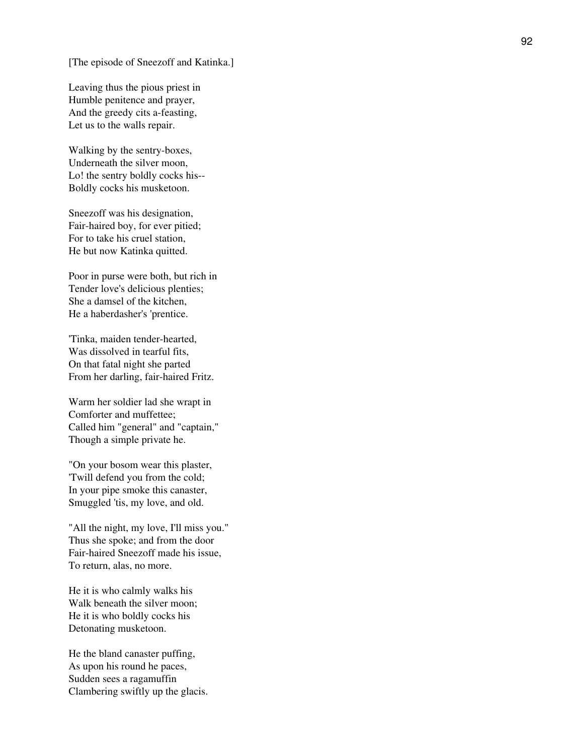[The episode of Sneezoff and Katinka.]

Leaving thus the pious priest in
Humble penitence and prayer,
And the greedy cits a-feasting,
Let us to the walls repair.

Walking by the sentry-boxes,
Underneath the silver moon,
Lo! the sentry boldly cocks his--
Boldly cocks his musketoon.

Sneezoff was his designation,
Fair-haired boy, for ever pitied;
For to take his cruel station,
He but now Katinka quitted.

Poor in purse were both, but rich in
Tender love's delicious plenties;
She a damsel of the kitchen,
He a haberdasher's 'prentice.

'Tinka, maiden tender-hearted,
Was dissolved in tearful fits,
On that fatal night she parted
From her darling, fair-haired Fritz.

Warm her soldier lad she wrapt in
Comforter and muffettee;
Called him "general" and "captain,"
Though a simple private he.

"On your bosom wear this plaster,
'Twill defend you from the cold;
In your pipe smoke this canaster,
Smuggled 'tis, my love, and old.

"All the night, my love, I'll miss you."
Thus she spoke; and from the door
Fair-haired Sneezoff made his issue,
To return, alas, no more.

He it is who calmly walks his
Walk beneath the silver moon;
He it is who boldly cocks his
Detonating musketoon.

He the bland canaster puffing,
As upon his round he paces,
Sudden sees a ragamuffin
Clambering swiftly up the glacis.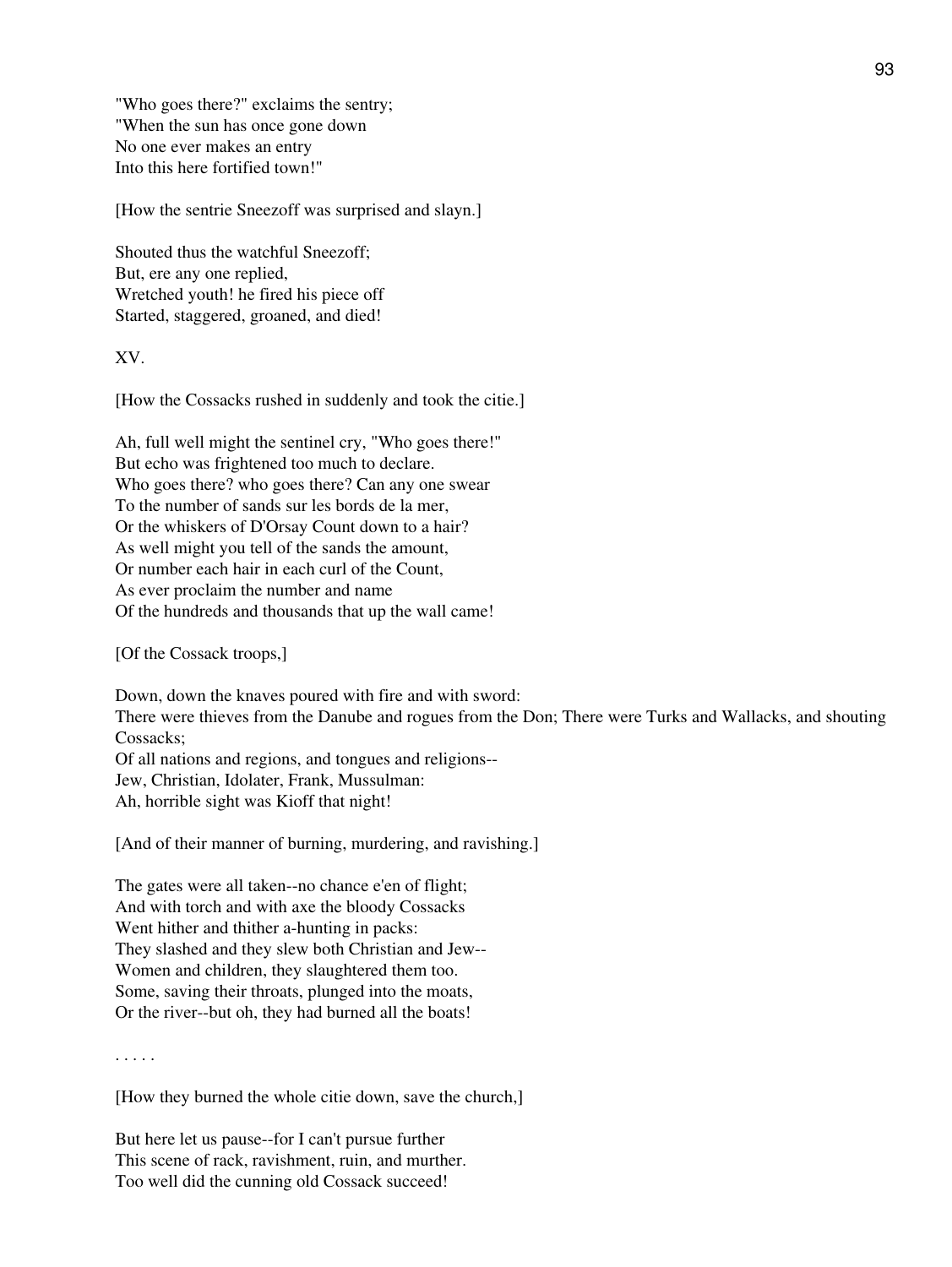"Who goes there?" exclaims the sentry;
"When the sun has once gone down
No one ever makes an entry
Into this here fortified town!"

[How the sentrie Sneezoff was surprised and slayn.]

Shouted thus the watchful Sneezoff;
But, ere any one replied,
Wretched youth! he fired his piece off
Started, staggered, groaned, and died!

XV.

[How the Cossacks rushed in suddenly and took the citie.]

Ah, full well might the sentinel cry, "Who goes there!"
But echo was frightened too much to declare.
Who goes there? who goes there? Can any one swear
To the number of sands sur les bords de la mer,
Or the whiskers of D'Orsay Count down to a hair?
As well might you tell of the sands the amount,
Or number each hair in each curl of the Count,
As ever proclaim the number and name
Of the hundreds and thousands that up the wall came!

[Of the Cossack troops,]

Down, down the knaves poured with fire and with sword:
There were thieves from the Danube and rogues from the Don; There were Turks and Wallacks, and shouting Cossacks;
Of all nations and regions, and tongues and religions--
Jew, Christian, Idolater, Frank, Mussulman:
Ah, horrible sight was Kioff that night!

[And of their manner of burning, murdering, and ravishing.]

The gates were all taken--no chance e'en of flight;
And with torch and with axe the bloody Cossacks
Went hither and thither a-hunting in packs:
They slashed and they slew both Christian and Jew--
Women and children, they slaughtered them too.
Some, saving their throats, plunged into the moats,
Or the river--but oh, they had burned all the boats!

. . . . .

[How they burned the whole citie down, save the church,]

But here let us pause--for I can't pursue further
This scene of rack, ravishment, ruin, and murther.
Too well did the cunning old Cossack succeed!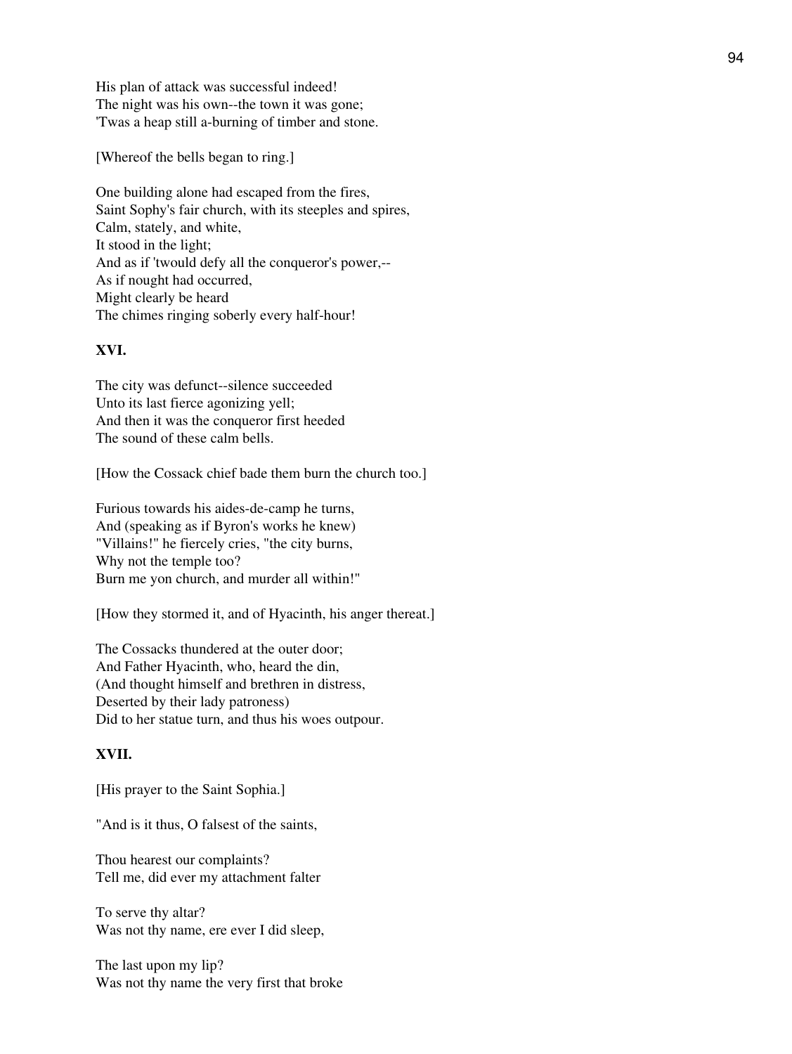His plan of attack was successful indeed!
The night was his own--the town it was gone;
'Twas a heap still a-burning of timber and stone.

[Whereof the bells began to ring.]

One building alone had escaped from the fires,
Saint Sophy's fair church, with its steeples and spires,
Calm, stately, and white,
It stood in the light;
And as if 'twould defy all the conqueror's power,--
As if nought had occurred,
Might clearly be heard
The chimes ringing soberly every half-hour!

**XVI.**

The city was defunct--silence succeeded
Unto its last fierce agonizing yell;
And then it was the conqueror first heeded
The sound of these calm bells.

[How the Cossack chief bade them burn the church too.]

Furious towards his aides-de-camp he turns,
And (speaking as if Byron's works he knew)
"Villains!" he fiercely cries, "the city burns,
Why not the temple too?
Burn me yon church, and murder all within!"

[How they stormed it, and of Hyacinth, his anger thereat.]

The Cossacks thundered at the outer door;
And Father Hyacinth, who, heard the din,
(And thought himself and brethren in distress,
Deserted by their lady patroness)
Did to her statue turn, and thus his woes outpour.

**XVII.**

[His prayer to the Saint Sophia.]

"And is it thus, O falsest of the saints,

Thou hearest our complaints?
Tell me, did ever my attachment falter

To serve thy altar?
Was not thy name, ere ever I did sleep,

The last upon my lip?
Was not thy name the very first that broke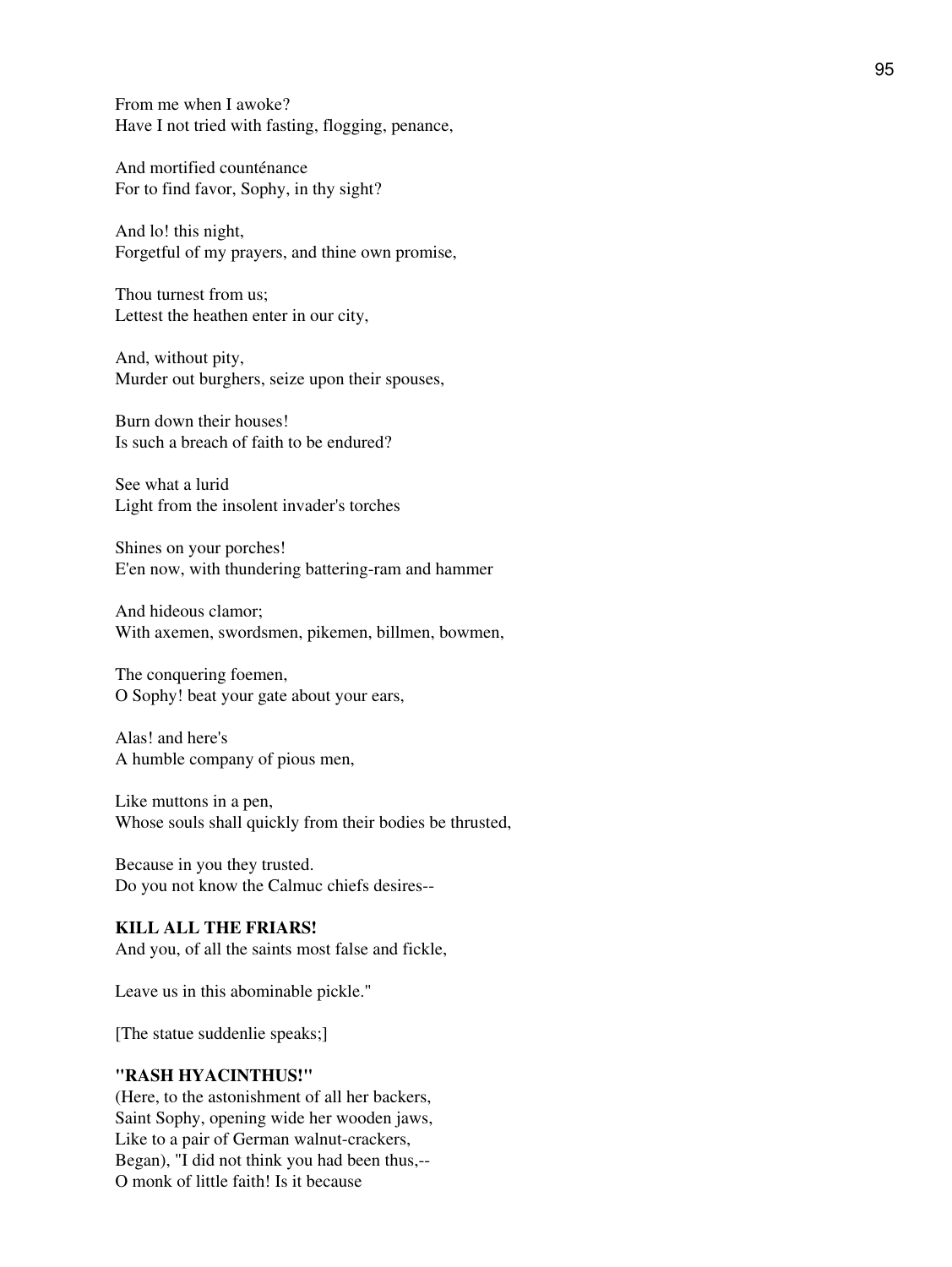From me when I awoke?
Have I not tried with fasting, flogging, penance,

And mortified counténance
For to find favor, Sophy, in thy sight?

And lo! this night,
Forgetful of my prayers, and thine own promise,

Thou turnest from us;
Lettest the heathen enter in our city,

And, without pity,
Murder out burghers, seize upon their spouses,

Burn down their houses!
Is such a breach of faith to be endured?

See what a lurid
Light from the insolent invader's torches

Shines on your porches!
E'en now, with thundering battering-ram and hammer

And hideous clamor;
With axemen, swordsmen, pikemen, billmen, bowmen,

The conquering foemen,
O Sophy! beat your gate about your ears,

Alas! and here's
A humble company of pious men,

Like muttons in a pen,
Whose souls shall quickly from their bodies be thrusted,

Because in you they trusted.
Do you not know the Calmuc chiefs desires--

**KILL ALL THE FRIARS!**
And you, of all the saints most false and fickle,

Leave us in this abominable pickle."

[The statue suddenlie speaks;]

**"RASH HYACINTHUS!"**
(Here, to the astonishment of all her backers,
Saint Sophy, opening wide her wooden jaws,
Like to a pair of German walnut-crackers,
Began), "I did not think you had been thus,--
O monk of little faith! Is it because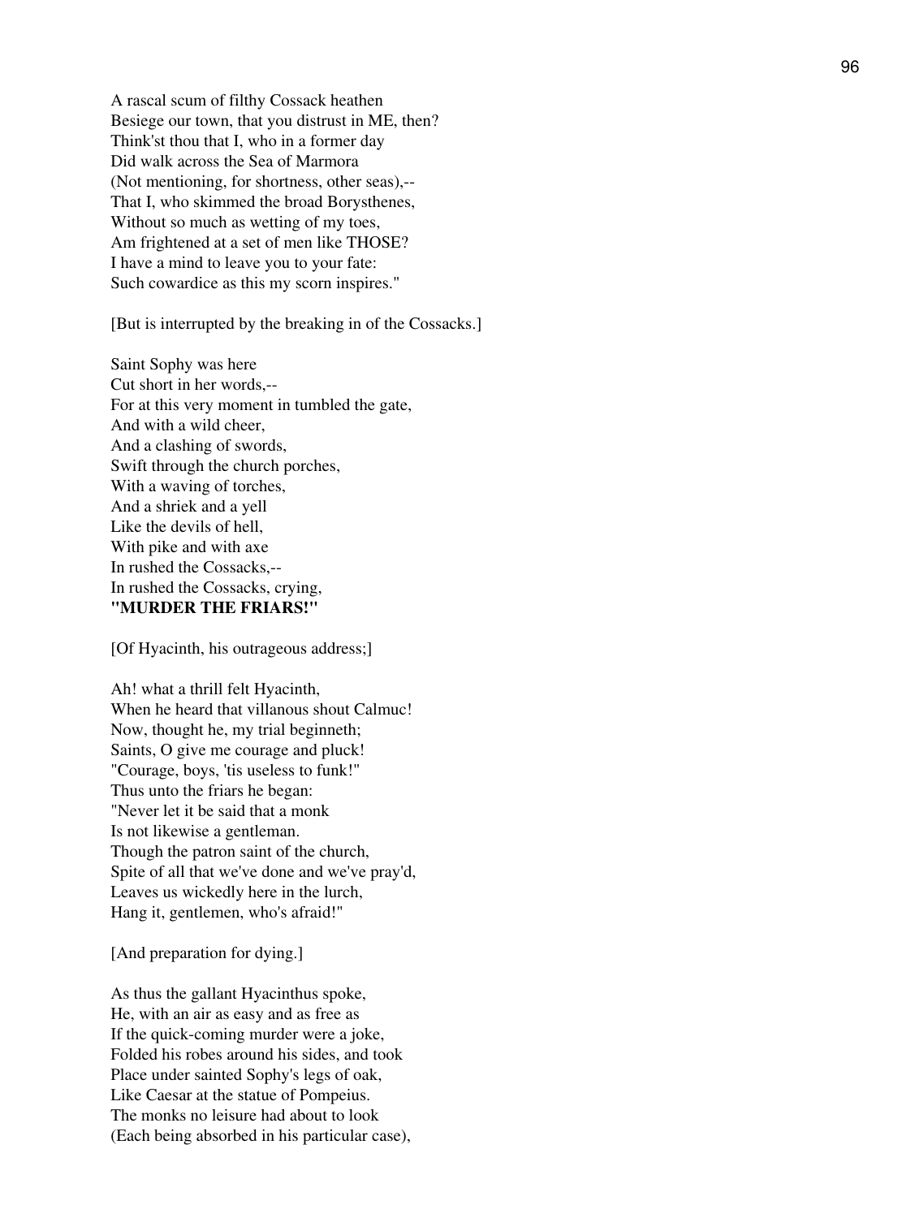A rascal scum of filthy Cossack heathen
Besiege our town, that you distrust in ME, then?
Think'st thou that I, who in a former day
Did walk across the Sea of Marmora
(Not mentioning, for shortness, other seas),--
That I, who skimmed the broad Borysthenes,
Without so much as wetting of my toes,
Am frightened at a set of men like THOSE?
I have a mind to leave you to your fate:
Such cowardice as this my scorn inspires."

[But is interrupted by the breaking in of the Cossacks.]

Saint Sophy was here
Cut short in her words,--
For at this very moment in tumbled the gate,
And with a wild cheer,
And a clashing of swords,
Swift through the church porches,
With a waving of torches,
And a shriek and a yell
Like the devils of hell,
With pike and with axe
In rushed the Cossacks,--
In rushed the Cossacks, crying,
**"MURDER THE FRIARS!"**

[Of Hyacinth, his outrageous address;]

Ah! what a thrill felt Hyacinth,
When he heard that villanous shout Calmuc!
Now, thought he, my trial beginneth;
Saints, O give me courage and pluck!
"Courage, boys, 'tis useless to funk!"
Thus unto the friars he began:
"Never let it be said that a monk
Is not likewise a gentleman.
Though the patron saint of the church,
Spite of all that we've done and we've pray'd,
Leaves us wickedly here in the lurch,
Hang it, gentlemen, who's afraid!"

[And preparation for dying.]

As thus the gallant Hyacinthus spoke,
He, with an air as easy and as free as
If the quick-coming murder were a joke,
Folded his robes around his sides, and took
Place under sainted Sophy's legs of oak,
Like Caesar at the statue of Pompeius.
The monks no leisure had about to look
(Each being absorbed in his particular case),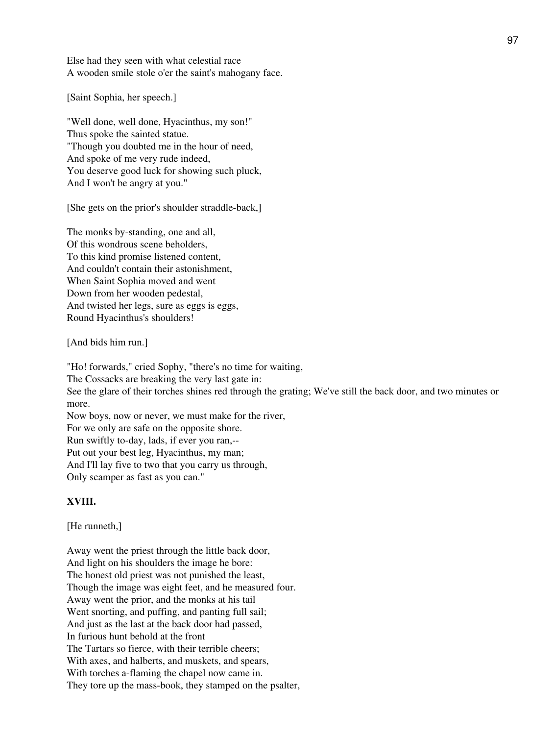Else had they seen with what celestial race
A wooden smile stole o'er the saint's mahogany face.

[Saint Sophia, her speech.]

"Well done, well done, Hyacinthus, my son!"
Thus spoke the sainted statue.
"Though you doubted me in the hour of need,
And spoke of me very rude indeed,
You deserve good luck for showing such pluck,
And I won't be angry at you."

[She gets on the prior's shoulder straddle-back,]

The monks by-standing, one and all,
Of this wondrous scene beholders,
To this kind promise listened content,
And couldn't contain their astonishment,
When Saint Sophia moved and went
Down from her wooden pedestal,
And twisted her legs, sure as eggs is eggs,
Round Hyacinthus's shoulders!

[And bids him run.]

"Ho! forwards," cried Sophy, "there's no time for waiting,
The Cossacks are breaking the very last gate in:
See the glare of their torches shines red through the grating; We've still the back door, and two minutes or more.
Now boys, now or never, we must make for the river,
For we only are safe on the opposite shore.
Run swiftly to-day, lads, if ever you ran,--
Put out your best leg, Hyacinthus, my man;
And I'll lay five to two that you carry us through,
Only scamper as fast as you can."

**XVIII.**

[He runneth,]

Away went the priest through the little back door,
And light on his shoulders the image he bore:
The honest old priest was not punished the least,
Though the image was eight feet, and he measured four.
Away went the prior, and the monks at his tail
Went snorting, and puffing, and panting full sail;
And just as the last at the back door had passed,
In furious hunt behold at the front
The Tartars so fierce, with their terrible cheers;
With axes, and halberts, and muskets, and spears,
With torches a-flaming the chapel now came in.
They tore up the mass-book, they stamped on the psalter,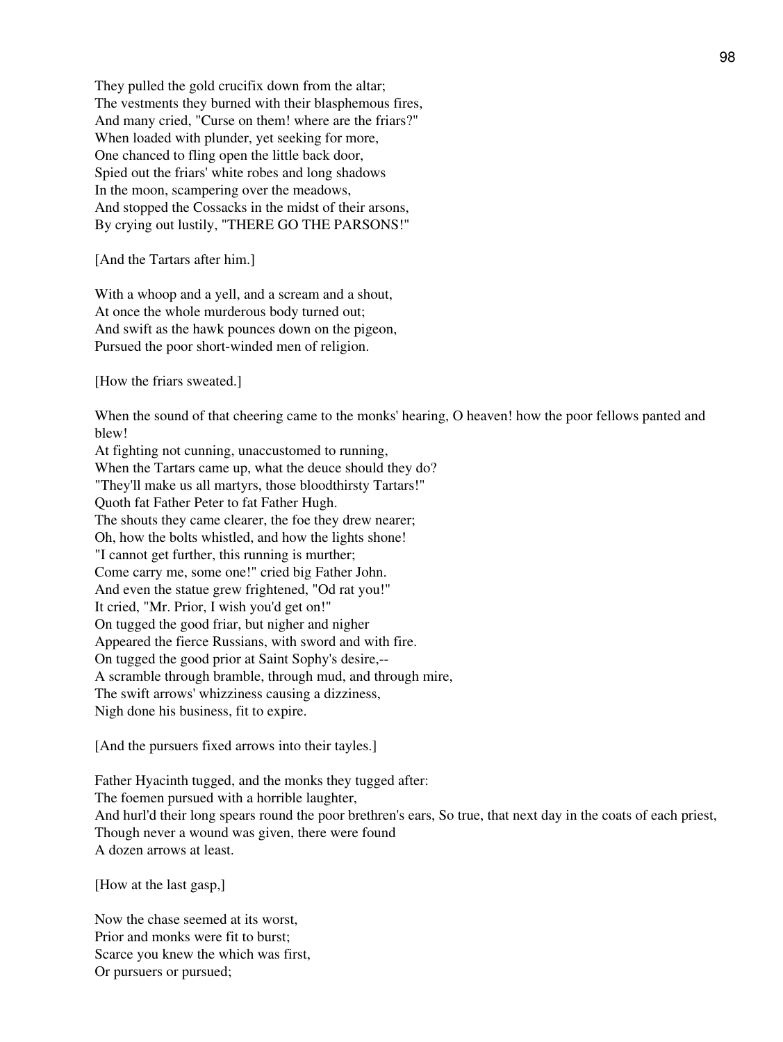They pulled the gold crucifix down from the altar;
The vestments they burned with their blasphemous fires,
And many cried, "Curse on them! where are the friars?"
When loaded with plunder, yet seeking for more,
One chanced to fling open the little back door,
Spied out the friars' white robes and long shadows
In the moon, scampering over the meadows,
And stopped the Cossacks in the midst of their arsons,
By crying out lustily, "THERE GO THE PARSONS!"

[And the Tartars after him.]

With a whoop and a yell, and a scream and a shout,
At once the whole murderous body turned out;
And swift as the hawk pounces down on the pigeon,
Pursued the poor short-winded men of religion.

[How the friars sweated.]

When the sound of that cheering came to the monks' hearing, O heaven! how the poor fellows panted and blew!
At fighting not cunning, unaccustomed to running,
When the Tartars came up, what the deuce should they do?
"They'll make us all martyrs, those bloodthirsty Tartars!"
Quoth fat Father Peter to fat Father Hugh.
The shouts they came clearer, the foe they drew nearer;
Oh, how the bolts whistled, and how the lights shone!
"I cannot get further, this running is murther;
Come carry me, some one!" cried big Father John.
And even the statue grew frightened, "Od rat you!"
It cried, "Mr. Prior, I wish you'd get on!"
On tugged the good friar, but nigher and nigher
Appeared the fierce Russians, with sword and with fire.
On tugged the good prior at Saint Sophy's desire,--
A scramble through bramble, through mud, and through mire,
The swift arrows' whizziness causing a dizziness,
Nigh done his business, fit to expire.

[And the pursuers fixed arrows into their tayles.]

Father Hyacinth tugged, and the monks they tugged after:
The foemen pursued with a horrible laughter,
And hurl'd their long spears round the poor brethren's ears, So true, that next day in the coats of each priest,
Though never a wound was given, there were found
A dozen arrows at least.

[How at the last gasp,]

Now the chase seemed at its worst,
Prior and monks were fit to burst;
Scarce you knew the which was first,
Or pursuers or pursued;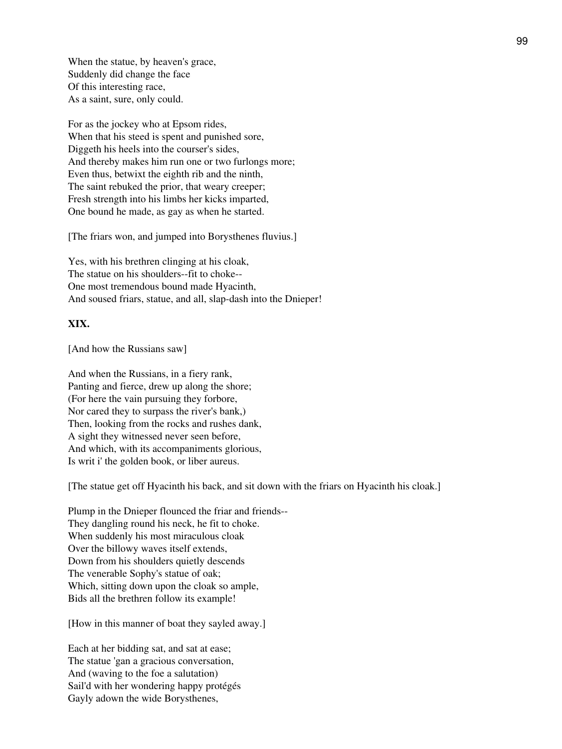When the statue, by heaven's grace,
Suddenly did change the face
Of this interesting race,
As a saint, sure, only could.

For as the jockey who at Epsom rides,
When that his steed is spent and punished sore,
Diggeth his heels into the courser's sides,
And thereby makes him run one or two furlongs more;
Even thus, betwixt the eighth rib and the ninth,
The saint rebuked the prior, that weary creeper;
Fresh strength into his limbs her kicks imparted,
One bound he made, as gay as when he started.

[The friars won, and jumped into Borysthenes fluvius.]

Yes, with his brethren clinging at his cloak,
The statue on his shoulders--fit to choke--
One most tremendous bound made Hyacinth,
And soused friars, statue, and all, slap-dash into the Dnieper!

**XIX.**

[And how the Russians saw]

And when the Russians, in a fiery rank,
Panting and fierce, drew up along the shore;
(For here the vain pursuing they forbore,
Nor cared they to surpass the river's bank,)
Then, looking from the rocks and rushes dank,
A sight they witnessed never seen before,
And which, with its accompaniments glorious,
Is writ i' the golden book, or liber aureus.

[The statue get off Hyacinth his back, and sit down with the friars on Hyacinth his cloak.]

Plump in the Dnieper flounced the friar and friends--
They dangling round his neck, he fit to choke.
When suddenly his most miraculous cloak
Over the billowy waves itself extends,
Down from his shoulders quietly descends
The venerable Sophy's statue of oak;
Which, sitting down upon the cloak so ample,
Bids all the brethren follow its example!

[How in this manner of boat they sayled away.]

Each at her bidding sat, and sat at ease;
The statue 'gan a gracious conversation,
And (waving to the foe a salutation)
Sail'd with her wondering happy protégés
Gayly adown the wide Borysthenes,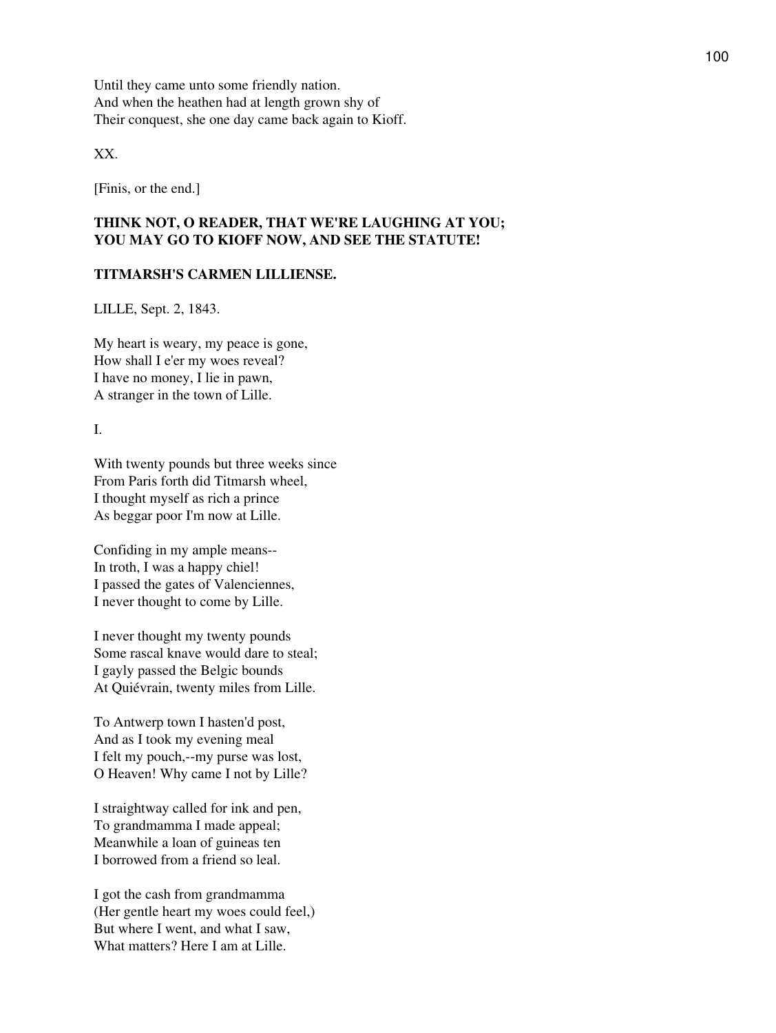Until they came unto some friendly nation.
And when the heathen had at length grown shy of
Their conquest, she one day came back again to Kioff.

XX.

[Finis, or the end.]

**THINK NOT, O READER, THAT WE'RE LAUGHING AT YOU;**
**YOU MAY GO TO KIOFF NOW, AND SEE THE STATUTE!**

**TITMARSH'S CARMEN LILLIENSE.**

LILLE, Sept. 2, 1843.

My heart is weary, my peace is gone,
How shall I e'er my woes reveal?
I have no money, I lie in pawn,
A stranger in the town of Lille.

I.

With twenty pounds but three weeks since
From Paris forth did Titmarsh wheel,
I thought myself as rich a prince
As beggar poor I'm now at Lille.

Confiding in my ample means--
In troth, I was a happy chiel!
I passed the gates of Valenciennes,
I never thought to come by Lille.

I never thought my twenty pounds
Some rascal knave would dare to steal;
I gayly passed the Belgic bounds
At Quiévrain, twenty miles from Lille.

To Antwerp town I hasten'd post,
And as I took my evening meal
I felt my pouch,--my purse was lost,
O Heaven! Why came I not by Lille?

I straightway called for ink and pen,
To grandmamma I made appeal;
Meanwhile a loan of guineas ten
I borrowed from a friend so leal.

I got the cash from grandmamma
(Her gentle heart my woes could feel,)
But where I went, and what I saw,
What matters? Here I am at Lille.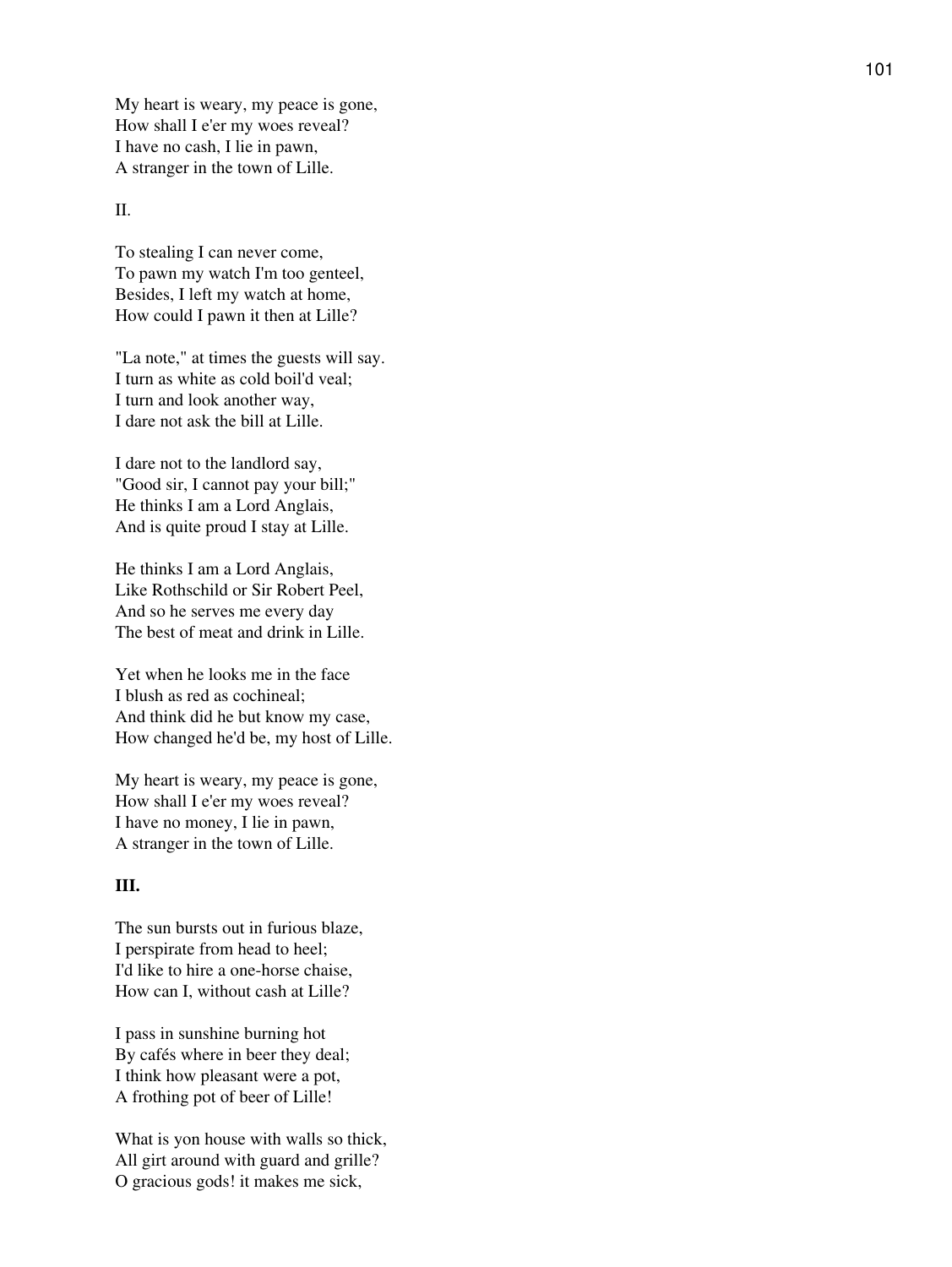My heart is weary, my peace is gone,
How shall I e'er my woes reveal?
I have no cash, I lie in pawn,
A stranger in the town of Lille.

II.

To stealing I can never come,
To pawn my watch I'm too genteel,
Besides, I left my watch at home,
How could I pawn it then at Lille?

"La note," at times the guests will say.
I turn as white as cold boil'd veal;
I turn and look another way,
I dare not ask the bill at Lille.

I dare not to the landlord say,
"Good sir, I cannot pay your bill;"
He thinks I am a Lord Anglais,
And is quite proud I stay at Lille.

He thinks I am a Lord Anglais,
Like Rothschild or Sir Robert Peel,
And so he serves me every day
The best of meat and drink in Lille.

Yet when he looks me in the face
I blush as red as cochineal;
And think did he but know my case,
How changed he'd be, my host of Lille.

My heart is weary, my peace is gone,
How shall I e'er my woes reveal?
I have no money, I lie in pawn,
A stranger in the town of Lille.

**III.**

The sun bursts out in furious blaze,
I perspirate from head to heel;
I'd like to hire a one-horse chaise,
How can I, without cash at Lille?

I pass in sunshine burning hot
By cafés where in beer they deal;
I think how pleasant were a pot,
A frothing pot of beer of Lille!

What is yon house with walls so thick,
All girt around with guard and grille?
O gracious gods! it makes me sick,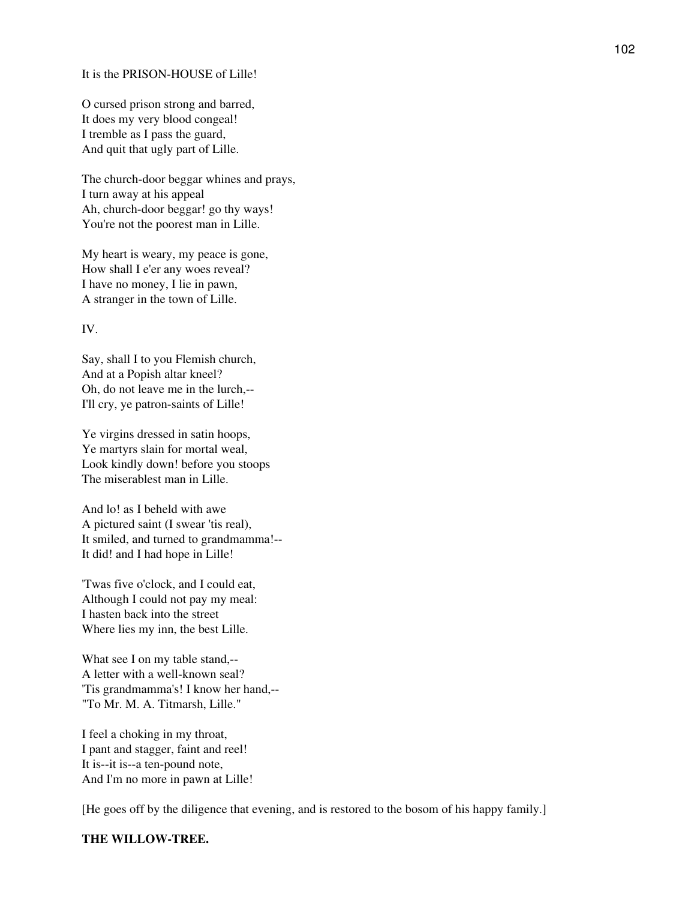It is the PRISON-HOUSE of Lille!

O cursed prison strong and barred,
It does my very blood congeal!
I tremble as I pass the guard,
And quit that ugly part of Lille.

The church-door beggar whines and prays,
I turn away at his appeal
Ah, church-door beggar! go thy ways!
You're not the poorest man in Lille.

My heart is weary, my peace is gone,
How shall I e'er any woes reveal?
I have no money, I lie in pawn,
A stranger in the town of Lille.

IV.

Say, shall I to you Flemish church,
And at a Popish altar kneel?
Oh, do not leave me in the lurch,--
I'll cry, ye patron-saints of Lille!

Ye virgins dressed in satin hoops,
Ye martyrs slain for mortal weal,
Look kindly down! before you stoops
The miserablest man in Lille.

And lo! as I beheld with awe
A pictured saint (I swear 'tis real),
It smiled, and turned to grandmamma!--
It did! and I had hope in Lille!

'Twas five o'clock, and I could eat,
Although I could not pay my meal:
I hasten back into the street
Where lies my inn, the best Lille.

What see I on my table stand,--
A letter with a well-known seal?
'Tis grandmamma's! I know her hand,--
"To Mr. M. A. Titmarsh, Lille."

I feel a choking in my throat,
I pant and stagger, faint and reel!
It is--it is--a ten-pound note,
And I'm no more in pawn at Lille!

[He goes off by the diligence that evening, and is restored to the bosom of his happy family.]

**THE WILLOW-TREE.**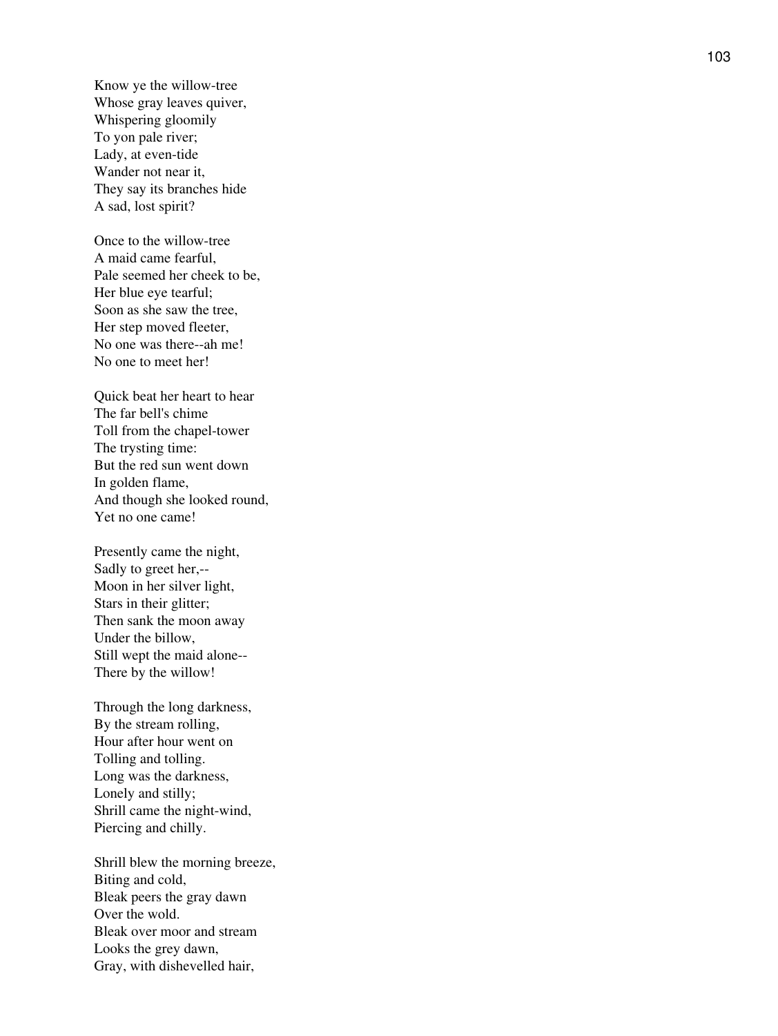Know ye the willow-tree
Whose gray leaves quiver,
Whispering gloomily
To yon pale river;
Lady, at even-tide
Wander not near it,
They say its branches hide
A sad, lost spirit?

Once to the willow-tree
A maid came fearful,
Pale seemed her cheek to be,
Her blue eye tearful;
Soon as she saw the tree,
Her step moved fleeter,
No one was there--ah me!
No one to meet her!

Quick beat her heart to hear
The far bell's chime
Toll from the chapel-tower
The trysting time:
But the red sun went down
In golden flame,
And though she looked round,
Yet no one came!

Presently came the night,
Sadly to greet her,--
Moon in her silver light,
Stars in their glitter;
Then sank the moon away
Under the billow,
Still wept the maid alone--
There by the willow!

Through the long darkness,
By the stream rolling,
Hour after hour went on
Tolling and tolling.
Long was the darkness,
Lonely and stilly;
Shrill came the night-wind,
Piercing and chilly.

Shrill blew the morning breeze,
Biting and cold,
Bleak peers the gray dawn
Over the wold.
Bleak over moor and stream
Looks the grey dawn,
Gray, with dishevelled hair,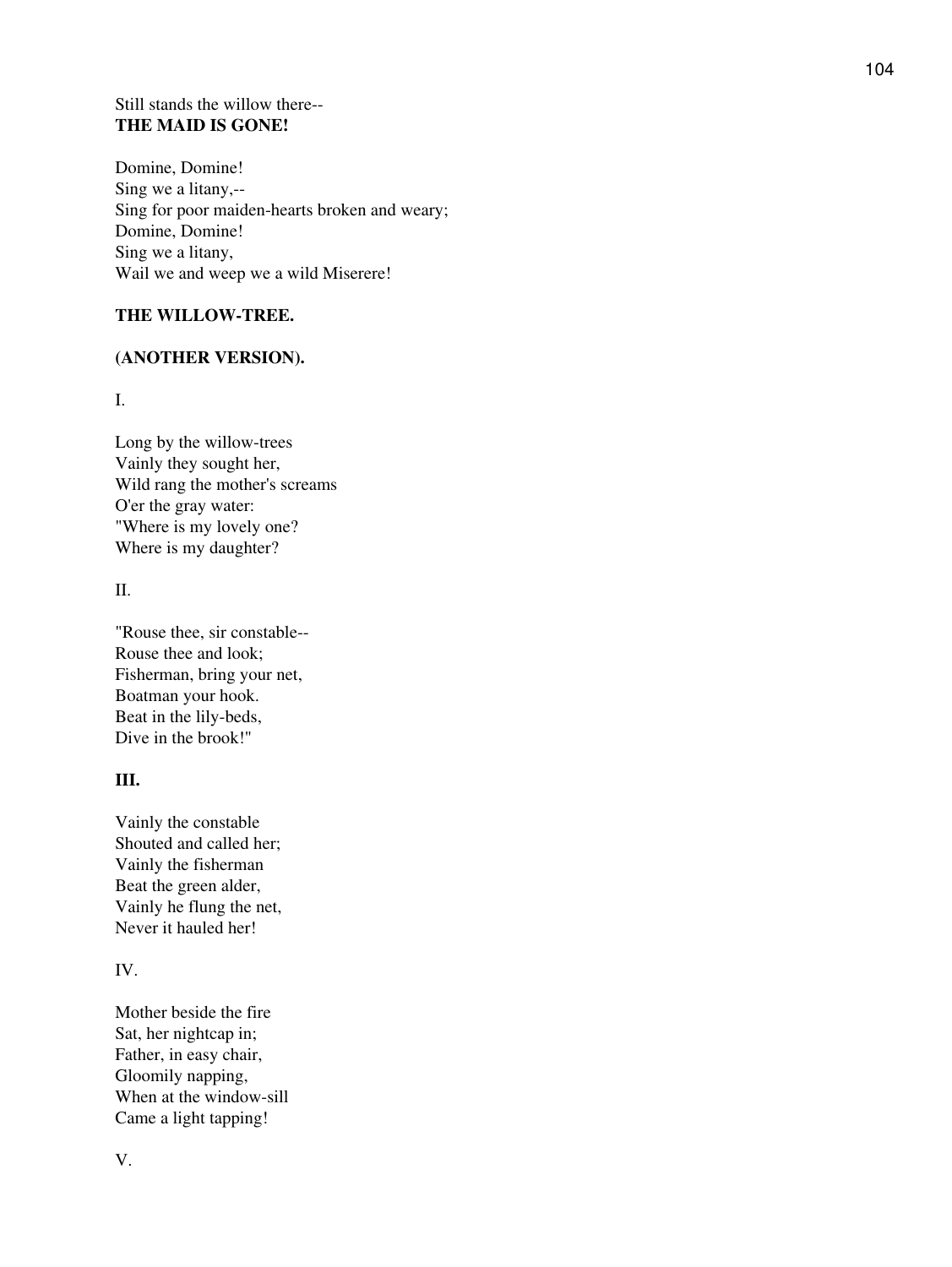Still stands the willow there--  
**THE MAID IS GONE!**

Domine, Domine!  
Sing we a litany,--  
Sing for poor maiden-hearts broken and weary;  
Domine, Domine!  
Sing we a litany,  
Wail we and weep we a wild Miserere!

**THE WILLOW-TREE.**

**(ANOTHER VERSION).**

I.

Long by the willow-trees  
Vainly they sought her,  
Wild rang the mother's screams  
O'er the gray water:  
"Where is my lovely one?  
Where is my daughter?

II.

"Rouse thee, sir constable--  
Rouse thee and look;  
Fisherman, bring your net,  
Boatman your hook.  
Beat in the lily-beds,  
Dive in the brook!"

**III.**

Vainly the constable  
Shouted and called her;  
Vainly the fisherman  
Beat the green alder,  
Vainly he flung the net,  
Never it hauled her!

IV.

Mother beside the fire  
Sat, her nightcap in;  
Father, in easy chair,  
Gloomily napping,  
When at the window-sill  
Came a light tapping!

V.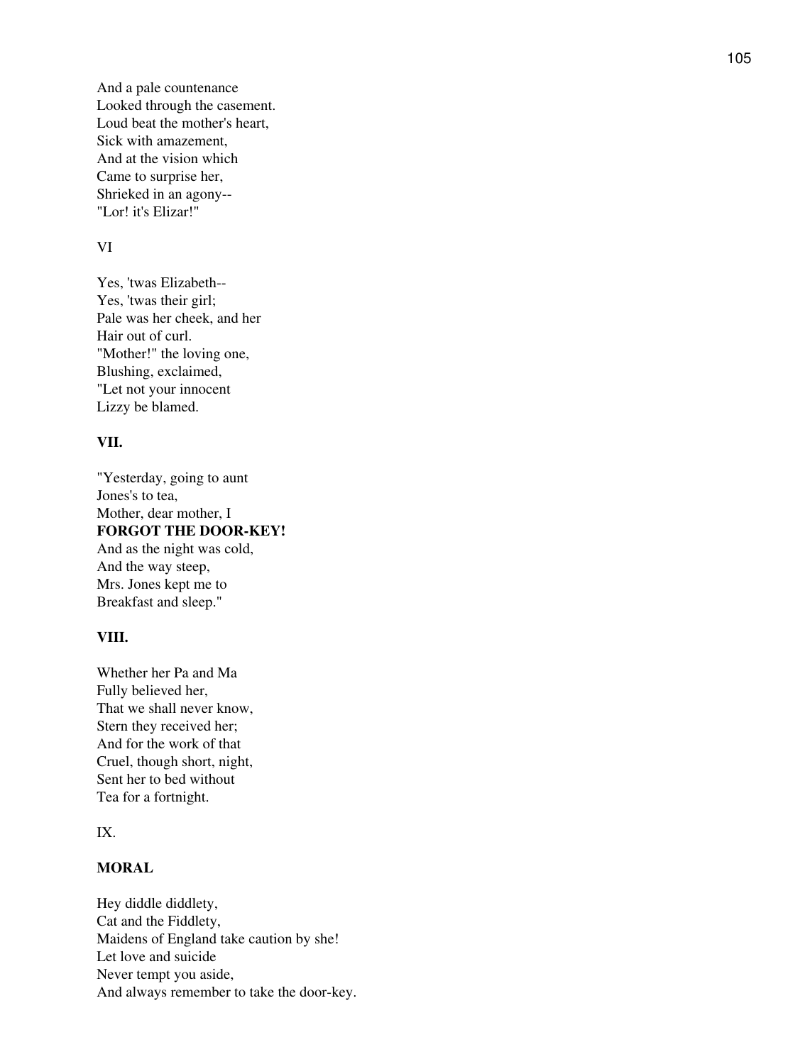And a pale countenance  
Looked through the casement.  
Loud beat the mother's heart,  
Sick with amazement,  
And at the vision which  
Came to surprise her,  
Shrieked in an agony--  
"Lor! it's Elizar!"

VI

Yes, 'twas Elizabeth--  
Yes, 'twas their girl;  
Pale was her cheek, and her  
Hair out of curl.  
"Mother!" the loving one,  
Blushing, exclaimed,  
"Let not your innocent  
Lizzy be blamed.

**VII.**

"Yesterday, going to aunt  
Jones's to tea,  
Mother, dear mother, I  
**FORGOT THE DOOR-KEY!**  
And as the night was cold,  
And the way steep,  
Mrs. Jones kept me to  
Breakfast and sleep."

**VIII.**

Whether her Pa and Ma  
Fully believed her,  
That we shall never know,  
Stern they received her;  
And for the work of that  
Cruel, though short, night,  
Sent her to bed without  
Tea for a fortnight.

IX.

**MORAL**

Hey diddle diddlety,  
Cat and the Fiddlety,  
Maidens of England take caution by she!  
Let love and suicide  
Never tempt you aside,  
And always remember to take the door-key.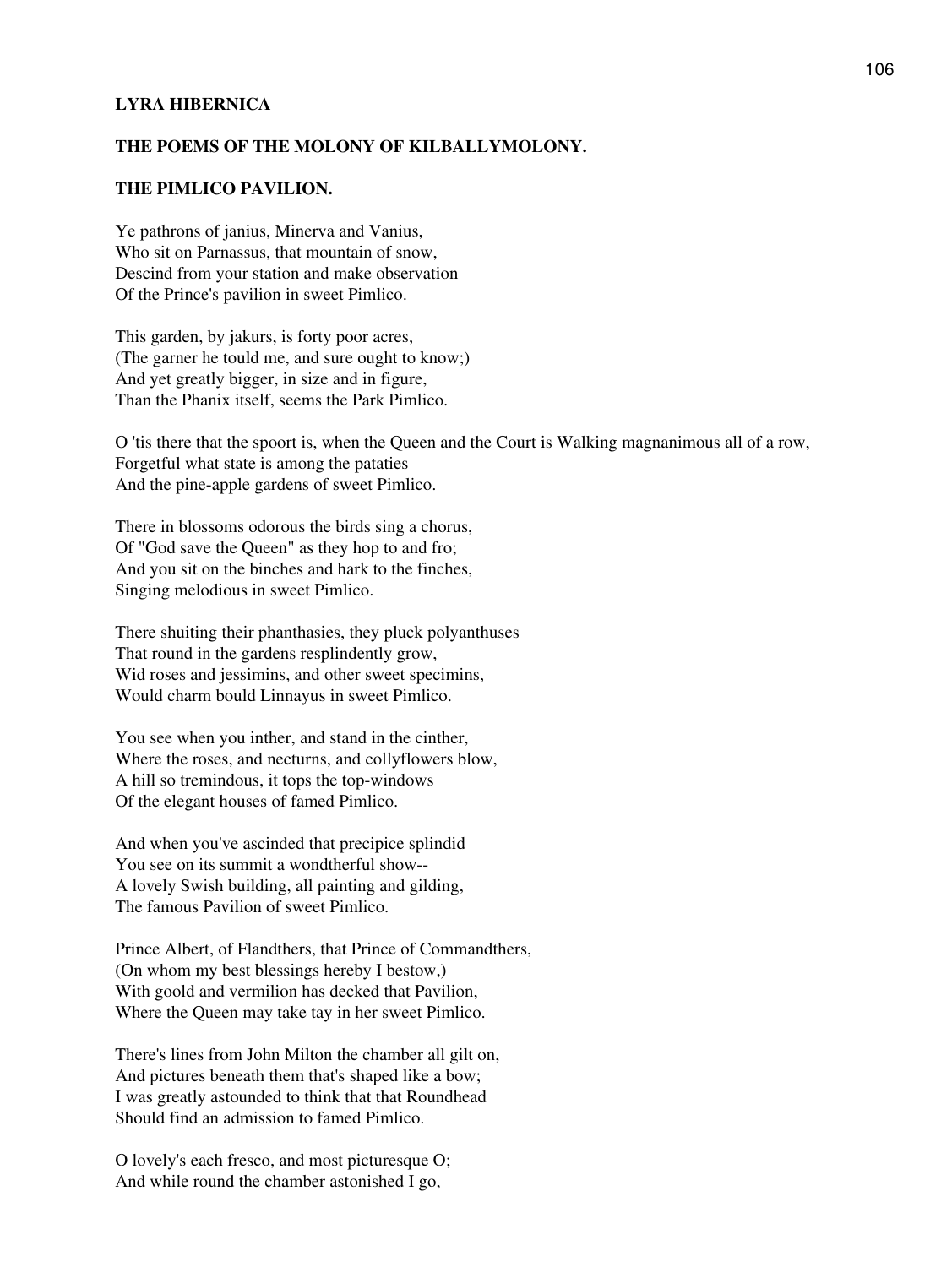**LYRA HIBERNICA**

**THE POEMS OF THE MOLONY OF KILBALLYMOLONY.**

**THE PIMLICO PAVILION.**

Ye pathrons of janius, Minerva and Vanius,
Who sit on Parnassus, that mountain of snow,
Descind from your station and make observation
Of the Prince's pavilion in sweet Pimlico.

This garden, by jakurs, is forty poor acres,
(The garner he tould me, and sure ought to know;)
And yet greatly bigger, in size and in figure,
Than the Phanix itself, seems the Park Pimlico.

O 'tis there that the spoort is, when the Queen and the Court is Walking magnanimous all of a row,
Forgetful what state is among the pataties
And the pine-apple gardens of sweet Pimlico.

There in blossoms odorous the birds sing a chorus,
Of "God save the Queen" as they hop to and fro;
And you sit on the binches and hark to the finches,
Singing melodious in sweet Pimlico.

There shuiting their phanthasies, they pluck polyanthuses
That round in the gardens resplindently grow,
Wid roses and jessimins, and other sweet specimins,
Would charm bould Linnayus in sweet Pimlico.

You see when you inther, and stand in the cinther,
Where the roses, and necturns, and collyflowers blow,
A hill so tremindous, it tops the top-windows
Of the elegant houses of famed Pimlico.

And when you've ascinded that precipice splindid
You see on its summit a wondtherful show--
A lovely Swish building, all painting and gilding,
The famous Pavilion of sweet Pimlico.

Prince Albert, of Flandthers, that Prince of Commandthers,
(On whom my best blessings hereby I bestow,)
With goold and vermilion has decked that Pavilion,
Where the Queen may take tay in her sweet Pimlico.

There's lines from John Milton the chamber all gilt on,
And pictures beneath them that's shaped like a bow;
I was greatly astounded to think that that Roundhead
Should find an admission to famed Pimlico.

O lovely's each fresco, and most picturesque O;
And while round the chamber astonished I go,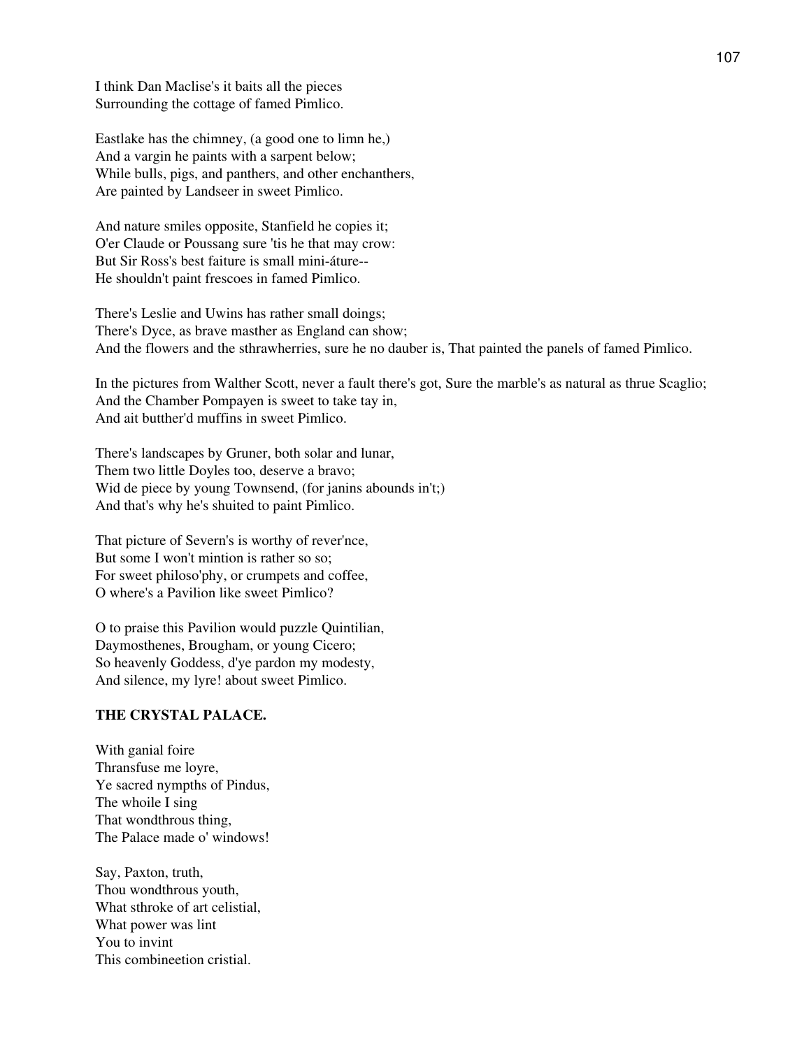I think Dan Maclise's it baits all the pieces
Surrounding the cottage of famed Pimlico.

Eastlake has the chimney, (a good one to limn he,)
And a vargin he paints with a sarpent below;
While bulls, pigs, and panthers, and other enchanthers,
Are painted by Landseer in sweet Pimlico.

And nature smiles opposite, Stanfield he copies it;
O'er Claude or Poussang sure 'tis he that may crow:
But Sir Ross's best faiture is small mini-áture--
He shouldn't paint frescoes in famed Pimlico.

There's Leslie and Uwins has rather small doings;
There's Dyce, as brave masther as England can show;
And the flowers and the sthrawherries, sure he no dauber is, That painted the panels of famed Pimlico.

In the pictures from Walther Scott, never a fault there's got, Sure the marble's as natural as thrue Scaglio;
And the Chamber Pompayen is sweet to take tay in,
And ait butther'd muffins in sweet Pimlico.

There's landscapes by Gruner, both solar and lunar,
Them two little Doyles too, deserve a bravo;
Wid de piece by young Townsend, (for janins abounds in't;)
And that's why he's shuited to paint Pimlico.

That picture of Severn's is worthy of rever'nce,
But some I won't mintion is rather so so;
For sweet philoso'phy, or crumpets and coffee,
O where's a Pavilion like sweet Pimlico?

O to praise this Pavilion would puzzle Quintilian,
Daymosthenes, Brougham, or young Cicero;
So heavenly Goddess, d'ye pardon my modesty,
And silence, my lyre! about sweet Pimlico.

### THE CRYSTAL PALACE.

With ganial foire
Thransfuse me loyre,
Ye sacred nympths of Pindus,
The whoile I sing
That wondthrous thing,
The Palace made o' windows!

Say, Paxton, truth,
Thou wondthrous youth,
What sthroke of art celistial,
What power was lint
You to invint
This combineetion cristial.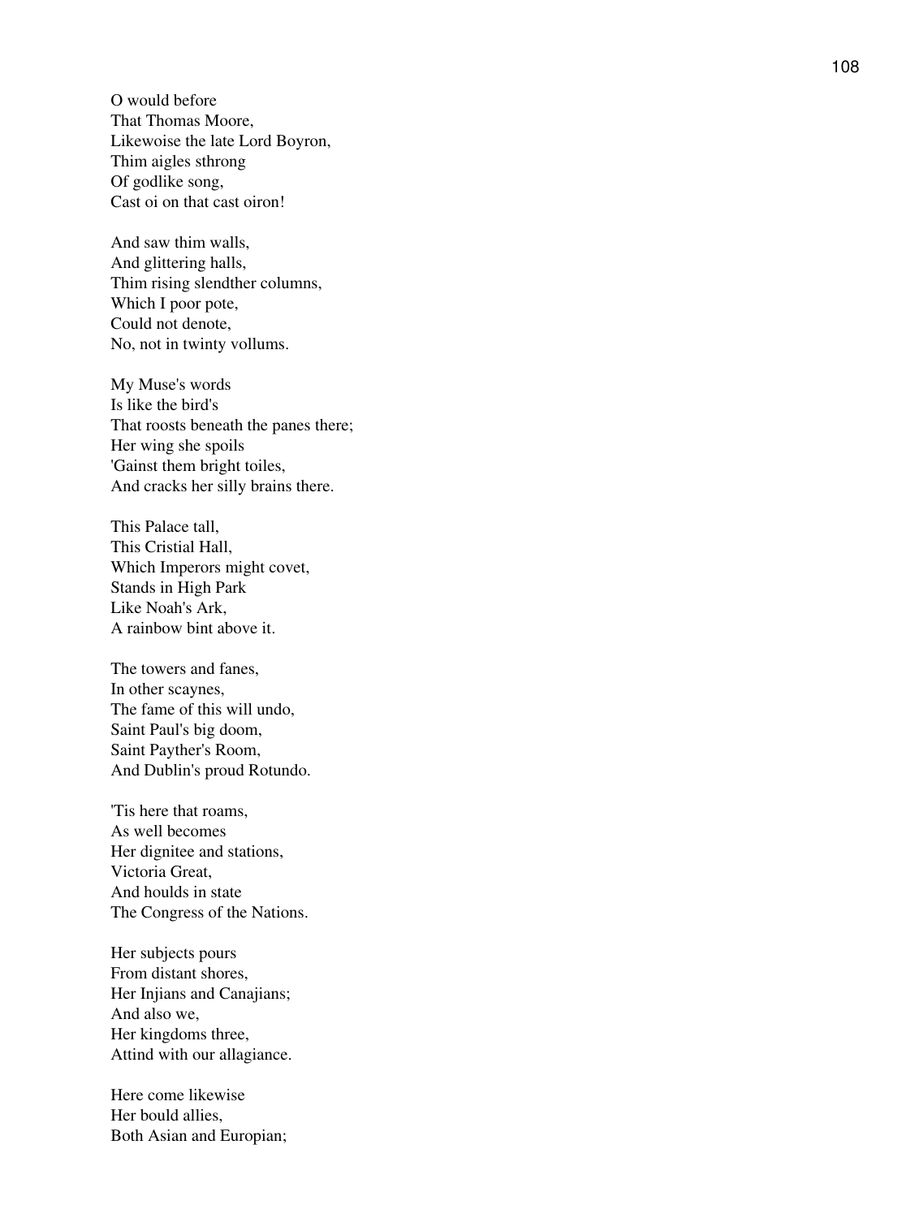O would before
That Thomas Moore,
Likewoise the late Lord Boyron,
Thim aigles sthrong
Of godlike song,
Cast oi on that cast oiron!

And saw thim walls,
And glittering halls,
Thim rising slendther columns,
Which I poor pote,
Could not denote,
No, not in twinty vollums.

My Muse's words
Is like the bird's
That roosts beneath the panes there;
Her wing she spoils
'Gainst them bright toiles,
And cracks her silly brains there.

This Palace tall,
This Cristial Hall,
Which Imperors might covet,
Stands in High Park
Like Noah's Ark,
A rainbow bint above it.

The towers and fanes,
In other scaynes,
The fame of this will undo,
Saint Paul's big doom,
Saint Payther's Room,
And Dublin's proud Rotundo.

'Tis here that roams,
As well becomes
Her dignitee and stations,
Victoria Great,
And houlds in state
The Congress of the Nations.

Her subjects pours
From distant shores,
Her Injians and Canajians;
And also we,
Her kingdoms three,
Attind with our allagiance.

Here come likewise
Her bould allies,
Both Asian and Europian;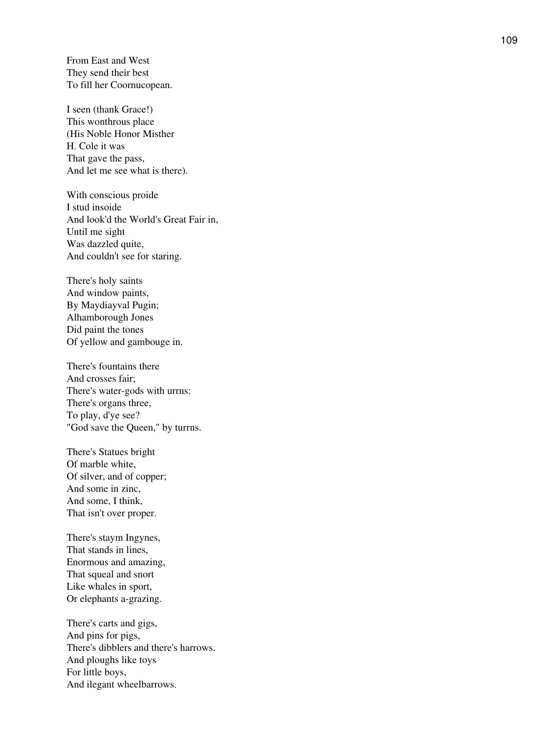From East and West  
They send their best  
To fill her Coornucopean.

I seen (thank Grace!)  
This wonthrous place  
(His Noble Honor Misther  
H. Cole it was  
That gave the pass,  
And let me see what is there).

With conscious proide  
I stud insoide  
And look'd the World's Great Fair in,  
Until me sight  
Was dazzled quite,  
And couldn't see for staring.

There's holy saints  
And window paints,  
By Maydiayval Pugin;  
Alhamborough Jones  
Did paint the tones  
Of yellow and gambouge in.

There's fountains there  
And crosses fair;  
There's water-gods with urrns:  
There's organs three,  
To play, d'ye see?  
"God save the Queen," by turrns.

There's Statues bright  
Of marble white,  
Of silver, and of copper;  
And some in zinc,  
And some, I think,  
That isn't over proper.

There's staym Ingynes,  
That stands in lines,  
Enormous and amazing,  
That squeal and snort  
Like whales in sport,  
Or elephants a-grazing.

There's carts and gigs,  
And pins for pigs,  
There's dibblers and there's harrows.  
And ploughs like toys  
For little boys,  
And ilegant wheelbarrows.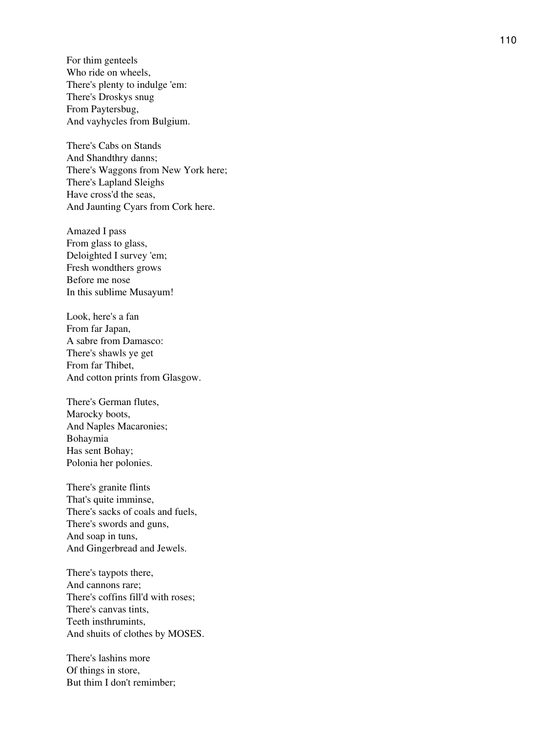For thim genteels
Who ride on wheels,
There's plenty to indulge 'em:
There's Droskys snug
From Paytersbug,
And vayhycles from Bulgium.

There's Cabs on Stands
And Shandthry danns;
There's Waggons from New York here;
There's Lapland Sleighs
Have cross'd the seas,
And Jaunting Cyars from Cork here.

Amazed I pass
From glass to glass,
Deloighted I survey 'em;
Fresh wondthers grows
Before me nose
In this sublime Musayum!

Look, here's a fan
From far Japan,
A sabre from Damasco:
There's shawls ye get
From far Thibet,
And cotton prints from Glasgow.

There's German flutes,
Marocky boots,
And Naples Macaronies;
Bohaymia
Has sent Bohay;
Polonia her polonies.

There's granite flints
That's quite imminse,
There's sacks of coals and fuels,
There's swords and guns,
And soap in tuns,
And Gingerbread and Jewels.

There's taypots there,
And cannons rare;
There's coffins fill'd with roses;
There's canvas tints,
Teeth insthrumints,
And shuits of clothes by MOSES.

There's lashins more
Of things in store,
But thim I don't remimber;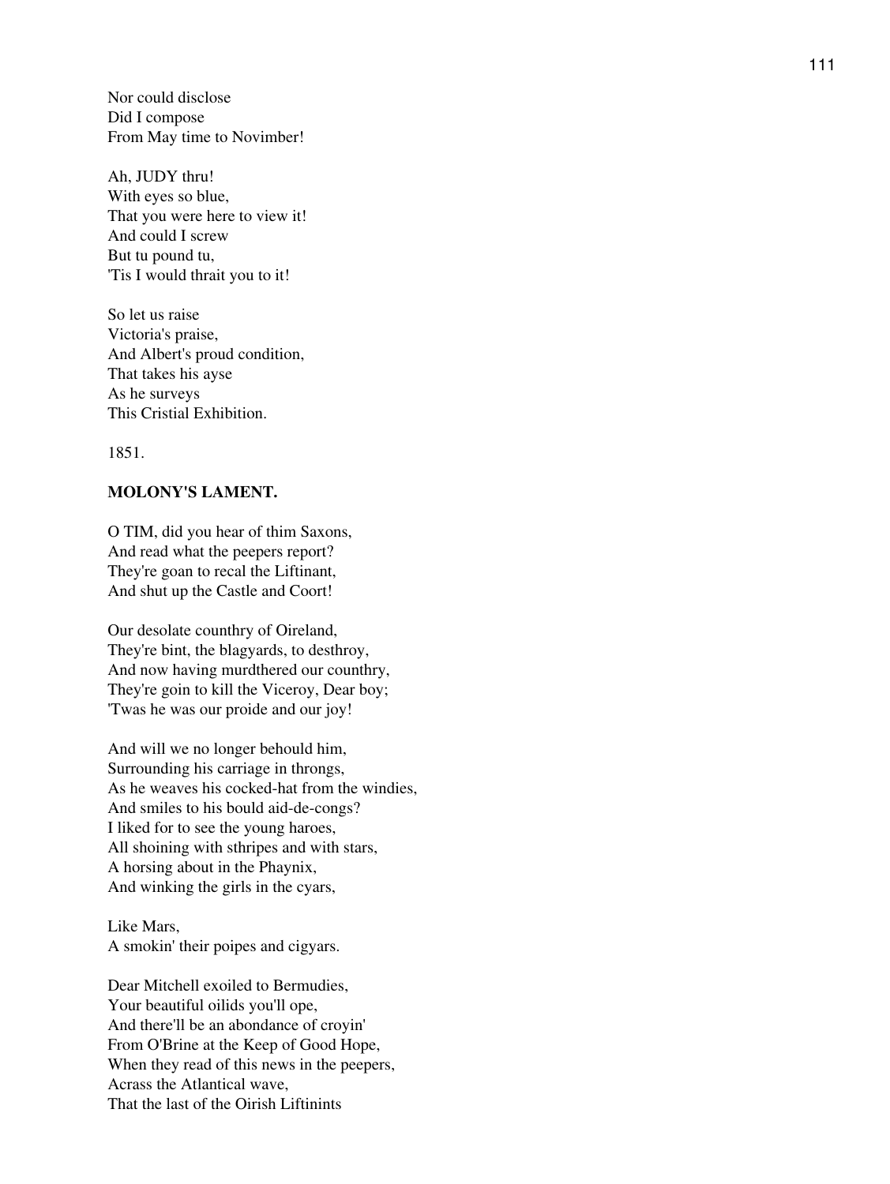Nor could disclose  
Did I compose  
From May time to Novimber!

Ah, JUDY thru!  
With eyes so blue,  
That you were here to view it!  
And could I screw  
But tu pound tu,  
'Tis I would thrait you to it!

So let us raise  
Victoria's praise,  
And Albert's proud condition,  
That takes his ayse  
As he surveys  
This Cristial Exhibition.

1851.

**MOLONY'S LAMENT.**

O TIM, did you hear of thim Saxons,  
And read what the peepers report?  
They're goan to recal the Liftinant,  
And shut up the Castle and Coort!

Our desolate counthry of Oireland,  
They're bint, the blagyards, to desthroy,  
And now having murdthered our counthry,  
They're goin to kill the Viceroy, Dear boy;  
'Twas he was our proide and our joy!

And will we no longer behould him,  
Surrounding his carriage in throngs,  
As he weaves his cocked-hat from the windies,  
And smiles to his bould aid-de-congs?  
I liked for to see the young haroes,  
All shoining with sthripes and with stars,  
A horsing about in the Phaynix,  
And winking the girls in the cyars,

Like Mars,  
A smokin' their poipes and cigyars.

Dear Mitchell exoiled to Bermudies,  
Your beautiful oilids you'll ope,  
And there'll be an abondance of croyin'  
From O'Brine at the Keep of Good Hope,  
When they read of this news in the peepers,  
Acrass the Atlantical wave,  
That the last of the Oirish Liftinints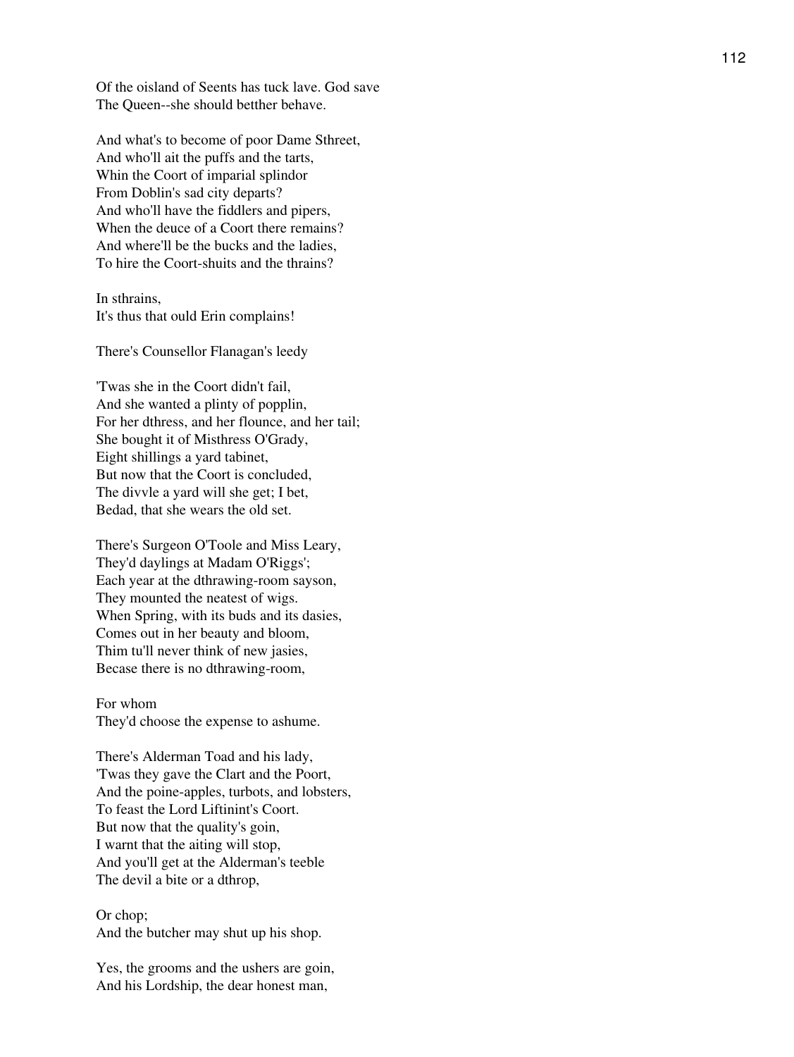Of the oisland of Seents has tuck lave. God save
The Queen--she should betther behave.

And what's to become of poor Dame Sthreet,
And who'll ait the puffs and the tarts,
Whin the Coort of imparial splindor
From Doblin's sad city departs?
And who'll have the fiddlers and pipers,
When the deuce of a Coort there remains?
And where'll be the bucks and the ladies,
To hire the Coort-shuits and the thrains?

In sthrains,
It's thus that ould Erin complains!

There's Counsellor Flanagan's leedy

'Twas she in the Coort didn't fail,
And she wanted a plinty of popplin,
For her dthress, and her flounce, and her tail;
She bought it of Misthress O'Grady,
Eight shillings a yard tabinet,
But now that the Coort is concluded,
The divvle a yard will she get; I bet,
Bedad, that she wears the old set.

There's Surgeon O'Toole and Miss Leary,
They'd daylings at Madam O'Riggs';
Each year at the dthrawing-room sayson,
They mounted the neatest of wigs.
When Spring, with its buds and its dasies,
Comes out in her beauty and bloom,
Thim tu'll never think of new jasies,
Becase there is no dthrawing-room,

For whom
They'd choose the expense to ashume.

There's Alderman Toad and his lady,
'Twas they gave the Clart and the Poort,
And the poine-apples, turbots, and lobsters,
To feast the Lord Liftinint's Coort.
But now that the quality's goin,
I warnt that the aiting will stop,
And you'll get at the Alderman's teeble
The devil a bite or a dthrop,

Or chop;
And the butcher may shut up his shop.

Yes, the grooms and the ushers are goin,
And his Lordship, the dear honest man,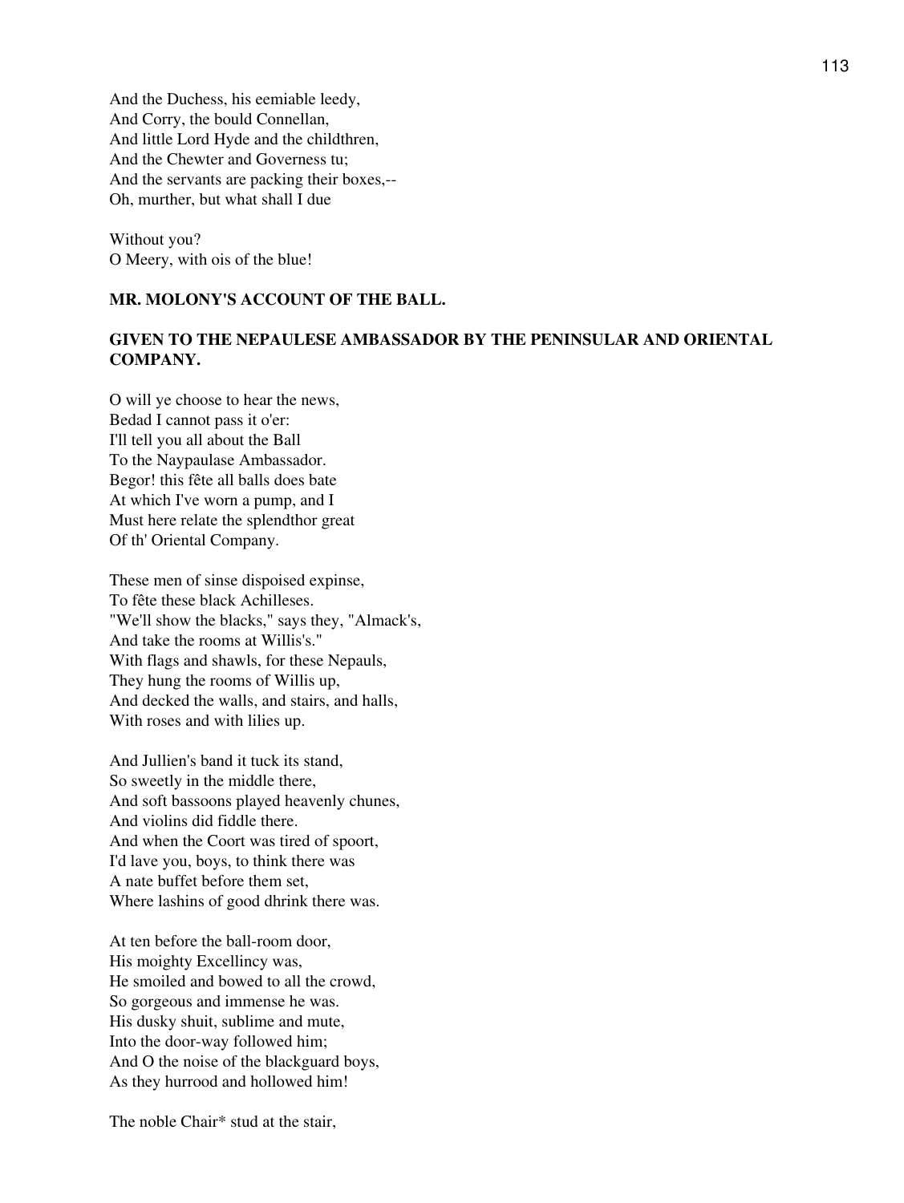And the Duchess, his eemiable leedy,
And Corry, the bould Connellan,
And little Lord Hyde and the childthren,
And the Chewter and Governess tu;
And the servants are packing their boxes,--
Oh, murther, but what shall I due

Without you?
O Meery, with ois of the blue!

### MR. MOLONY'S ACCOUNT OF THE BALL.

### GIVEN TO THE NEPAULESE AMBASSADOR BY THE PENINSULAR AND ORIENTAL COMPANY.

O will ye choose to hear the news,
Bedad I cannot pass it o'er:
I'll tell you all about the Ball
To the Naypaulase Ambassador.
Begor! this fête all balls does bate
At which I've worn a pump, and I
Must here relate the splendthor great
Of th' Oriental Company.

These men of sinse dispoised expinse,
To fête these black Achilleses.
"We'll show the blacks," says they, "Almack's,
And take the rooms at Willis's."
With flags and shawls, for these Nepauls,
They hung the rooms of Willis up,
And decked the walls, and stairs, and halls,
With roses and with lilies up.

And Jullien's band it tuck its stand,
So sweetly in the middle there,
And soft bassoons played heavenly chunes,
And violins did fiddle there.
And when the Coort was tired of spoort,
I'd lave you, boys, to think there was
A nate buffet before them set,
Where lashins of good dhrink there was.

At ten before the ball-room door,
His moighty Excellincy was,
He smoiled and bowed to all the crowd,
So gorgeous and immense he was.
His dusky shuit, sublime and mute,
Into the door-way followed him;
And O the noise of the blackguard boys,
As they hurrood and hollowed him!

The noble Chair* stud at the stair,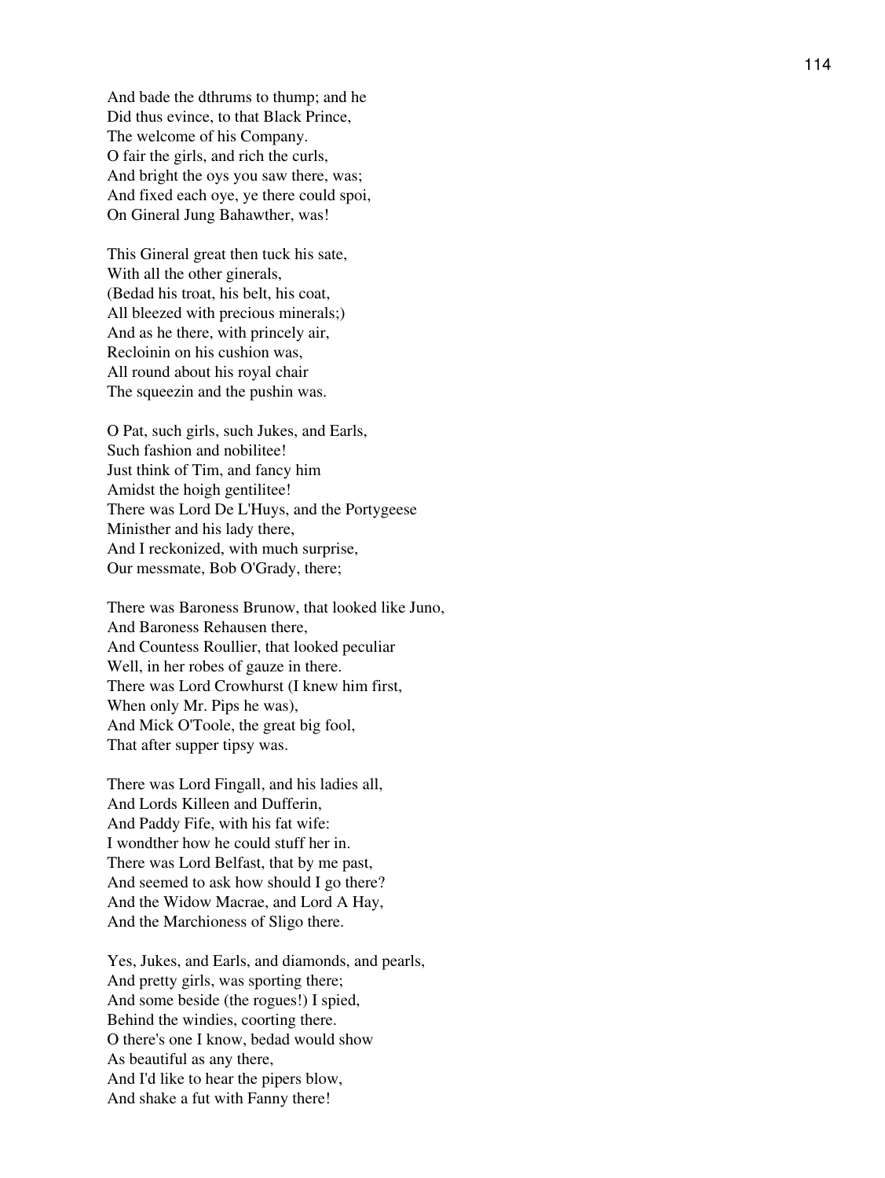And bade the dthrums to thump; and he  
Did thus evince, to that Black Prince,  
The welcome of his Company.  
O fair the girls, and rich the curls,  
And bright the oys you saw there, was;  
And fixed each oye, ye there could spoi,  
On Gineral Jung Bahawther, was!

This Gineral great then tuck his sate,  
With all the other ginerals,  
(Bedad his troat, his belt, his coat,  
All bleezed with precious minerals;)  
And as he there, with princely air,  
Recloinin on his cushion was,  
All round about his royal chair  
The squeezin and the pushin was.

O Pat, such girls, such Jukes, and Earls,  
Such fashion and nobilitee!  
Just think of Tim, and fancy him  
Amidst the hoigh gentilitee!  
There was Lord De L'Huys, and the Portygeese  
Ministher and his lady there,  
And I reckonized, with much surprise,  
Our messmate, Bob O'Grady, there;

There was Baroness Brunow, that looked like Juno,  
And Baroness Rehausen there,  
And Countess Roullier, that looked peculiar  
Well, in her robes of gauze in there.  
There was Lord Crowhurst (I knew him first,  
When only Mr. Pips he was),  
And Mick O'Toole, the great big fool,  
That after supper tipsy was.

There was Lord Fingall, and his ladies all,  
And Lords Killeen and Dufferin,  
And Paddy Fife, with his fat wife:  
I wondther how he could stuff her in.  
There was Lord Belfast, that by me past,  
And seemed to ask how should I go there?  
And the Widow Macrae, and Lord A Hay,  
And the Marchioness of Sligo there.

Yes, Jukes, and Earls, and diamonds, and pearls,  
And pretty girls, was sporting there;  
And some beside (the rogues!) I spied,  
Behind the windies, coorting there.  
O there's one I know, bedad would show  
As beautiful as any there,  
And I'd like to hear the pipers blow,  
And shake a fut with Fanny there!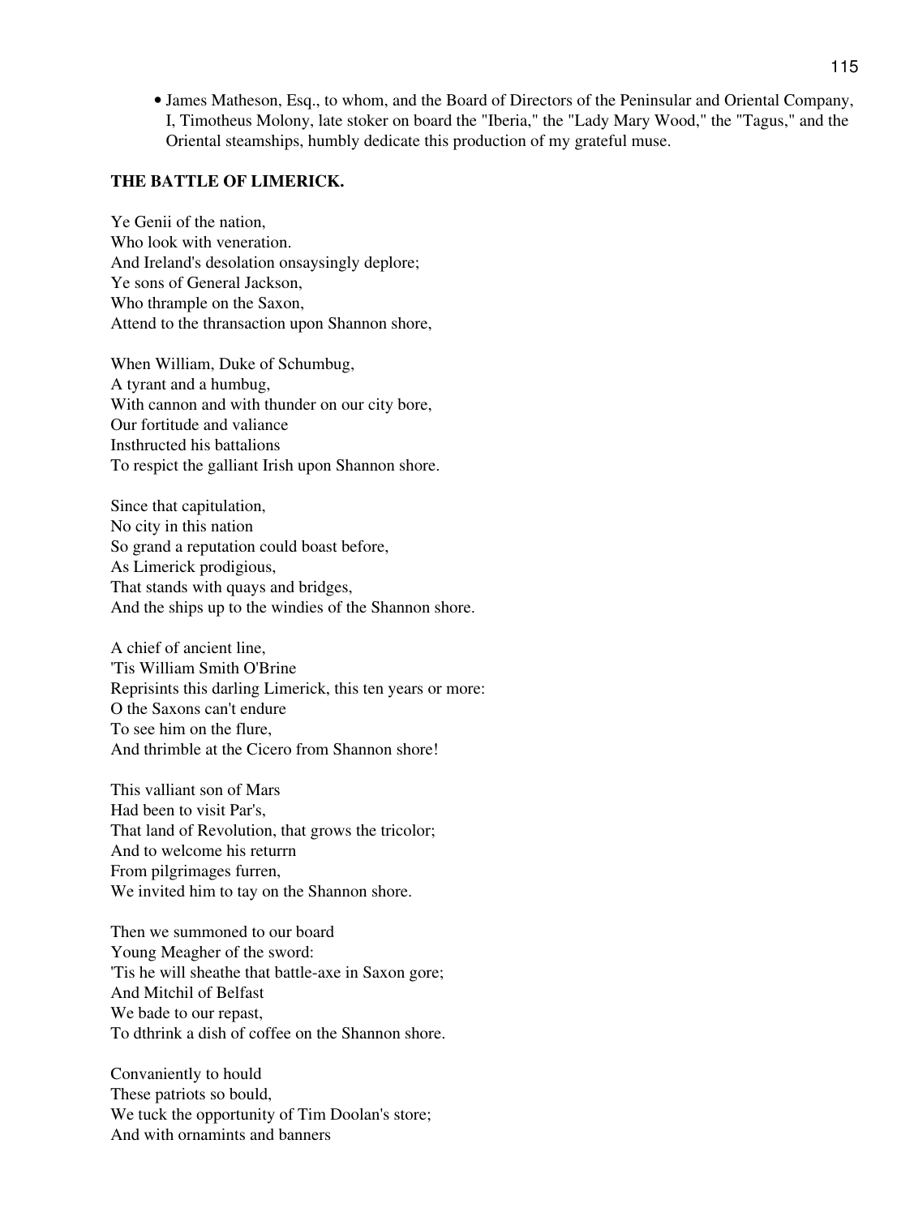- James Matheson, Esq., to whom, and the Board of Directors of the Peninsular and Oriental Company, I, Timotheus Molony, late stoker on board the "Iberia," the "Lady Mary Wood," the "Tagus," and the Oriental steamships, humbly dedicate this production of my grateful muse.

**THE BATTLE OF LIMERICK.**

Ye Genii of the nation,
Who look with veneration.
And Ireland's desolation onsaysingly deplore;
Ye sons of General Jackson,
Who thrample on the Saxon,
Attend to the thransaction upon Shannon shore,

When William, Duke of Schumbug,
A tyrant and a humbug,
With cannon and with thunder on our city bore,
Our fortitude and valiance
Insthructed his battalions
To respict the galliant Irish upon Shannon shore.

Since that capitulation,
No city in this nation
So grand a reputation could boast before,
As Limerick prodigious,
That stands with quays and bridges,
And the ships up to the windies of the Shannon shore.

A chief of ancient line,
'Tis William Smith O'Brine
Reprisints this darling Limerick, this ten years or more:
O the Saxons can't endure
To see him on the flure,
And thrimble at the Cicero from Shannon shore!

This valliant son of Mars
Had been to visit Par's,
That land of Revolution, that grows the tricolor;
And to welcome his returrn
From pilgrimages furren,
We invited him to tay on the Shannon shore.

Then we summoned to our board
Young Meagher of the sword:
'Tis he will sheathe that battle-axe in Saxon gore;
And Mitchil of Belfast
We bade to our repast,
To dthrink a dish of coffee on the Shannon shore.

Convaniently to hould
These patriots so bould,
We tuck the opportunity of Tim Doolan's store;
And with ornamints and banners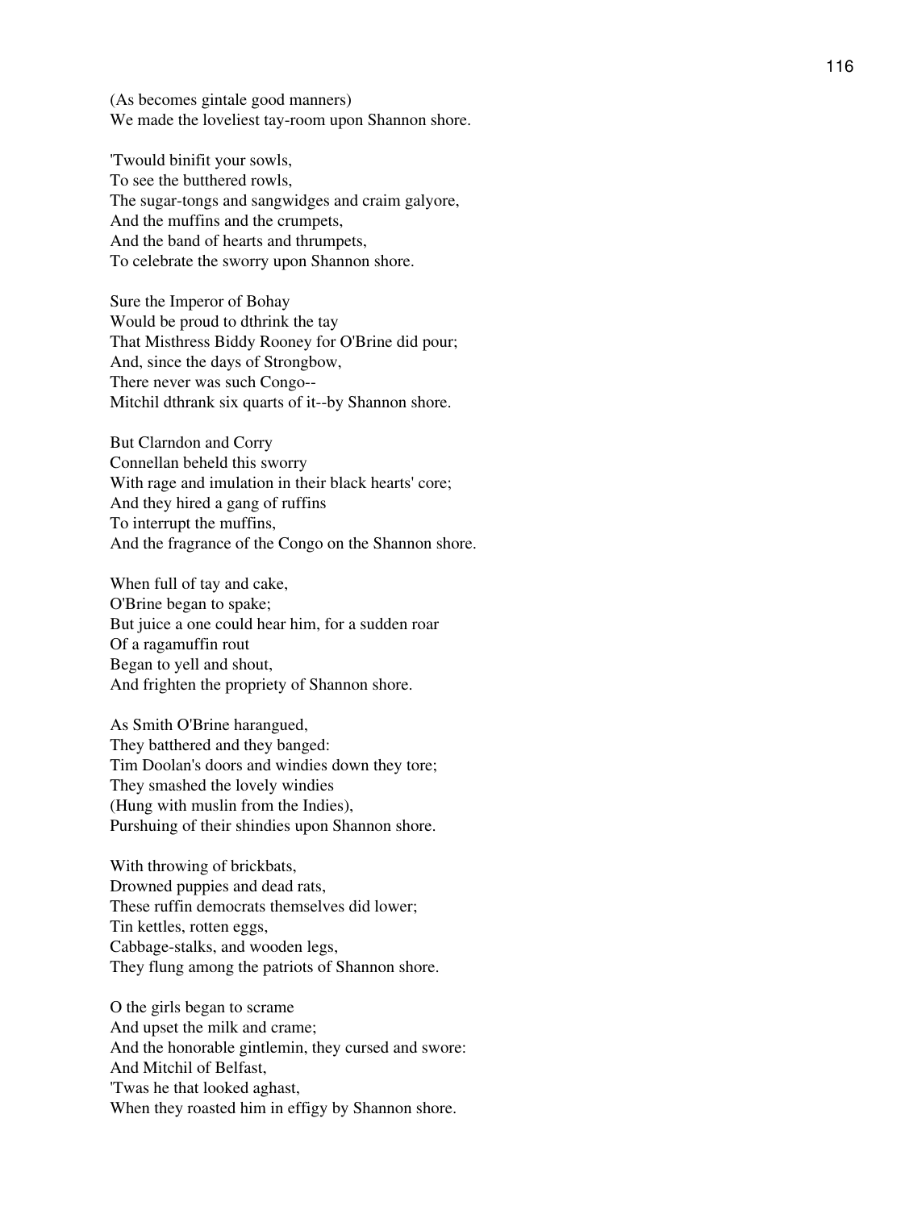(As becomes gintale good manners)
We made the loveliest tay-room upon Shannon shore.

'Twould binifit your sowls,
To see the butthered rowls,
The sugar-tongs and sangwidges and craim galyore,
And the muffins and the crumpets,
And the band of hearts and thrumpets,
To celebrate the sworry upon Shannon shore.

Sure the Imperor of Bohay
Would be proud to dthrink the tay
That Misthress Biddy Rooney for O'Brine did pour;
And, since the days of Strongbow,
There never was such Congo--
Mitchil dthrank six quarts of it--by Shannon shore.

But Clarndon and Corry
Connellan beheld this sworry
With rage and imulation in their black hearts' core;
And they hired a gang of ruffins
To interrupt the muffins,
And the fragrance of the Congo on the Shannon shore.

When full of tay and cake,
O'Brine began to spake;
But juice a one could hear him, for a sudden roar
Of a ragamuffin rout
Began to yell and shout,
And frighten the propriety of Shannon shore.

As Smith O'Brine harangued,
They batthered and they banged:
Tim Doolan's doors and windies down they tore;
They smashed the lovely windies
(Hung with muslin from the Indies),
Purshuing of their shindies upon Shannon shore.

With throwing of brickbats,
Drowned puppies and dead rats,
These ruffin democrats themselves did lower;
Tin kettles, rotten eggs,
Cabbage-stalks, and wooden legs,
They flung among the patriots of Shannon shore.

O the girls began to scrame
And upset the milk and crame;
And the honorable gintlemin, they cursed and swore:
And Mitchil of Belfast,
'Twas he that looked aghast,
When they roasted him in effigy by Shannon shore.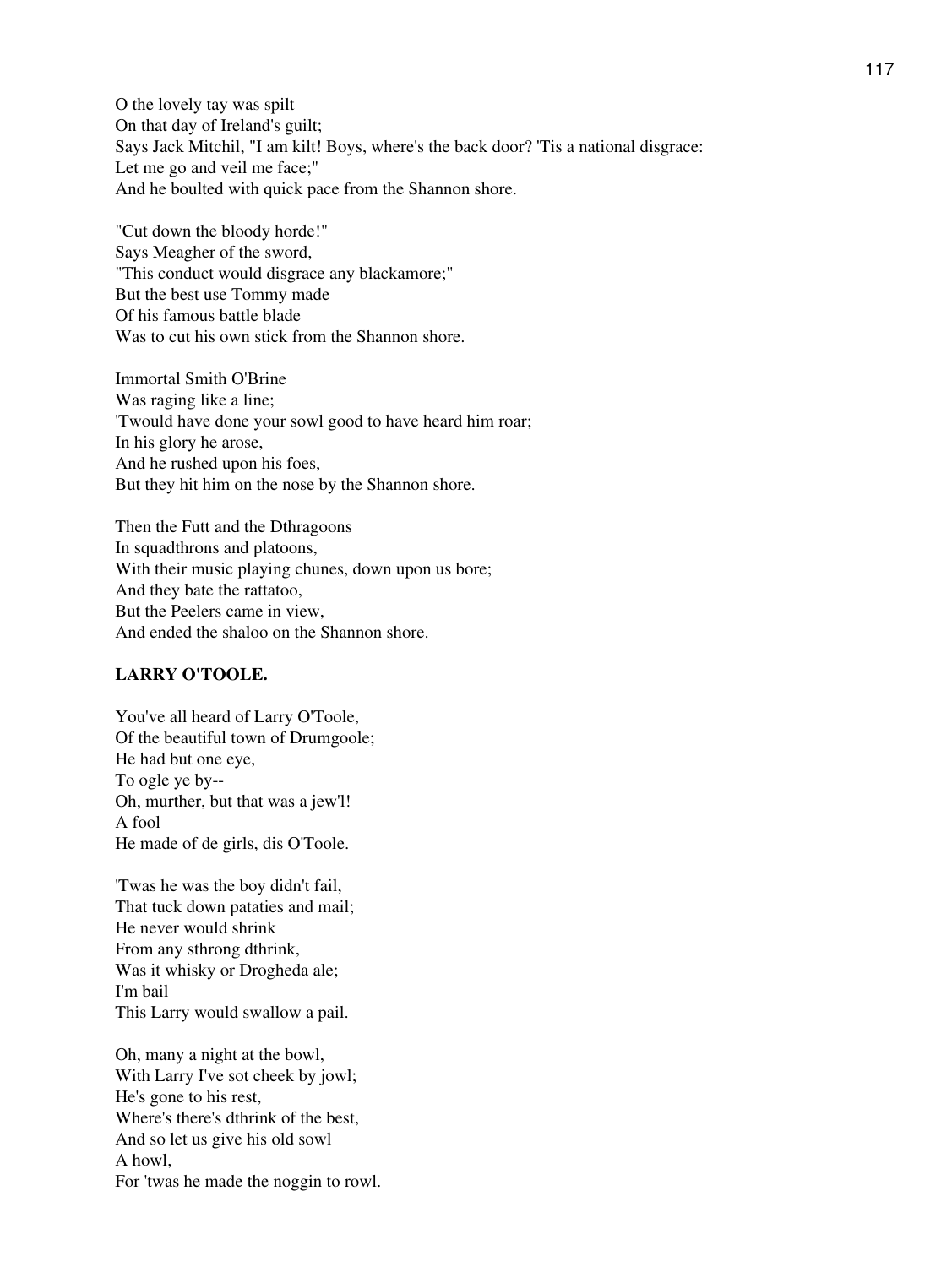O the lovely tay was spilt
On that day of Ireland's guilt;
Says Jack Mitchil, "I am kilt! Boys, where's the back door? 'Tis a national disgrace:
Let me go and veil me face;"
And he boulted with quick pace from the Shannon shore.

"Cut down the bloody horde!"
Says Meagher of the sword,
"This conduct would disgrace any blackamore;"
But the best use Tommy made
Of his famous battle blade
Was to cut his own stick from the Shannon shore.

Immortal Smith O'Brine
Was raging like a line;
'Twould have done your sowl good to have heard him roar;
In his glory he arose,
And he rushed upon his foes,
But they hit him on the nose by the Shannon shore.

Then the Futt and the Dthragoons
In squadthrons and platoons,
With their music playing chunes, down upon us bore;
And they bate the rattatoo,
But the Peelers came in view,
And ended the shaloo on the Shannon shore.

**LARRY O'TOOLE.**

You've all heard of Larry O'Toole,
Of the beautiful town of Drumgoole;
He had but one eye,
To ogle ye by--
Oh, murther, but that was a jew'l!
A fool
He made of de girls, dis O'Toole.

'Twas he was the boy didn't fail,
That tuck down pataties and mail;
He never would shrink
From any sthrong dthrink,
Was it whisky or Drogheda ale;
I'm bail
This Larry would swallow a pail.

Oh, many a night at the bowl,
With Larry I've sot cheek by jowl;
He's gone to his rest,
Where's there's dthrink of the best,
And so let us give his old sowl
A howl,
For 'twas he made the noggin to rowl.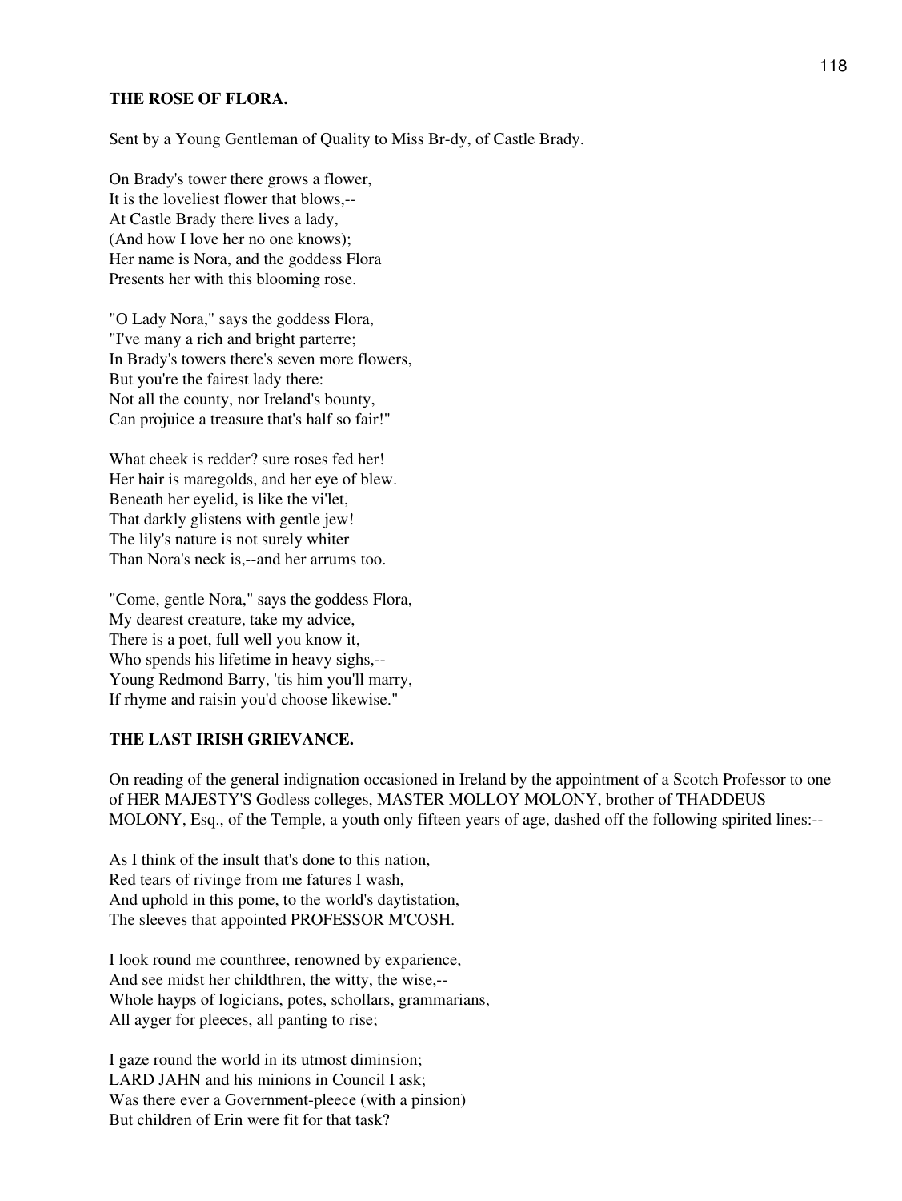### THE ROSE OF FLORA.

Sent by a Young Gentleman of Quality to Miss Br-dy, of Castle Brady.

On Brady's tower there grows a flower,
It is the loveliest flower that blows,--
At Castle Brady there lives a lady,
(And how I love her no one knows);
Her name is Nora, and the goddess Flora
Presents her with this blooming rose.

"O Lady Nora," says the goddess Flora,
"I've many a rich and bright parterre;
In Brady's towers there's seven more flowers,
But you're the fairest lady there:
Not all the county, nor Ireland's bounty,
Can projuice a treasure that's half so fair!"

What cheek is redder? sure roses fed her!
Her hair is maregolds, and her eye of blew.
Beneath her eyelid, is like the vi'let,
That darkly glistens with gentle jew!
The lily's nature is not surely whiter
Than Nora's neck is,--and her arrums too.

"Come, gentle Nora," says the goddess Flora,
My dearest creature, take my advice,
There is a poet, full well you know it,
Who spends his lifetime in heavy sighs,--
Young Redmond Barry, 'tis him you'll marry,
If rhyme and raisin you'd choose likewise."

### THE LAST IRISH GRIEVANCE.

On reading of the general indignation occasioned in Ireland by the appointment of a Scotch Professor to one of HER MAJESTY'S Godless colleges, MASTER MOLLOY MOLONY, brother of THADDEUS MOLONY, Esq., of the Temple, a youth only fifteen years of age, dashed off the following spirited lines:--

As I think of the insult that's done to this nation,
Red tears of rivinge from me fatures I wash,
And uphold in this pome, to the world's daytistation,
The sleeves that appointed PROFESSOR M'COSH.

I look round me counthree, renowned by exparience,
And see midst her childthren, the witty, the wise,--
Whole hayps of logicians, potes, schollars, grammarians,
All ayger for pleeces, all panting to rise;

I gaze round the world in its utmost diminsion;
LARD JAHN and his minions in Council I ask;
Was there ever a Government-pleece (with a pinsion)
But children of Erin were fit for that task?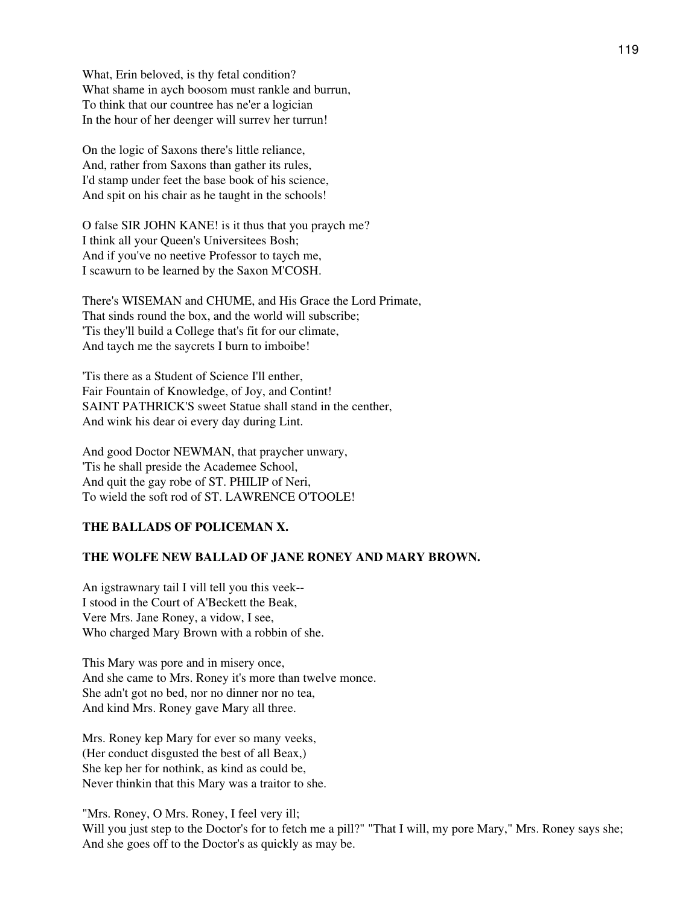What, Erin beloved, is thy fetal condition?
What shame in aych boosom must rankle and burrun,
To think that our countree has ne'er a logician
In the hour of her deenger will surrev her turrun!

On the logic of Saxons there's little reliance,
And, rather from Saxons than gather its rules,
I'd stamp under feet the base book of his science,
And spit on his chair as he taught in the schools!

O false SIR JOHN KANE! is it thus that you praych me?
I think all your Queen's Universitees Bosh;
And if you've no neetive Professor to taych me,
I scawurn to be learned by the Saxon M'COSH.

There's WISEMAN and CHUME, and His Grace the Lord Primate,
That sinds round the box, and the world will subscribe;
'Tis they'll build a College that's fit for our climate,
And taych me the saycrets I burn to imboibe!

'Tis there as a Student of Science I'll enther,
Fair Fountain of Knowledge, of Joy, and Contint!
SAINT PATHRICK'S sweet Statue shall stand in the centher,
And wink his dear oi every day during Lint.

And good Doctor NEWMAN, that praycher unwary,
'Tis he shall preside the Academee School,
And quit the gay robe of ST. PHILIP of Neri,
To wield the soft rod of ST. LAWRENCE O'TOOLE!

**THE BALLADS OF POLICEMAN X.**

**THE WOLFE NEW BALLAD OF JANE RONEY AND MARY BROWN.**

An igstrawnary tail I vill tell you this veek--
I stood in the Court of A'Beckett the Beak,
Vere Mrs. Jane Roney, a vidow, I see,
Who charged Mary Brown with a robbin of she.

This Mary was pore and in misery once,
And she came to Mrs. Roney it's more than twelve monce.
She adn't got no bed, nor no dinner nor no tea,
And kind Mrs. Roney gave Mary all three.

Mrs. Roney kep Mary for ever so many veeks,
(Her conduct disgusted the best of all Beax,)
She kep her for nothink, as kind as could be,
Never thinkin that this Mary was a traitor to she.

"Mrs. Roney, O Mrs. Roney, I feel very ill;
Will you just step to the Doctor's for to fetch me a pill?" "That I will, my pore Mary," Mrs. Roney says she;
And she goes off to the Doctor's as quickly as may be.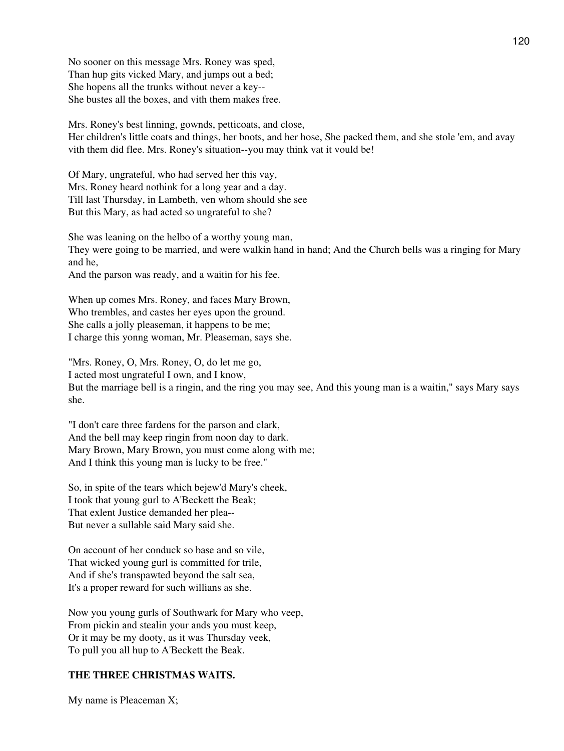No sooner on this message Mrs. Roney was sped,
Than hup gits vicked Mary, and jumps out a bed;
She hopens all the trunks without never a key--
She bustes all the boxes, and vith them makes free.

Mrs. Roney's best linning, gownds, petticoats, and close,
Her children's little coats and things, her boots, and her hose, She packed them, and she stole 'em, and avay vith them did flee. Mrs. Roney's situation--you may think vat it vould be!

Of Mary, ungrateful, who had served her this vay,
Mrs. Roney heard nothink for a long year and a day.
Till last Thursday, in Lambeth, ven whom should she see
But this Mary, as had acted so ungrateful to she?

She was leaning on the helbo of a worthy young man,
They were going to be married, and were walkin hand in hand; And the Church bells was a ringing for Mary and he,
And the parson was ready, and a waitin for his fee.

When up comes Mrs. Roney, and faces Mary Brown,
Who trembles, and castes her eyes upon the ground.
She calls a jolly pleaseman, it happens to be me;
I charge this yonng woman, Mr. Pleaseman, says she.

"Mrs. Roney, O, Mrs. Roney, O, do let me go,
I acted most ungrateful I own, and I know,
But the marriage bell is a ringin, and the ring you may see, And this young man is a waitin," says Mary says she.

"I don't care three fardens for the parson and clark,
And the bell may keep ringin from noon day to dark.
Mary Brown, Mary Brown, you must come along with me;
And I think this young man is lucky to be free."

So, in spite of the tears which bejew'd Mary's cheek,
I took that young gurl to A'Beckett the Beak;
That exlent Justice demanded her plea--
But never a sullable said Mary said she.

On account of her conduck so base and so vile,
That wicked young gurl is committed for trile,
And if she's transpawted beyond the salt sea,
It's a proper reward for such willians as she.

Now you young gurls of Southwark for Mary who veep,
From pickin and stealin your ands you must keep,
Or it may be my dooty, as it was Thursday veek,
To pull you all hup to A'Beckett the Beak.

**THE THREE CHRISTMAS WAITS.**

My name is Pleaceman X;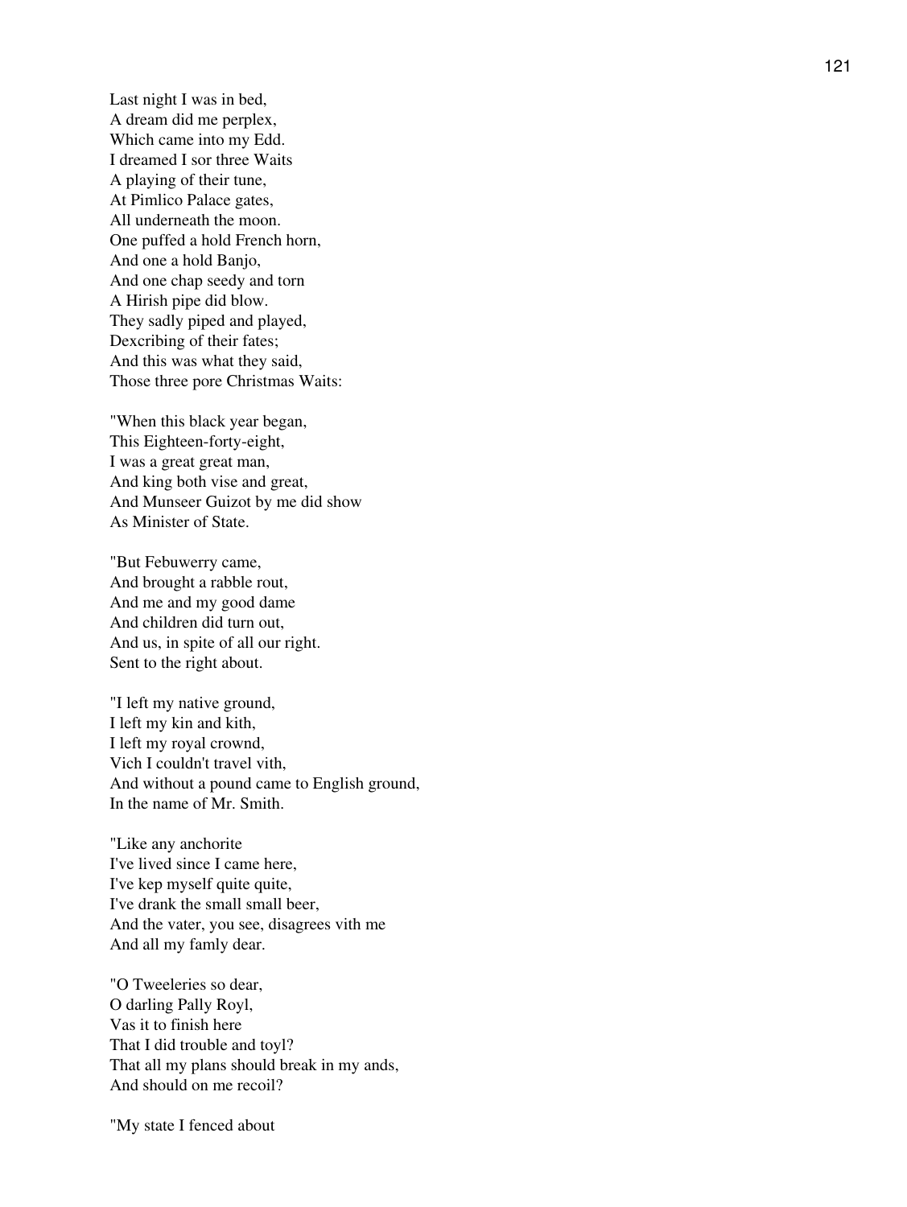Last night I was in bed,
A dream did me perplex,
Which came into my Edd.
I dreamed I sor three Waits
A playing of their tune,
At Pimlico Palace gates,
All underneath the moon.
One puffed a hold French horn,
And one a hold Banjo,
And one chap seedy and torn
A Hirish pipe did blow.
They sadly piped and played,
Dexcribing of their fates;
And this was what they said,
Those three pore Christmas Waits:

"When this black year began,
This Eighteen-forty-eight,
I was a great great man,
And king both vise and great,
And Munseer Guizot by me did show
As Minister of State.

"But Febuwerry came,
And brought a rabble rout,
And me and my good dame
And children did turn out,
And us, in spite of all our right.
Sent to the right about.

"I left my native ground,
I left my kin and kith,
I left my royal crownd,
Vich I couldn't travel vith,
And without a pound came to English ground,
In the name of Mr. Smith.

"Like any anchorite
I've lived since I came here,
I've kep myself quite quite,
I've drank the small small beer,
And the vater, you see, disagrees vith me
And all my famly dear.

"O Tweeleries so dear,
O darling Pally Royl,
Vas it to finish here
That I did trouble and toyl?
That all my plans should break in my ands,
And should on me recoil?

"My state I fenced about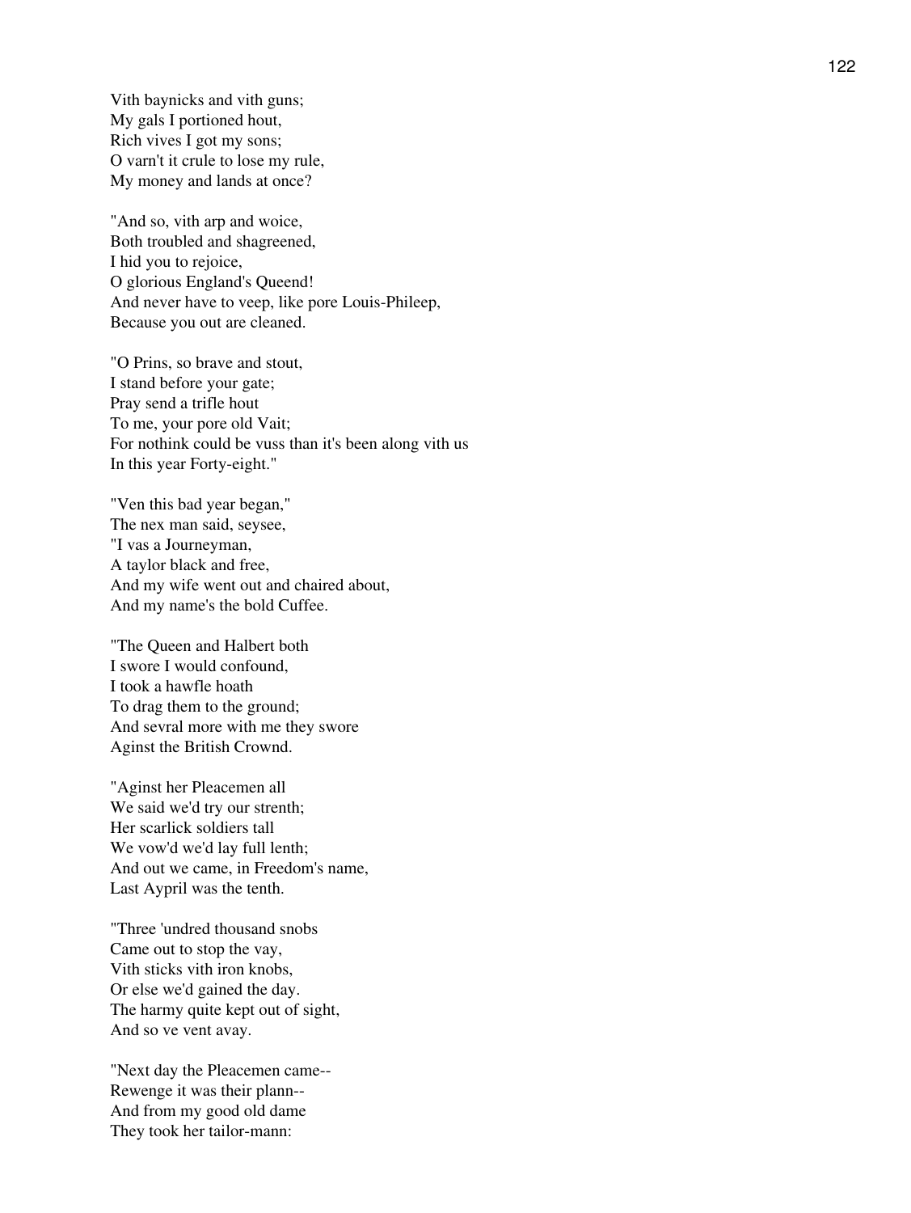Vith baynicks and vith guns;
My gals I portioned hout,
Rich vives I got my sons;
O varn't it crule to lose my rule,
My money and lands at once?

"And so, vith arp and woice,
Both troubled and shagreened,
I hid you to rejoice,
O glorious England's Queend!
And never have to veep, like pore Louis-Phileep,
Because you out are cleaned.

"O Prins, so brave and stout,
I stand before your gate;
Pray send a trifle hout
To me, your pore old Vait;
For nothink could be vuss than it's been along vith us
In this year Forty-eight."

"Ven this bad year began,"
The nex man said, seysee,
"I vas a Journeyman,
A taylor black and free,
And my wife went out and chaired about,
And my name's the bold Cuffee.

"The Queen and Halbert both
I swore I would confound,
I took a hawfle hoath
To drag them to the ground;
And sevral more with me they swore
Aginst the British Crownd.

"Aginst her Pleacemen all
We said we'd try our strenth;
Her scarlick soldiers tall
We vow'd we'd lay full lenth;
And out we came, in Freedom's name,
Last Aypril was the tenth.

"Three 'undred thousand snobs
Came out to stop the vay,
Vith sticks vith iron knobs,
Or else we'd gained the day.
The harmy quite kept out of sight,
And so ve vent avay.

"Next day the Pleacemen came--
Rewenge it was their plann--
And from my good old dame
They took her tailor-mann: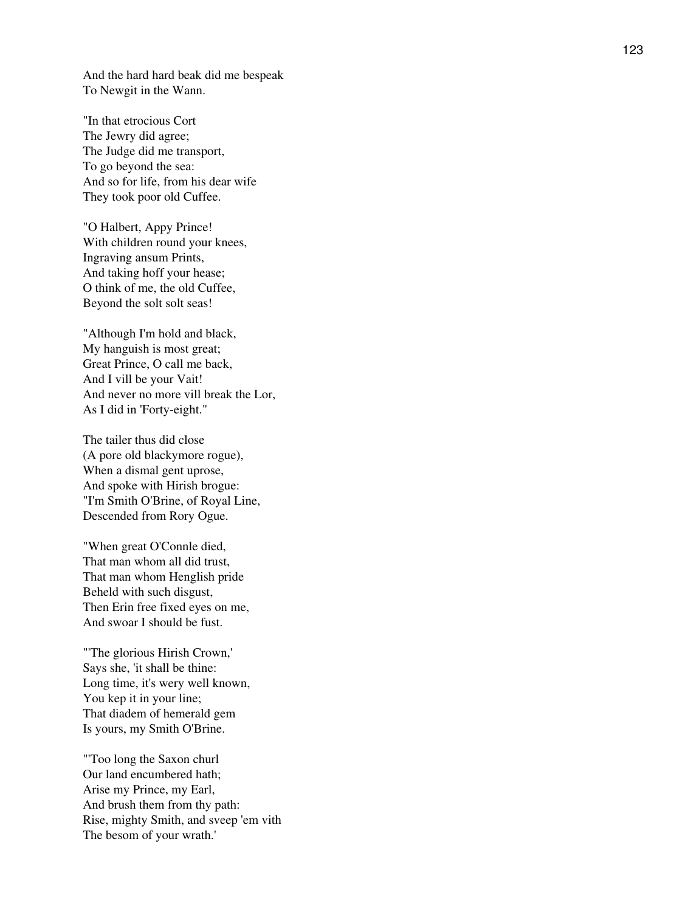And the hard hard beak did me bespeak
To Newgit in the Wann.

"In that etrocious Cort
The Jewry did agree;
The Judge did me transport,
To go beyond the sea:
And so for life, from his dear wife
They took poor old Cuffee.

"O Halbert, Appy Prince!
With children round your knees,
Ingraving ansum Prints,
And taking hoff your hease;
O think of me, the old Cuffee,
Beyond the solt solt seas!

"Although I'm hold and black,
My hanguish is most great;
Great Prince, O call me back,
And I vill be your Vait!
And never no more vill break the Lor,
As I did in 'Forty-eight."

The tailer thus did close
(A pore old blackymore rogue),
When a dismal gent uprose,
And spoke with Hirish brogue:
"I'm Smith O'Brine, of Royal Line,
Descended from Rory Ogue.

"When great O'Connle died,
That man whom all did trust,
That man whom Henglish pride
Beheld with such disgust,
Then Erin free fixed eyes on me,
And swoar I should be fust.

"'The glorious Hirish Crown,'
Says she, 'it shall be thine:
Long time, it's wery well known,
You kep it in your line;
That diadem of hemerald gem
Is yours, my Smith O'Brine.

"'Too long the Saxon churl
Our land encumbered hath;
Arise my Prince, my Earl,
And brush them from thy path:
Rise, mighty Smith, and sveep 'em vith
The besom of your wrath.'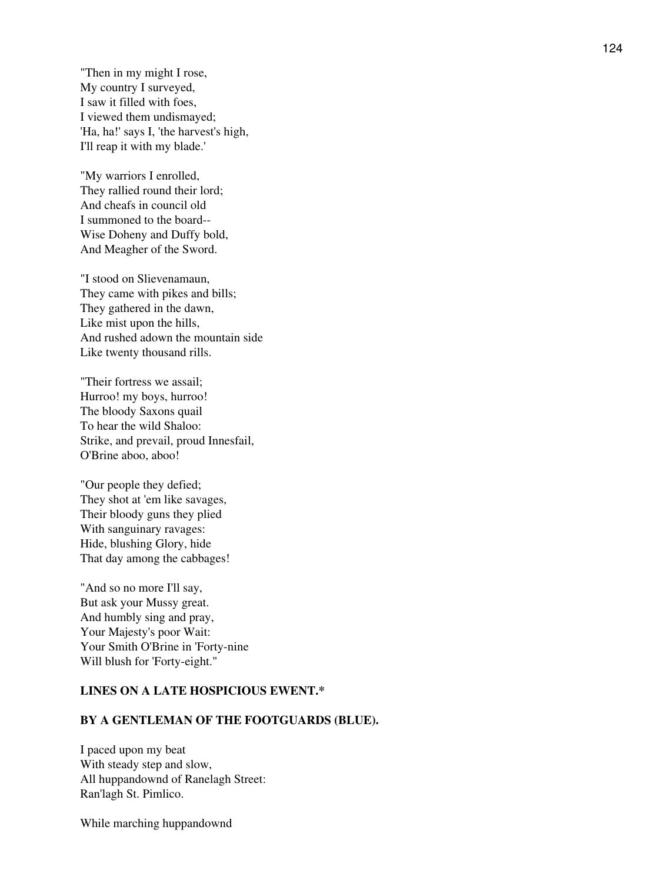"Then in my might I rose,
My country I surveyed,
I saw it filled with foes,
I viewed them undismayed;
'Ha, ha!' says I, 'the harvest's high,
I'll reap it with my blade.'

"My warriors I enrolled,
They rallied round their lord;
And cheafs in council old
I summoned to the board--
Wise Doheny and Duffy bold,
And Meagher of the Sword.

"I stood on Slievenamaun,
They came with pikes and bills;
They gathered in the dawn,
Like mist upon the hills,
And rushed adown the mountain side
Like twenty thousand rills.

"Their fortress we assail;
Hurroo! my boys, hurroo!
The bloody Saxons quail
To hear the wild Shaloo:
Strike, and prevail, proud Innesfail,
O'Brine aboo, aboo!

"Our people they defied;
They shot at 'em like savages,
Their bloody guns they plied
With sanguinary ravages:
Hide, blushing Glory, hide
That day among the cabbages!

"And so no more I'll say,
But ask your Mussy great.
And humbly sing and pray,
Your Majesty's poor Wait:
Your Smith O'Brine in 'Forty-nine
Will blush for 'Forty-eight."

**LINES ON A LATE HOSPICIOUS EWENT.***

**BY A GENTLEMAN OF THE FOOTGUARDS (BLUE).**

I paced upon my beat
With steady step and slow,
All huppandownd of Ranelagh Street:
Ran'lagh St. Pimlico.

While marching huppandownd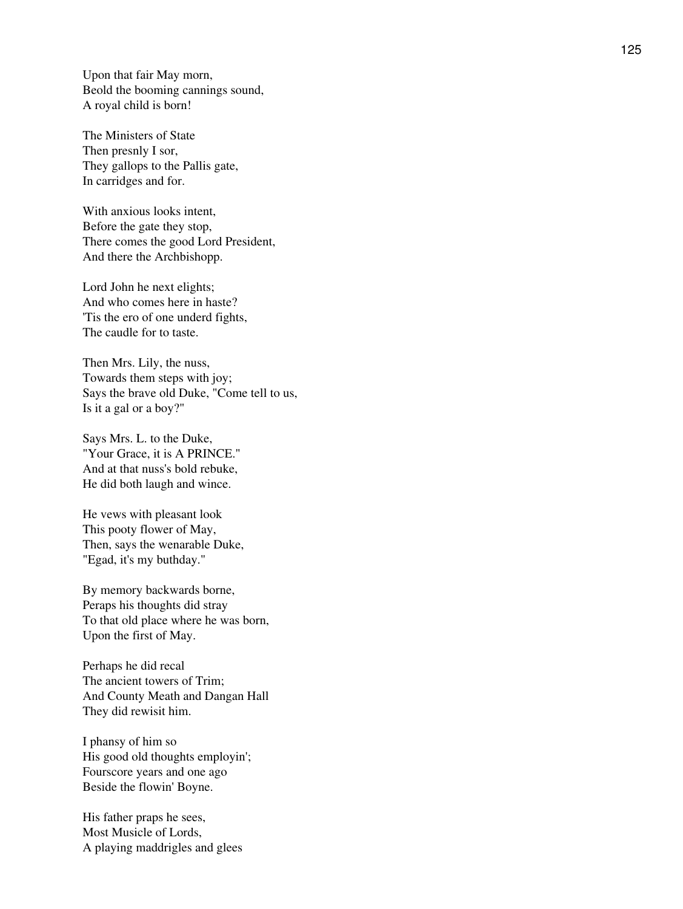Upon that fair May morn,
Beold the booming cannings sound,
A royal child is born!

The Ministers of State
Then presnly I sor,
They gallops to the Pallis gate,
In carridges and for.

With anxious looks intent,
Before the gate they stop,
There comes the good Lord President,
And there the Archbishopp.

Lord John he next elights;
And who comes here in haste?
'Tis the ero of one underd fights,
The caudle for to taste.

Then Mrs. Lily, the nuss,
Towards them steps with joy;
Says the brave old Duke, "Come tell to us,
Is it a gal or a boy?"

Says Mrs. L. to the Duke,
"Your Grace, it is A PRINCE."
And at that nuss's bold rebuke,
He did both laugh and wince.

He vews with pleasant look
This pooty flower of May,
Then, says the wenarable Duke,
"Egad, it's my buthday."

By memory backwards borne,
Peraps his thoughts did stray
To that old place where he was born,
Upon the first of May.

Perhaps he did recal
The ancient towers of Trim;
And County Meath and Dangan Hall
They did rewisit him.

I phansy of him so
His good old thoughts employin';
Fourscore years and one ago
Beside the flowin' Boyne.

His father praps he sees,
Most Musicle of Lords,
A playing maddrigles and glees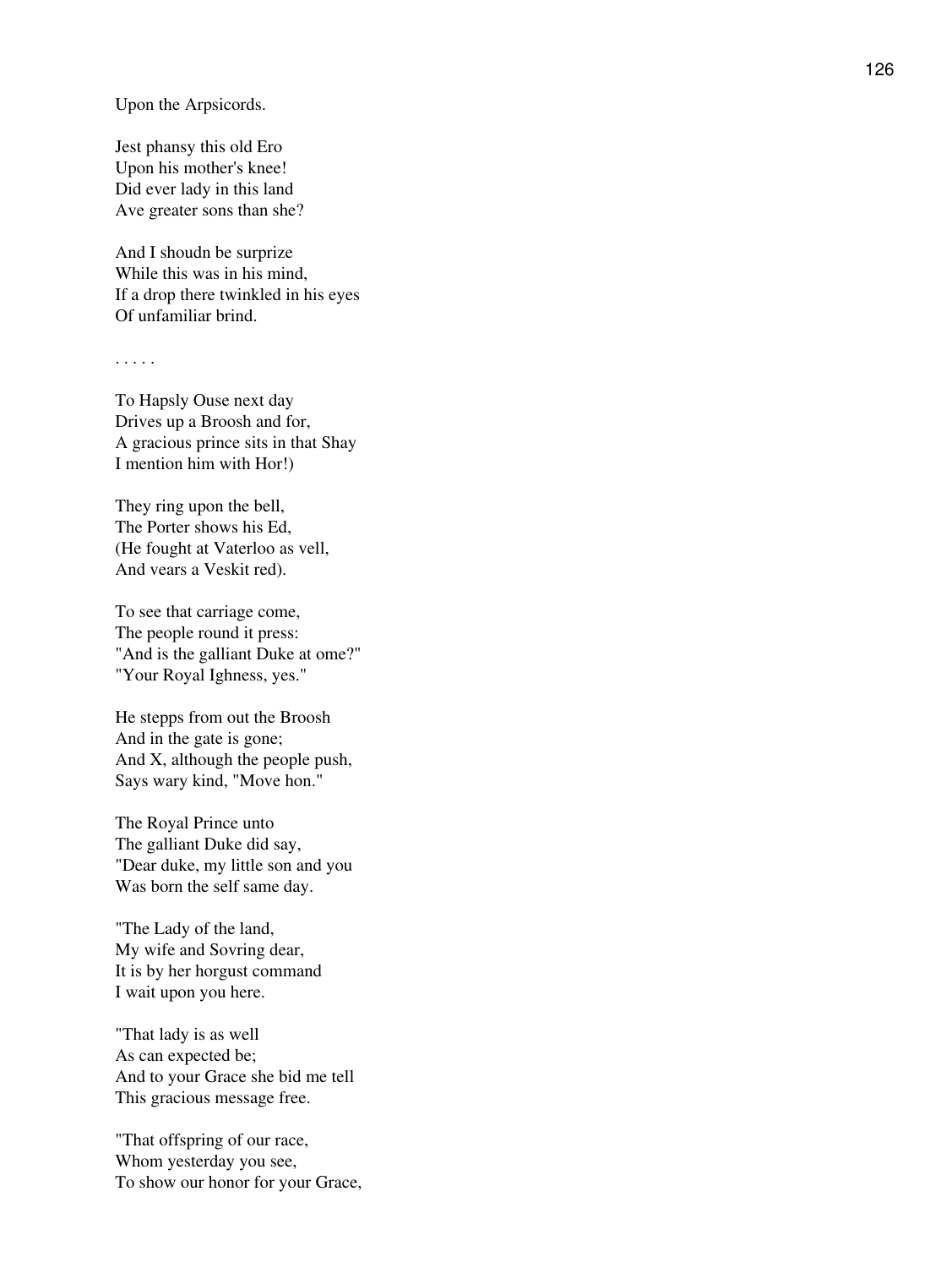Upon the Arpsicords.

Jest phansy this old Ero
Upon his mother's knee!
Did ever lady in this land
Ave greater sons than she?

And I shoudn be surprize
While this was in his mind,
If a drop there twinkled in his eyes
Of unfamiliar brind.

. . . . .

To Hapsly Ouse next day
Drives up a Broosh and for,
A gracious prince sits in that Shay
I mention him with Hor!)

They ring upon the bell,
The Porter shows his Ed,
(He fought at Vaterloo as vell,
And vears a Veskit red).

To see that carriage come,
The people round it press:
"And is the galliant Duke at ome?"
"Your Royal Ighness, yes."

He stepps from out the Broosh
And in the gate is gone;
And X, although the people push,
Says wary kind, "Move hon."

The Royal Prince unto
The galliant Duke did say,
"Dear duke, my little son and you
Was born the self same day.

"The Lady of the land,
My wife and Sovring dear,
It is by her horgust command
I wait upon you here.

"That lady is as well
As can expected be;
And to your Grace she bid me tell
This gracious message free.

"That offspring of our race,
Whom yesterday you see,
To show our honor for your Grace,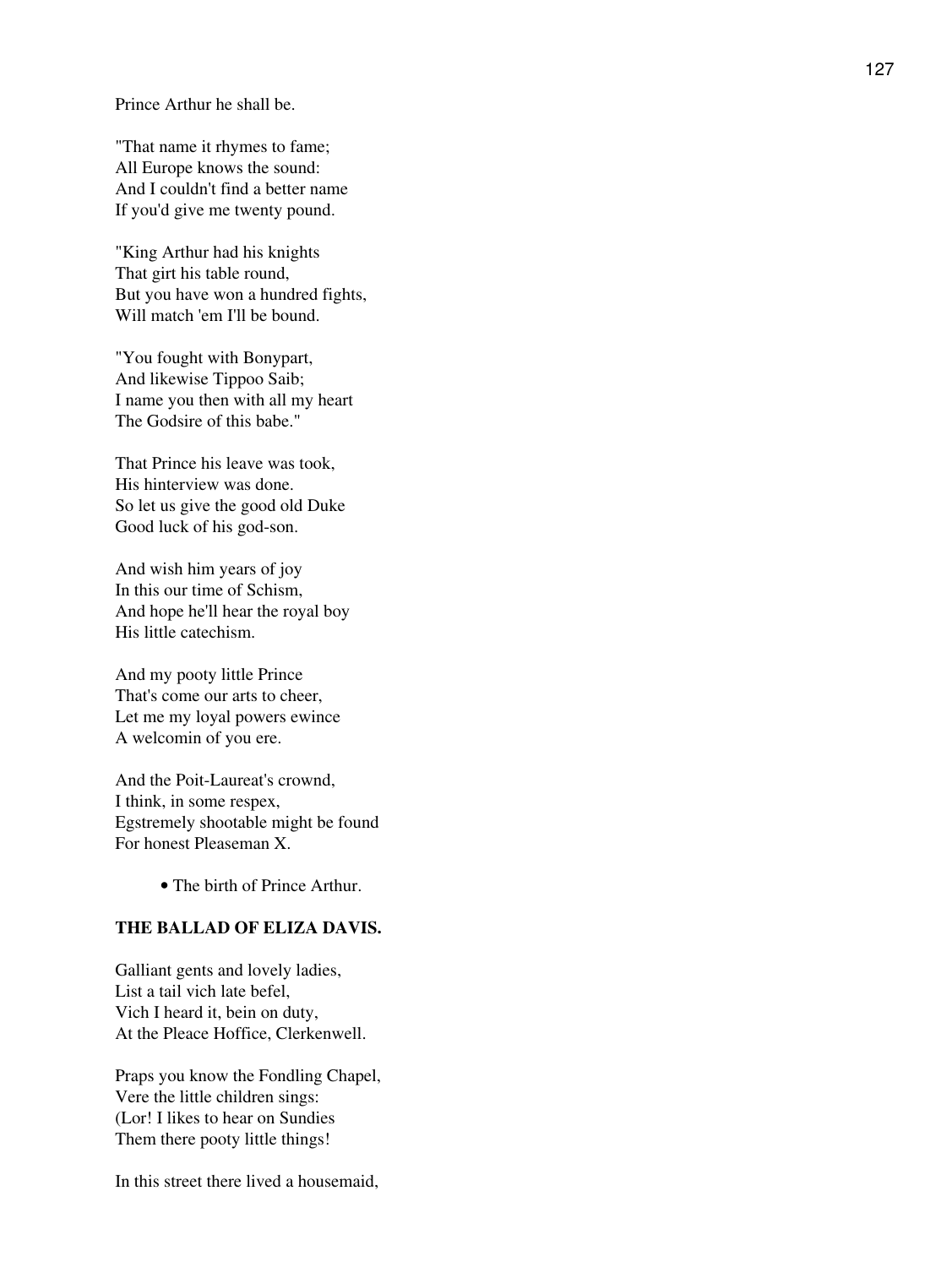Prince Arthur he shall be.

"That name it rhymes to fame;
All Europe knows the sound:
And I couldn't find a better name
If you'd give me twenty pound.

"King Arthur had his knights
That girt his table round,
But you have won a hundred fights,
Will match 'em I'll be bound.

"You fought with Bonypart,
And likewise Tippoo Saib;
I name you then with all my heart
The Godsire of this babe."

That Prince his leave was took,
His hinterview was done.
So let us give the good old Duke
Good luck of his god-son.

And wish him years of joy
In this our time of Schism,
And hope he'll hear the royal boy
His little catechism.

And my pooty little Prince
That's come our arts to cheer,
Let me my loyal powers ewince
A welcomin of you ere.

And the Poit-Laureat's crownd,
I think, in some respex,
Egstremely shootable might be found
For honest Pleaseman X.

- The birth of Prince Arthur.

**THE BALLAD OF ELIZA DAVIS.**

Galliant gents and lovely ladies,
List a tail vich late befel,
Vich I heard it, bein on duty,
At the Pleace Hoffice, Clerkenwell.

Praps you know the Fondling Chapel,
Vere the little children sings:
(Lor! I likes to hear on Sundies
Them there pooty little things!

In this street there lived a housemaid,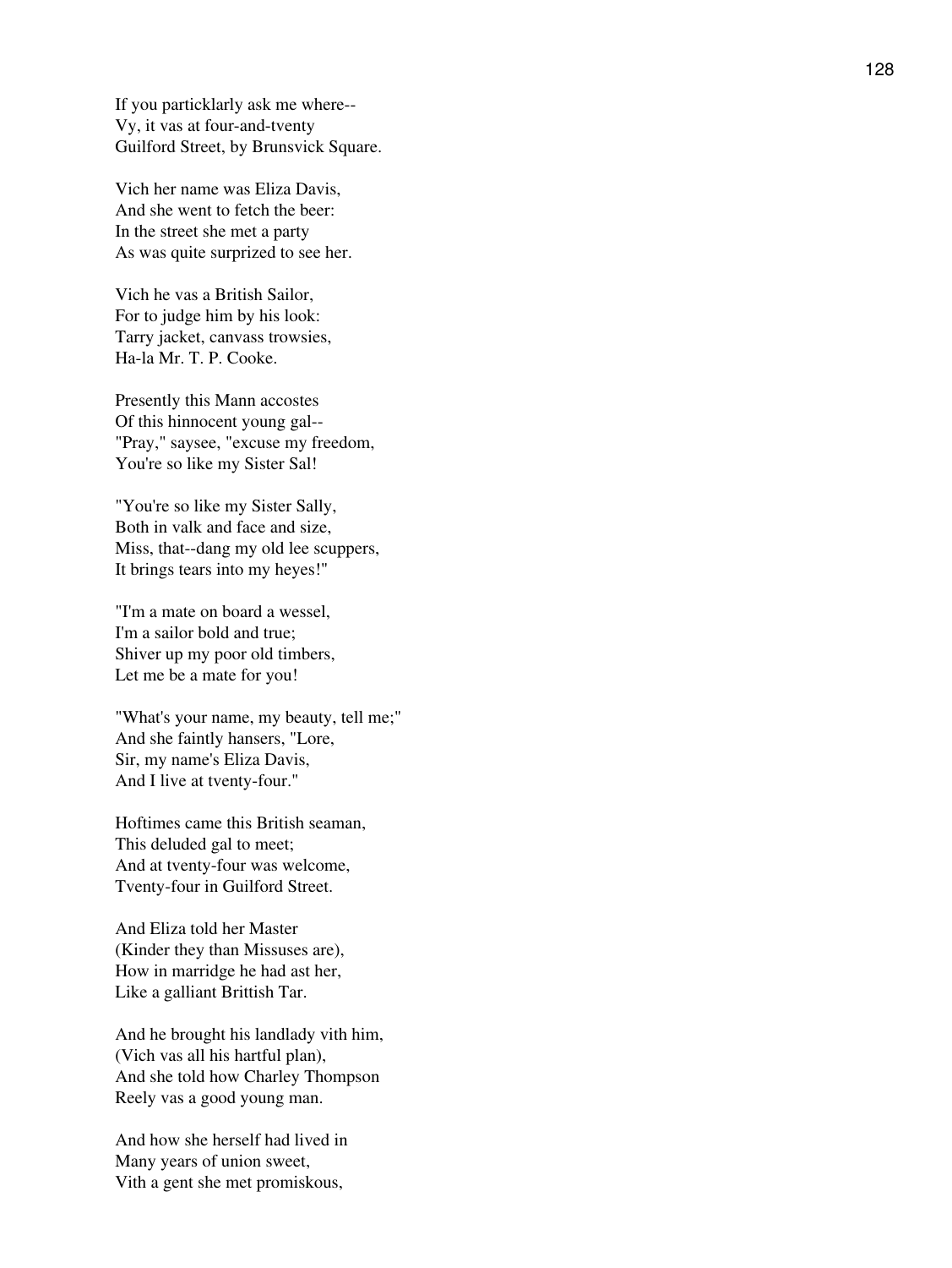If you particklarly ask me where--  
Vy, it vas at four-and-tventy  
Guilford Street, by Brunsvick Square.

Vich her name was Eliza Davis,  
And she went to fetch the beer:  
In the street she met a party  
As was quite surprized to see her.

Vich he vas a British Sailor,  
For to judge him by his look:  
Tarry jacket, canvass trowsies,  
Ha-la Mr. T. P. Cooke.

Presently this Mann accostes  
Of this hinnocent young gal--  
"Pray," saysee, "excuse my freedom,  
You're so like my Sister Sal!

"You're so like my Sister Sally,  
Both in valk and face and size,  
Miss, that--dang my old lee scuppers,  
It brings tears into my heyes!"

"I'm a mate on board a wessel,  
I'm a sailor bold and true;  
Shiver up my poor old timbers,  
Let me be a mate for you!

"What's your name, my beauty, tell me;"  
And she faintly hansers, "Lore,  
Sir, my name's Eliza Davis,  
And I live at tventy-four."

Hoftimes came this British seaman,  
This deluded gal to meet;  
And at tventy-four was welcome,  
Tventy-four in Guilford Street.

And Eliza told her Master  
(Kinder they than Missuses are),  
How in marridge he had ast her,  
Like a galliant Brittish Tar.

And he brought his landlady vith him,  
(Vich vas all his hartful plan),  
And she told how Charley Thompson  
Reely vas a good young man.

And how she herself had lived in  
Many years of union sweet,  
Vith a gent she met promiskous,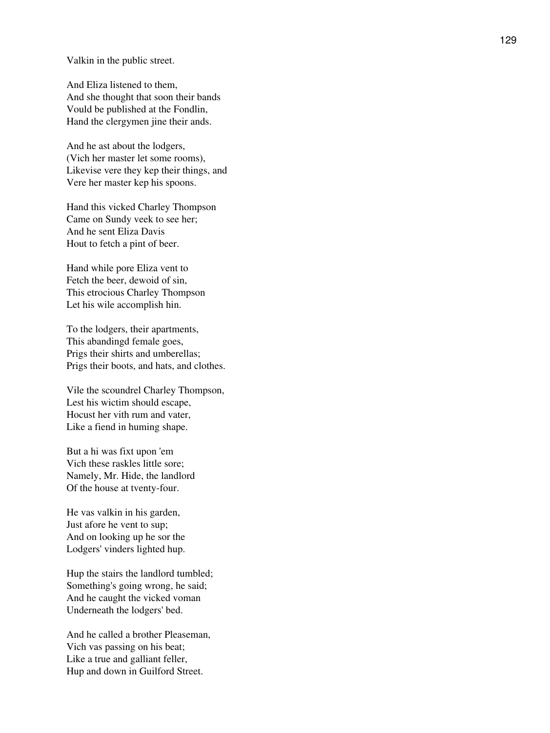Valkin in the public street.

And Eliza listened to them,
And she thought that soon their bands
Vould be published at the Fondlin,
Hand the clergymen jine their ands.

And he ast about the lodgers,
(Vich her master let some rooms),
Likevise vere they kep their things, and
Vere her master kep his spoons.

Hand this vicked Charley Thompson
Came on Sundy veek to see her;
And he sent Eliza Davis
Hout to fetch a pint of beer.

Hand while pore Eliza vent to
Fetch the beer, dewoid of sin,
This etrocious Charley Thompson
Let his wile accomplish hin.

To the lodgers, their apartments,
This abandingd female goes,
Prigs their shirts and umberellas;
Prigs their boots, and hats, and clothes.

Vile the scoundrel Charley Thompson,
Lest his wictim should escape,
Hocust her vith rum and vater,
Like a fiend in huming shape.

But a hi was fixt upon 'em
Vich these raskles little sore;
Namely, Mr. Hide, the landlord
Of the house at tventy-four.

He vas valkin in his garden,
Just afore he vent to sup;
And on looking up he sor the
Lodgers' vinders lighted hup.

Hup the stairs the landlord tumbled;
Something's going wrong, he said;
And he caught the vicked voman
Underneath the lodgers' bed.

And he called a brother Pleaseman,
Vich vas passing on his beat;
Like a true and galliant feller,
Hup and down in Guilford Street.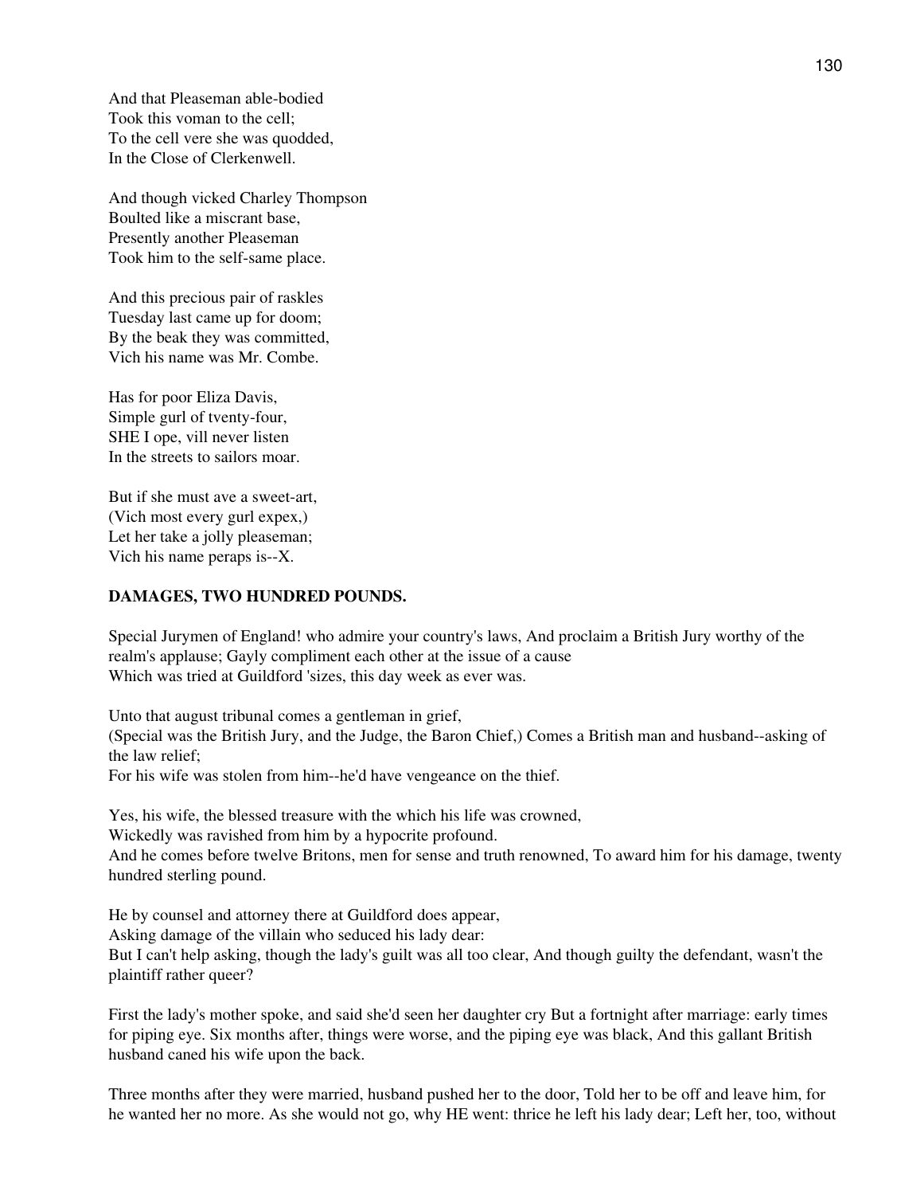And that Pleaseman able-bodied
Took this voman to the cell;
To the cell vere she was quodded,
In the Close of Clerkenwell.

And though vicked Charley Thompson
Boulted like a miscrant base,
Presently another Pleaseman
Took him to the self-same place.

And this precious pair of raskles
Tuesday last came up for doom;
By the beak they was committed,
Vich his name was Mr. Combe.

Has for poor Eliza Davis,
Simple gurl of tventy-four,
SHE I ope, vill never listen
In the streets to sailors moar.

But if she must ave a sweet-art,
(Vich most every gurl expex,)
Let her take a jolly pleaseman;
Vich his name peraps is--X.

**DAMAGES, TWO HUNDRED POUNDS.**

Special Jurymen of England! who admire your country's laws, And proclaim a British Jury worthy of the realm's applause; Gayly compliment each other at the issue of a cause
Which was tried at Guildford 'sizes, this day week as ever was.

Unto that august tribunal comes a gentleman in grief,
(Special was the British Jury, and the Judge, the Baron Chief,) Comes a British man and husband--asking of the law relief;
For his wife was stolen from him--he'd have vengeance on the thief.

Yes, his wife, the blessed treasure with the which his life was crowned,
Wickedly was ravished from him by a hypocrite profound.
And he comes before twelve Britons, men for sense and truth renowned, To award him for his damage, twenty hundred sterling pound.

He by counsel and attorney there at Guildford does appear,
Asking damage of the villain who seduced his lady dear:
But I can't help asking, though the lady's guilt was all too clear, And though guilty the defendant, wasn't the plaintiff rather queer?

First the lady's mother spoke, and said she'd seen her daughter cry But a fortnight after marriage: early times for piping eye. Six months after, things were worse, and the piping eye was black, And this gallant British husband caned his wife upon the back.

Three months after they were married, husband pushed her to the door, Told her to be off and leave him, for he wanted her no more. As she would not go, why HE went: thrice he left his lady dear; Left her, too, without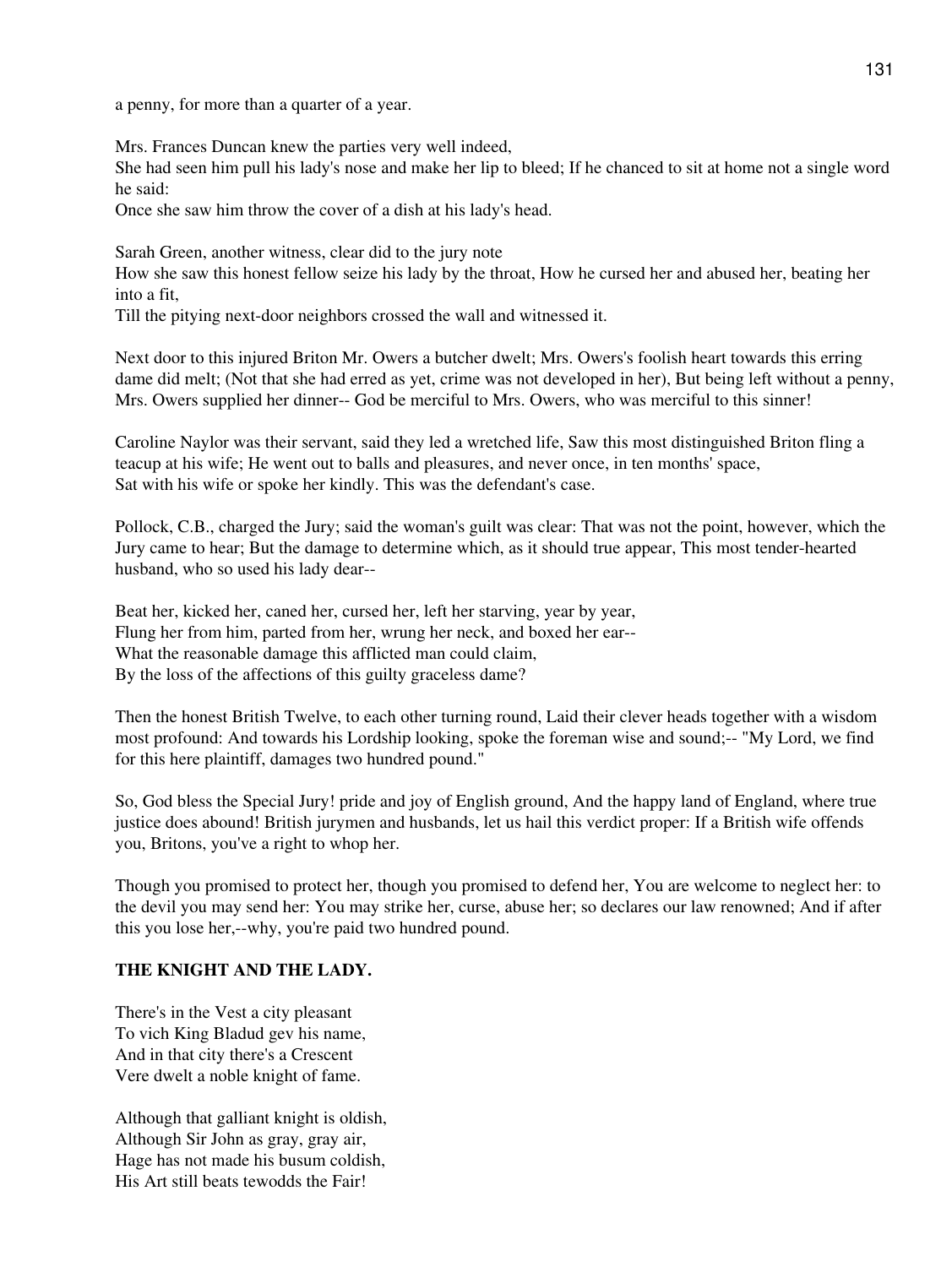a penny, for more than a quarter of a year.

Mrs. Frances Duncan knew the parties very well indeed,
She had seen him pull his lady's nose and make her lip to bleed; If he chanced to sit at home not a single word he said:
Once she saw him throw the cover of a dish at his lady's head.

Sarah Green, another witness, clear did to the jury note
How she saw this honest fellow seize his lady by the throat, How he cursed her and abused her, beating her into a fit,
Till the pitying next-door neighbors crossed the wall and witnessed it.

Next door to this injured Briton Mr. Owers a butcher dwelt; Mrs. Owers's foolish heart towards this erring dame did melt; (Not that she had erred as yet, crime was not developed in her), But being left without a penny, Mrs. Owers supplied her dinner-- God be merciful to Mrs. Owers, who was merciful to this sinner!

Caroline Naylor was their servant, said they led a wretched life, Saw this most distinguished Briton fling a teacup at his wife; He went out to balls and pleasures, and never once, in ten months' space,
Sat with his wife or spoke her kindly. This was the defendant's case.

Pollock, C.B., charged the Jury; said the woman's guilt was clear: That was not the point, however, which the Jury came to hear; But the damage to determine which, as it should true appear, This most tender-hearted husband, who so used his lady dear--

Beat her, kicked her, caned her, cursed her, left her starving, year by year,
Flung her from him, parted from her, wrung her neck, and boxed her ear--
What the reasonable damage this afflicted man could claim,
By the loss of the affections of this guilty graceless dame?

Then the honest British Twelve, to each other turning round, Laid their clever heads together with a wisdom most profound: And towards his Lordship looking, spoke the foreman wise and sound;-- "My Lord, we find for this here plaintiff, damages two hundred pound."

So, God bless the Special Jury! pride and joy of English ground, And the happy land of England, where true justice does abound! British jurymen and husbands, let us hail this verdict proper: If a British wife offends you, Britons, you've a right to whop her.

Though you promised to protect her, though you promised to defend her, You are welcome to neglect her: to the devil you may send her: You may strike her, curse, abuse her; so declares our law renowned; And if after this you lose her,--why, you're paid two hundred pound.

**THE KNIGHT AND THE LADY.**

There's in the Vest a city pleasant
To vich King Bladud gev his name,
And in that city there's a Crescent
Vere dwelt a noble knight of fame.

Although that galliant knight is oldish,
Although Sir John as gray, gray air,
Hage has not made his busum coldish,
His Art still beats tewodds the Fair!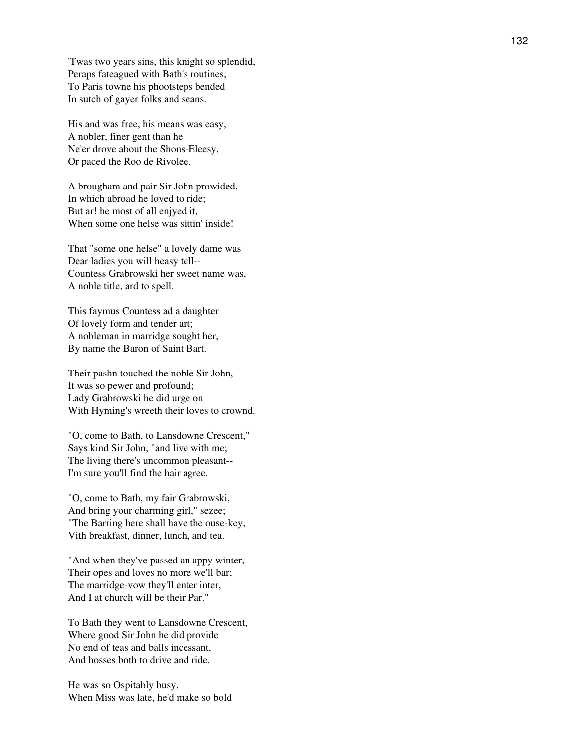'Twas two years sins, this knight so splendid,
Peraps fateagued with Bath's routines,
To Paris towne his phootsteps bended
In sutch of gayer folks and seans.

His and was free, his means was easy,
A nobler, finer gent than he
Ne'er drove about the Shons-Eleesy,
Or paced the Roo de Rivolee.

A brougham and pair Sir John prowided,
In which abroad he loved to ride;
But ar! he most of all enjyed it,
When some one helse was sittin' inside!

That "some one helse" a lovely dame was
Dear ladies you will heasy tell--
Countess Grabrowski her sweet name was,
A noble title, ard to spell.

This faymus Countess ad a daughter
Of lovely form and tender art;
A nobleman in marridge sought her,
By name the Baron of Saint Bart.

Their pashn touched the noble Sir John,
It was so pewer and profound;
Lady Grabrowski he did urge on
With Hyming's wreeth their loves to crownd.

"O, come to Bath, to Lansdowne Crescent,"
Says kind Sir John, "and live with me;
The living there's uncommon pleasant--
I'm sure you'll find the hair agree.

"O, come to Bath, my fair Grabrowski,
And bring your charming girl," sezee;
"The Barring here shall have the ouse-key,
Vith breakfast, dinner, lunch, and tea.

"And when they've passed an appy winter,
Their opes and loves no more we'll bar;
The marridge-vow they'll enter inter,
And I at church will be their Par."

To Bath they went to Lansdowne Crescent,
Where good Sir John he did provide
No end of teas and balls incessant,
And hosses both to drive and ride.

He was so Ospitably busy,
When Miss was late, he'd make so bold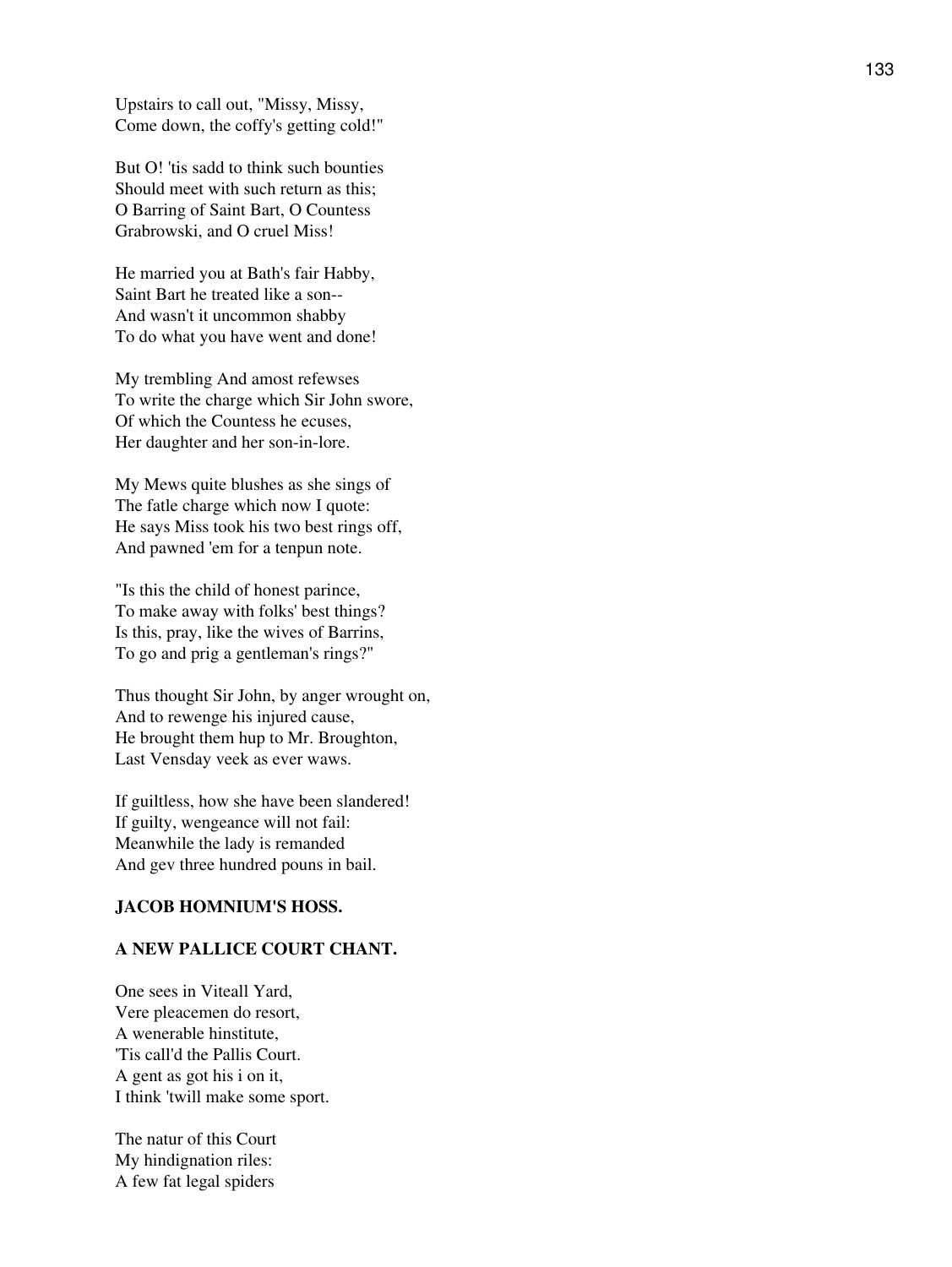Upstairs to call out, "Missy, Missy,
Come down, the coffy's getting cold!"

But O! 'tis sadd to think such bounties
Should meet with such return as this;
O Barring of Saint Bart, O Countess
Grabrowski, and O cruel Miss!

He married you at Bath's fair Habby,
Saint Bart he treated like a son--
And wasn't it uncommon shabby
To do what you have went and done!

My trembling And amost refewses
To write the charge which Sir John swore,
Of which the Countess he ecuses,
Her daughter and her son-in-lore.

My Mews quite blushes as she sings of
The fatle charge which now I quote:
He says Miss took his two best rings off,
And pawned 'em for a tenpun note.

"Is this the child of honest parince,
To make away with folks' best things?
Is this, pray, like the wives of Barrins,
To go and prig a gentleman's rings?"

Thus thought Sir John, by anger wrought on,
And to rewenge his injured cause,
He brought them hup to Mr. Broughton,
Last Vensday veek as ever waws.

If guiltless, how she have been slandered!
If guilty, wengeance will not fail:
Meanwhile the lady is remanded
And gev three hundred pouns in bail.

## JACOB HOMNIUM'S HOSS.

### A NEW PALLICE COURT CHANT.

One sees in Viteall Yard,
Vere pleacemen do resort,
A wenerable hinstitute,
'Tis call'd the Pallis Court.
A gent as got his i on it,
I think 'twill make some sport.

The natur of this Court
My hindignation riles:
A few fat legal spiders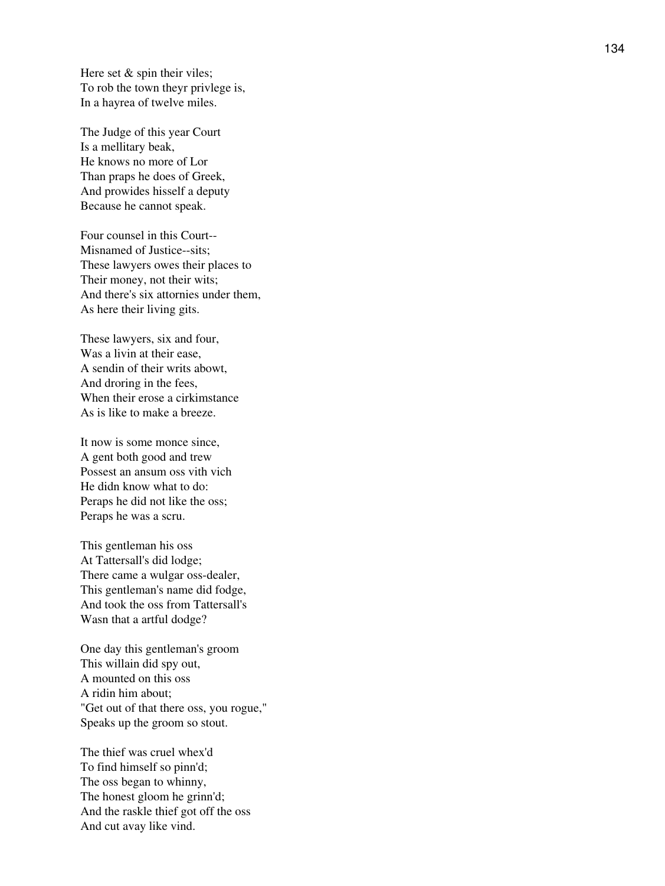Here set & spin their viles;
To rob the town theyr privlege is,
In a hayrea of twelve miles.

The Judge of this year Court
Is a mellitary beak,
He knows no more of Lor
Than praps he does of Greek,
And prowides hisself a deputy
Because he cannot speak.

Four counsel in this Court--
Misnamed of Justice--sits;
These lawyers owes their places to
Their money, not their wits;
And there's six attornies under them,
As here their living gits.

These lawyers, six and four,
Was a livin at their ease,
A sendin of their writs abowt,
And droring in the fees,
When their erose a cirkimstance
As is like to make a breeze.

It now is some monce since,
A gent both good and trew
Possest an ansum oss vith vich
He didn know what to do:
Peraps he did not like the oss;
Peraps he was a scru.

This gentleman his oss
At Tattersall's did lodge;
There came a wulgar oss-dealer,
This gentleman's name did fodge,
And took the oss from Tattersall's
Wasn that a artful dodge?

One day this gentleman's groom
This willain did spy out,
A mounted on this oss
A ridin him about;
"Get out of that there oss, you rogue,"
Speaks up the groom so stout.

The thief was cruel whex'd
To find himself so pinn'd;
The oss began to whinny,
The honest gloom he grinn'd;
And the raskle thief got off the oss
And cut avay like vind.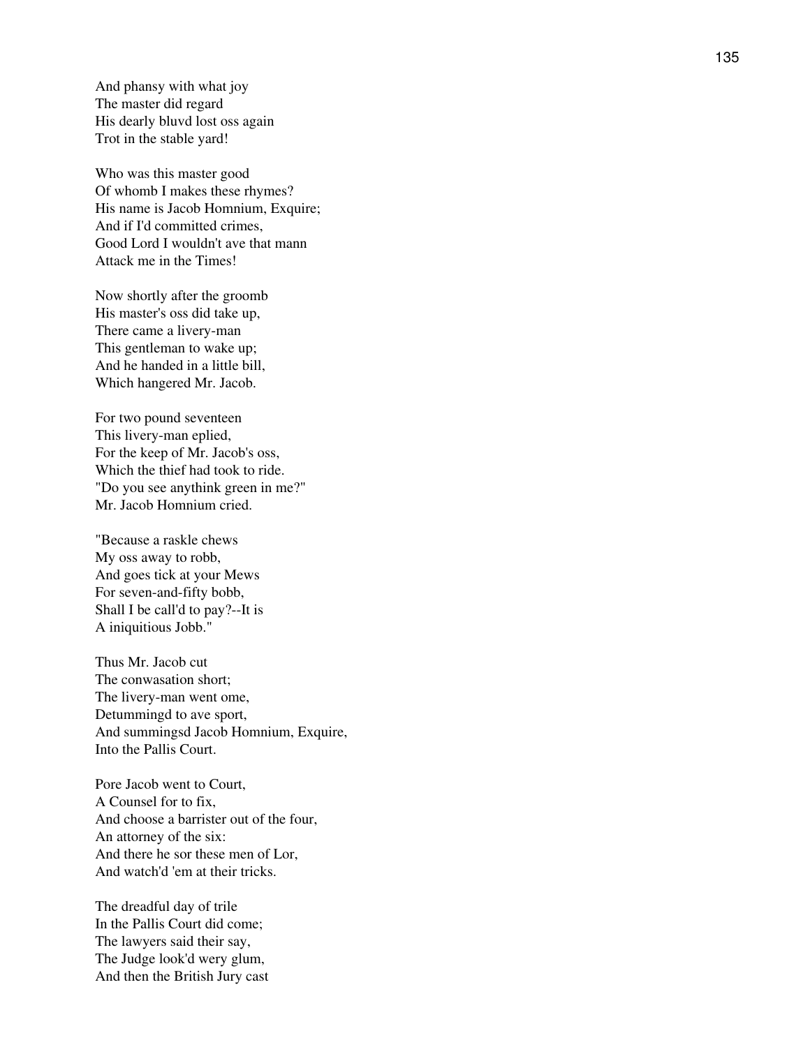And phansy with what joy
The master did regard
His dearly bluvd lost oss again
Trot in the stable yard!

Who was this master good
Of whomb I makes these rhymes?
His name is Jacob Homnium, Exquire;
And if I'd committed crimes,
Good Lord I wouldn't ave that mann
Attack me in the Times!

Now shortly after the groomb
His master's oss did take up,
There came a livery-man
This gentleman to wake up;
And he handed in a little bill,
Which hangered Mr. Jacob.

For two pound seventeen
This livery-man eplied,
For the keep of Mr. Jacob's oss,
Which the thief had took to ride.
"Do you see anythink green in me?"
Mr. Jacob Homnium cried.

"Because a raskle chews
My oss away to robb,
And goes tick at your Mews
For seven-and-fifty bobb,
Shall I be call'd to pay?--It is
A iniquitious Jobb."

Thus Mr. Jacob cut
The conwasation short;
The livery-man went ome,
Detummingd to ave sport,
And summingsd Jacob Homnium, Exquire,
Into the Pallis Court.

Pore Jacob went to Court,
A Counsel for to fix,
And choose a barrister out of the four,
An attorney of the six:
And there he sor these men of Lor,
And watch'd 'em at their tricks.

The dreadful day of trile
In the Pallis Court did come;
The lawyers said their say,
The Judge look'd wery glum,
And then the British Jury cast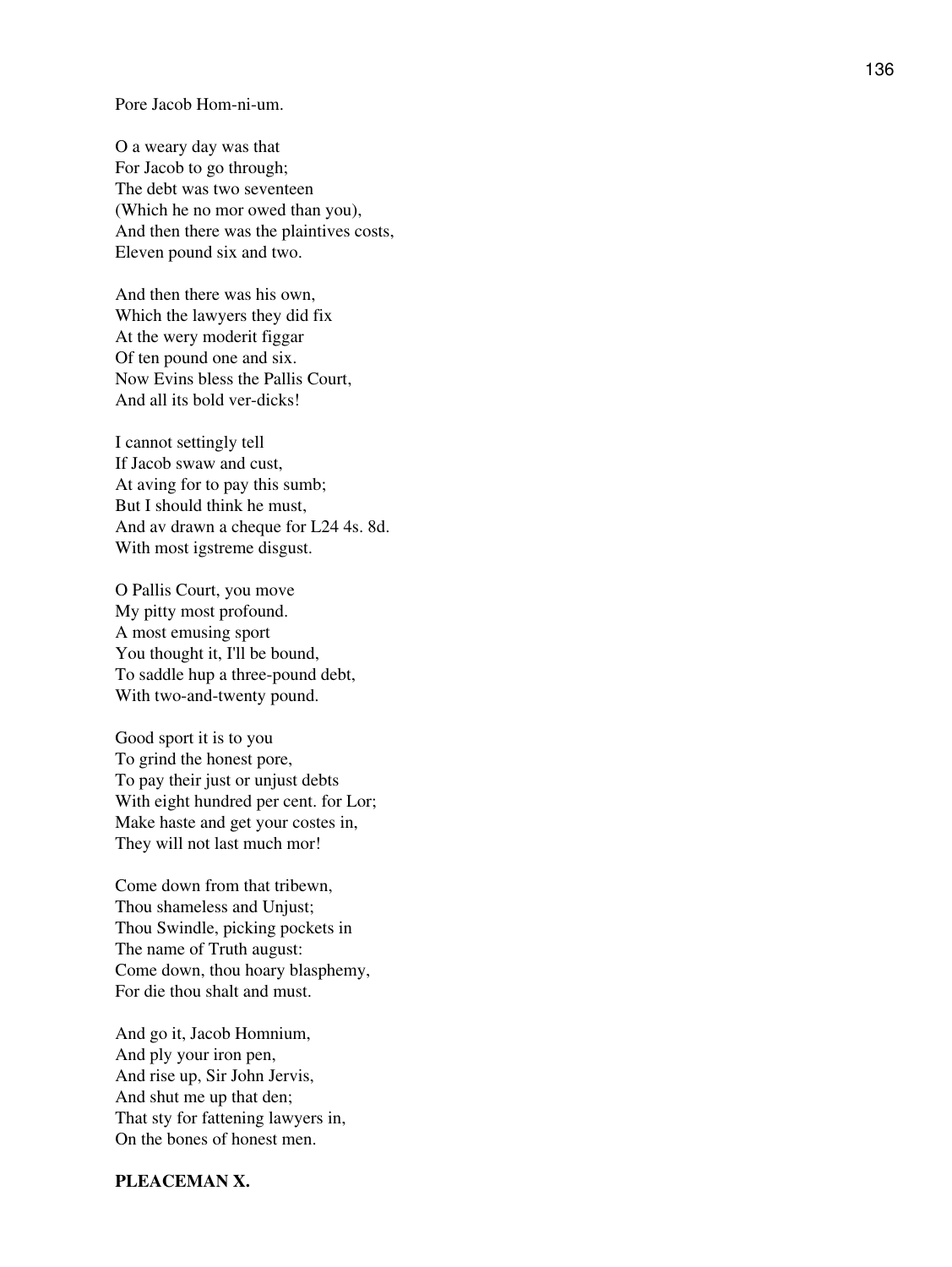Pore Jacob Hom-ni-um.

O a weary day was that  
For Jacob to go through;  
The debt was two seventeen  
(Which he no mor owed than you),  
And then there was the plaintives costs,  
Eleven pound six and two.

And then there was his own,  
Which the lawyers they did fix  
At the wery moderit figgar  
Of ten pound one and six.  
Now Evins bless the Pallis Court,  
And all its bold ver-dicks!

I cannot settingly tell  
If Jacob swaw and cust,  
At aving for to pay this sumb;  
But I should think he must,  
And av drawn a cheque for L24 4s. 8d.  
With most igstreme disgust.

O Pallis Court, you move  
My pitty most profound.  
A most emusing sport  
You thought it, I'll be bound,  
To saddle hup a three-pound debt,  
With two-and-twenty pound.

Good sport it is to you  
To grind the honest pore,  
To pay their just or unjust debts  
With eight hundred per cent. for Lor;  
Make haste and get your costes in,  
They will not last much mor!

Come down from that tribewn,  
Thou shameless and Unjust;  
Thou Swindle, picking pockets in  
The name of Truth august:  
Come down, thou hoary blasphemy,  
For die thou shalt and must.

And go it, Jacob Homnium,  
And ply your iron pen,  
And rise up, Sir John Jervis,  
And shut me up that den;  
That sty for fattening lawyers in,  
On the bones of honest men.

**PLEACEMAN X.**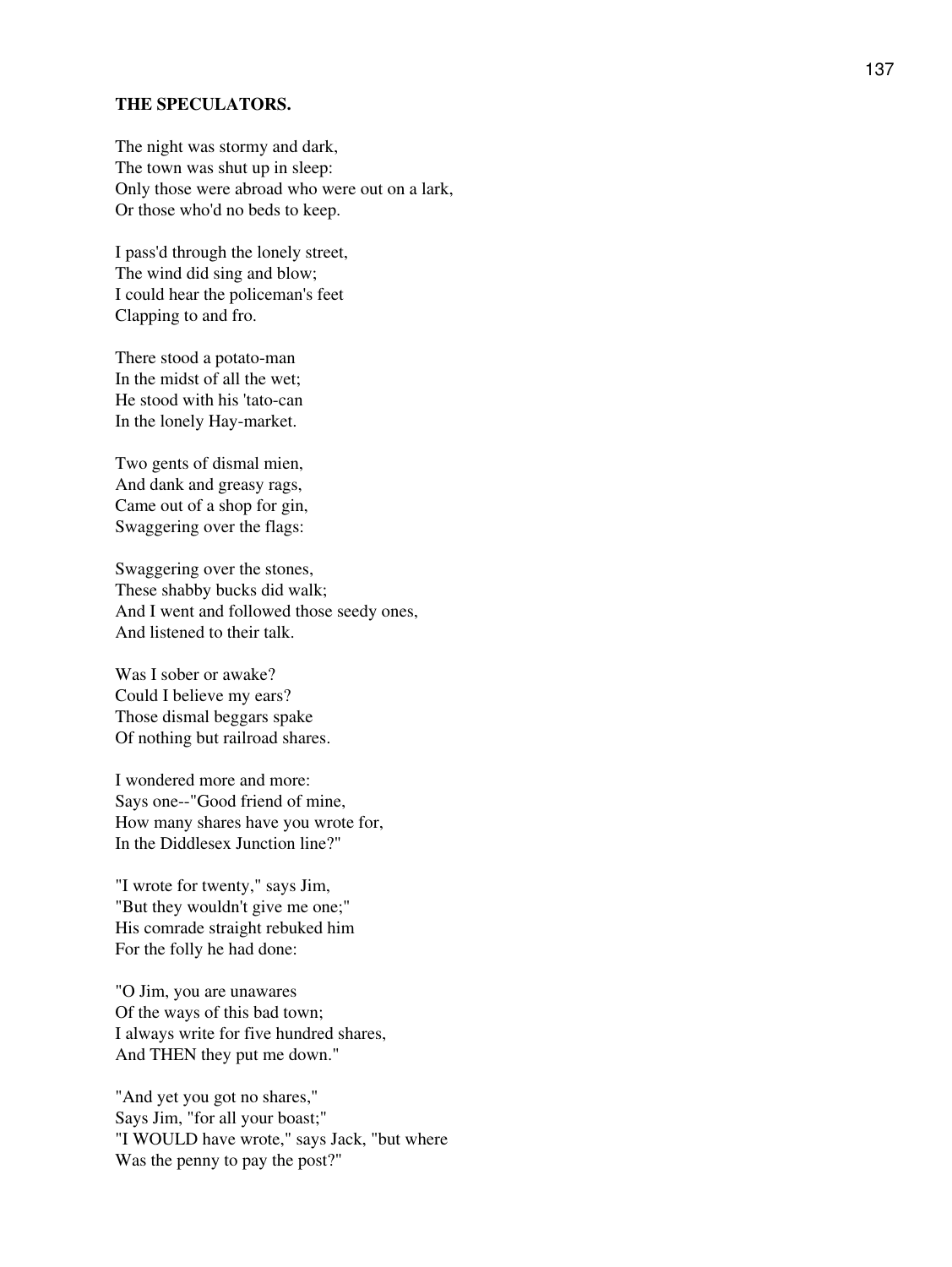### THE SPECULATORS.

The night was stormy and dark,  
The town was shut up in sleep:  
Only those were abroad who were out on a lark,  
Or those who'd no beds to keep.

I pass'd through the lonely street,  
The wind did sing and blow;  
I could hear the policeman's feet  
Clapping to and fro.

There stood a potato-man  
In the midst of all the wet;  
He stood with his 'tato-can  
In the lonely Hay-market.

Two gents of dismal mien,  
And dank and greasy rags,  
Came out of a shop for gin,  
Swaggering over the flags:

Swaggering over the stones,  
These shabby bucks did walk;  
And I went and followed those seedy ones,  
And listened to their talk.

Was I sober or awake?  
Could I believe my ears?  
Those dismal beggars spake  
Of nothing but railroad shares.

I wondered more and more:  
Says one--"Good friend of mine,  
How many shares have you wrote for,  
In the Diddlesex Junction line?"

"I wrote for twenty," says Jim,  
"But they wouldn't give me one;"  
His comrade straight rebuked him  
For the folly he had done:

"O Jim, you are unawares  
Of the ways of this bad town;  
I always write for five hundred shares,  
And THEN they put me down."

"And yet you got no shares,"  
Says Jim, "for all your boast;"  
"I WOULD have wrote," says Jack, "but where  
Was the penny to pay the post?"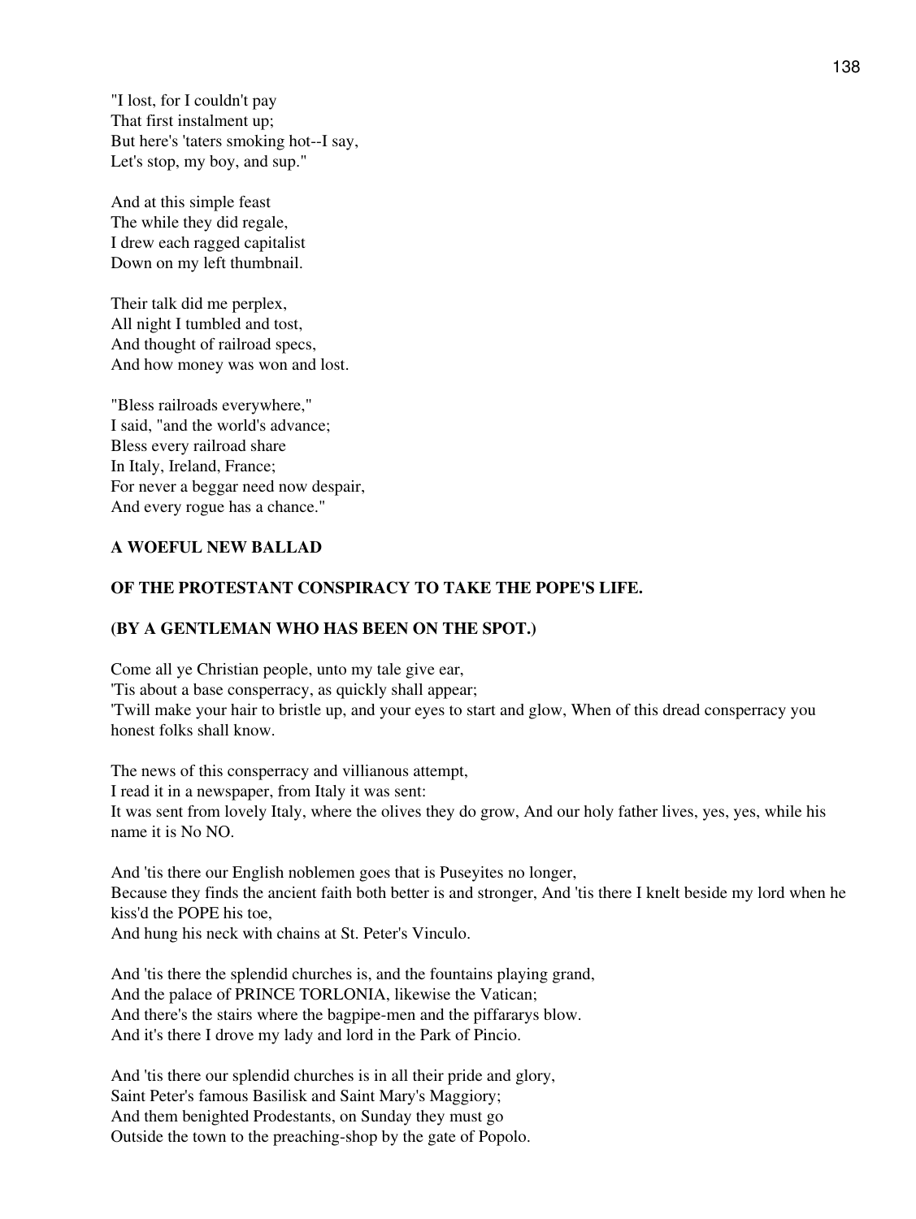"I lost, for I couldn't pay
That first instalment up;
But here's 'taters smoking hot--I say,
Let's stop, my boy, and sup."

And at this simple feast
The while they did regale,
I drew each ragged capitalist
Down on my left thumbnail.

Their talk did me perplex,
All night I tumbled and tost,
And thought of railroad specs,
And how money was won and lost.

"Bless railroads everywhere,"
I said, "and the world's advance;
Bless every railroad share
In Italy, Ireland, France;
For never a beggar need now despair,
And every rogue has a chance."

**A WOEFUL NEW BALLAD**

**OF THE PROTESTANT CONSPIRACY TO TAKE THE POPE'S LIFE.**

**(BY A GENTLEMAN WHO HAS BEEN ON THE SPOT.)**

Come all ye Christian people, unto my tale give ear,
'Tis about a base consperracy, as quickly shall appear;
'Twill make your hair to bristle up, and your eyes to start and glow, When of this dread consperracy you honest folks shall know.

The news of this consperracy and villianous attempt,
I read it in a newspaper, from Italy it was sent:
It was sent from lovely Italy, where the olives they do grow, And our holy father lives, yes, yes, while his name it is No NO.

And 'tis there our English noblemen goes that is Puseyites no longer,
Because they finds the ancient faith both better is and stronger, And 'tis there I knelt beside my lord when he kiss'd the POPE his toe,
And hung his neck with chains at St. Peter's Vinculo.

And 'tis there the splendid churches is, and the fountains playing grand,
And the palace of PRINCE TORLONIA, likewise the Vatican;
And there's the stairs where the bagpipe-men and the piffararys blow.
And it's there I drove my lady and lord in the Park of Pincio.

And 'tis there our splendid churches is in all their pride and glory,
Saint Peter's famous Basilisk and Saint Mary's Maggiory;
And them benighted Prodestants, on Sunday they must go
Outside the town to the preaching-shop by the gate of Popolo.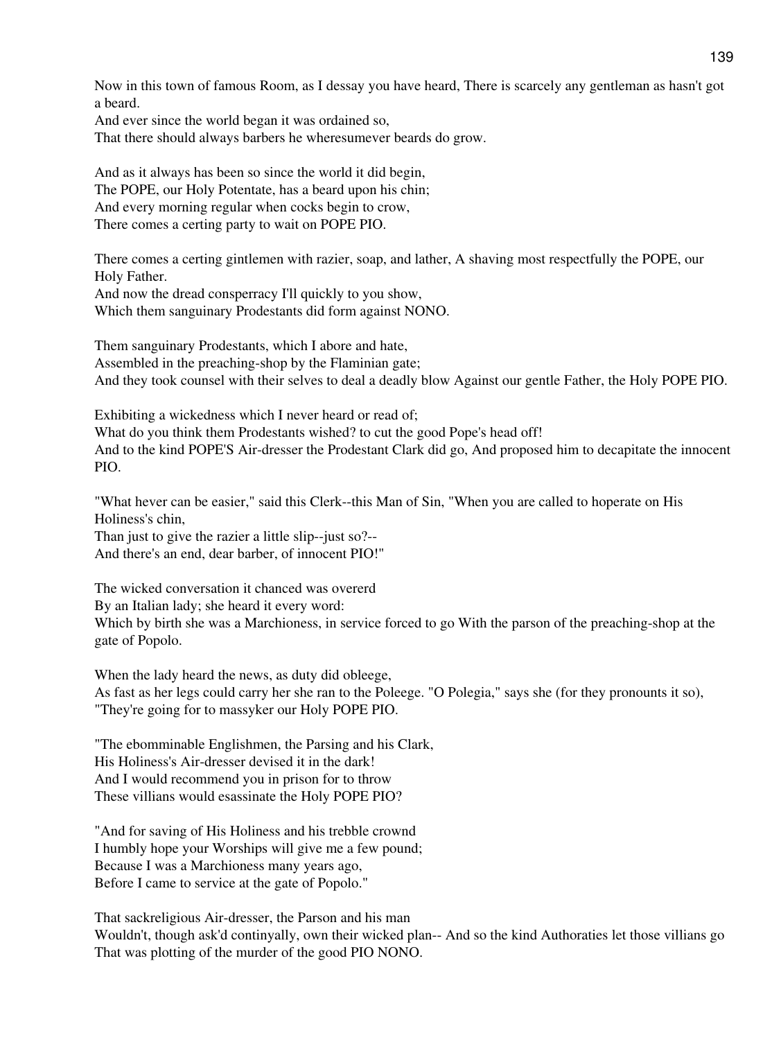Now in this town of famous Room, as I dessay you have heard, There is scarcely any gentleman as hasn't got a beard.
And ever since the world began it was ordained so,
That there should always barbers he wheresumever beards do grow.

And as it always has been so since the world it did begin,
The POPE, our Holy Potentate, has a beard upon his chin;
And every morning regular when cocks begin to crow,
There comes a certing party to wait on POPE PIO.

There comes a certing gintlemen with razier, soap, and lather, A shaving most respectfully the POPE, our Holy Father.
And now the dread consperracy I'll quickly to you show,
Which them sanguinary Prodestants did form against NONO.

Them sanguinary Prodestants, which I abore and hate,
Assembled in the preaching-shop by the Flaminian gate;
And they took counsel with their selves to deal a deadly blow Against our gentle Father, the Holy POPE PIO.

Exhibiting a wickedness which I never heard or read of;
What do you think them Prodestants wished? to cut the good Pope's head off!
And to the kind POPE'S Air-dresser the Prodestant Clark did go, And proposed him to decapitate the innocent PIO.

"What hever can be easier," said this Clerk--this Man of Sin, "When you are called to hoperate on His Holiness's chin,
Than just to give the razier a little slip--just so?--
And there's an end, dear barber, of innocent PIO!"

The wicked conversation it chanced was overerd
By an Italian lady; she heard it every word:
Which by birth she was a Marchioness, in service forced to go With the parson of the preaching-shop at the gate of Popolo.

When the lady heard the news, as duty did obleege,
As fast as her legs could carry her she ran to the Poleege. "O Polegia," says she (for they pronounts it so),
"They're going for to massyker our Holy POPE PIO.

"The ebomminable Englishmen, the Parsing and his Clark,
His Holiness's Air-dresser devised it in the dark!
And I would recommend you in prison for to throw
These villians would esassinate the Holy POPE PIO?

"And for saving of His Holiness and his trebble crownd
I humbly hope your Worships will give me a few pound;
Because I was a Marchioness many years ago,
Before I came to service at the gate of Popolo."

That sackreligious Air-dresser, the Parson and his man
Wouldn't, though ask'd continyally, own their wicked plan-- And so the kind Authoraties let those villians go
That was plotting of the murder of the good PIO NONO.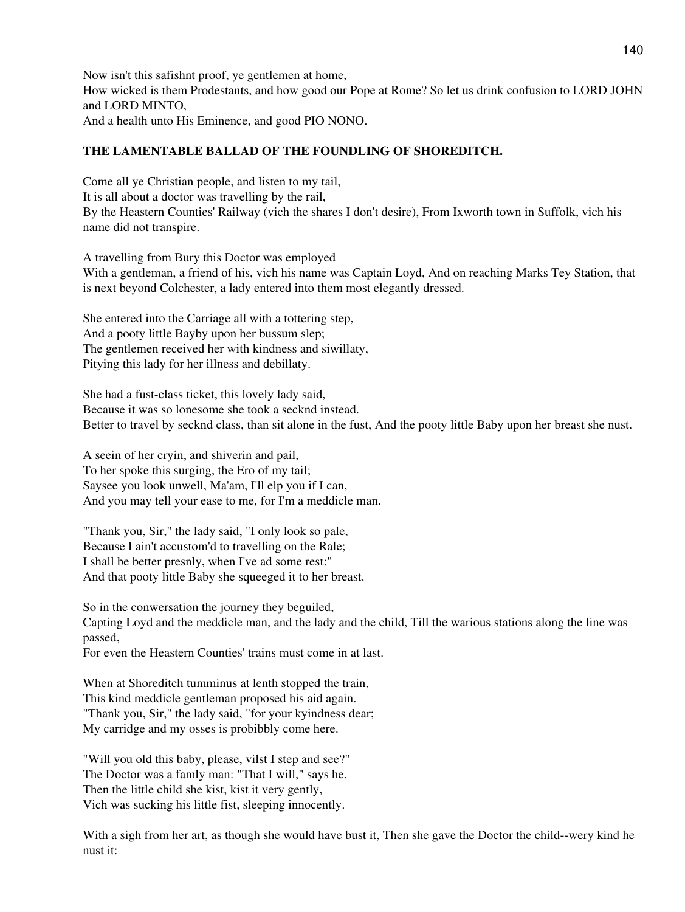Now isn't this safishnt proof, ye gentlemen at home,
How wicked is them Prodestants, and how good our Pope at Rome? So let us drink confusion to LORD JOHN and LORD MINTO,
And a health unto His Eminence, and good PIO NONO.

**THE LAMENTABLE BALLAD OF THE FOUNDLING OF SHOREDITCH.**

Come all ye Christian people, and listen to my tail,
It is all about a doctor was travelling by the rail,
By the Heastern Counties' Railway (vich the shares I don't desire), From Ixworth town in Suffolk, vich his name did not transpire.

A travelling from Bury this Doctor was employed
With a gentleman, a friend of his, vich his name was Captain Loyd, And on reaching Marks Tey Station, that is next beyond Colchester, a lady entered into them most elegantly dressed.

She entered into the Carriage all with a tottering step,
And a pooty little Bayby upon her bussum slep;
The gentlemen received her with kindness and siwillaty,
Pitying this lady for her illness and debillaty.

She had a fust-class ticket, this lovely lady said,
Because it was so lonesome she took a secknd instead.
Better to travel by secknd class, than sit alone in the fust, And the pooty little Baby upon her breast she nust.

A seein of her cryin, and shiverin and pail,
To her spoke this surging, the Ero of my tail;
Saysee you look unwell, Ma'am, I'll elp you if I can,
And you may tell your ease to me, for I'm a meddicle man.

"Thank you, Sir," the lady said, "I only look so pale,
Because I ain't accustom'd to travelling on the Rale;
I shall be better presnly, when I've ad some rest:"
And that pooty little Baby she squeeged it to her breast.

So in the conwersation the journey they beguiled,
Capting Loyd and the meddicle man, and the lady and the child, Till the warious stations along the line was passed,
For even the Heastern Counties' trains must come in at last.

When at Shoreditch tumminus at lenth stopped the train,
This kind meddicle gentleman proposed his aid again.
"Thank you, Sir," the lady said, "for your kyindness dear;
My carridge and my osses is probibbly come here.

"Will you old this baby, please, vilst I step and see?"
The Doctor was a famly man: "That I will," says he.
Then the little child she kist, kist it very gently,
Vich was sucking his little fist, sleeping innocently.

With a sigh from her art, as though she would have bust it, Then she gave the Doctor the child--wery kind he nust it: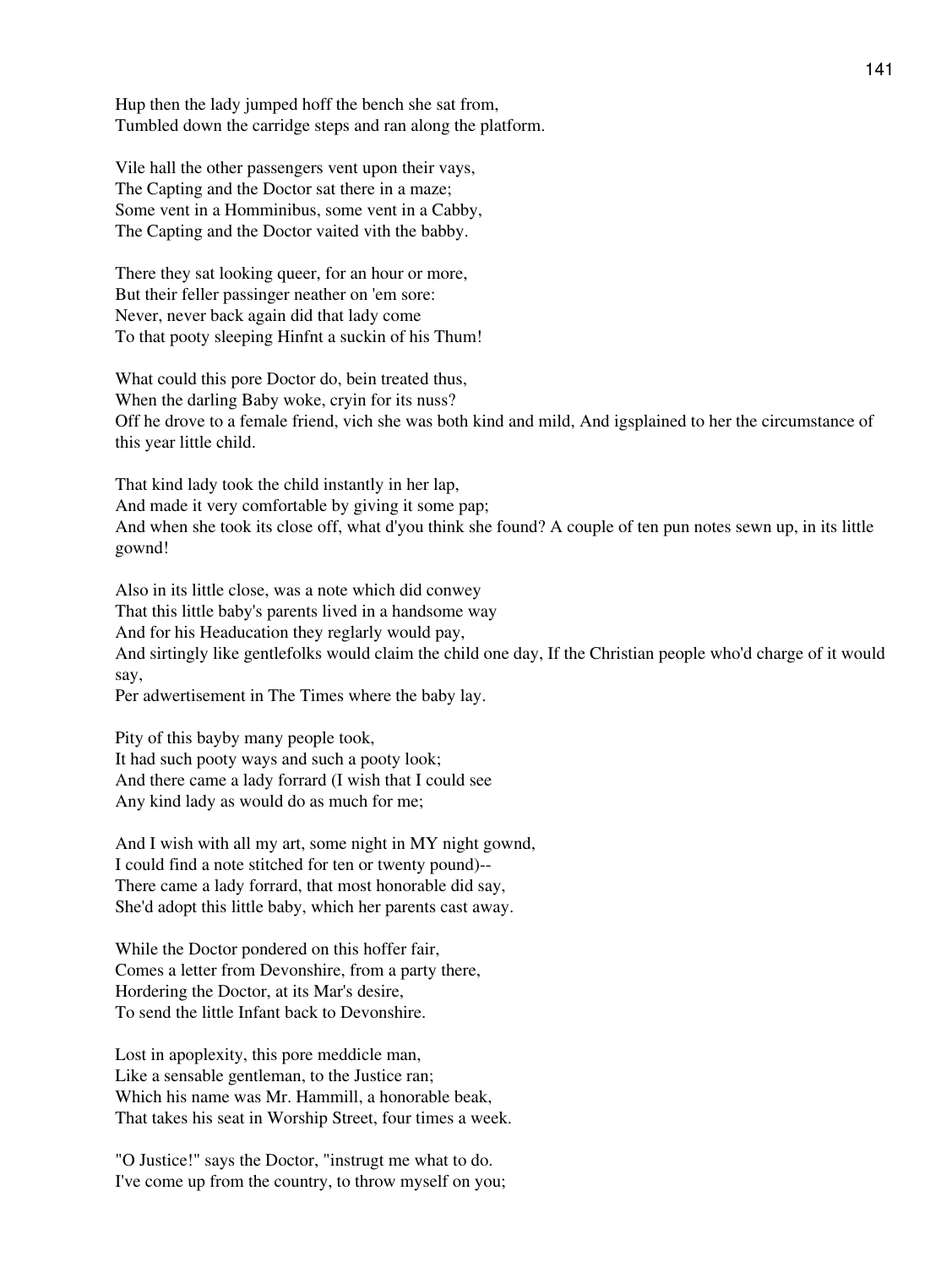Hup then the lady jumped hoff the bench she sat from,
Tumbled down the carridge steps and ran along the platform.

Vile hall the other passengers vent upon their vays,
The Capting and the Doctor sat there in a maze;
Some vent in a Homminibus, some vent in a Cabby,
The Capting and the Doctor vaited vith the babby.

There they sat looking queer, for an hour or more,
But their feller passinger neather on 'em sore:
Never, never back again did that lady come
To that pooty sleeping Hinfnt a suckin of his Thum!

What could this pore Doctor do, bein treated thus,
When the darling Baby woke, cryin for its nuss?
Off he drove to a female friend, vich she was both kind and mild, And igsplained to her the circumstance of this year little child.

That kind lady took the child instantly in her lap,
And made it very comfortable by giving it some pap;
And when she took its close off, what d'you think she found? A couple of ten pun notes sewn up, in its little gownd!

Also in its little close, was a note which did conwey
That this little baby's parents lived in a handsome way
And for his Headucation they reglarly would pay,
And sirtingly like gentlefolks would claim the child one day, If the Christian people who'd charge of it would say,
Per adwertisement in The Times where the baby lay.

Pity of this bayby many people took,
It had such pooty ways and such a pooty look;
And there came a lady forrard (I wish that I could see
Any kind lady as would do as much for me;

And I wish with all my art, some night in MY night gownd,
I could find a note stitched for ten or twenty pound)--
There came a lady forrard, that most honorable did say,
She'd adopt this little baby, which her parents cast away.

While the Doctor pondered on this hoffer fair,
Comes a letter from Devonshire, from a party there,
Hordering the Doctor, at its Mar's desire,
To send the little Infant back to Devonshire.

Lost in apoplexity, this pore meddicle man,
Like a sensable gentleman, to the Justice ran;
Which his name was Mr. Hammill, a honorable beak,
That takes his seat in Worship Street, four times a week.

"O Justice!" says the Doctor, "instrugt me what to do.
I've come up from the country, to throw myself on you;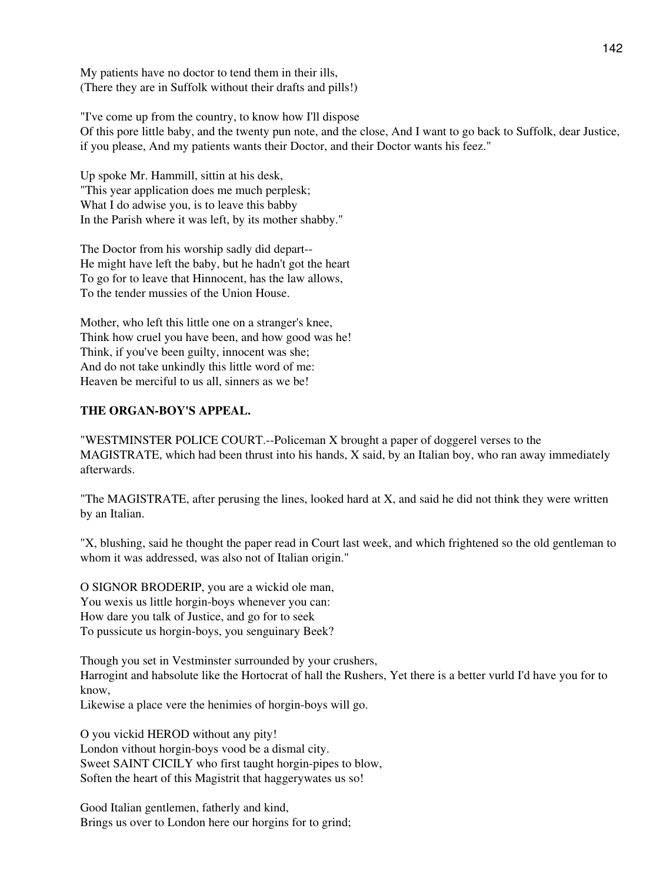My patients have no doctor to tend them in their ills,
(There they are in Suffolk without their drafts and pills!)

"I've come up from the country, to know how I'll dispose
Of this pore little baby, and the twenty pun note, and the close, And I want to go back to Suffolk, dear Justice, if you please, And my patients wants their Doctor, and their Doctor wants his feez."

Up spoke Mr. Hammill, sittin at his desk,
"This year application does me much perplesk;
What I do adwise you, is to leave this babby
In the Parish where it was left, by its mother shabby."

The Doctor from his worship sadly did depart--
He might have left the baby, but he hadn't got the heart
To go for to leave that Hinnocent, has the law allows,
To the tender mussies of the Union House.

Mother, who left this little one on a stranger's knee,
Think how cruel you have been, and how good was he!
Think, if you've been guilty, innocent was she;
And do not take unkindly this little word of me:
Heaven be merciful to us all, sinners as we be!

**THE ORGAN-BOY'S APPEAL.**

"WESTMINSTER POLICE COURT.--Policeman X brought a paper of doggerel verses to the MAGISTRATE, which had been thrust into his hands, X said, by an Italian boy, who ran away immediately afterwards.

"The MAGISTRATE, after perusing the lines, looked hard at X, and said he did not think they were written by an Italian.

"X, blushing, said he thought the paper read in Court last week, and which frightened so the old gentleman to whom it was addressed, was also not of Italian origin."

O SIGNOR BRODERIP, you are a wickid ole man,
You wexis us little horgin-boys whenever you can:
How dare you talk of Justice, and go for to seek
To pussicute us horgin-boys, you senguinary Beek?

Though you set in Vestminster surrounded by your crushers,
Harrogint and habsolute like the Hortocrat of hall the Rushers, Yet there is a better vurld I'd have you for to know,
Likewise a place vere the henimies of horgin-boys will go.

O you vickid HEROD without any pity!
London vithout horgin-boys vood be a dismal city.
Sweet SAINT CICILY who first taught horgin-pipes to blow,
Soften the heart of this Magistrit that haggerywates us so!

Good Italian gentlemen, fatherly and kind,
Brings us over to London here our horgins for to grind;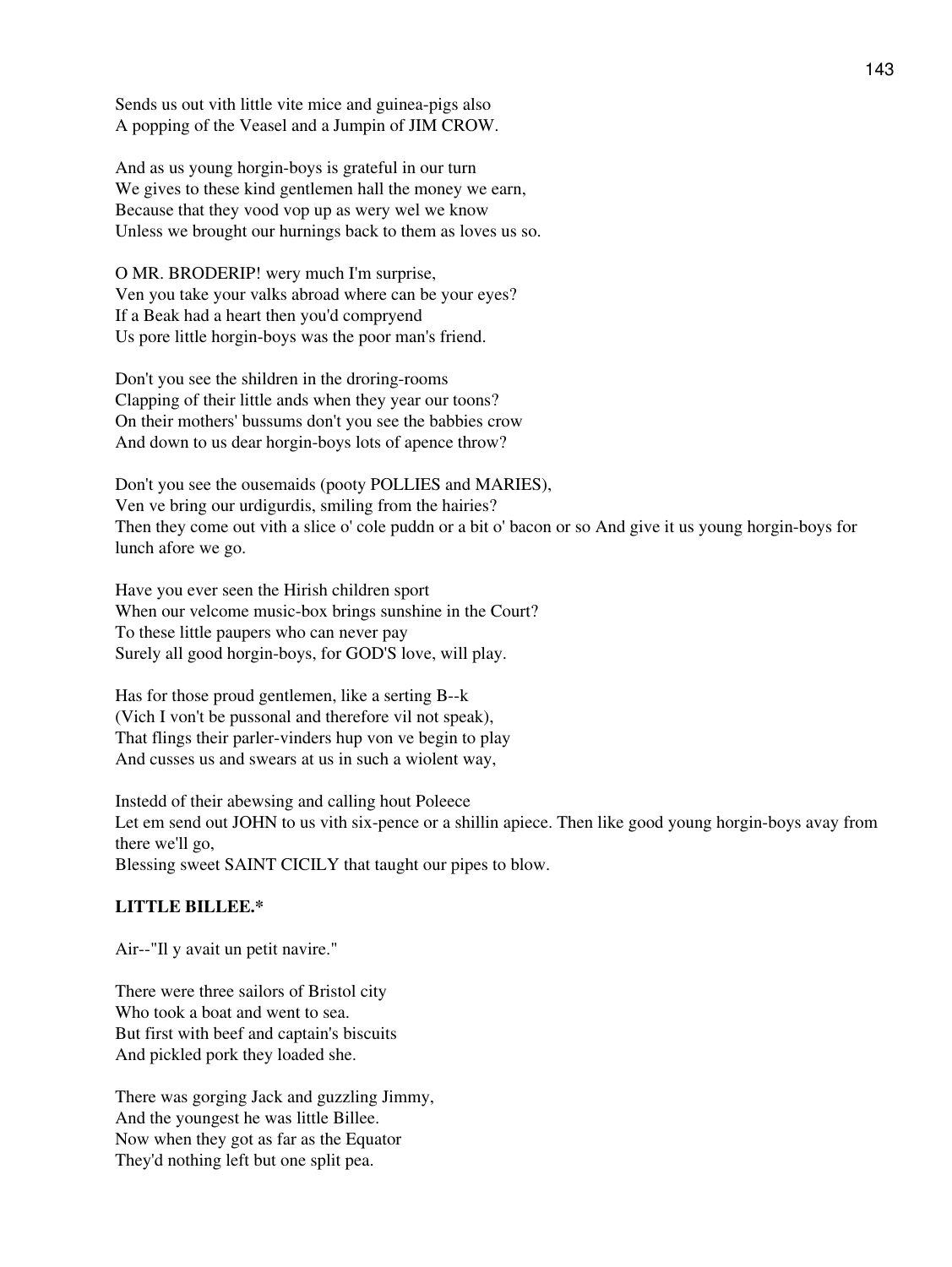Sends us out vith little vite mice and guinea-pigs also
A popping of the Veasel and a Jumpin of JIM CROW.

And as us young horgin-boys is grateful in our turn
We gives to these kind gentlemen hall the money we earn,
Because that they vood vop up as wery wel we know
Unless we brought our hurnings back to them as loves us so.

O MR. BRODERIP! wery much I'm surprise,
Ven you take your valks abroad where can be your eyes?
If a Beak had a heart then you'd compryend
Us pore little horgin-boys was the poor man's friend.

Don't you see the shildren in the droring-rooms
Clapping of their little ands when they year our toons?
On their mothers' bussums don't you see the babbies crow
And down to us dear horgin-boys lots of apence throw?

Don't you see the ousemaids (pooty POLLIES and MARIES),
Ven ve bring our urdigurdis, smiling from the hairies?
Then they come out vith a slice o' cole puddn or a bit o' bacon or so And give it us young horgin-boys for lunch afore we go.

Have you ever seen the Hirish children sport
When our velcome music-box brings sunshine in the Court?
To these little paupers who can never pay
Surely all good horgin-boys, for GOD'S love, will play.

Has for those proud gentlemen, like a serting B--k
(Vich I von't be pussonal and therefore vil not speak),
That flings their parler-vinders hup von ve begin to play
And cusses us and swears at us in such a wiolent way,

Instedd of their abewsing and calling hout Poleece
Let em send out JOHN to us vith six-pence or a shillin apiece. Then like good young horgin-boys avay from there we'll go,
Blessing sweet SAINT CICILY that taught our pipes to blow.

**LITTLE BILLEE.***

Air--"Il y avait un petit navire."

There were three sailors of Bristol city
Who took a boat and went to sea.
But first with beef and captain's biscuits
And pickled pork they loaded she.

There was gorging Jack and guzzling Jimmy,
And the youngest he was little Billee.
Now when they got as far as the Equator
They'd nothing left but one split pea.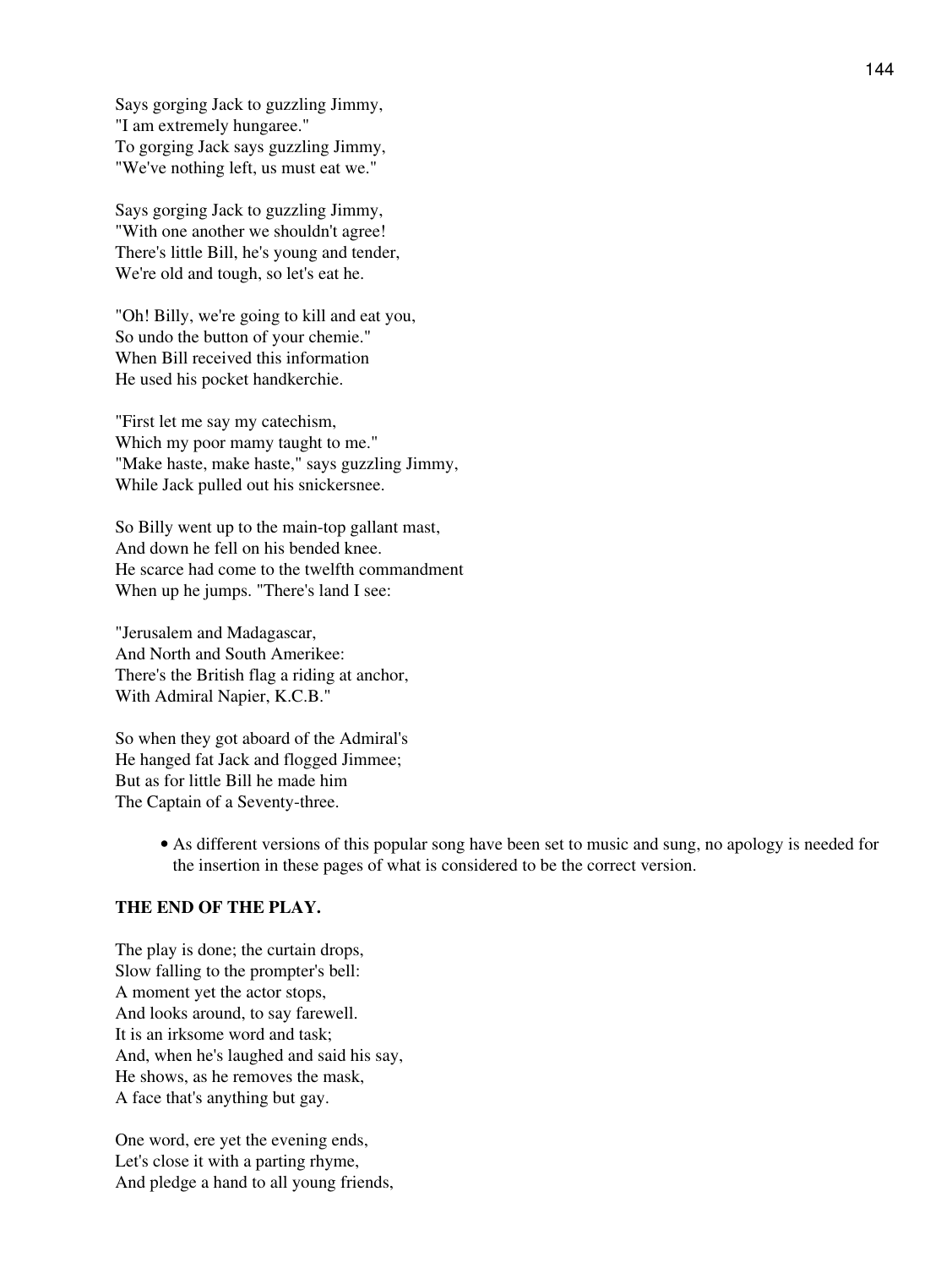Says gorging Jack to guzzling Jimmy,  
"I am extremely hungaree."  
To gorging Jack says guzzling Jimmy,  
"We've nothing left, us must eat we."

Says gorging Jack to guzzling Jimmy,  
"With one another we shouldn't agree!  
There's little Bill, he's young and tender,  
We're old and tough, so let's eat he.

"Oh! Billy, we're going to kill and eat you,  
So undo the button of your chemie."  
When Bill received this information  
He used his pocket handkerchie.

"First let me say my catechism,  
Which my poor mamy taught to me."  
"Make haste, make haste," says guzzling Jimmy,  
While Jack pulled out his snickersnee.

So Billy went up to the main-top gallant mast,  
And down he fell on his bended knee.  
He scarce had come to the twelfth commandment  
When up he jumps. "There's land I see:

"Jerusalem and Madagascar,  
And North and South Amerikee:  
There's the British flag a riding at anchor,  
With Admiral Napier, K.C.B."

So when they got aboard of the Admiral's  
He hanged fat Jack and flogged Jimmee;  
But as for little Bill he made him  
The Captain of a Seventy-three.

- As different versions of this popular song have been set to music and sung, no apology is needed for the insertion in these pages of what is considered to be the correct version.

**THE END OF THE PLAY.**

The play is done; the curtain drops,  
Slow falling to the prompter's bell:  
A moment yet the actor stops,  
And looks around, to say farewell.  
It is an irksome word and task;  
And, when he's laughed and said his say,  
He shows, as he removes the mask,  
A face that's anything but gay.

One word, ere yet the evening ends,  
Let's close it with a parting rhyme,  
And pledge a hand to all young friends,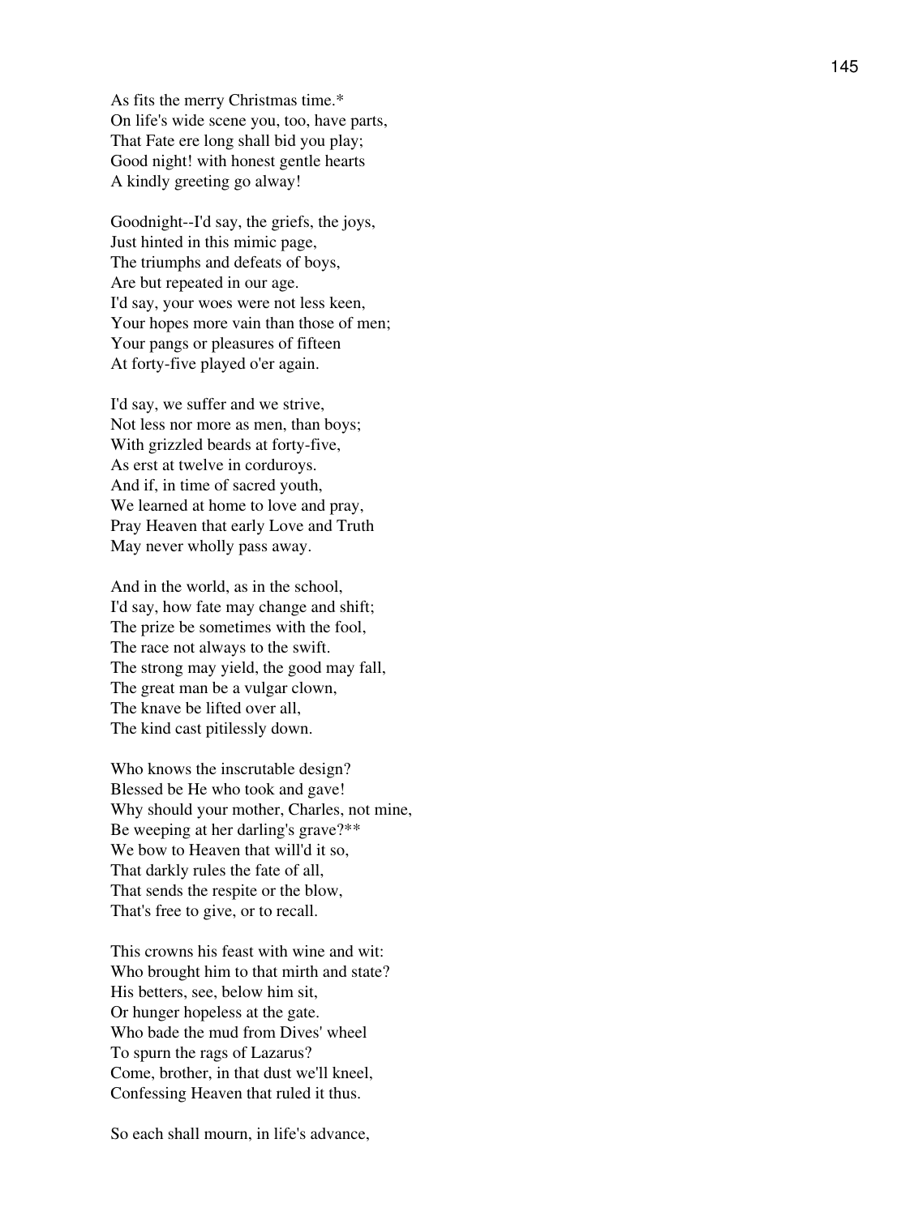As fits the merry Christmas time.*
On life's wide scene you, too, have parts,
That Fate ere long shall bid you play;
Good night! with honest gentle hearts
A kindly greeting go alway!

Goodnight--I'd say, the griefs, the joys,
Just hinted in this mimic page,
The triumphs and defeats of boys,
Are but repeated in our age.
I'd say, your woes were not less keen,
Your hopes more vain than those of men;
Your pangs or pleasures of fifteen
At forty-five played o'er again.

I'd say, we suffer and we strive,
Not less nor more as men, than boys;
With grizzled beards at forty-five,
As erst at twelve in corduroys.
And if, in time of sacred youth,
We learned at home to love and pray,
Pray Heaven that early Love and Truth
May never wholly pass away.

And in the world, as in the school,
I'd say, how fate may change and shift;
The prize be sometimes with the fool,
The race not always to the swift.
The strong may yield, the good may fall,
The great man be a vulgar clown,
The knave be lifted over all,
The kind cast pitilessly down.

Who knows the inscrutable design?
Blessed be He who took and gave!
Why should your mother, Charles, not mine,
Be weeping at her darling's grave?**
We bow to Heaven that will'd it so,
That darkly rules the fate of all,
That sends the respite or the blow,
That's free to give, or to recall.

This crowns his feast with wine and wit:
Who brought him to that mirth and state?
His betters, see, below him sit,
Or hunger hopeless at the gate.
Who bade the mud from Dives' wheel
To spurn the rags of Lazarus?
Come, brother, in that dust we'll kneel,
Confessing Heaven that ruled it thus.

So each shall mourn, in life's advance,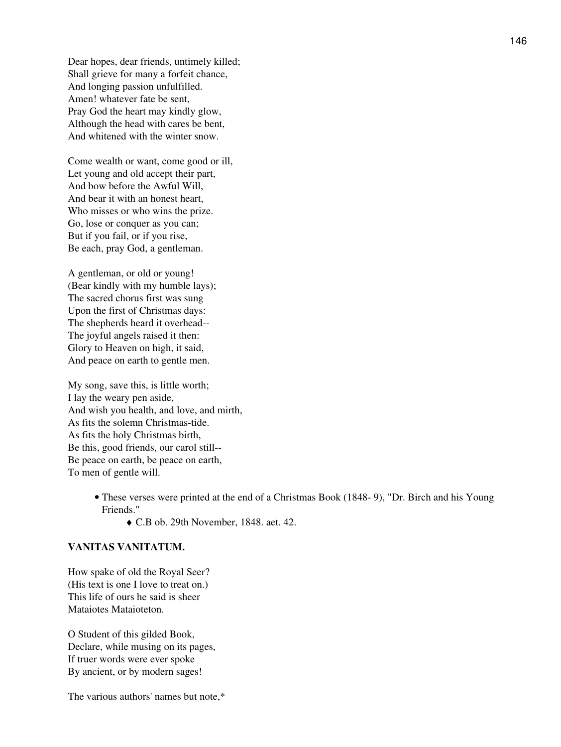Dear hopes, dear friends, untimely killed;
Shall grieve for many a forfeit chance,
And longing passion unfulfilled.
Amen! whatever fate be sent,
Pray God the heart may kindly glow,
Although the head with cares be bent,
And whitened with the winter snow.

Come wealth or want, come good or ill,
Let young and old accept their part,
And bow before the Awful Will,
And bear it with an honest heart,
Who misses or who wins the prize.
Go, lose or conquer as you can;
But if you fail, or if you rise,
Be each, pray God, a gentleman.

A gentleman, or old or young!
(Bear kindly with my humble lays);
The sacred chorus first was sung
Upon the first of Christmas days:
The shepherds heard it overhead--
The joyful angels raised it then:
Glory to Heaven on high, it said,
And peace on earth to gentle men.

My song, save this, is little worth;
I lay the weary pen aside,
And wish you health, and love, and mirth,
As fits the solemn Christmas-tide.
As fits the holy Christmas birth,
Be this, good friends, our carol still--
Be peace on earth, be peace on earth,
To men of gentle will.

- These verses were printed at the end of a Christmas Book (1848- 9), "Dr. Birch and his Young Friends."
    - C.B ob. 29th November, 1848. aet. 42.

**VANITAS VANITATUM.**

How spake of old the Royal Seer?
(His text is one I love to treat on.)
This life of ours he said is sheer
Mataiotes Mataioteton.

O Student of this gilded Book,
Declare, while musing on its pages,
If truer words were ever spoke
By ancient, or by modern sages!

The various authors' names but note,*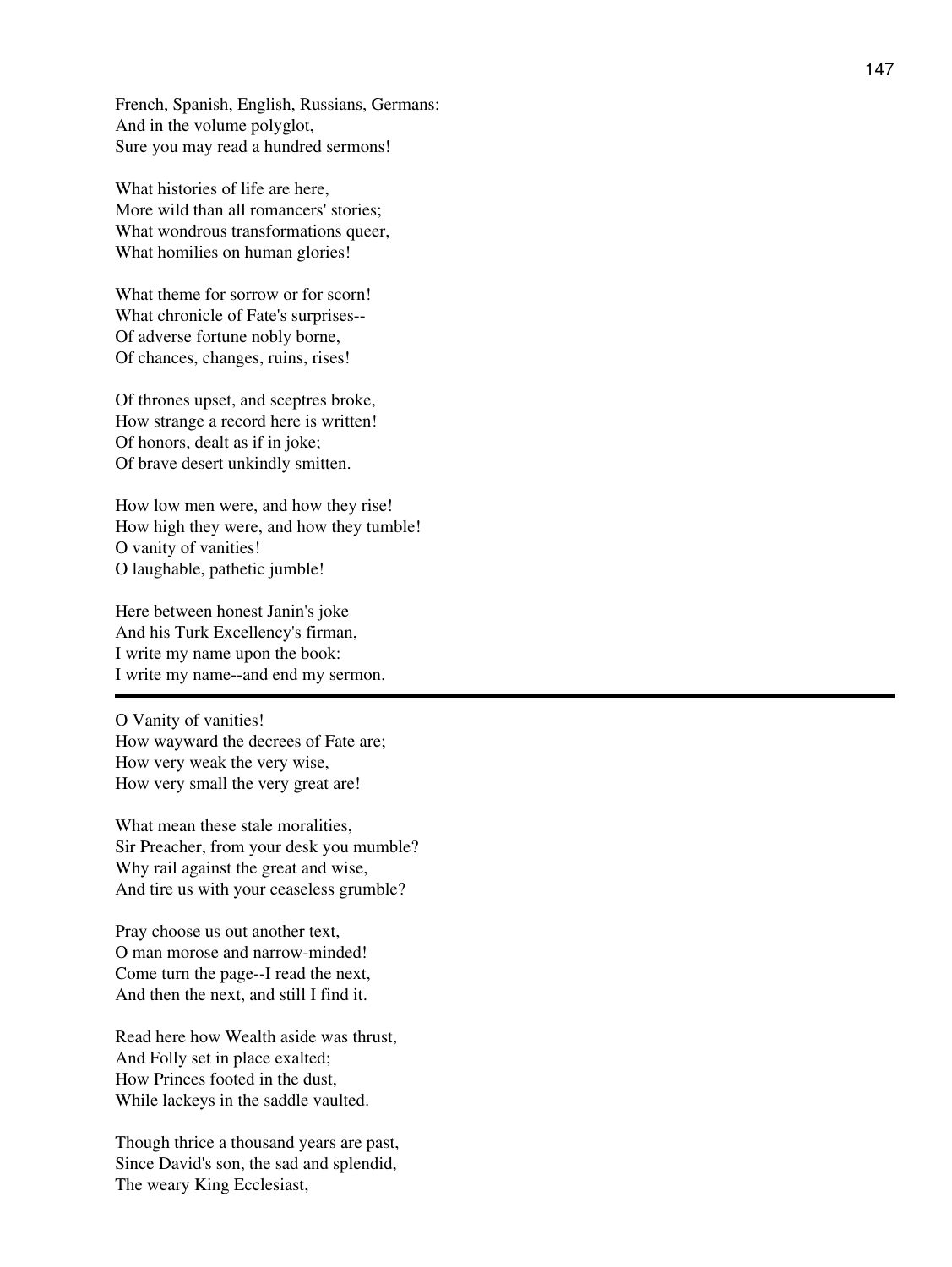French, Spanish, English, Russians, Germans:
And in the volume polyglot,
Sure you may read a hundred sermons!

What histories of life are here,
More wild than all romancers' stories;
What wondrous transformations queer,
What homilies on human glories!

What theme for sorrow or for scorn!
What chronicle of Fate's surprises--
Of adverse fortune nobly borne,
Of chances, changes, ruins, rises!

Of thrones upset, and sceptres broke,
How strange a record here is written!
Of honors, dealt as if in joke;
Of brave desert unkindly smitten.

How low men were, and how they rise!
How high they were, and how they tumble!
O vanity of vanities!
O laughable, pathetic jumble!

Here between honest Janin's joke
And his Turk Excellency's firman,
I write my name upon the book:
I write my name--and end my sermon.

---

O Vanity of vanities!
How wayward the decrees of Fate are;
How very weak the very wise,
How very small the very great are!

What mean these stale moralities,
Sir Preacher, from your desk you mumble?
Why rail against the great and wise,
And tire us with your ceaseless grumble?

Pray choose us out another text,
O man morose and narrow-minded!
Come turn the page--I read the next,
And then the next, and still I find it.

Read here how Wealth aside was thrust,
And Folly set in place exalted;
How Princes footed in the dust,
While lackeys in the saddle vaulted.

Though thrice a thousand years are past,
Since David's son, the sad and splendid,
The weary King Ecclesiast,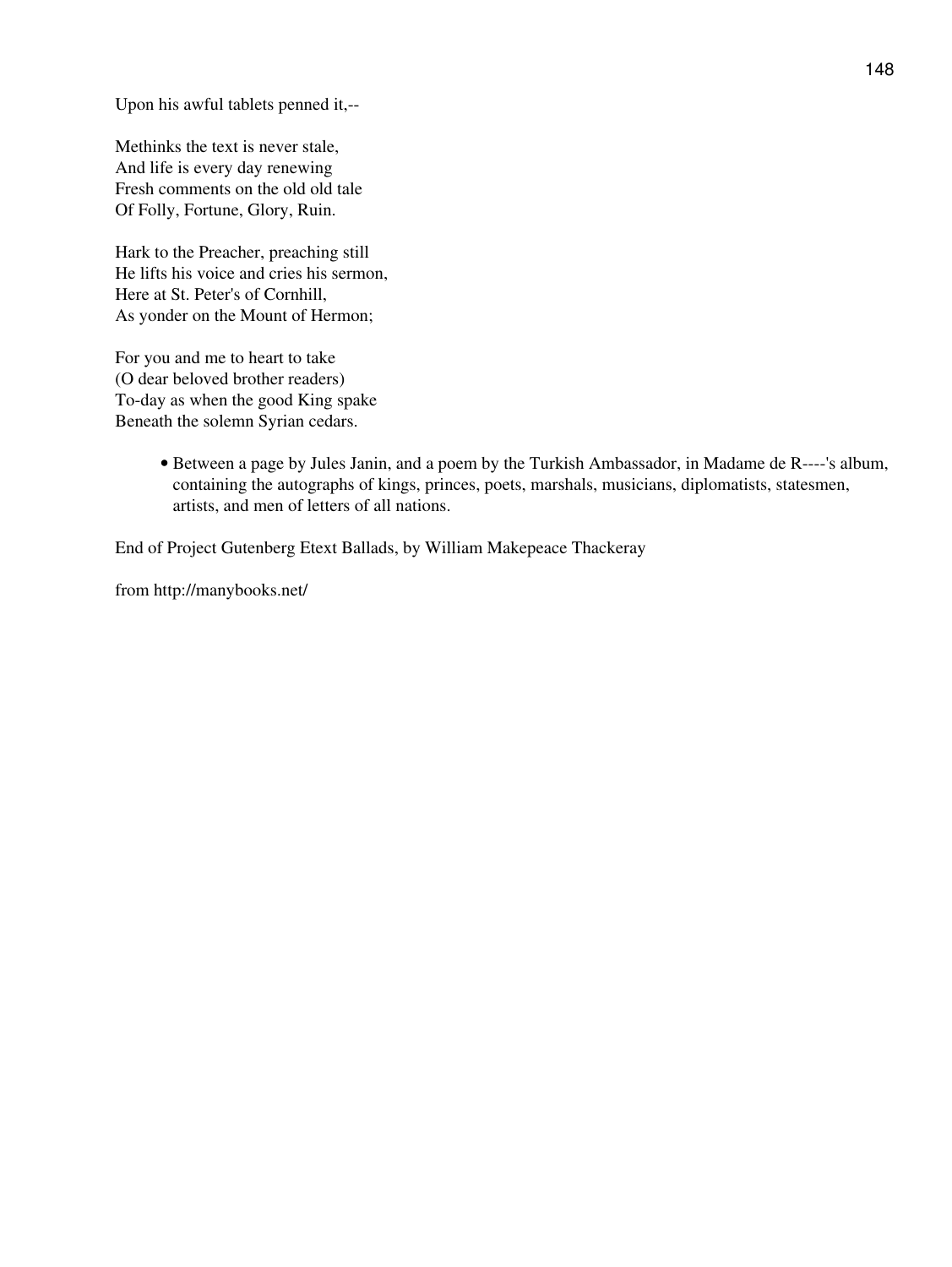Upon his awful tablets penned it,--

Methinks the text is never stale,  
And life is every day renewing  
Fresh comments on the old old tale  
Of Folly, Fortune, Glory, Ruin.

Hark to the Preacher, preaching still  
He lifts his voice and cries his sermon,  
Here at St. Peter's of Cornhill,  
As yonder on the Mount of Hermon;

For you and me to heart to take  
(O dear beloved brother readers)  
To-day as when the good King spake  
Beneath the solemn Syrian cedars.

- Between a page by Jules Janin, and a poem by the Turkish Ambassador, in Madame de R----'s album, containing the autographs of kings, princes, poets, marshals, musicians, diplomatists, statesmen, artists, and men of letters of all nations.

End of Project Gutenberg Etext Ballads, by William Makepeace Thackeray

from http://manybooks.net/